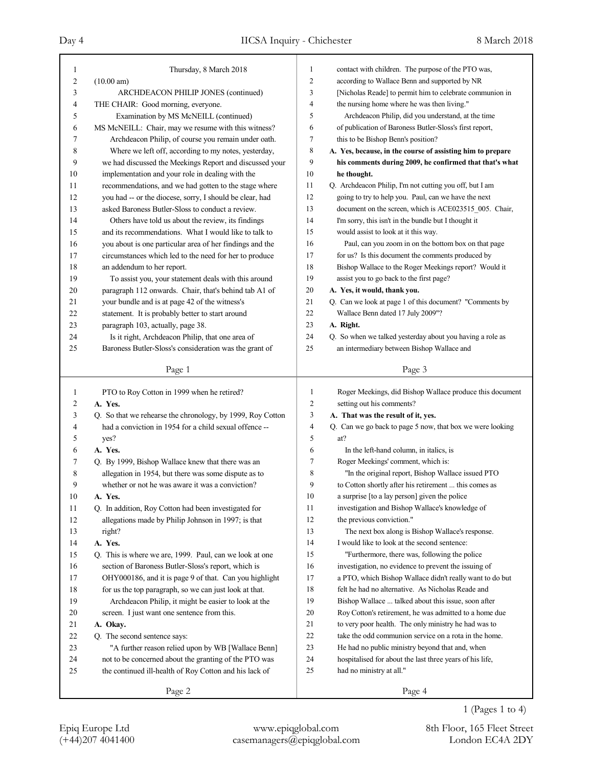Thursday, 8 March 2018

(10.00 am)

ARCHDEACON PHILIP JONES (continued)

THE CHAIR: Good morning, everyone.

Examination by MS McNEILL (continued)

MS McNEILL: Chair, may we resume with this witness?

Archdeacon Philip, of course you remain under oath.

Where we left off, according to my notes, yesterday, we had discussed the Meekings Report and discussed your implementation and your role in dealing with the recommendations, and we had gotten to the stage where you had -- or the diocese, sorry, I should be clear, had asked Baroness Butler-Sloss to conduct a review.

Others have told us about the review, its findings and its recommendations. What I would like to talk to you about is one particular area of her findings and the circumstances which led to the need for her to produce an addendum to her report.

To assist you, your statement deals with this around paragraph 112 onwards. Chair, that's behind tab A1 of your bundle and is at page 42 of the witness's statement. It is probably better to start around paragraph 103, actually, page 38.

Is it right, Archdeacon Philip, that one area of Baroness Butler-Sloss's consideration was the grant of PTO to Roy Cotton in 1999 when he retired?

**A. Yes.**

Q. So that we rehearse the chronology, by 1999, Roy Cotton had a conviction in 1954 for a child sexual offence -- yes?

**A. Yes.**

Q. By 1999, Bishop Wallace knew that there was an allegation in 1954, but there was some dispute as to whether or not he was aware it was a conviction?

**A. Yes.**

Q. In addition, Roy Cotton had been investigated for allegations made by Philip Johnson in 1997; is that right?

**A. Yes.**

Q. This is where we are, 1999. Paul, can we look at one section of Baroness Butler-Sloss's report, which is OHY000186, and it is page 9 of that. Can you highlight for us the top paragraph, so we can just look at that.

Archdeacon Philip, it might be easier to look at the screen. I just want one sentence from this.

**A. Okay.**

Q. The second sentence says:

"A further reason relied upon by WB [Wallace Benn] not to be concerned about the granting of the PTO was the continued ill-health of Roy Cotton and his lack of contact with children. The purpose of the PTO was, according to Wallace Benn and supported by NR [Nicholas Reade] to permit him to celebrate communion in the nursing home where he was then living."

Archdeacon Philip, did you understand, at the time of publication of Baroness Butler-Sloss's first report, this to be Bishop Benn's position?

**A. Yes, because, in the course of assisting him to prepare his comments during 2009, he confirmed that that's what he thought.**

Q. Archdeacon Philip, I'm not cutting you off, but I am going to try to help you. Paul, can we have the next document on the screen, which is ACE023515_005. Chair, I'm sorry, this isn't in the bundle but I thought it would assist to look at it this way.

Paul, can you zoom in on the bottom box on that page for us? Is this document the comments produced by Bishop Wallace to the Roger Meekings report? Would it assist you to go back to the first page?

**A. Yes, it would, thank you.**

Q. Can we look at page 1 of this document? "Comments by Wallace Benn dated 17 July 2009"?

**A. Right.**

Q. So when we talked yesterday about you having a role as an intermediary between Bishop Wallace and Roger Meekings, did Bishop Wallace produce this document setting out his comments?

**A. That was the result of it, yes.**

Q. Can we go back to page 5 now, that box we were looking at?

In the left-hand column, in italics, is Roger Meekings' comment, which is:

"In the original report, Bishop Wallace issued PTO to Cotton shortly after his retirement ... this comes as a surprise [to a lay person] given the police investigation and Bishop Wallace's knowledge of the previous conviction."

The next box along is Bishop Wallace's response. I would like to look at the second sentence:

"Furthermore, there was, following the police investigation, no evidence to prevent the issuing of a PTO, which Bishop Wallace didn't really want to do but felt he had no alternative. As Nicholas Reade and Bishop Wallace ... talked about this issue, soon after Roy Cotton's retirement, he was admitted to a home due to very poor health. The only ministry he had was to take the odd communion service on a rota in the home. He had no public ministry beyond that and, when hospitalised for about the last three years of his life, had no ministry at all."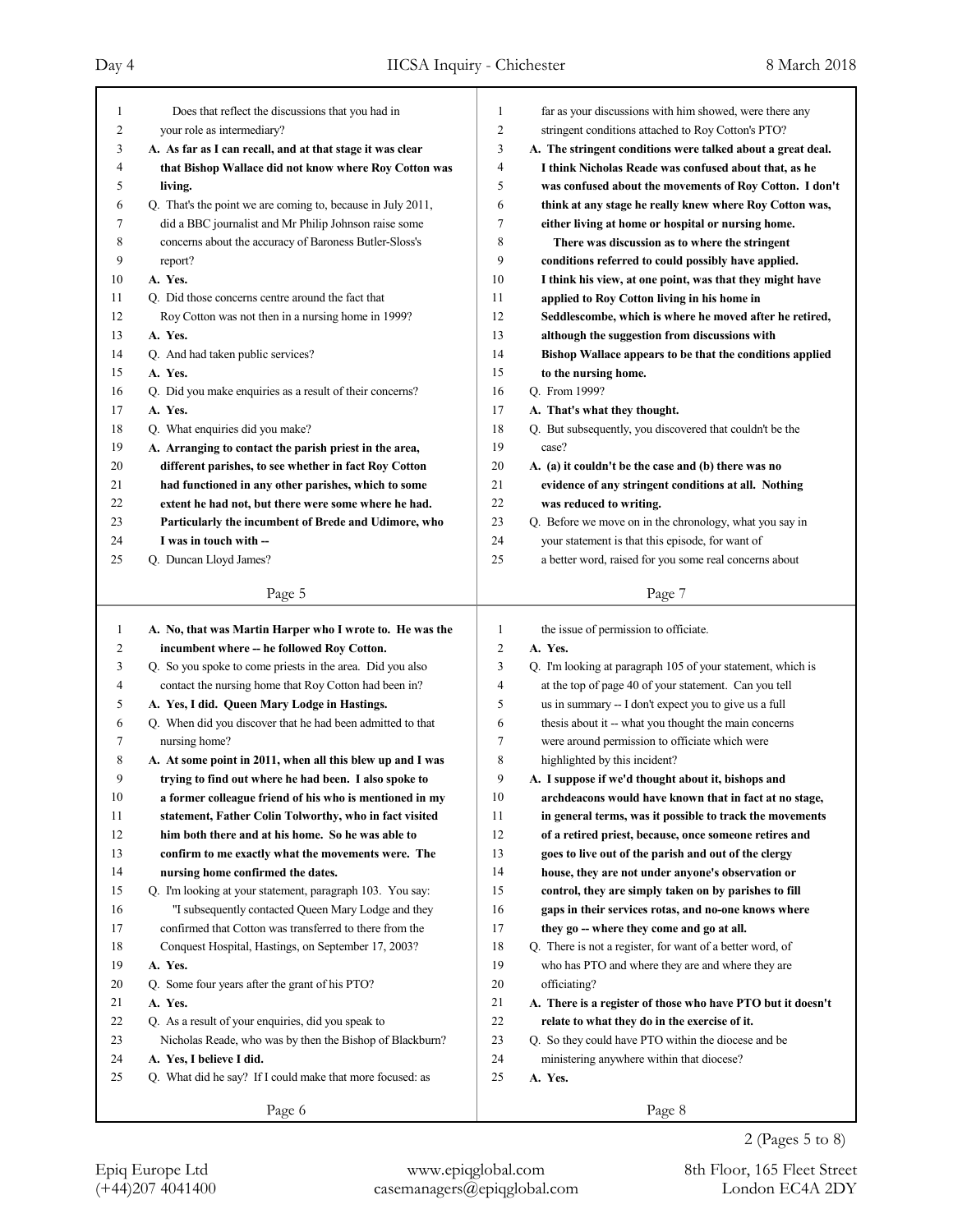Does that reflect the discussions that you had in your role as intermediary?

**A. As far as I can recall, and at that stage it was clear that Bishop Wallace did not know where Roy Cotton was living.**

Q. That's the point we are coming to, because in July 2011, did a BBC journalist and Mr Philip Johnson raise some concerns about the accuracy of Baroness Butler-Sloss's report?

**A. Yes.**

Q. Did those concerns centre around the fact that Roy Cotton was not then in a nursing home in 1999?

**A. Yes.**

Q. And had taken public services?

**A. Yes.**

Q. Did you make enquiries as a result of their concerns?

**A. Yes.**

Q. What enquiries did you make?

**A. Arranging to contact the parish priest in the area, different parishes, to see whether in fact Roy Cotton had functioned in any other parishes, which to some extent he had not, but there were some where he had. Particularly the incumbent of Brede and Udimore, who I was in touch with --**

Q. Duncan Lloyd James?

**A. No, that was Martin Harper who I wrote to. He was the incumbent where -- he followed Roy Cotton.**

Q. So you spoke to come priests in the area. Did you also contact the nursing home that Roy Cotton had been in?

**A. Yes, I did. Queen Mary Lodge in Hastings.**

Q. When did you discover that he had been admitted to that nursing home?

**A. At some point in 2011, when all this blew up and I was trying to find out where he had been. I also spoke to a former colleague friend of his who is mentioned in my statement, Father Colin Tolworthy, who in fact visited him both there and at his home. So he was able to confirm to me exactly what the movements were. The nursing home confirmed the dates.**

Q. I'm looking at your statement, paragraph 103. You say:

"I subsequently contacted Queen Mary Lodge and they confirmed that Cotton was transferred to there from the Conquest Hospital, Hastings, on September 17, 2003?

**A. Yes.**

Q. Some four years after the grant of his PTO?

**A. Yes.**

Q. As a result of your enquiries, did you speak to Nicholas Reade, who was by then the Bishop of Blackburn?

**A. Yes, I believe I did.**

Q. What did he say? If I could make that more focused: as far as your discussions with him showed, were there any stringent conditions attached to Roy Cotton's PTO?

**A. The stringent conditions were talked about a great deal. I think Nicholas Reade was confused about that, as he was confused about the movements of Roy Cotton. I don't think at any stage he really knew where Roy Cotton was, either living at home or hospital or nursing home.**

**There was discussion as to where the stringent conditions referred to could possibly have applied. I think his view, at one point, was that they might have applied to Roy Cotton living in his home in Seddlescombe, which is where he moved after he retired, although the suggestion from discussions with Bishop Wallace appears to be that the conditions applied to the nursing home.**

Q. From 1999?

**A. That's what they thought.**

Q. But subsequently, you discovered that couldn't be the case?

**A. (a) it couldn't be the case and (b) there was no evidence of any stringent conditions at all. Nothing was reduced to writing.**

Q. Before we move on in the chronology, what you say in your statement is that this episode, for want of a better word, raised for you some real concerns about the issue of permission to officiate.

**A. Yes.**

Q. I'm looking at paragraph 105 of your statement, which is at the top of page 40 of your statement. Can you tell us in summary -- I don't expect you to give us a full thesis about it -- what you thought the main concerns were around permission to officiate which were highlighted by this incident?

**A. I suppose if we'd thought about it, bishops and archdeacons would have known that in fact at no stage, in general terms, was it possible to track the movements of a retired priest, because, once someone retires and goes to live out of the parish and out of the clergy house, they are not under anyone's observation or control, they are simply taken on by parishes to fill gaps in their services rotas, and no-one knows where they go -- where they come and go at all.**

Q. There is not a register, for want of a better word, of who has PTO and where they are and where they are officiating?

**A. There is a register of those who have PTO but it doesn't relate to what they do in the exercise of it.**

Q. So they could have PTO within the diocese and be ministering anywhere within that diocese?

**A. Yes.**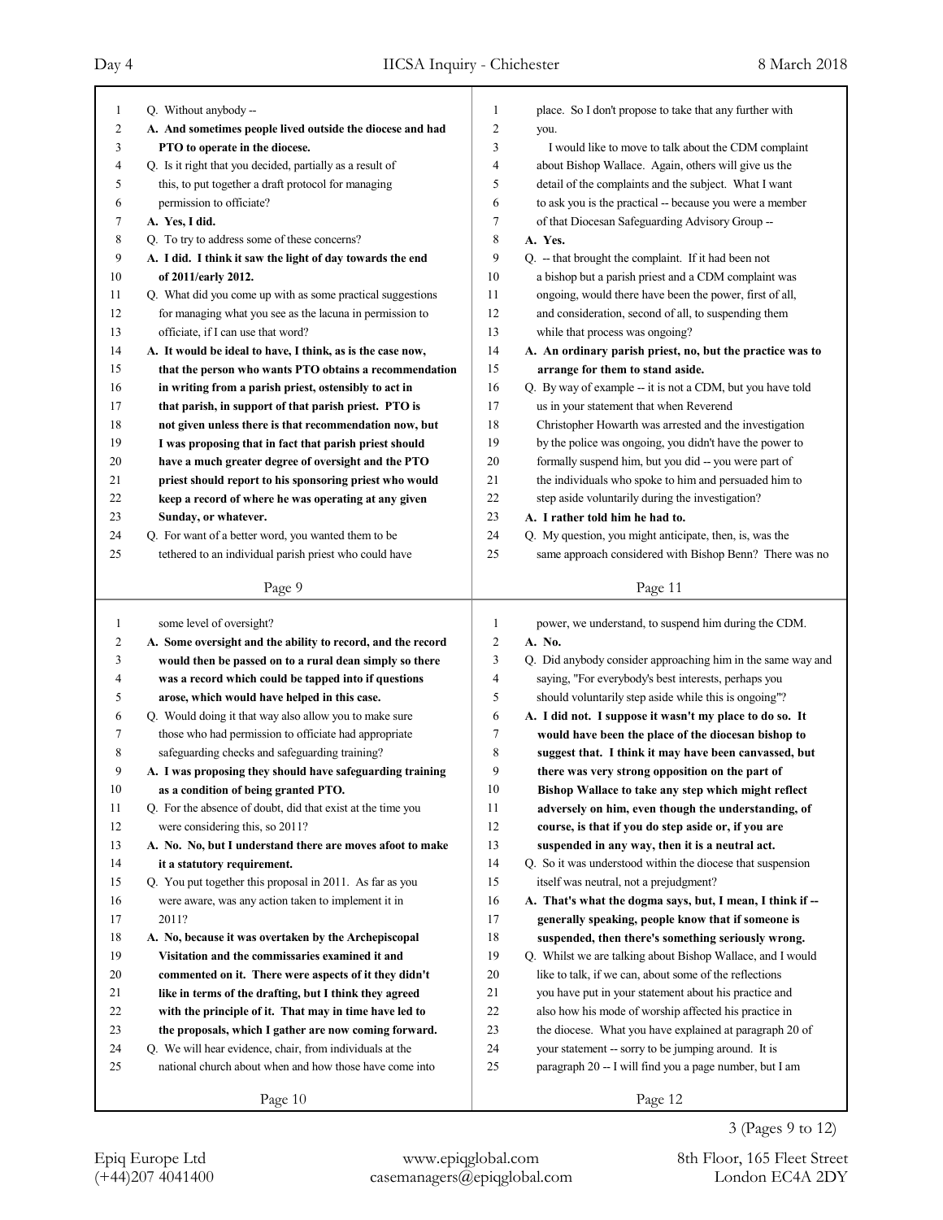Q. Without anybody --

**A. And sometimes people lived outside the diocese and had PTO to operate in the diocese.**

Q. Is it right that you decided, partially as a result of this, to put together a draft protocol for managing permission to officiate?

**A. Yes, I did.**

Q. To try to address some of these concerns?

**A. I did. I think it saw the light of day towards the end of 2011/early 2012.**

Q. What did you come up with as some practical suggestions for managing what you see as the lacuna in permission to officiate, if I can use that word?

**A. It would be ideal to have, I think, as is the case now, that the person who wants PTO obtains a recommendation in writing from a parish priest, ostensibly to act in that parish, in support of that parish priest. PTO is not given unless there is that recommendation now, but I was proposing that in fact that parish priest should have a much greater degree of oversight and the PTO priest should report to his sponsoring priest who would keep a record of where he was operating at any given Sunday, or whatever.**

Q. For want of a better word, you wanted them to be tethered to an individual parish priest who could have some level of oversight?

**A. Some oversight and the ability to record, and the record would then be passed on to a rural dean simply so there was a record which could be tapped into if questions arose, which would have helped in this case.**

Q. Would doing it that way also allow you to make sure those who had permission to officiate had appropriate safeguarding checks and safeguarding training?

**A. I was proposing they should have safeguarding training as a condition of being granted PTO.**

Q. For the absence of doubt, did that exist at the time you were considering this, so 2011?

**A. No. No, but I understand there are moves afoot to make it a statutory requirement.**

Q. You put together this proposal in 2011. As far as you were aware, was any action taken to implement it in 2011?

**A. No, because it was overtaken by the Archepiscopal Visitation and the commissaries examined it and commented on it. There were aspects of it they didn't like in terms of the drafting, but I think they agreed with the principle of it. That may in time have led to the proposals, which I gather are now coming forward.**

Q. We will hear evidence, chair, from individuals at the national church about when and how those have come into place. So I don't propose to take that any further with you.

I would like to move to talk about the CDM complaint about Bishop Wallace. Again, others will give us the detail of the complaints and the subject. What I want to ask you is the practical -- because you were a member of that Diocesan Safeguarding Advisory Group --

**A. Yes.**

Q. -- that brought the complaint. If it had been not a bishop but a parish priest and a CDM complaint was ongoing, would there have been the power, first of all, and consideration, second of all, to suspending them while that process was ongoing?

**A. An ordinary parish priest, no, but the practice was to arrange for them to stand aside.**

Q. By way of example -- it is not a CDM, but you have told us in your statement that when Reverend Christopher Howarth was arrested and the investigation by the police was ongoing, you didn't have the power to formally suspend him, but you did -- you were part of the individuals who spoke to him and persuaded him to step aside voluntarily during the investigation?

**A. I rather told him he had to.**

Q. My question, you might anticipate, then, is, was the same approach considered with Bishop Benn? There was no power, we understand, to suspend him during the CDM.

**A. No.**

Q. Did anybody consider approaching him in the same way and saying, "For everybody's best interests, perhaps you should voluntarily step aside while this is ongoing"?

**A. I did not. I suppose it wasn't my place to do so. It would have been the place of the diocesan bishop to suggest that. I think it may have been canvassed, but there was very strong opposition on the part of Bishop Wallace to take any step which might reflect adversely on him, even though the understanding, of course, is that if you do step aside or, if you are suspended in any way, then it is a neutral act.**

Q. So it was understood within the diocese that suspension itself was neutral, not a prejudgment?

**A. That's what the dogma says, but, I mean, I think if -- generally speaking, people know that if someone is suspended, then there's something seriously wrong.**

Q. Whilst we are talking about Bishop Wallace, and I would like to talk, if we can, about some of the reflections you have put in your statement about his practice and also how his mode of worship affected his practice in the diocese. What you have explained at paragraph 20 of your statement -- sorry to be jumping around. It is paragraph 20 -- I will find you a page number, but I am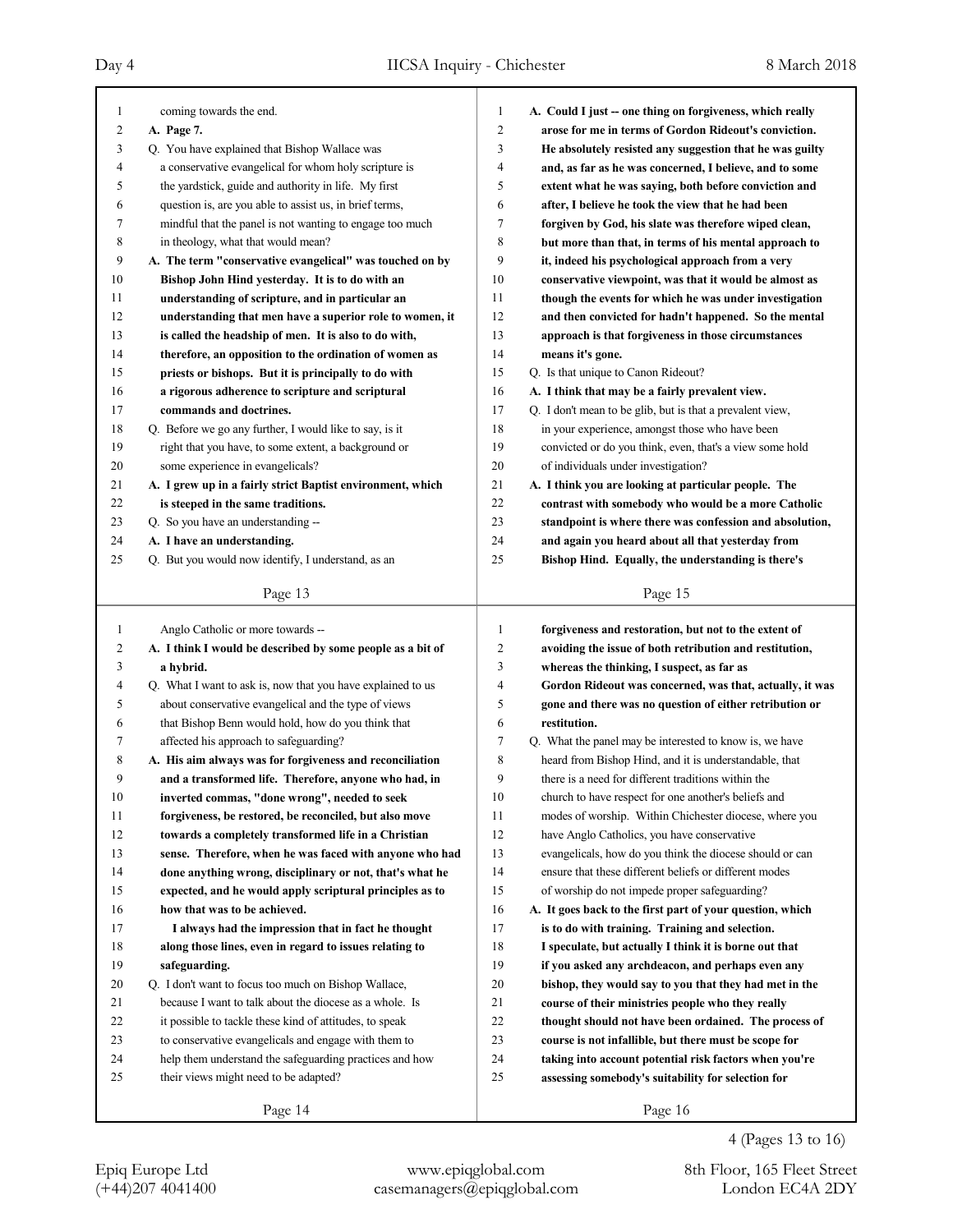coming towards the end.

**A. Page 7.**

Q. You have explained that Bishop Wallace was a conservative evangelical for whom holy scripture is the yardstick, guide and authority in life. My first question is, are you able to assist us, in brief terms, mindful that the panel is not wanting to engage too much in theology, what that would mean?

**A. The term "conservative evangelical" was touched on by Bishop John Hind yesterday. It is to do with an understanding of scripture, and in particular an understanding that men have a superior role to women, it is called the headship of men. It is also to do with, therefore, an opposition to the ordination of women as priests or bishops. But it is principally to do with a rigorous adherence to scripture and scriptural commands and doctrines.**

Q. Before we go any further, I would like to say, is it right that you have, to some extent, a background or some experience in evangelicals?

**A. I grew up in a fairly strict Baptist environment, which is steeped in the same traditions.**

Q. So you have an understanding --

**A. I have an understanding.**

Q. But you would now identify, I understand, as an Anglo Catholic or more towards --

**A. I think I would be described by some people as a bit of a hybrid.**

Q. What I want to ask is, now that you have explained to us about conservative evangelical and the type of views that Bishop Benn would hold, how do you think that affected his approach to safeguarding?

**A. His aim always was for forgiveness and reconciliation and a transformed life. Therefore, anyone who had, in inverted commas, "done wrong", needed to seek forgiveness, be restored, be reconciled, but also move towards a completely transformed life in a Christian sense. Therefore, when he was faced with anyone who had done anything wrong, disciplinary or not, that's what he expected, and he would apply scriptural principles as to how that was to be achieved.**

**I always had the impression that in fact he thought along those lines, even in regard to issues relating to safeguarding.**

Q. I don't want to focus too much on Bishop Wallace, because I want to talk about the diocese as a whole. Is it possible to tackle these kind of attitudes, to speak to conservative evangelicals and engage with them to help them understand the safeguarding practices and how their views might need to be adapted?

**A. Could I just -- one thing on forgiveness, which really arose for me in terms of Gordon Rideout's conviction. He absolutely resisted any suggestion that he was guilty and, as far as he was concerned, I believe, and to some extent what he was saying, both before conviction and after, I believe he took the view that he had been forgiven by God, his slate was therefore wiped clean, but more than that, in terms of his mental approach to it, indeed his psychological approach from a very conservative viewpoint, was that it would be almost as though the events for which he was under investigation and then convicted for hadn't happened. So the mental approach is that forgiveness in those circumstances means it's gone.**

Q. Is that unique to Canon Rideout?

**A. I think that may be a fairly prevalent view.**

Q. I don't mean to be glib, but is that a prevalent view, in your experience, amongst those who have been convicted or do you think, even, that's a view some hold of individuals under investigation?

**A. I think you are looking at particular people. The contrast with somebody who would be a more Catholic standpoint is where there was confession and absolution, and again you heard about all that yesterday from Bishop Hind. Equally, the understanding is there's forgiveness and restoration, but not to the extent of avoiding the issue of both retribution and restitution, whereas the thinking, I suspect, as far as Gordon Rideout was concerned, was that, actually, it was gone and there was no question of either retribution or restitution.**

Q. What the panel may be interested to know is, we have heard from Bishop Hind, and it is understandable, that there is a need for different traditions within the church to have respect for one another's beliefs and modes of worship. Within Chichester diocese, where you have Anglo Catholics, you have conservative evangelicals, how do you think the diocese should or can ensure that these different beliefs or different modes of worship do not impede proper safeguarding?

**A. It goes back to the first part of your question, which is to do with training. Training and selection. I speculate, but actually I think it is borne out that if you asked any archdeacon, and perhaps even any bishop, they would say to you that they had met in the course of their ministries people who they really thought should not have been ordained. The process of course is not infallible, but there must be scope for taking into account potential risk factors when you're assessing somebody's suitability for selection for**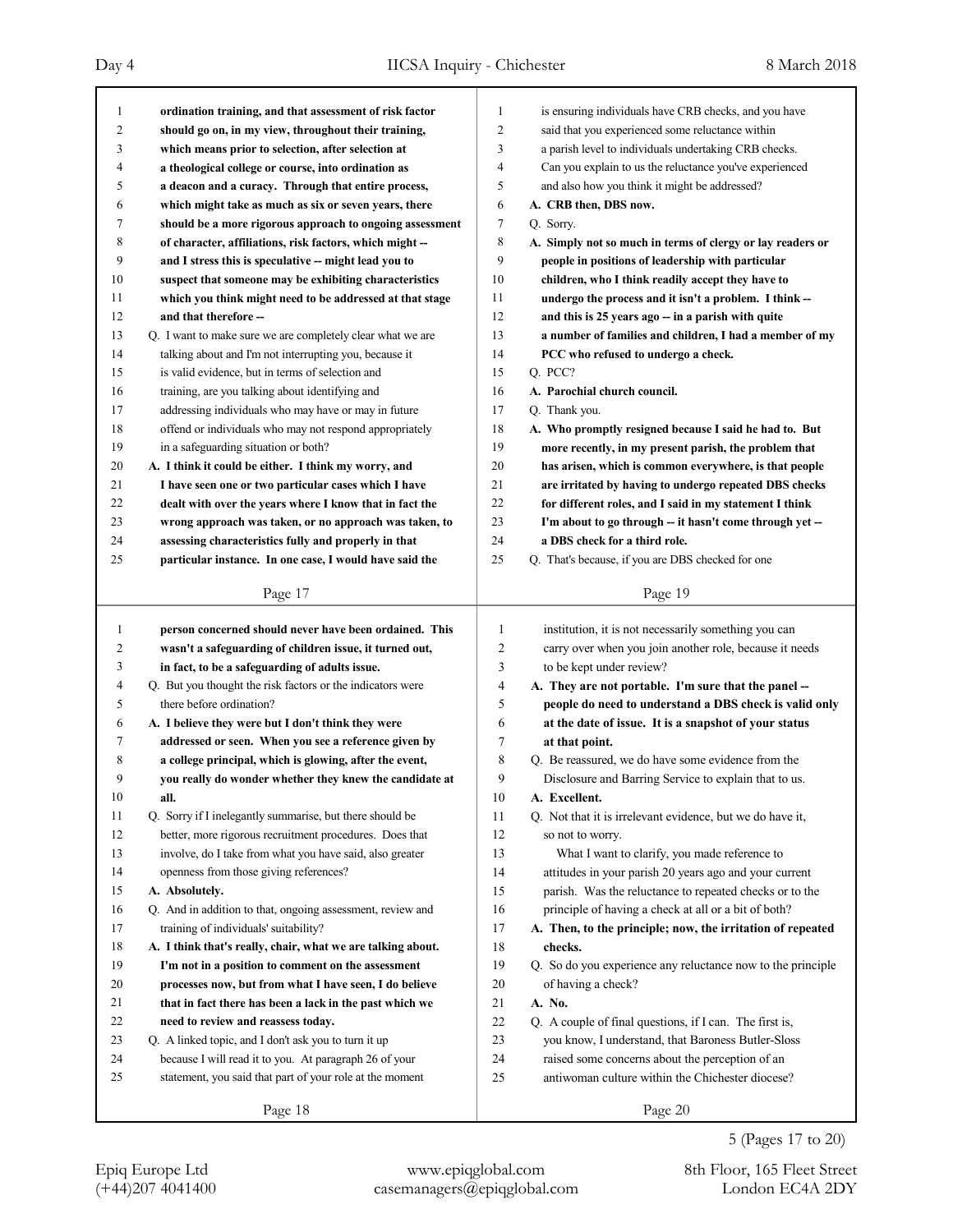**ordination training, and that assessment of risk factor should go on, in my view, throughout their training, which means prior to selection, after selection at a theological college or course, into ordination as a deacon and a curacy. Through that entire process, which might take as much as six or seven years, there should be a more rigorous approach to ongoing assessment of character, affiliations, risk factors, which might -- and I stress this is speculative -- might lead you to suspect that someone may be exhibiting characteristics which you think might need to be addressed at that stage and that therefore --**

Q. I want to make sure we are completely clear what we are talking about and I'm not interrupting you, because it is valid evidence, but in terms of selection and training, are you talking about identifying and addressing individuals who may have or may in future offend or individuals who may not respond appropriately in a safeguarding situation or both?

**A. I think it could be either. I think my worry, and I have seen one or two particular cases which I have dealt with over the years where I know that in fact the wrong approach was taken, or no approach was taken, to assessing characteristics fully and properly in that particular instance. In one case, I would have said the person concerned should never have been ordained. This wasn't a safeguarding of children issue, it turned out, in fact, to be a safeguarding of adults issue.**

Q. But you thought the risk factors or the indicators were there before ordination?

**A. I believe they were but I don't think they were addressed or seen. When you see a reference given by a college principal, which is glowing, after the event, you really do wonder whether they knew the candidate at all.**

Q. Sorry if I inelegantly summarise, but there should be better, more rigorous recruitment procedures. Does that involve, do I take from what you have said, also greater openness from those giving references?

**A. Absolutely.**

Q. And in addition to that, ongoing assessment, review and training of individuals' suitability?

**A. I think that's really, chair, what we are talking about. I'm not in a position to comment on the assessment processes now, but from what I have seen, I do believe that in fact there has been a lack in the past which we need to review and reassess today.**

Q. A linked topic, and I don't ask you to turn it up because I will read it to you. At paragraph 26 of your statement, you said that part of your role at the moment is ensuring individuals have CRB checks, and you have said that you experienced some reluctance within a parish level to individuals undertaking CRB checks. Can you explain to us the reluctance you've experienced and also how you think it might be addressed?

**A. CRB then, DBS now.**

Q. Sorry.

**A. Simply not so much in terms of clergy or lay readers or people in positions of leadership with particular children, who I think readily accept they have to undergo the process and it isn't a problem. I think -- and this is 25 years ago -- in a parish with quite a number of families and children, I had a member of my PCC who refused to undergo a check.**

Q. PCC?

**A. Parochial church council.**

Q. Thank you.

**A. Who promptly resigned because I said he had to. But more recently, in my present parish, the problem that has arisen, which is common everywhere, is that people are irritated by having to undergo repeated DBS checks for different roles, and I said in my statement I think I'm about to go through -- it hasn't come through yet -- a DBS check for a third role.**

Q. That's because, if you are DBS checked for one institution, it is not necessarily something you can carry over when you join another role, because it needs to be kept under review?

**A. They are not portable. I'm sure that the panel -- people do need to understand a DBS check is valid only at the date of issue. It is a snapshot of your status at that point.**

Q. Be reassured, we do have some evidence from the Disclosure and Barring Service to explain that to us.

**A. Excellent.**

Q. Not that it is irrelevant evidence, but we do have it, so not to worry.

What I want to clarify, you made reference to attitudes in your parish 20 years ago and your current parish. Was the reluctance to repeated checks or to the principle of having a check at all or a bit of both?

**A. Then, to the principle; now, the irritation of repeated checks.**

Q. So do you experience any reluctance now to the principle of having a check?

**A. No.**

Q. A couple of final questions, if I can. The first is, you know, I understand, that Baroness Butler-Sloss raised some concerns about the perception of an antiwoman culture within the Chichester diocese?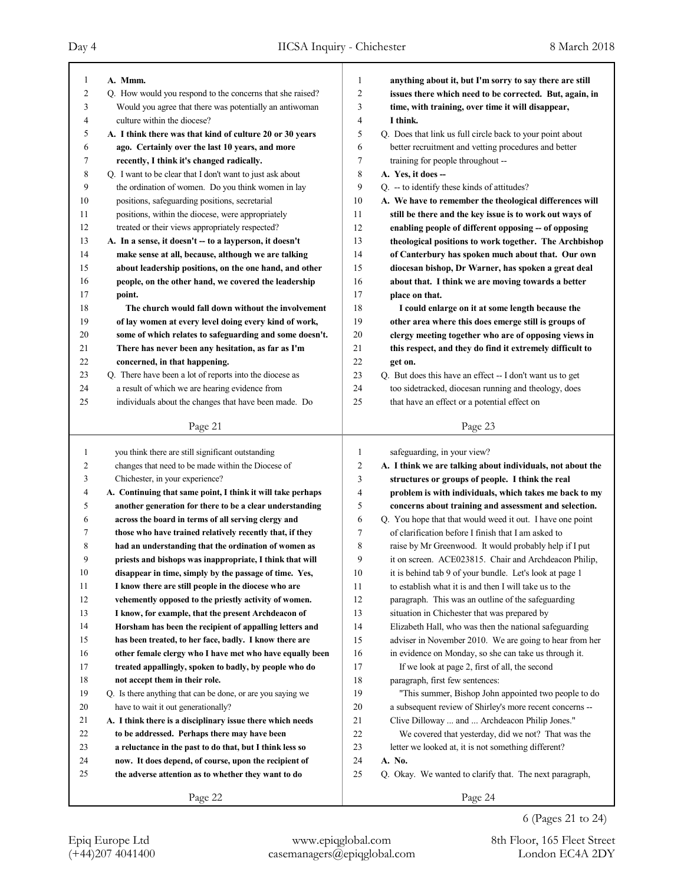A. Mmm.

Q. How would you respond to the concerns that she raised? Would you agree that there was potentially an antiwoman culture within the diocese?

A. I think there was that kind of culture 20 or 30 years ago. Certainly over the last 10 years, and more recently, I think it's changed radically.

Q. I want to be clear that I don't want to just ask about the ordination of women. Do you think women in lay positions, safeguarding positions, secretarial positions, within the diocese, were appropriately treated or their views appropriately respected?

A. In a sense, it doesn't -- to a layperson, it doesn't make sense at all, because, although we are talking about leadership positions, on the one hand, and other people, on the other hand, we covered the leadership point.

The church would fall down without the involvement of lay women at every level doing every kind of work, some of which relates to safeguarding and some doesn't. There has never been any hesitation, as far as I'm concerned, in that happening.

Q. There have been a lot of reports into the diocese as a result of which we are hearing evidence from individuals about the changes that have been made. Do you think there are still significant outstanding changes that need to be made within the Diocese of Chichester, in your experience?

A. Continuing that same point, I think it will take perhaps another generation for there to be a clear understanding across the board in terms of all serving clergy and those who have trained relatively recently that, if they had an understanding that the ordination of women as priests and bishops was inappropriate, I think that will disappear in time, simply by the passage of time. Yes, I know there are still people in the diocese who are vehemently opposed to the priestly activity of women. I know, for example, that the present Archdeacon of Horsham has been the recipient of appalling letters and has been treated, to her face, badly. I know there are other female clergy who I have met who have equally been treated appallingly, spoken to badly, by people who do not accept them in their role.

Q. Is there anything that can be done, or are you saying we have to wait it out generationally?

A. I think there is a disciplinary issue there which needs to be addressed. Perhaps there may have been a reluctance in the past to do that, but I think less so now. It does depend, of course, upon the recipient of the adverse attention as to whether they want to do anything about it, but I'm sorry to say there are still issues there which need to be corrected. But, again, in time, with training, over time it will disappear, I think.

Q. Does that link us full circle back to your point about better recruitment and vetting procedures and better training for people throughout --

A. Yes, it does --

Q. -- to identify these kinds of attitudes?

A. We have to remember the theological differences will still be there and the key issue is to work out ways of enabling people of different opposing -- of opposing theological positions to work together. The Archbishop of Canterbury has spoken much about that. Our own diocesan bishop, Dr Warner, has spoken a great deal about that. I think we are moving towards a better place on that.

I could enlarge on it at some length because the other area where this does emerge still is groups of clergy meeting together who are of opposing views in this respect, and they do find it extremely difficult to get on.

Q. But does this have an effect -- I don't want us to get too sidetracked, diocesan running and theology, does that have an effect or a potential effect on safeguarding, in your view?

A. I think we are talking about individuals, not about the structures or groups of people. I think the real problem is with individuals, which takes me back to my concerns about training and assessment and selection.

Q. You hope that that would weed it out. I have one point of clarification before I finish that I am asked to raise by Mr Greenwood. It would probably help if I put it on screen. ACE023815. Chair and Archdeacon Philip, it is behind tab 9 of your bundle. Let's look at page 1 to establish what it is and then I will take us to the paragraph. This was an outline of the safeguarding situation in Chichester that was prepared by Elizabeth Hall, who was then the national safeguarding adviser in November 2010. We are going to hear from her in evidence on Monday, so she can take us through it.

If we look at page 2, first of all, the second paragraph, first few sentences:

"This summer, Bishop John appointed two people to do a subsequent review of Shirley's more recent concerns -- Clive Dilloway ... and ... Archdeacon Philip Jones."

We covered that yesterday, did we not? That was the letter we looked at, it is not something different?

A. No.

Q. Okay. We wanted to clarify that. The next paragraph,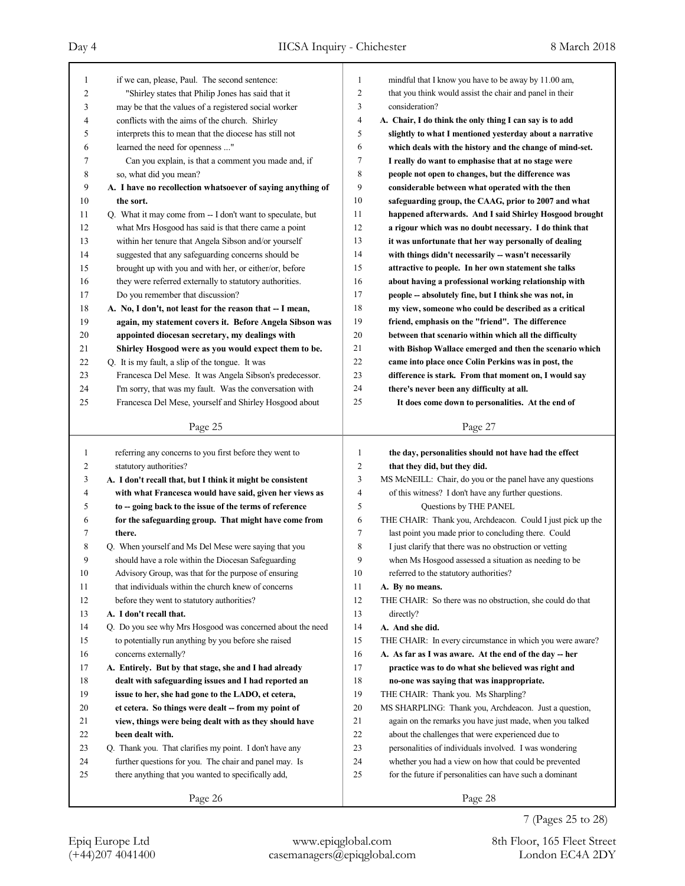if we can, please, Paul. The second sentence:

"Shirley states that Philip Jones has said that it may be that the values of a registered social worker conflicts with the aims of the church. Shirley interprets this to mean that the diocese has still not learned the need for openness ..."

Can you explain, is that a comment you made and, if so, what did you mean?

**A. I have no recollection whatsoever of saying anything of the sort.**

Q. What it may come from -- I don't want to speculate, but what Mrs Hosgood has said is that there came a point within her tenure that Angela Sibson and/or yourself suggested that any safeguarding concerns should be brought up with you and with her, or either/or, before they were referred externally to statutory authorities. Do you remember that discussion?

**A. No, I don't, not least for the reason that -- I mean, again, my statement covers it. Before Angela Sibson was appointed diocesan secretary, my dealings with Shirley Hosgood were as you would expect them to be.**

Q. It is my fault, a slip of the tongue. It was Francesca Del Mese. It was Angela Sibson's predecessor. I'm sorry, that was my fault. Was the conversation with Francesca Del Mese, yourself and Shirley Hosgood about referring any concerns to you first before they went to statutory authorities?

**A. I don't recall that, but I think it might be consistent with what Francesca would have said, given her views as to -- going back to the issue of the terms of reference for the safeguarding group. That might have come from there.**

Q. When yourself and Ms Del Mese were saying that you should have a role within the Diocesan Safeguarding Advisory Group, was that for the purpose of ensuring that individuals within the church knew of concerns before they went to statutory authorities?

**A. I don't recall that.**

Q. Do you see why Mrs Hosgood was concerned about the need to potentially run anything by you before she raised concerns externally?

**A. Entirely. But by that stage, she and I had already dealt with safeguarding issues and I had reported an issue to her, she had gone to the LADO, et cetera, et cetera. So things were dealt -- from my point of view, things were being dealt with as they should have been dealt with.**

Q. Thank you. That clarifies my point. I don't have any further questions for you. The chair and panel may. Is there anything that you wanted to specifically add, mindful that I know you have to be away by 11.00 am, that you think would assist the chair and panel in their consideration?

**A. Chair, I do think the only thing I can say is to add slightly to what I mentioned yesterday about a narrative which deals with the history and the change of mind-set. I really do want to emphasise that at no stage were people not open to changes, but the difference was considerable between what operated with the then safeguarding group, the CAAG, prior to 2007 and what happened afterwards. And I said Shirley Hosgood brought a rigour which was no doubt necessary. I do think that it was unfortunate that her way personally of dealing with things didn't necessarily -- wasn't necessarily attractive to people. In her own statement she talks about having a professional working relationship with people -- absolutely fine, but I think she was not, in my view, someone who could be described as a critical friend, emphasis on the "friend". The difference between that scenario within which all the difficulty with Bishop Wallace emerged and then the scenario which came into place once Colin Perkins was in post, the difference is stark. From that moment on, I would say there's never been any difficulty at all.**

**It does come down to personalities. At the end of the day, personalities should not have had the effect that they did, but they did.**

MS McNEILL: Chair, do you or the panel have any questions of this witness? I don't have any further questions.

## Questions by THE PANEL

THE CHAIR: Thank you, Archdeacon. Could I just pick up the last point you made prior to concluding there. Could I just clarify that there was no obstruction or vetting when Ms Hosgood assessed a situation as needing to be referred to the statutory authorities?

**A. By no means.**

THE CHAIR: So there was no obstruction, she could do that directly?

**A. And she did.**

THE CHAIR: In every circumstance in which you were aware?

**A. As far as I was aware. At the end of the day -- her practice was to do what she believed was right and no-one was saying that was inappropriate.**

THE CHAIR: Thank you. Ms Sharpling?

MS SHARPLING: Thank you, Archdeacon. Just a question, again on the remarks you have just made, when you talked about the challenges that were experienced due to personalities of individuals involved. I was wondering whether you had a view on how that could be prevented for the future if personalities can have such a dominant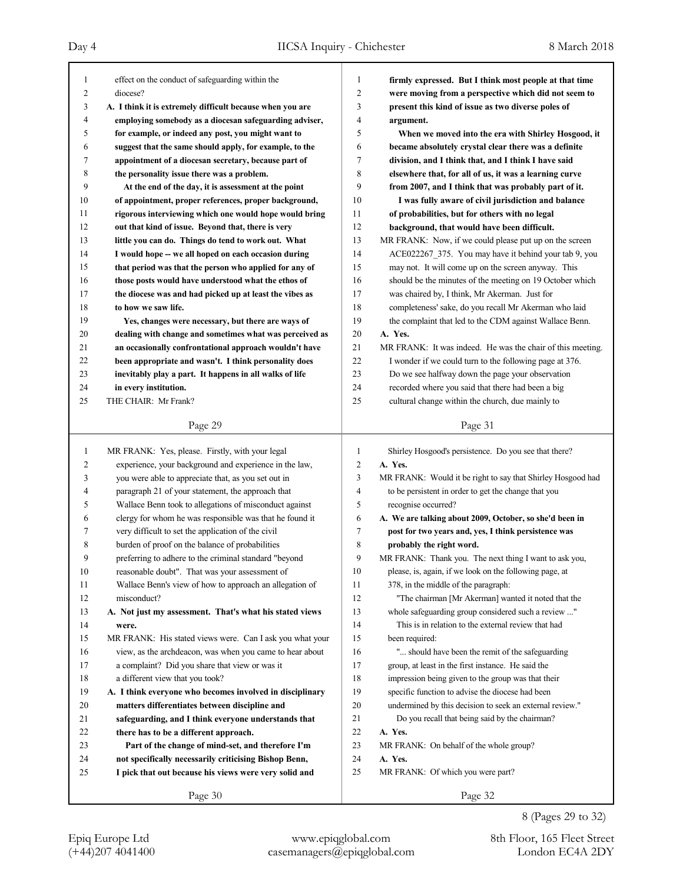effect on the conduct of safeguarding within the diocese?

**A. I think it is extremely difficult because when you are employing somebody as a diocesan safeguarding adviser, for example, or indeed any post, you might want to suggest that the same should apply, for example, to the appointment of a diocesan secretary, because part of the personality issue there was a problem.**

**At the end of the day, it is assessment at the point of appointment, proper references, proper background, rigorous interviewing which one would hope would bring out that kind of issue. Beyond that, there is very little you can do. Things do tend to work out. What I would hope -- we all hoped on each occasion during that period was that the person who applied for any of those posts would have understood what the ethos of the diocese was and had picked up at least the vibes as to how we saw life.**

**Yes, changes were necessary, but there are ways of dealing with change and sometimes what was perceived as an occasionally confrontational approach wouldn't have been appropriate and wasn't. I think personality does inevitably play a part. It happens in all walks of life in every institution.**

THE CHAIR: Mr Frank?

MR FRANK: Yes, please. Firstly, with your legal experience, your background and experience in the law, you were able to appreciate that, as you set out in paragraph 21 of your statement, the approach that Wallace Benn took to allegations of misconduct against clergy for whom he was responsible was that he found it very difficult to set the application of the civil burden of proof on the balance of probabilities preferring to adhere to the criminal standard "beyond reasonable doubt". That was your assessment of Wallace Benn's view of how to approach an allegation of misconduct?

**A. Not just my assessment. That's what his stated views were.**

MR FRANK: His stated views were. Can I ask you what your view, as the archdeacon, was when you came to hear about a complaint? Did you share that view or was it a different view that you took?

**A. I think everyone who becomes involved in disciplinary matters differentiates between discipline and safeguarding, and I think everyone understands that there has to be a different approach.**

**Part of the change of mind-set, and therefore I'm not specifically necessarily criticising Bishop Benn, I pick that out because his views were very solid and firmly expressed. But I think most people at that time were moving from a perspective which did not seem to present this kind of issue as two diverse poles of argument.**

**When we moved into the era with Shirley Hosgood, it became absolutely crystal clear there was a definite division, and I think that, and I think I have said elsewhere that, for all of us, it was a learning curve from 2007, and I think that was probably part of it.**

**I was fully aware of civil jurisdiction and balance of probabilities, but for others with no legal background, that would have been difficult.**

MR FRANK: Now, if we could please put up on the screen ACE022267_375. You may have it behind your tab 9, you may not. It will come up on the screen anyway. This should be the minutes of the meeting on 19 October which was chaired by, I think, Mr Akerman. Just for completeness' sake, do you recall Mr Akerman who laid the complaint that led to the CDM against Wallace Benn.

**A. Yes.**

MR FRANK: It was indeed. He was the chair of this meeting. I wonder if we could turn to the following page at 376. Do we see halfway down the page your observation recorded where you said that there had been a big cultural change within the church, due mainly to Shirley Hosgood's persistence. Do you see that there?

**A. Yes.**

MR FRANK: Would it be right to say that Shirley Hosgood had to be persistent in order to get the change that you recognise occurred?

**A. We are talking about 2009, October, so she'd been in post for two years and, yes, I think persistence was probably the right word.**

MR FRANK: Thank you. The next thing I want to ask you, please, is, again, if we look on the following page, at 378, in the middle of the paragraph:

"The chairman [Mr Akerman] wanted it noted that the whole safeguarding group considered such a review ..."

This is in relation to the external review that had been required:

"... should have been the remit of the safeguarding group, at least in the first instance. He said the impression being given to the group was that their specific function to advise the diocese had been undermined by this decision to seek an external review."

Do you recall that being said by the chairman?

**A. Yes.**

MR FRANK: On behalf of the whole group?

**A. Yes.**

MR FRANK: Of which you were part?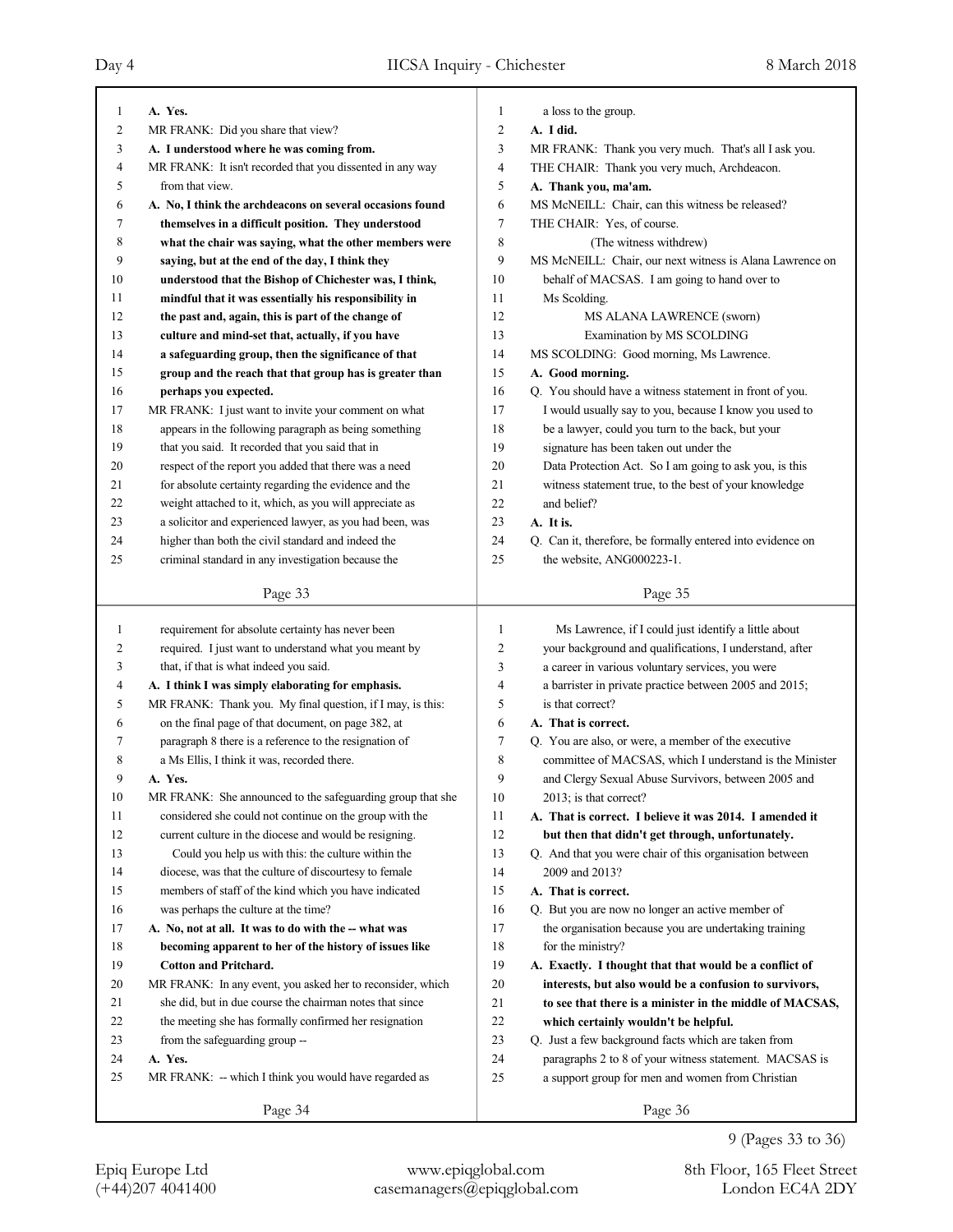A. **Yes.**

MR FRANK: Did you share that view?

**A. I understood where he was coming from.**

MR FRANK: It isn't recorded that you dissented in any way from that view.

**A. No, I think the archdeacons on several occasions found themselves in a difficult position. They understood what the chair was saying, what the other members were saying, but at the end of the day, I think they understood that the Bishop of Chichester was, I think, mindful that it was essentially his responsibility in the past and, again, this is part of the change of culture and mind-set that, actually, if you have a safeguarding group, then the significance of that group and the reach that that group has is greater than perhaps you expected.**

MR FRANK: I just want to invite your comment on what appears in the following paragraph as being something that you said. It recorded that you said that in respect of the report you added that there was a need for absolute certainty regarding the evidence and the weight attached to it, which, as you will appreciate as a solicitor and experienced lawyer, as you had been, was higher than both the civil standard and indeed the criminal standard in any investigation because the requirement for absolute certainty has never been required. I just want to understand what you meant by that, if that is what indeed you said.

**A. I think I was simply elaborating for emphasis.**

MR FRANK: Thank you. My final question, if I may, is this: on the final page of that document, on page 382, at paragraph 8 there is a reference to the resignation of a Ms Ellis, I think it was, recorded there.

**A. Yes.**

MR FRANK: She announced to the safeguarding group that she considered she could not continue on the group with the current culture in the diocese and would be resigning.

Could you help us with this: the culture within the diocese, was that the culture of discourtesy to female members of staff of the kind which you have indicated was perhaps the culture at the time?

**A. No, not at all. It was to do with the -- what was becoming apparent to her of the history of issues like Cotton and Pritchard.**

MR FRANK: In any event, you asked her to reconsider, which she did, but in due course the chairman notes that since the meeting she has formally confirmed her resignation from the safeguarding group --

**A. Yes.**

MR FRANK: -- which I think you would have regarded as a loss to the group.

**A. I did.**

MR FRANK: Thank you very much. That's all I ask you.

THE CHAIR: Thank you very much, Archdeacon.

**A. Thank you, ma'am.**

MS McNEILL: Chair, can this witness be released?

THE CHAIR: Yes, of course.

(The witness withdrew)

MS McNEILL: Chair, our next witness is Alana Lawrence on behalf of MACSAS. I am going to hand over to Ms Scolding.

MS ALANA LAWRENCE (sworn)

Examination by MS SCOLDING

MS SCOLDING: Good morning, Ms Lawrence.

**A. Good morning.**

Q. You should have a witness statement in front of you. I would usually say to you, because I know you used to be a lawyer, could you turn to the back, but your signature has been taken out under the Data Protection Act. So I am going to ask you, is this witness statement true, to the best of your knowledge and belief?

**A. It is.**

Q. Can it, therefore, be formally entered into evidence on the website, ANG000223-1.

Ms Lawrence, if I could just identify a little about your background and qualifications, I understand, after a career in various voluntary services, you were a barrister in private practice between 2005 and 2015; is that correct?

**A. That is correct.**

Q. You are also, or were, a member of the executive committee of MACSAS, which I understand is the Minister and Clergy Sexual Abuse Survivors, between 2005 and 2013; is that correct?

**A. That is correct. I believe it was 2014. I amended it but then that didn't get through, unfortunately.**

Q. And that you were chair of this organisation between 2009 and 2013?

**A. That is correct.**

Q. But you are now no longer an active member of the organisation because you are undertaking training for the ministry?

**A. Exactly. I thought that that would be a conflict of interests, but also would be a confusion to survivors, to see that there is a minister in the middle of MACSAS, which certainly wouldn't be helpful.**

Q. Just a few background facts which are taken from paragraphs 2 to 8 of your witness statement. MACSAS is a support group for men and women from Christian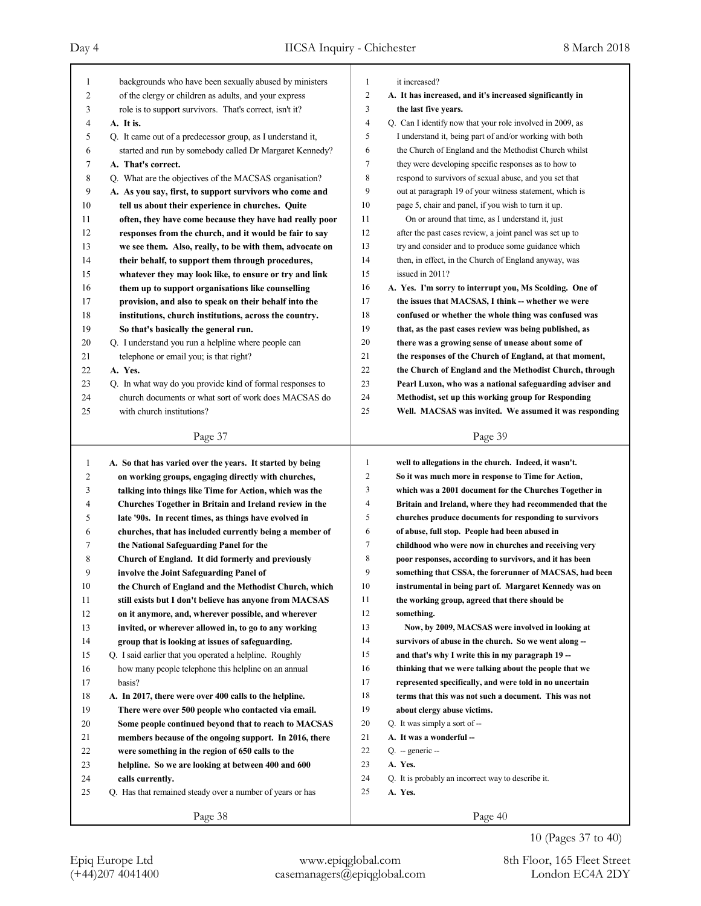backgrounds who have been sexually abused by ministers of the clergy or children as adults, and your express role is to support survivors. That's correct, isn't it?

**A. It is.**

Q. It came out of a predecessor group, as I understand it, started and run by somebody called Dr Margaret Kennedy?

**A. That's correct.**

Q. What are the objectives of the MACSAS organisation?

**A. As you say, first, to support survivors who come and tell us about their experience in churches. Quite often, they have come because they have had really poor responses from the church, and it would be fair to say we see them. Also, really, to be with them, advocate on their behalf, to support them through procedures, whatever they may look like, to ensure or try and link them up to support organisations like counselling provision, and also to speak on their behalf into the institutions, church institutions, across the country. So that's basically the general run.**

Q. I understand you run a helpline where people can telephone or email you; is that right?

**A. Yes.**

Q. In what way do you provide kind of formal responses to church documents or what sort of work does MACSAS do with church institutions?

**A. So that has varied over the years. It started by being on working groups, engaging directly with churches, talking into things like Time for Action, which was the Churches Together in Britain and Ireland review in the late '90s. In recent times, as things have evolved in churches, that has included currently being a member of the National Safeguarding Panel for the Church of England. It did formerly and previously involve the Joint Safeguarding Panel of the Church of England and the Methodist Church, which still exists but I don't believe has anyone from MACSAS on it anymore, and, wherever possible, and wherever invited, or wherever allowed in, to go to any working group that is looking at issues of safeguarding.**

Q. I said earlier that you operated a helpline. Roughly how many people telephone this helpline on an annual basis?

**A. In 2017, there were over 400 calls to the helpline. There were over 500 people who contacted via email. Some people continued beyond that to reach to MACSAS members because of the ongoing support. In 2016, there were something in the region of 650 calls to the helpline. So we are looking at between 400 and 600 calls currently.**

Q. Has that remained steady over a number of years or has it increased?

**A. It has increased, and it's increased significantly in the last five years.**

Q. Can I identify now that your role involved in 2009, as I understand it, being part of and/or working with both the Church of England and the Methodist Church whilst they were developing specific responses as to how to respond to survivors of sexual abuse, and you set that out at paragraph 19 of your witness statement, which is page 5, chair and panel, if you wish to turn it up.

On or around that time, as I understand it, just after the past cases review, a joint panel was set up to try and consider and to produce some guidance which then, in effect, in the Church of England anyway, was issued in 2011?

**A. Yes. I'm sorry to interrupt you, Ms Scolding. One of the issues that MACSAS, I think -- whether we were confused or whether the whole thing was confused was that, as the past cases review was being published, as there was a growing sense of unease about some of the responses of the Church of England, at that moment, the Church of England and the Methodist Church, through Pearl Luxon, who was a national safeguarding adviser and Methodist, set up this working group for Responding Well. MACSAS was invited. We assumed it was responding well to allegations in the church. Indeed, it wasn't. So it was much more in response to Time for Action, which was a 2001 document for the Churches Together in Britain and Ireland, where they had recommended that the churches produce documents for responding to survivors of abuse, full stop. People had been abused in childhood who were now in churches and receiving very poor responses, according to survivors, and it has been something that CSSA, the forerunner of MACSAS, had been instrumental in being part of. Margaret Kennedy was on the working group, agreed that there should be something.**

**Now, by 2009, MACSAS were involved in looking at survivors of abuse in the church. So we went along -- and that's why I write this in my paragraph 19 -- thinking that we were talking about the people that we represented specifically, and were told in no uncertain terms that this was not such a document. This was not about clergy abuse victims.**

Q. It was simply a sort of --

**A. It was a wonderful --**

Q. -- generic --

**A. Yes.**

Q. It is probably an incorrect way to describe it.

**A. Yes.**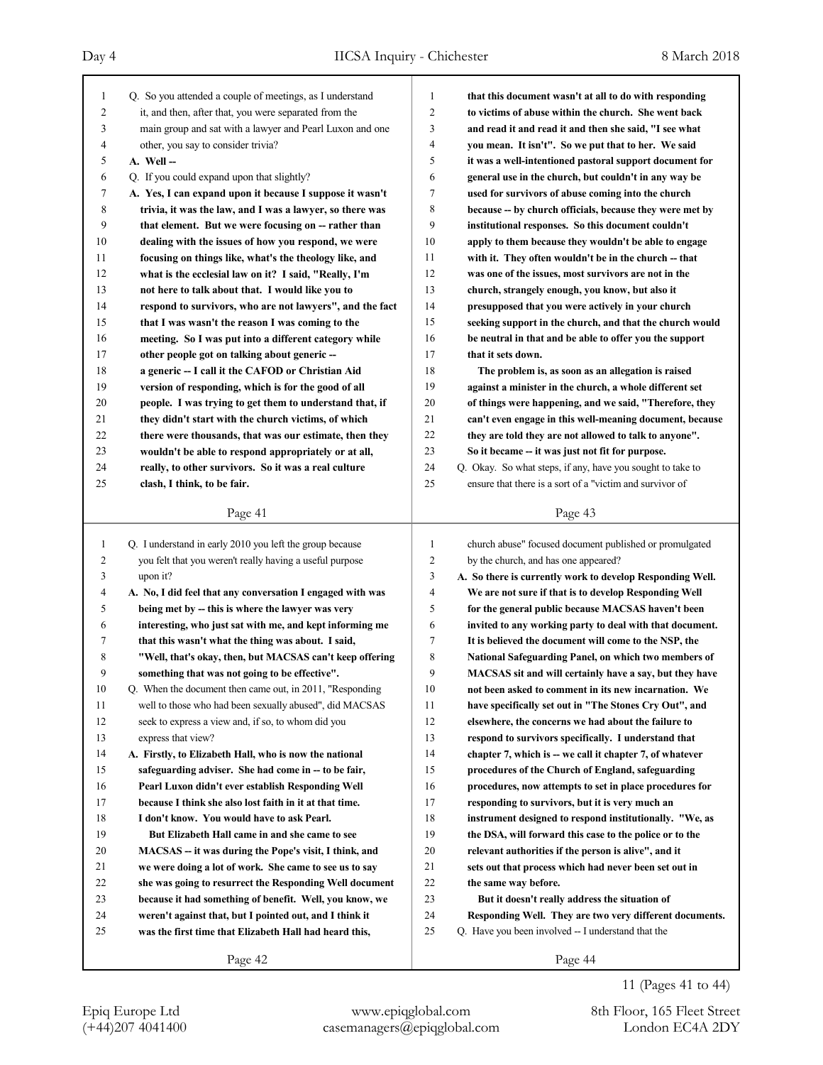Q. So you attended a couple of meetings, as I understand it, and then, after that, you were separated from the main group and sat with a lawyer and Pearl Luxon and one other, you say to consider trivia?

**A. Well --**

Q. If you could expand upon that slightly?

**A. Yes, I can expand upon it because I suppose it wasn't trivia, it was the law, and I was a lawyer, so there was that element. But we were focusing on -- rather than dealing with the issues of how you respond, we were focusing on things like, what's the theology like, and what is the ecclesial law on it? I said, "Really, I'm not here to talk about that. I would like you to respond to survivors, who are not lawyers", and the fact that I was wasn't the reason I was coming to the meeting. So I was put into a different category while other people got on talking about generic -- a generic -- I call it the CAFOD or Christian Aid version of responding, which is for the good of all people. I was trying to get them to understand that, if they didn't start with the church victims, of which there were thousands, that was our estimate, then they wouldn't be able to respond appropriately or at all, really, to other survivors. So it was a real culture clash, I think, to be fair.**

Q. I understand in early 2010 you left the group because you felt that you weren't really having a useful purpose upon it?

**A. No, I did feel that any conversation I engaged with was being met by -- this is where the lawyer was very interesting, who just sat with me, and kept informing me that this wasn't what the thing was about. I said, "Well, that's okay, then, but MACSAS can't keep offering something that was not going to be effective".**

Q. When the document then came out, in 2011, "Responding well to those who had been sexually abused", did MACSAS seek to express a view and, if so, to whom did you express that view?

**A. Firstly, to Elizabeth Hall, who is now the national safeguarding adviser. She had come in -- to be fair, Pearl Luxon didn't ever establish Responding Well because I think she also lost faith in it at that time. I don't know. You would have to ask Pearl.**

**But Elizabeth Hall came in and she came to see MACSAS -- it was during the Pope's visit, I think, and we were doing a lot of work. She came to see us to say she was going to resurrect the Responding Well document because it had something of benefit. Well, you know, we weren't against that, but I pointed out, and I think it was the first time that Elizabeth Hall had heard this, that this document wasn't at all to do with responding to victims of abuse within the church. She went back and read it and read it and then she said, "I see what you mean. It isn't". So we put that to her. We said it was a well-intentioned pastoral support document for general use in the church, but couldn't in any way be used for survivors of abuse coming into the church because -- by church officials, because they were met by institutional responses. So this document couldn't apply to them because they wouldn't be able to engage with it. They often wouldn't be in the church -- that was one of the issues, most survivors are not in the church, strangely enough, you know, but also it presupposed that you were actively in your church seeking support in the church, and that the church would be neutral in that and be able to offer you the support that it sets down.**

**The problem is, as soon as an allegation is raised against a minister in the church, a whole different set of things were happening, and we said, "Therefore, they can't even engage in this well-meaning document, because they are told they are not allowed to talk to anyone". So it became -- it was just not fit for purpose.**

Q. Okay. So what steps, if any, have you sought to take to ensure that there is a sort of a "victim and survivor of church abuse" focused document published or promulgated by the church, and has one appeared?

**A. So there is currently work to develop Responding Well. We are not sure if that is to develop Responding Well for the general public because MACSAS haven't been invited to any working party to deal with that document. It is believed the document will come to the NSP, the National Safeguarding Panel, on which two members of MACSAS sit and will certainly have a say, but they have not been asked to comment in its new incarnation. We have specifically set out in "The Stones Cry Out", and elsewhere, the concerns we had about the failure to respond to survivors specifically. I understand that chapter 7, which is -- we call it chapter 7, of whatever procedures of the Church of England, safeguarding procedures, now attempts to set in place procedures for responding to survivors, but it is very much an instrument designed to respond institutionally. "We, as the DSA, will forward this case to the police or to the relevant authorities if the person is alive", and it sets out that process which had never been set out in the same way before.**

**But it doesn't really address the situation of Responding Well. They are two very different documents.**

Q. Have you been involved -- I understand that the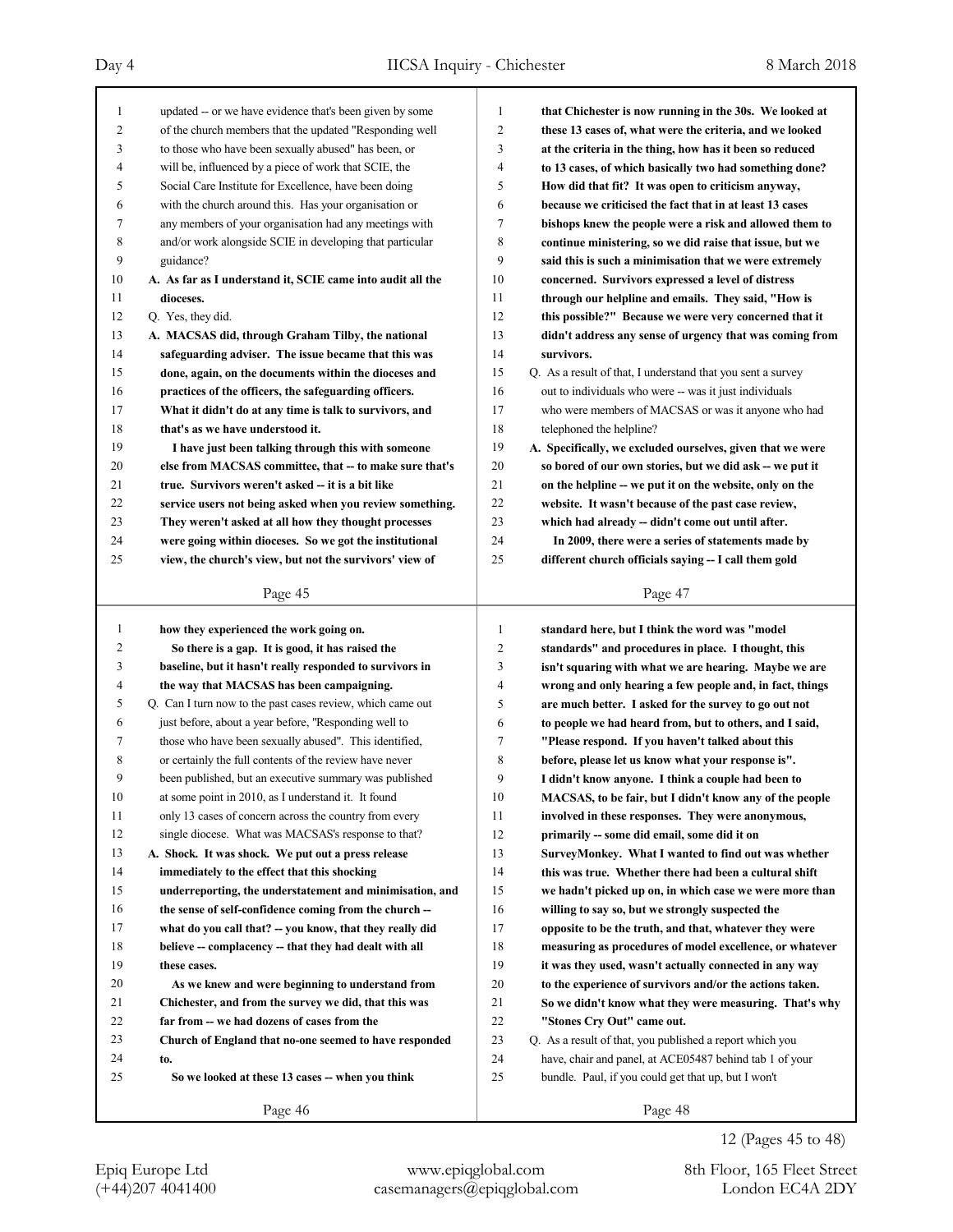updated -- or we have evidence that's been given by some of the church members that the updated "Responding well to those who have been sexually abused" has been, or will be, influenced by a piece of work that SCIE, the Social Care Institute for Excellence, have been doing with the church around this. Has your organisation or any members of your organisation had any meetings with and/or work alongside SCIE in developing that particular guidance?

**A. As far as I understand it, SCIE came into audit all the dioceses.**

Q. Yes, they did.

**A. MACSAS did, through Graham Tilby, the national safeguarding adviser. The issue became that this was done, again, on the documents within the dioceses and practices of the officers, the safeguarding officers. What it didn't do at any time is talk to survivors, and that's as we have understood it.**

**I have just been talking through this with someone else from MACSAS committee, that -- to make sure that's true. Survivors weren't asked -- it is a bit like service users not being asked when you review something. They weren't asked at all how they thought processes were going within dioceses. So we got the institutional view, the church's view, but not the survivors' view of how they experienced the work going on.**

**So there is a gap. It is good, it has raised the baseline, but it hasn't really responded to survivors in the way that MACSAS has been campaigning.**

Q. Can I turn now to the past cases review, which came out just before, about a year before, "Responding well to those who have been sexually abused". This identified, or certainly the full contents of the review have never been published, but an executive summary was published at some point in 2010, as I understand it. It found only 13 cases of concern across the country from every single diocese. What was MACSAS's response to that?

**A. Shock. It was shock. We put out a press release immediately to the effect that this shocking underreporting, the understatement and minimisation, and the sense of self-confidence coming from the church -- what do you call that? -- you know, that they really did believe -- complacency -- that they had dealt with all these cases.**

**As we knew and were beginning to understand from Chichester, and from the survey we did, that this was far from -- we had dozens of cases from the Church of England that no-one seemed to have responded to.**

**So we looked at these 13 cases -- when you think that Chichester is now running in the 30s. We looked at these 13 cases of, what were the criteria, and we looked at the criteria in the thing, how has it been so reduced to 13 cases, of which basically two had something done? How did that fit? It was open to criticism anyway, because we criticised the fact that in at least 13 cases bishops knew the people were a risk and allowed them to continue ministering, so we did raise that issue, but we said this is such a minimisation that we were extremely concerned. Survivors expressed a level of distress through our helpline and emails. They said, "How is this possible?" Because we were very concerned that it didn't address any sense of urgency that was coming from survivors.**

Q. As a result of that, I understand that you sent a survey out to individuals who were -- was it just individuals who were members of MACSAS or was it anyone who had telephoned the helpline?

**A. Specifically, we excluded ourselves, given that we were so bored of our own stories, but we did ask -- we put it on the helpline -- we put it on the website, only on the website. It wasn't because of the past case review, which had already -- didn't come out until after.**

**In 2009, there were a series of statements made by different church officials saying -- I call them gold standard here, but I think the word was "model standards" and procedures in place. I thought, this isn't squaring with what we are hearing. Maybe we are wrong and only hearing a few people and, in fact, things are much better. I asked for the survey to go out not to people we had heard from, but to others, and I said, "Please respond. If you haven't talked about this before, please let us know what your response is". I didn't know anyone. I think a couple had been to MACSAS, to be fair, but I didn't know any of the people involved in these responses. They were anonymous, primarily -- some did email, some did it on SurveyMonkey. What I wanted to find out was whether this was true. Whether there had been a cultural shift we hadn't picked up on, in which case we were more than willing to say so, but we strongly suspected the opposite to be the truth, and that, whatever they were measuring as procedures of model excellence, or whatever it was they used, wasn't actually connected in any way to the experience of survivors and/or the actions taken. So we didn't know what they were measuring. That's why "Stones Cry Out" came out.**

Q. As a result of that, you published a report which you have, chair and panel, at ACE05487 behind tab 1 of your bundle. Paul, if you could get that up, but I won't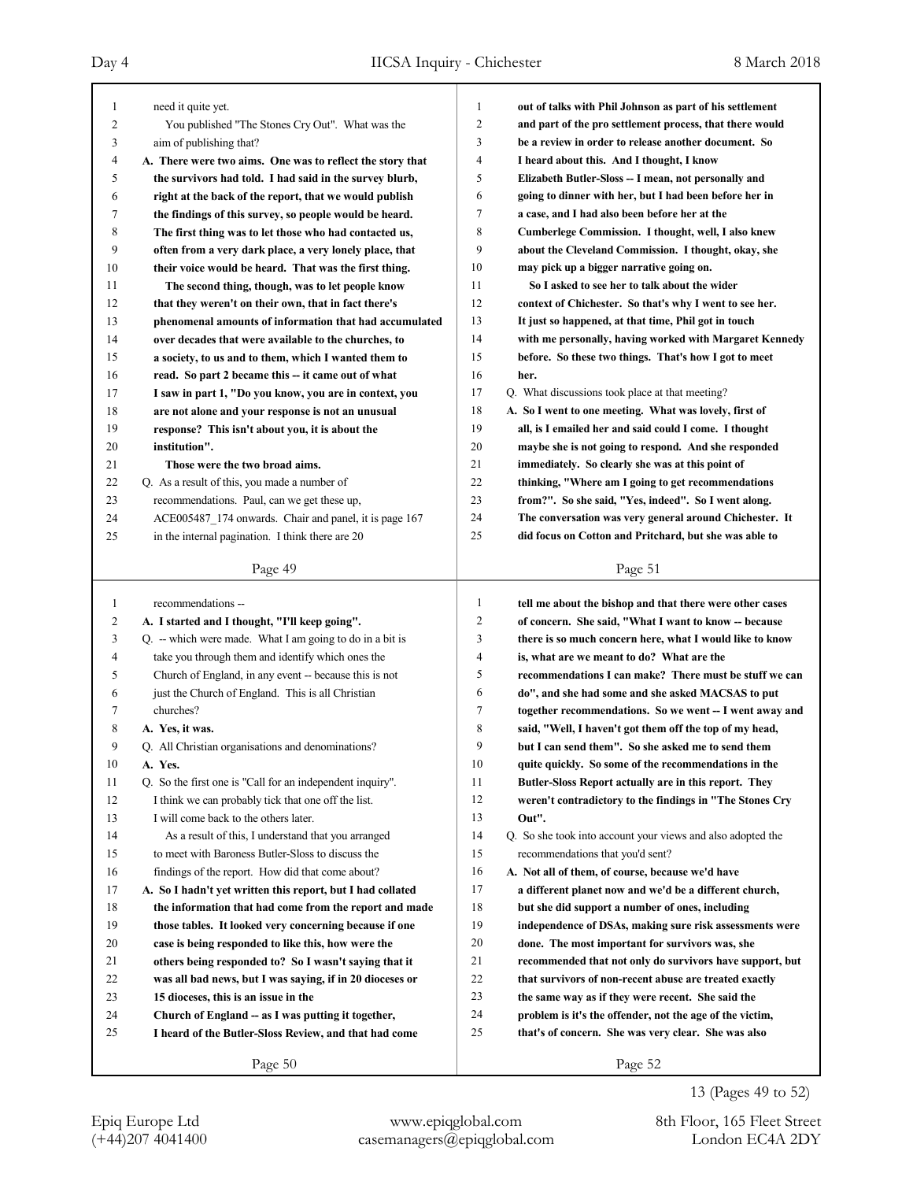need it quite yet.

You published "The Stones Cry Out". What was the aim of publishing that?

**A. There were two aims. One was to reflect the story that the survivors had told. I had said in the survey blurb, right at the back of the report, that we would publish the findings of this survey, so people would be heard. The first thing was to let those who had contacted us, often from a very dark place, a very lonely place, that their voice would be heard. That was the first thing.**

**The second thing, though, was to let people know that they weren't on their own, that in fact there's phenomenal amounts of information that had accumulated over decades that were available to the churches, to a society, to us and to them, which I wanted them to read. So part 2 became this -- it came out of what I saw in part 1, "Do you know, you are in context, you are not alone and your response is not an unusual response? This isn't about you, it is about the institution".**

**Those were the two broad aims.**

Q. As a result of this, you made a number of recommendations. Paul, can we get these up, ACE005487_174 onwards. Chair and panel, it is page 167 in the internal pagination. I think there are 20 recommendations --

**A. I started and I thought, "I'll keep going".**

Q. -- which were made. What I am going to do in a bit is take you through them and identify which ones the Church of England, in any event -- because this is not just the Church of England. This is all Christian churches?

**A. Yes, it was.**

Q. All Christian organisations and denominations?

**A. Yes.**

Q. So the first one is "Call for an independent inquiry". I think we can probably tick that one off the list. I will come back to the others later.

As a result of this, I understand that you arranged to meet with Baroness Butler-Sloss to discuss the findings of the report. How did that come about?

**A. So I hadn't yet written this report, but I had collated the information that had come from the report and made those tables. It looked very concerning because if one case is being responded to like this, how were the others being responded to? So I wasn't saying that it was all bad news, but I was saying, if in 20 dioceses or 15 dioceses, this is an issue in the Church of England -- as I was putting it together, I heard of the Butler-Sloss Review, and that had come out of talks with Phil Johnson as part of his settlement and part of the pro settlement process, that there would be a review in order to release another document. So I heard about this. And I thought, I know Elizabeth Butler-Sloss -- I mean, not personally and going to dinner with her, but I had been before her in a case, and I had also been before her at the Cumberlege Commission. I thought, well, I also knew about the Cleveland Commission. I thought, okay, she may pick up a bigger narrative going on.**

**So I asked to see her to talk about the wider context of Chichester. So that's why I went to see her. It just so happened, at that time, Phil got in touch with me personally, having worked with Margaret Kennedy before. So these two things. That's how I got to meet her.**

Q. What discussions took place at that meeting?

**A. So I went to one meeting. What was lovely, first of all, is I emailed her and said could I come. I thought maybe she is not going to respond. And she responded immediately. So clearly she was at this point of thinking, "Where am I going to get recommendations from?". So she said, "Yes, indeed". So I went along. The conversation was very general around Chichester. It did focus on Cotton and Pritchard, but she was able to tell me about the bishop and that there were other cases of concern. She said, "What I want to know -- because there is so much concern here, what I would like to know is, what are we meant to do? What are the recommendations I can make? There must be stuff we can do", and she had some and she asked MACSAS to put together recommendations. So we went -- I went away and said, "Well, I haven't got them off the top of my head, but I can send them". So she asked me to send them quite quickly. So some of the recommendations in the Butler-Sloss Report actually are in this report. They weren't contradictory to the findings in "The Stones Cry Out".**

Q. So she took into account your views and also adopted the recommendations that you'd sent?

**A. Not all of them, of course, because we'd have a different planet now and we'd be a different church, but she did support a number of ones, including independence of DSAs, making sure risk assessments were done. The most important for survivors was, she recommended that not only do survivors have support, but that survivors of non-recent abuse are treated exactly the same way as if they were recent. She said the problem is it's the offender, not the age of the victim, that's of concern. She was very clear. She was also**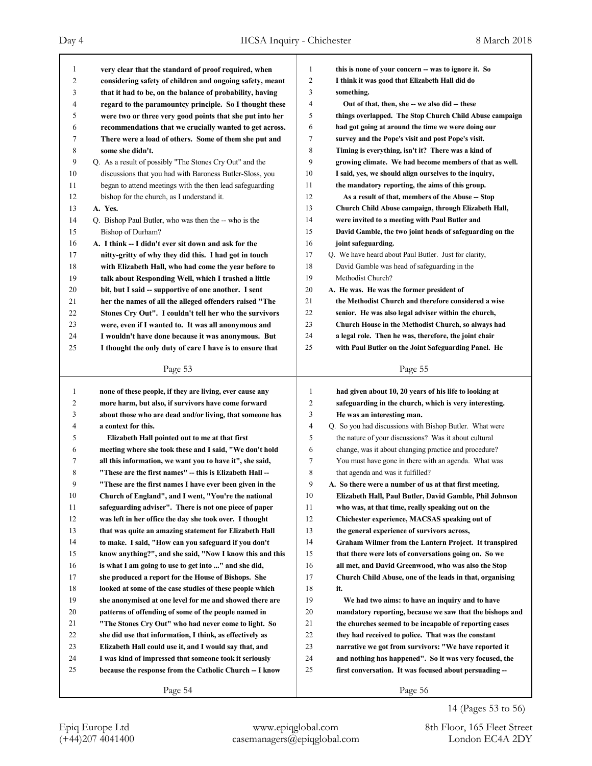very clear that the standard of proof required, when considering safety of children and ongoing safety, meant that it had to be, on the balance of probability, having regard to the paramountcy principle. So I thought these were two or three very good points that she put into her recommendations that we crucially wanted to get across. There were a load of others. Some of them she put and some she didn't.

Q. As a result of possibly "The Stones Cry Out" and the discussions that you had with Baroness Butler-Sloss, you began to attend meetings with the then lead safeguarding bishop for the church, as I understand it.

A. Yes.

Q. Bishop Paul Butler, who was then the -- who is the Bishop of Durham?

A. I think -- I didn't ever sit down and ask for the nitty-gritty of why they did this. I had got in touch with Elizabeth Hall, who had come the year before to talk about Responding Well, which I trashed a little bit, but I said -- supportive of one another. I sent her the names of all the alleged offenders raised "The Stones Cry Out". I couldn't tell her who the survivors were, even if I wanted to. It was all anonymous and I wouldn't have done because it was anonymous. But I thought the only duty of care I have is to ensure that none of these people, if they are living, ever cause any more harm, but also, if survivors have come forward about those who are dead and/or living, that someone has a context for this.

Elizabeth Hall pointed out to me at that first meeting where she took these and I said, "We don't hold all this information, we want you to have it", she said, "These are the first names" -- this is Elizabeth Hall -- "These are the first names I have ever been given in the Church of England", and I went, "You're the national safeguarding adviser". There is not one piece of paper was left in her office the day she took over. I thought that was quite an amazing statement for Elizabeth Hall to make. I said, "How can you safeguard if you don't know anything?", and she said, "Now I know this and this is what I am going to use to get into ..." and she did, she produced a report for the House of Bishops. She looked at some of the case studies of these people which she anonymised at one level for me and showed there are patterns of offending of some of the people named in "The Stones Cry Out" who had never come to light. So she did use that information, I think, as effectively as Elizabeth Hall could use it, and I would say that, and I was kind of impressed that someone took it seriously because the response from the Catholic Church -- I know this is none of your concern -- was to ignore it. So I think it was good that Elizabeth Hall did do something.

Out of that, then, she -- we also did -- these things overlapped. The Stop Church Child Abuse campaign had got going at around the time we were doing our survey and the Pope's visit and post Pope's visit. Timing is everything, isn't it? There was a kind of growing climate. We had become members of that as well. I said, yes, we should align ourselves to the inquiry, the mandatory reporting, the aims of this group.

As a result of that, members of the Abuse -- Stop Church Child Abuse campaign, through Elizabeth Hall, were invited to a meeting with Paul Butler and David Gamble, the two joint heads of safeguarding on the joint safeguarding.

Q. We have heard about Paul Butler. Just for clarity, David Gamble was head of safeguarding in the Methodist Church?

A. He was. He was the former president of the Methodist Church and therefore considered a wise senior. He was also legal adviser within the church, Church House in the Methodist Church, so always had a legal role. Then he was, therefore, the joint chair with Paul Butler on the Joint Safeguarding Panel. He had given about 10, 20 years of his life to looking at safeguarding in the church, which is very interesting. He was an interesting man.

Q. So you had discussions with Bishop Butler. What were the nature of your discussions? Was it about cultural change, was it about changing practice and procedure? You must have gone in there with an agenda. What was that agenda and was it fulfilled?

A. So there were a number of us at that first meeting. Elizabeth Hall, Paul Butler, David Gamble, Phil Johnson who was, at that time, really speaking out on the Chichester experience, MACSAS speaking out of the general experience of survivors across, Graham Wilmer from the Lantern Project. It transpired that there were lots of conversations going on. So we all met, and David Greenwood, who was also the Stop Church Child Abuse, one of the leads in that, organising it.

We had two aims: to have an inquiry and to have mandatory reporting, because we saw that the bishops and the churches seemed to be incapable of reporting cases they had received to police. That was the constant narrative we got from survivors: "We have reported it and nothing has happened". So it was very focused, the first conversation. It was focused about persuading --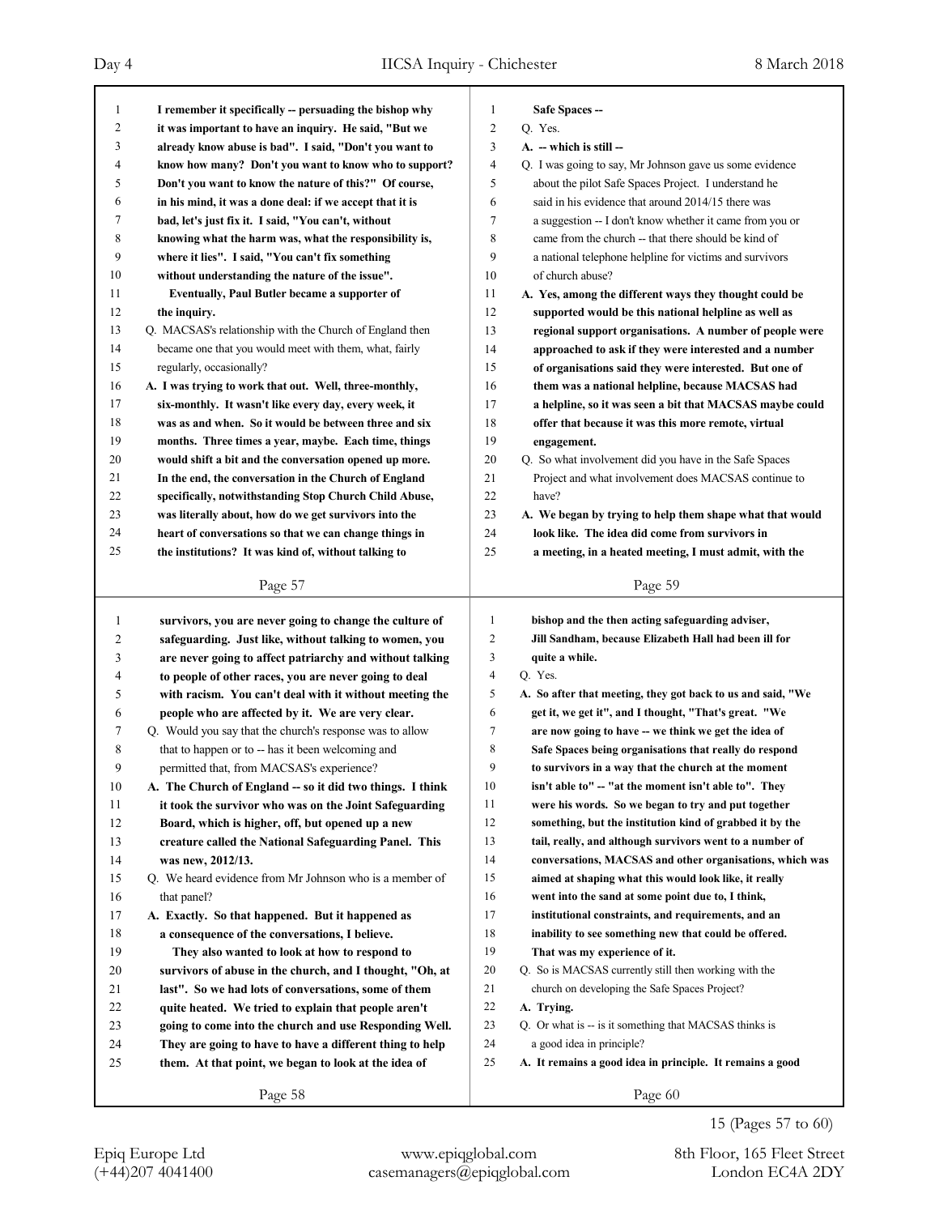I remember it specifically -- persuading the bishop why it was important to have an inquiry. He said, "But we already know abuse is bad". I said, "Don't you want to know how many? Don't you want to know who to support? Don't you want to know the nature of this?" Of course, in his mind, it was a done deal: if we accept that it is bad, let's just fix it. I said, "You can't, without knowing what the harm was, what the responsibility is, where it lies". I said, "You can't fix something without understanding the nature of the issue".

Eventually, Paul Butler became a supporter of the inquiry.

Q. MACSAS's relationship with the Church of England then became one that you would meet with them, what, fairly regularly, occasionally?

A. I was trying to work that out. Well, three-monthly, six-monthly. It wasn't like every day, every week, it was as and when. So it would be between three and six months. Three times a year, maybe. Each time, things would shift a bit and the conversation opened up more. In the end, the conversation in the Church of England specifically, notwithstanding Stop Church Child Abuse, was literally about, how do we get survivors into the heart of conversations so that we can change things in the institutions? It was kind of, without talking to survivors, you are never going to change the culture of safeguarding. Just like, without talking to women, you are never going to affect patriarchy and without talking to people of other races, you are never going to deal with racism. You can't deal with it without meeting the people who are affected by it. We are very clear.

Q. Would you say that the church's response was to allow that to happen or to -- has it been welcoming and permitted that, from MACSAS's experience?

A. The Church of England -- so it did two things. I think it took the survivor who was on the Joint Safeguarding Board, which is higher, off, but opened up a new creature called the National Safeguarding Panel. This was new, 2012/13.

Q. We heard evidence from Mr Johnson who is a member of that panel?

A. Exactly. So that happened. But it happened as a consequence of the conversations, I believe.

They also wanted to look at how to respond to survivors of abuse in the church, and I thought, "Oh, at last". So we had lots of conversations, some of them quite heated. We tried to explain that people aren't going to come into the church and use Responding Well. They are going to have to have a different thing to help them. At that point, we began to look at the idea of Safe Spaces --

Q. Yes.

A. -- which is still --

Q. I was going to say, Mr Johnson gave us some evidence about the pilot Safe Spaces Project. I understand he said in his evidence that around 2014/15 there was a suggestion -- I don't know whether it came from you or came from the church -- that there should be kind of a national telephone helpline for victims and survivors of church abuse?

A. Yes, among the different ways they thought could be supported would be this national helpline as well as regional support organisations. A number of people were approached to ask if they were interested and a number of organisations said they were interested. But one of them was a national helpline, because MACSAS had a helpline, so it was seen a bit that MACSAS maybe could offer that because it was this more remote, virtual engagement.

Q. So what involvement did you have in the Safe Spaces Project and what involvement does MACSAS continue to have?

A. We began by trying to help them shape what that would look like. The idea did come from survivors in a meeting, in a heated meeting, I must admit, with the bishop and the then acting safeguarding adviser, Jill Sandham, because Elizabeth Hall had been ill for quite a while.

Q. Yes.

A. So after that meeting, they got back to us and said, "We get it, we get it", and I thought, "That's great. "We are now going to have -- we think we get the idea of Safe Spaces being organisations that really do respond to survivors in a way that the church at the moment isn't able to" -- "at the moment isn't able to". They were his words. So we began to try and put together something, but the institution kind of grabbed it by the tail, really, and although survivors went to a number of conversations, MACSAS and other organisations, which was aimed at shaping what this would look like, it really went into the sand at some point due to, I think, institutional constraints, and requirements, and an inability to see something new that could be offered. That was my experience of it.

Q. So is MACSAS currently still then working with the church on developing the Safe Spaces Project?

A. Trying.

Q. Or what is -- is it something that MACSAS thinks is a good idea in principle?

A. It remains a good idea in principle. It remains a good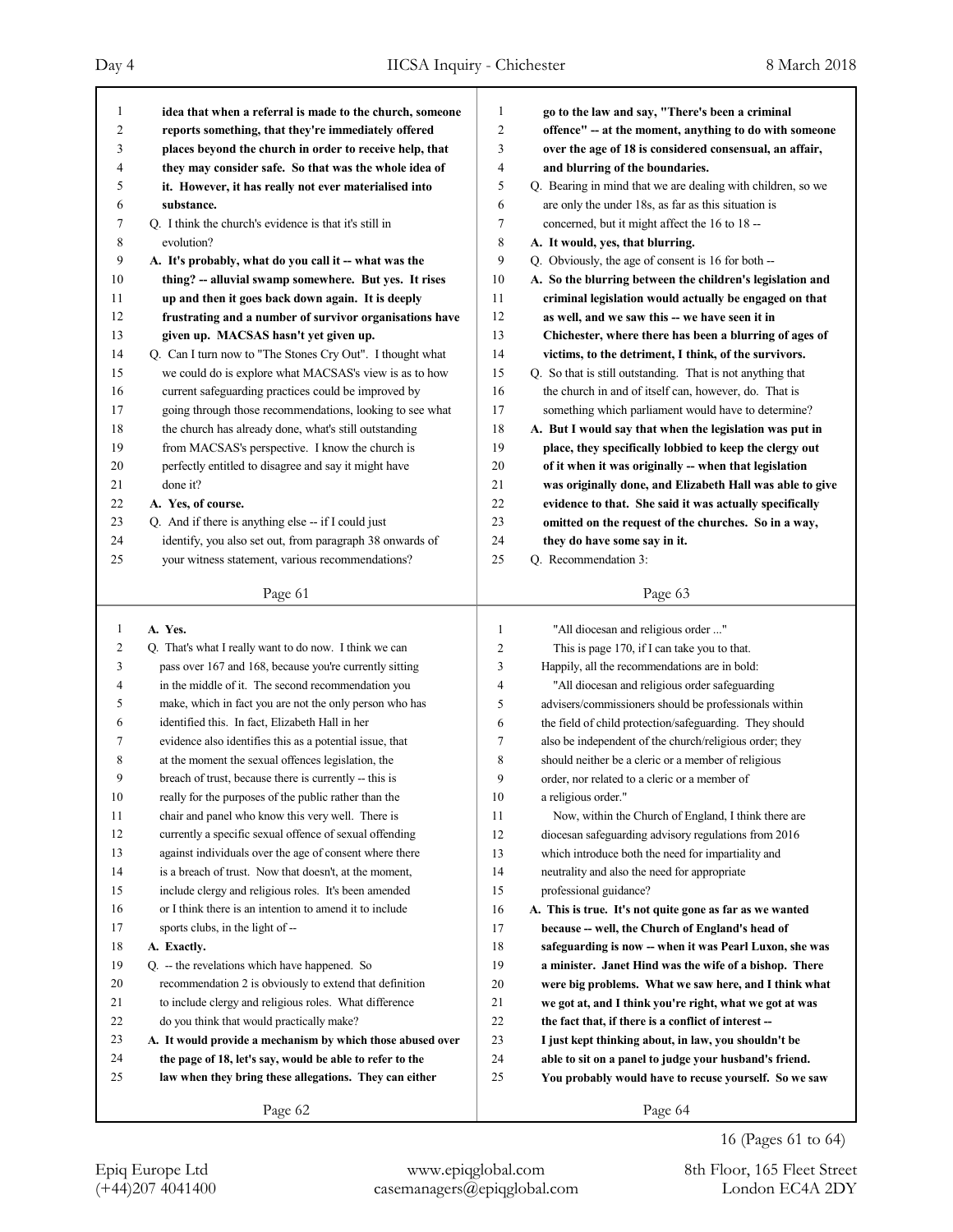**idea that when a referral is made to the church, someone reports something, that they're immediately offered places beyond the church in order to receive help, that they may consider safe. So that was the whole idea of it. However, it has really not ever materialised into substance.**

Q. I think the church's evidence is that it's still in evolution?

**A. It's probably, what do you call it -- what was the thing? -- alluvial swamp somewhere. But yes. It rises up and then it goes back down again. It is deeply frustrating and a number of survivor organisations have given up. MACSAS hasn't yet given up.**

Q. Can I turn now to "The Stones Cry Out". I thought what we could do is explore what MACSAS's view is as to how current safeguarding practices could be improved by going through those recommendations, looking to see what the church has already done, what's still outstanding from MACSAS's perspective. I know the church is perfectly entitled to disagree and say it might have done it?

**A. Yes, of course.**

Q. And if there is anything else -- if I could just identify, you also set out, from paragraph 38 onwards of your witness statement, various recommendations?

**A. Yes.**

Q. That's what I really want to do now. I think we can pass over 167 and 168, because you're currently sitting in the middle of it. The second recommendation you make, which in fact you are not the only person who has identified this. In fact, Elizabeth Hall in her evidence also identifies this as a potential issue, that at the moment the sexual offences legislation, the breach of trust, because there is currently -- this is really for the purposes of the public rather than the chair and panel who know this very well. There is currently a specific sexual offence of sexual offending against individuals over the age of consent where there is a breach of trust. Now that doesn't, at the moment, include clergy and religious roles. It's been amended or I think there is an intention to amend it to include sports clubs, in the light of --

**A. Exactly.**

Q. -- the revelations which have happened. So recommendation 2 is obviously to extend that definition to include clergy and religious roles. What difference do you think that would practically make?

**A. It would provide a mechanism by which those abused over the page of 18, let's say, would be able to refer to the law when they bring these allegations. They can either go to the law and say, "There's been a criminal offence" -- at the moment, anything to do with someone over the age of 18 is considered consensual, an affair, and blurring of the boundaries.**

Q. Bearing in mind that we are dealing with children, so we are only the under 18s, as far as this situation is concerned, but it might affect the 16 to 18 --

**A. It would, yes, that blurring.**

Q. Obviously, the age of consent is 16 for both --

**A. So the blurring between the children's legislation and criminal legislation would actually be engaged on that as well, and we saw this -- we have seen it in Chichester, where there has been a blurring of ages of victims, to the detriment, I think, of the survivors.**

Q. So that is still outstanding. That is not anything that the church in and of itself can, however, do. That is something which parliament would have to determine?

**A. But I would say that when the legislation was put in place, they specifically lobbied to keep the clergy out of it when it was originally -- when that legislation was originally done, and Elizabeth Hall was able to give evidence to that. She said it was actually specifically omitted on the request of the churches. So in a way, they do have some say in it.**

Q. Recommendation 3:

"All diocesan and religious order ..."

This is page 170, if I can take you to that. Happily, all the recommendations are in bold:

"All diocesan and religious order safeguarding advisers/commissioners should be professionals within the field of child protection/safeguarding. They should also be independent of the church/religious order; they should neither be a cleric or a member of religious order, nor related to a cleric or a member of a religious order."

Now, within the Church of England, I think there are diocesan safeguarding advisory regulations from 2016 which introduce both the need for impartiality and neutrality and also the need for appropriate professional guidance?

**A. This is true. It's not quite gone as far as we wanted because -- well, the Church of England's head of safeguarding is now -- when it was Pearl Luxon, she was a minister. Janet Hind was the wife of a bishop. There were big problems. What we saw here, and I think what we got at, and I think you're right, what we got at was the fact that, if there is a conflict of interest -- I just kept thinking about, in law, you shouldn't be able to sit on a panel to judge your husband's friend. You probably would have to recuse yourself. So we saw**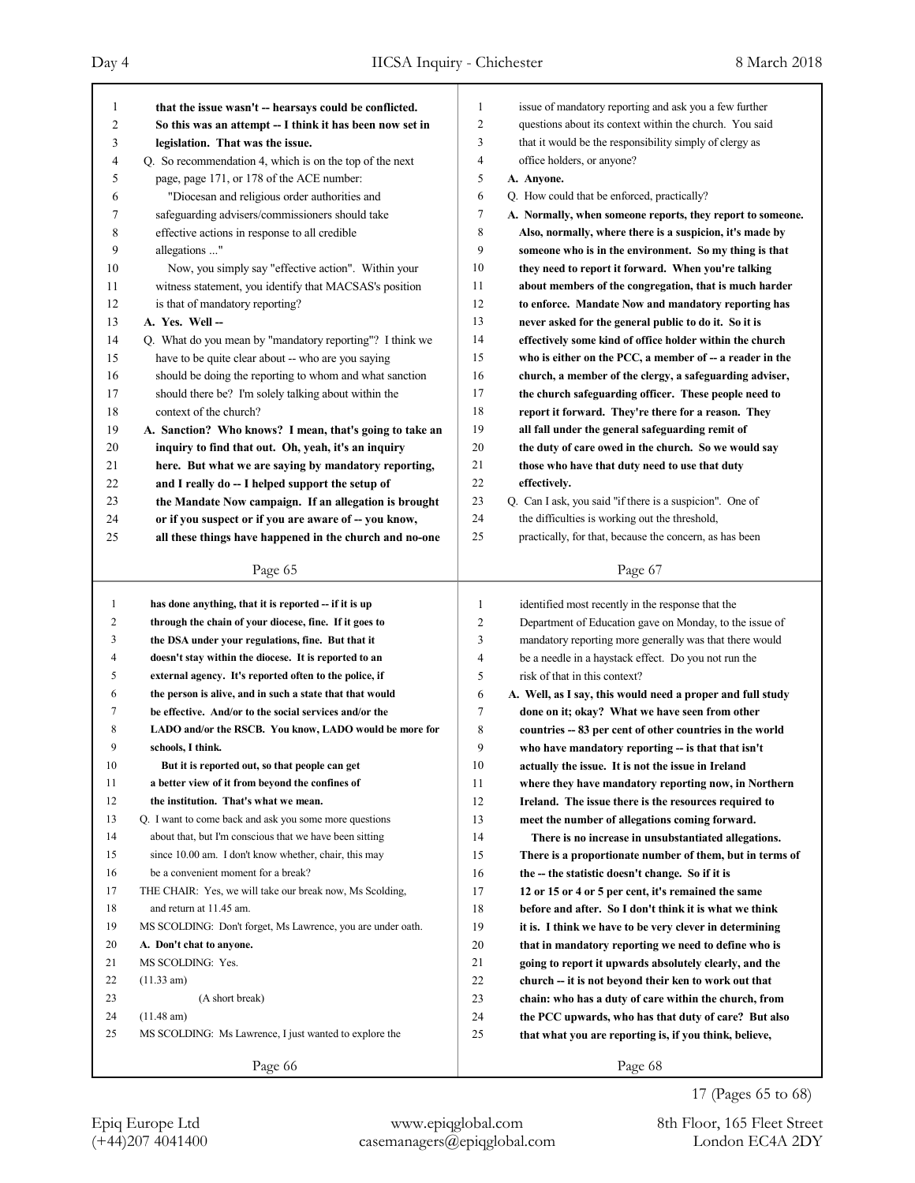that the issue wasn't -- hearsays could be conflicted. So this was an attempt -- I think it has been now set in legislation. That was the issue.

Q. So recommendation 4, which is on the top of the next page, page 171, or 178 of the ACE number:

"Diocesan and religious order authorities and safeguarding advisers/commissioners should take effective actions in response to all credible allegations ..."

Now, you simply say "effective action". Within your witness statement, you identify that MACSAS's position is that of mandatory reporting?

**A. Yes. Well --**

Q. What do you mean by "mandatory reporting"? I think we have to be quite clear about -- who are you saying should be doing the reporting to whom and what sanction should there be? I'm solely talking about within the context of the church?

**A. Sanction? Who knows? I mean, that's going to take an inquiry to find that out. Oh, yeah, it's an inquiry here. But what we are saying by mandatory reporting, and I really do -- I helped support the setup of the Mandate Now campaign. If an allegation is brought or if you suspect or if you are aware of -- you know, all these things have happened in the church and no-one has done anything, that it is reported -- if it is up through the chain of your diocese, fine. If it goes to the DSA under your regulations, fine. But that it doesn't stay within the diocese. It is reported to an external agency. It's reported often to the police, if the person is alive, and in such a state that that would be effective. And/or to the social services and/or the LADO and/or the RSCB. You know, LADO would be more for schools, I think.**

**But it is reported out, so that people can get a better view of it from beyond the confines of the institution. That's what we mean.**

Q. I want to come back and ask you some more questions about that, but I'm conscious that we have been sitting since 10.00 am. I don't know whether, chair, this may be a convenient moment for a break?

THE CHAIR: Yes, we will take our break now, Ms Scolding, and return at 11.45 am.

MS SCOLDING: Don't forget, Ms Lawrence, you are under oath.

**A. Don't chat to anyone.**

MS SCOLDING: Yes.

(11.33 am)

(A short break)

(11.48 am)

MS SCOLDING: Ms Lawrence, I just wanted to explore the issue of mandatory reporting and ask you a few further questions about its context within the church. You said that it would be the responsibility simply of clergy as office holders, or anyone?

**A. Anyone.**

Q. How could that be enforced, practically?

**A. Normally, when someone reports, they report to someone. Also, normally, where there is a suspicion, it's made by someone who is in the environment. So my thing is that they need to report it forward. When you're talking about members of the congregation, that is much harder to enforce. Mandate Now and mandatory reporting has never asked for the general public to do it. So it is effectively some kind of office holder within the church who is either on the PCC, a member of -- a reader in the church, a member of the clergy, a safeguarding adviser, the church safeguarding officer. These people need to report it forward. They're there for a reason. They all fall under the general safeguarding remit of the duty of care owed in the church. So we would say those who have that duty need to use that duty effectively.**

Q. Can I ask, you said "if there is a suspicion". One of the difficulties is working out the threshold, practically, for that, because the concern, as has been identified most recently in the response that the Department of Education gave on Monday, to the issue of mandatory reporting more generally was that there would be a needle in a haystack effect. Do you not run the risk of that in this context?

**A. Well, as I say, this would need a proper and full study done on it; okay? What we have seen from other countries -- 83 per cent of other countries in the world who have mandatory reporting -- is that that isn't actually the issue. It is not the issue in Ireland where they have mandatory reporting now, in Northern Ireland. The issue there is the resources required to meet the number of allegations coming forward.**

**There is no increase in unsubstantiated allegations. There is a proportionate number of them, but in terms of the -- the statistic doesn't change. So if it is 12 or 15 or 4 or 5 per cent, it's remained the same before and after. So I don't think it is what we think it is. I think we have to be very clever in determining that in mandatory reporting we need to define who is going to report it upwards absolutely clearly, and the church -- it is not beyond their ken to work out that chain: who has a duty of care within the church, from the PCC upwards, who has that duty of care? But also that what you are reporting is, if you think, believe,**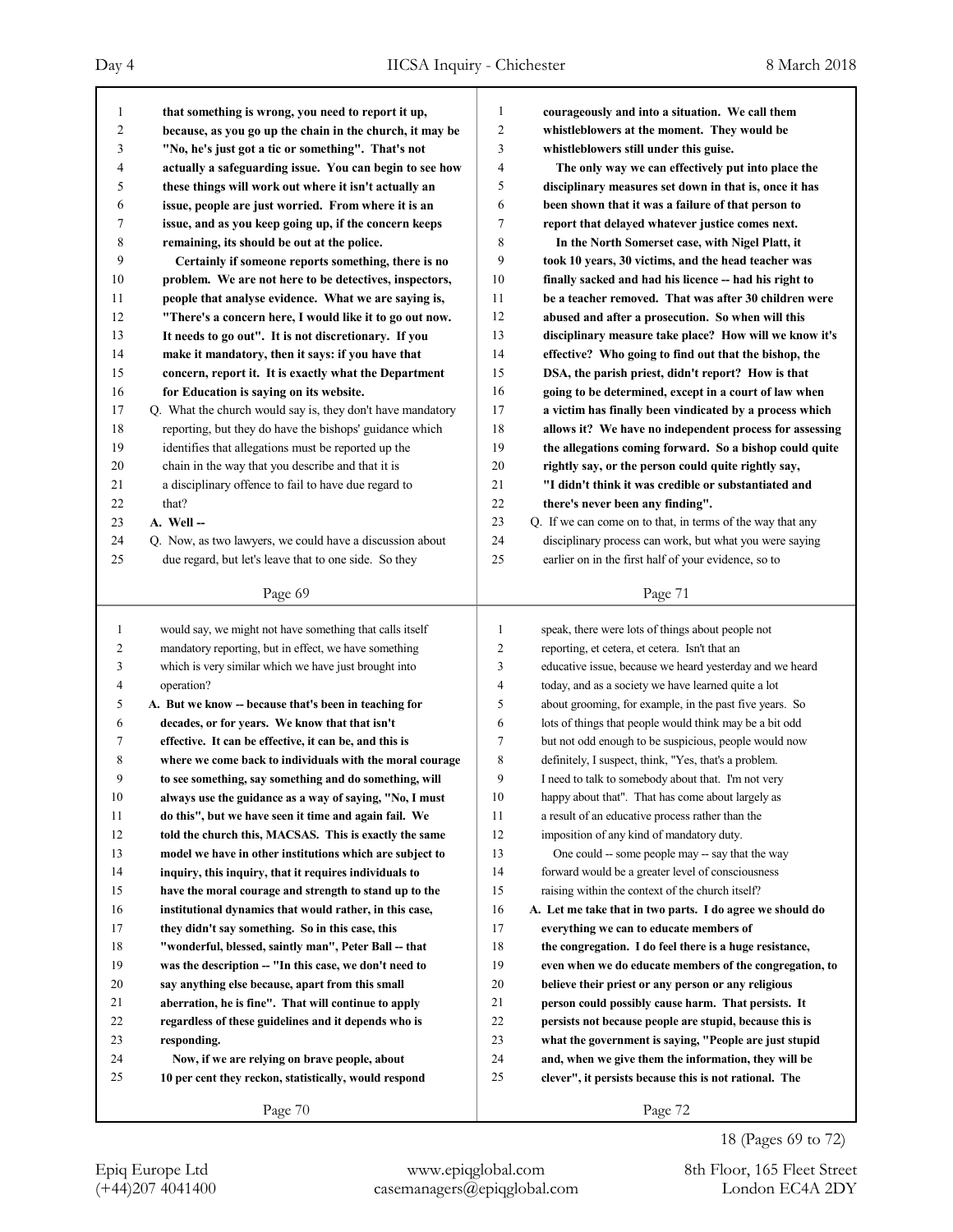**that something is wrong, you need to report it up, because, as you go up the chain in the church, it may be "No, he's just got a tic or something". That's not actually a safeguarding issue. You can begin to see how these things will work out where it isn't actually an issue, people are just worried. From where it is an issue, and as you keep going up, if the concern keeps remaining, its should be out at the police.**

**Certainly if someone reports something, there is no problem. We are not here to be detectives, inspectors, people that analyse evidence. What we are saying is, "There's a concern here, I would like it to go out now. It needs to go out". It is not discretionary. If you make it mandatory, then it says: if you have that concern, report it. It is exactly what the Department for Education is saying on its website.**

Q. What the church would say is, they don't have mandatory reporting, but they do have the bishops' guidance which identifies that allegations must be reported up the chain in the way that you describe and that it is a disciplinary offence to fail to have due regard to that?

**A. Well --**

Q. Now, as two lawyers, we could have a discussion about due regard, but let's leave that to one side. So they would say, we might not have something that calls itself mandatory reporting, but in effect, we have something which is very similar which we have just brought into operation?

**A. But we know -- because that's been in teaching for decades, or for years. We know that that isn't effective. It can be effective, it can be, and this is where we come back to individuals with the moral courage to see something, say something and do something, will always use the guidance as a way of saying, "No, I must do this", but we have seen it time and again fail. We told the church this, MACSAS. This is exactly the same model we have in other institutions which are subject to inquiry, this inquiry, that it requires individuals to have the moral courage and strength to stand up to the institutional dynamics that would rather, in this case, they didn't say something. So in this case, this "wonderful, blessed, saintly man", Peter Ball -- that was the description -- "In this case, we don't need to say anything else because, apart from this small aberration, he is fine". That will continue to apply regardless of these guidelines and it depends who is responding.**

**Now, if we are relying on brave people, about 10 per cent they reckon, statistically, would respond courageously and into a situation. We call them whistleblowers at the moment. They would be whistleblowers still under this guise.**

**The only way we can effectively put into place the disciplinary measures set down in that is, once it has been shown that it was a failure of that person to report that delayed whatever justice comes next.**

**In the North Somerset case, with Nigel Platt, it took 10 years, 30 victims, and the head teacher was finally sacked and had his licence -- had his right to be a teacher removed. That was after 30 children were abused and after a prosecution. So when will this disciplinary measure take place? How will we know it's effective? Who going to find out that the bishop, the DSA, the parish priest, didn't report? How is that going to be determined, except in a court of law when a victim has finally been vindicated by a process which allows it? We have no independent process for assessing the allegations coming forward. So a bishop could quite rightly say, or the person could quite rightly say, "I didn't think it was credible or substantiated and there's never been any finding".**

Q. If we can come on to that, in terms of the way that any disciplinary process can work, but what you were saying earlier on in the first half of your evidence, so to speak, there were lots of things about people not reporting, et cetera, et cetera. Isn't that an educative issue, because we heard yesterday and we heard today, and as a society we have learned quite a lot about grooming, for example, in the past five years. So lots of things that people would think may be a bit odd but not odd enough to be suspicious, people would now definitely, I suspect, think, "Yes, that's a problem. I need to talk to somebody about that. I'm not very happy about that". That has come about largely as a result of an educative process rather than the imposition of any kind of mandatory duty.

One could -- some people may -- say that the way forward would be a greater level of consciousness raising within the context of the church itself?

**A. Let me take that in two parts. I do agree we should do everything we can to educate members of the congregation. I do feel there is a huge resistance, even when we do educate members of the congregation, to believe their priest or any person or any religious person could possibly cause harm. That persists. It persists not because people are stupid, because this is what the government is saying, "People are just stupid and, when we give them the information, they will be clever", it persists because this is not rational. The**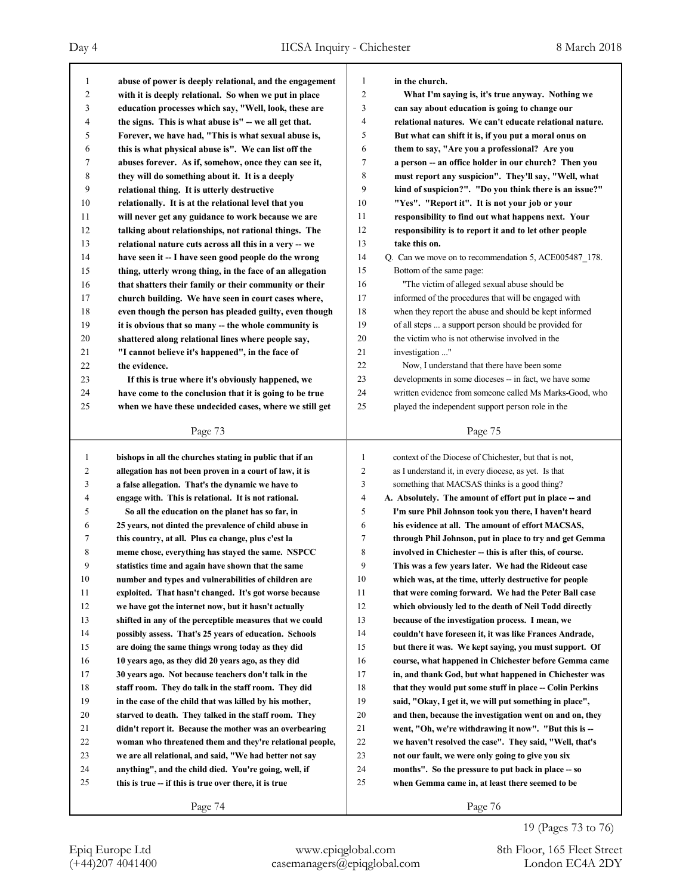abuse of power is deeply relational, and the engagement with it is deeply relational. So when we put in place education processes which say, "Well, look, these are the signs. This is what abuse is" -- we all get that. Forever, we have had, "This is what sexual abuse is, this is what physical abuse is". We can list off the abuses forever. As if, somehow, once they can see it, they will do something about it. It is a deeply relational thing. It is utterly destructive relationally. It is at the relational level that you will never get any guidance to work because we are talking about relationships, not rational things. The relational nature cuts across all this in a very -- we have seen it -- I have seen good people do the wrong thing, utterly wrong thing, in the face of an allegation that shatters their family or their community or their church building. We have seen in court cases where, even though the person has pleaded guilty, even though it is obvious that so many -- the whole community is shattered along relational lines where people say, "I cannot believe it's happened", in the face of the evidence.

If this is true where it's obviously happened, we have come to the conclusion that it is going to be true when we have these undecided cases, where we still get bishops in all the churches stating in public that if an allegation has not been proven in a court of law, it is a false allegation. That's the dynamic we have to engage with. This is relational. It is not rational.

So all the education on the planet has so far, in 25 years, not dinted the prevalence of child abuse in this country, at all. Plus ca change, plus c'est la meme chose, everything has stayed the same. NSPCC statistics time and again have shown that the same number and types and vulnerabilities of children are exploited. That hasn't changed. It's got worse because we have got the internet now, but it hasn't actually shifted in any of the perceptible measures that we could possibly assess. That's 25 years of education. Schools are doing the same things wrong today as they did 10 years ago, as they did 20 years ago, as they did 30 years ago. Not because teachers don't talk in the staff room. They do talk in the staff room. They did in the case of the child that was killed by his mother, starved to death. They talked in the staff room. They didn't report it. Because the mother was an overbearing woman who threatened them and they're relational people, we are all relational, and said, "We had better not say anything", and the child died. You're going, well, if this is true -- if this is true over there, it is true in the church.

What I'm saying is, it's true anyway. Nothing we can say about education is going to change our relational natures. We can't educate relational nature. But what can shift it is, if you put a moral onus on them to say, "Are you a professional? Are you a person -- an office holder in our church? Then you must report any suspicion". They'll say, "Well, what kind of suspicion?". "Do you think there is an issue?" "Yes". "Report it". It is not your job or your responsibility to find out what happens next. Your responsibility is to report it and to let other people take this on.

Q. Can we move on to recommendation 5, ACE005487_178. Bottom of the same page:

"The victim of alleged sexual abuse should be informed of the procedures that will be engaged with when they report the abuse and should be kept informed of all steps ... a support person should be provided for the victim who is not otherwise involved in the investigation ..."

Now, I understand that there have been some developments in some dioceses -- in fact, we have some written evidence from someone called Ms Marks-Good, who played the independent support person role in the context of the Diocese of Chichester, but that is not, as I understand it, in every diocese, as yet. Is that something that MACSAS thinks is a good thing?

A. Absolutely. The amount of effort put in place -- and I'm sure Phil Johnson took you there, I haven't heard his evidence at all. The amount of effort MACSAS, through Phil Johnson, put in place to try and get Gemma involved in Chichester -- this is after this, of course. This was a few years later. We had the Rideout case which was, at the time, utterly destructive for people that were coming forward. We had the Peter Ball case which obviously led to the death of Neil Todd directly because of the investigation process. I mean, we couldn't have foreseen it, it was like Frances Andrade, but there it was. We kept saying, you must support. Of course, what happened in Chichester before Gemma came in, and thank God, but what happened in Chichester was that they would put some stuff in place -- Colin Perkins said, "Okay, I get it, we will put something in place", and then, because the investigation went on and on, they went, "Oh, we're withdrawing it now". "But this is -- we haven't resolved the case". They said, "Well, that's not our fault, we were only going to give you six months". So the pressure to put back in place -- so when Gemma came in, at least there seemed to be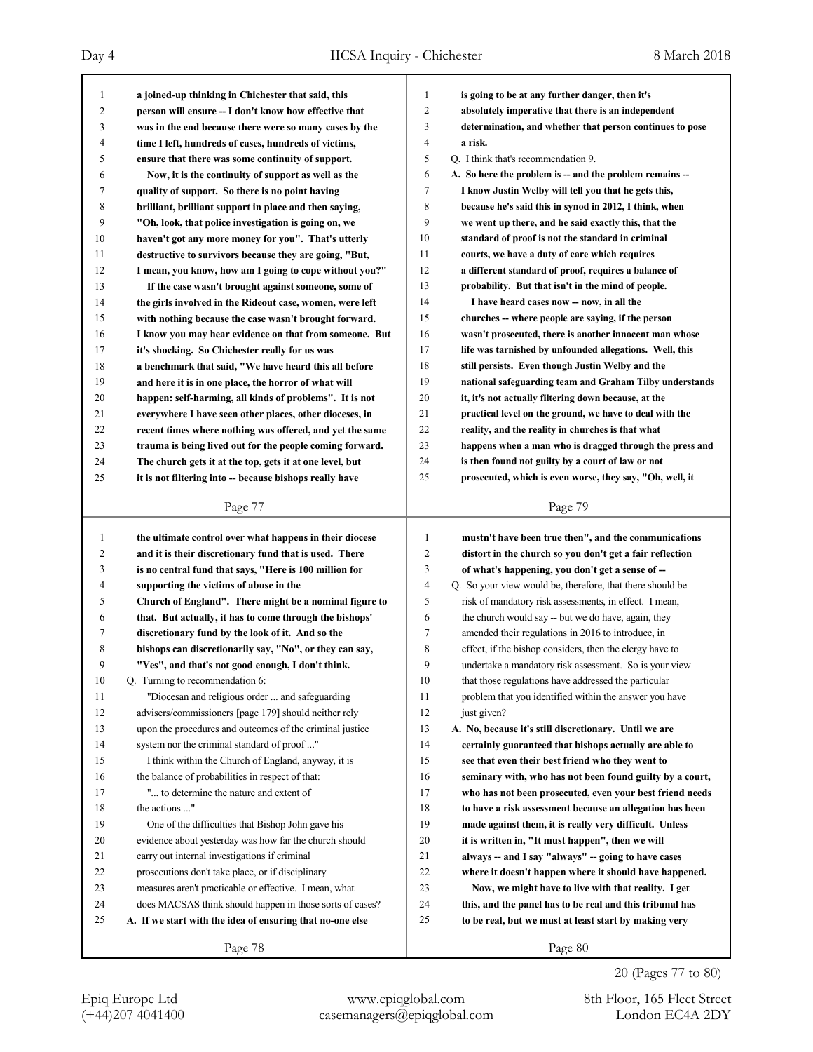**a joined-up thinking in Chichester that said, this person will ensure -- I don't know how effective that was in the end because there were so many cases by the time I left, hundreds of cases, hundreds of victims, ensure that there was some continuity of support.**

**Now, it is the continuity of support as well as the quality of support. So there is no point having brilliant, brilliant support in place and then saying, "Oh, look, that police investigation is going on, we haven't got any more money for you". That's utterly destructive to survivors because they are going, "But, I mean, you know, how am I going to cope without you?"**

**If the case wasn't brought against someone, some of the girls involved in the Rideout case, women, were left with nothing because the case wasn't brought forward. I know you may hear evidence on that from someone. But it's shocking. So Chichester really for us was a benchmark that said, "We have heard this all before and here it is in one place, the horror of what will happen: self-harming, all kinds of problems". It is not everywhere I have seen other places, other dioceses, in recent times where nothing was offered, and yet the same trauma is being lived out for the people coming forward. The church gets it at the top, gets it at one level, but it is not filtering into -- because bishops really have the ultimate control over what happens in their diocese and it is their discretionary fund that is used. There is no central fund that says, "Here is 100 million for supporting the victims of abuse in the Church of England". There might be a nominal figure to that. But actually, it has to come through the bishops' discretionary fund by the look of it. And so the bishops can discretionarily say, "No", or they can say, "Yes", and that's not good enough, I don't think.**

Q. Turning to recommendation 6:

"Diocesan and religious order ... and safeguarding advisers/commissioners [page 179] should neither rely upon the procedures and outcomes of the criminal justice system nor the criminal standard of proof ..."

I think within the Church of England, anyway, it is the balance of probabilities in respect of that:

"... to determine the nature and extent of the actions ..."

One of the difficulties that Bishop John gave his evidence about yesterday was how far the church should carry out internal investigations if criminal prosecutions don't take place, or if disciplinary measures aren't practicable or effective. I mean, what does MACSAS think should happen in those sorts of cases?

A. **If we start with the idea of ensuring that no-one else is going to be at any further danger, then it's absolutely imperative that there is an independent determination, and whether that person continues to pose a risk.**

Q. I think that's recommendation 9.

A. **So here the problem is -- and the problem remains -- I know Justin Welby will tell you that he gets this, because he's said this in synod in 2012, I think, when we went up there, and he said exactly this, that the standard of proof is not the standard in criminal courts, we have a duty of care which requires a different standard of proof, requires a balance of probability. But that isn't in the mind of people.**

**I have heard cases now -- now, in all the churches -- where people are saying, if the person wasn't prosecuted, there is another innocent man whose life was tarnished by unfounded allegations. Well, this still persists. Even though Justin Welby and the national safeguarding team and Graham Tilby understands it, it's not actually filtering down because, at the practical level on the ground, we have to deal with the reality, and the reality in churches is that what happens when a man who is dragged through the press and is then found not guilty by a court of law or not prosecuted, which is even worse, they say, "Oh, well, it mustn't have been true then", and the communications distort in the church so you don't get a fair reflection of what's happening, you don't get a sense of --**

Q. So your view would be, therefore, that there should be risk of mandatory risk assessments, in effect. I mean, the church would say -- but we do have, again, they amended their regulations in 2016 to introduce, in effect, if the bishop considers, then the clergy have to undertake a mandatory risk assessment. So is your view that those regulations have addressed the particular problem that you identified within the answer you have just given?

A. **No, because it's still discretionary. Until we are certainly guaranteed that bishops actually are able to see that even their best friend who they went to seminary with, who has not been found guilty by a court, who has not been prosecuted, even your best friend needs to have a risk assessment because an allegation has been made against them, it is really very difficult. Unless it is written in, "It must happen", then we will always -- and I say "always" -- going to have cases where it doesn't happen where it should have happened.**

**Now, we might have to live with that reality. I get this, and the panel has to be real and this tribunal has to be real, but we must at least start by making very**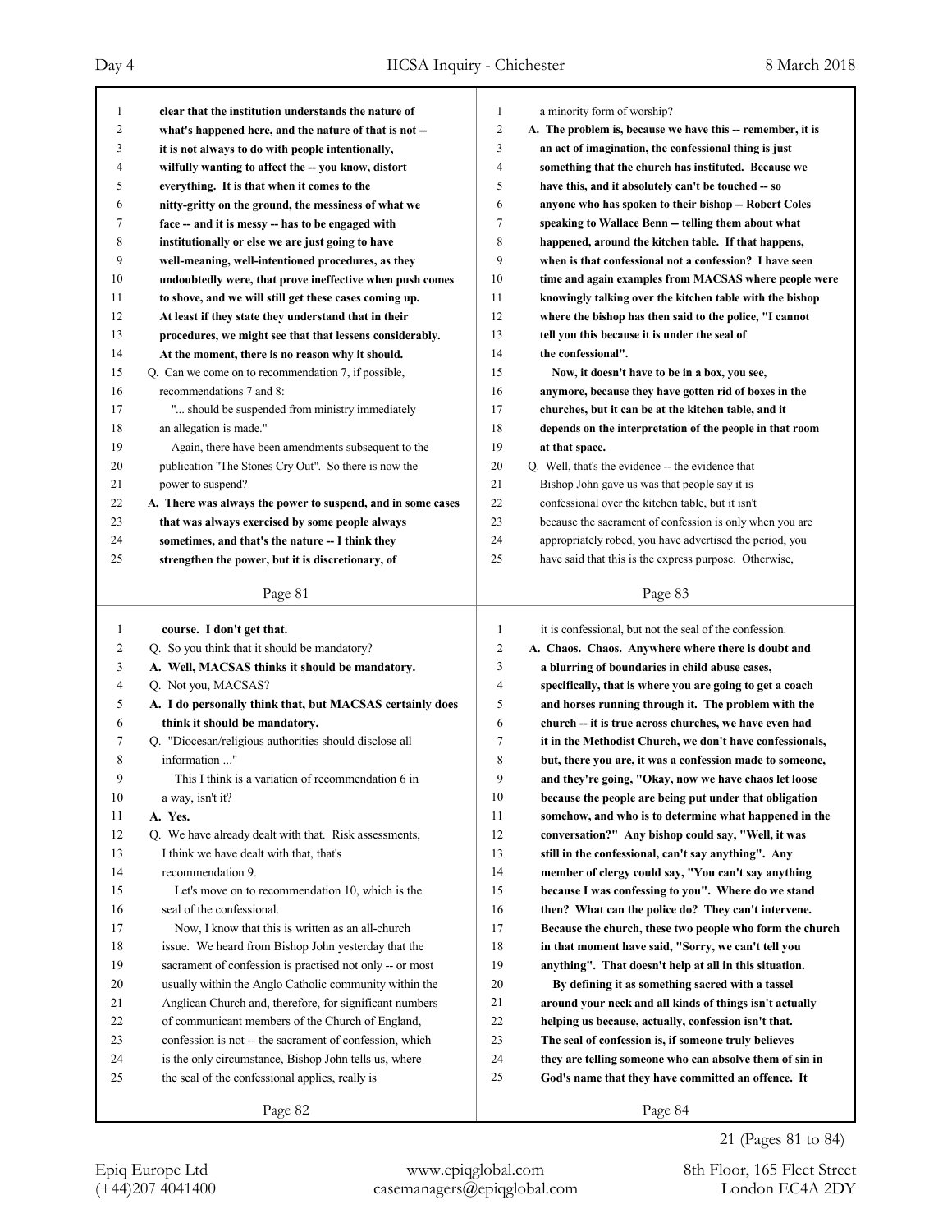clear that the institution understands the nature of what's happened here, and the nature of that is not -- it is not always to do with people intentionally, wilfully wanting to affect the -- you know, distort everything. It is that when it comes to the nitty-gritty on the ground, the messiness of what we face -- and it is messy -- has to be engaged with institutionally or else we are just going to have well-meaning, well-intentioned procedures, as they undoubtedly were, that prove ineffective when push comes to shove, and we will still get these cases coming up. At least if they state they understand that in their procedures, we might see that that lessens considerably. At the moment, there is no reason why it should.

Q. Can we come on to recommendation 7, if possible, recommendations 7 and 8:

"... should be suspended from ministry immediately an allegation is made."

Again, there have been amendments subsequent to the publication "The Stones Cry Out". So there is now the power to suspend?

A. There was always the power to suspend, and in some cases that was always exercised by some people always sometimes, and that's the nature -- I think they strengthen the power, but it is discretionary, of course. I don't get that.

Q. So you think that it should be mandatory?

A. Well, MACSAS thinks it should be mandatory.

Q. Not you, MACSAS?

A. I do personally think that, but MACSAS certainly does think it should be mandatory.

Q. "Diocesan/religious authorities should disclose all information ..."

This I think is a variation of recommendation 6 in a way, isn't it?

A. Yes.

Q. We have already dealt with that. Risk assessments, I think we have dealt with that, that's recommendation 9.

Let's move on to recommendation 10, which is the seal of the confessional.

Now, I know that this is written as an all-church issue. We heard from Bishop John yesterday that the sacrament of confession is practised not only -- or most usually within the Anglo Catholic community within the Anglican Church and, therefore, for significant numbers of communicant members of the Church of England, confession is not -- the sacrament of confession, which is the only circumstance, Bishop John tells us, where the seal of the confessional applies, really is a minority form of worship?

A. The problem is, because we have this -- remember, it is an act of imagination, the confessional thing is just something that the church has instituted. Because we have this, and it absolutely can't be touched -- so anyone who has spoken to their bishop -- Robert Coles speaking to Wallace Benn -- telling them about what happened, around the kitchen table. If that happens, when is that confessional not a confession? I have seen time and again examples from MACSAS where people were knowingly talking over the kitchen table with the bishop where the bishop has then said to the police, "I cannot tell you this because it is under the seal of the confessional".

Now, it doesn't have to be in a box, you see, anymore, because they have gotten rid of boxes in the churches, but it can be at the kitchen table, and it depends on the interpretation of the people in that room at that space.

Q. Well, that's the evidence -- the evidence that Bishop John gave us was that people say it is confessional over the kitchen table, but it isn't because the sacrament of confession is only when you are appropriately robed, you have advertised the period, you have said that this is the express purpose. Otherwise, it is confessional, but not the seal of the confession.

A. Chaos. Chaos. Anywhere where there is doubt and a blurring of boundaries in child abuse cases, specifically, that is where you are going to get a coach and horses running through it. The problem with the church -- it is true across churches, we have even had it in the Methodist Church, we don't have confessionals, but, there you are, it was a confession made to someone, and they're going, "Okay, now we have chaos let loose because the people are being put under that obligation somehow, and who is to determine what happened in the conversation?" Any bishop could say, "Well, it was still in the confessional, can't say anything". Any member of clergy could say, "You can't say anything because I was confessing to you". Where do we stand then? What can the police do? They can't intervene. Because the church, these two people who form the church in that moment have said, "Sorry, we can't tell you anything". That doesn't help at all in this situation.

By defining it as something sacred with a tassel around your neck and all kinds of things isn't actually helping us because, actually, confession isn't that. The seal of confession is, if someone truly believes they are telling someone who can absolve them of sin in God's name that they have committed an offence. It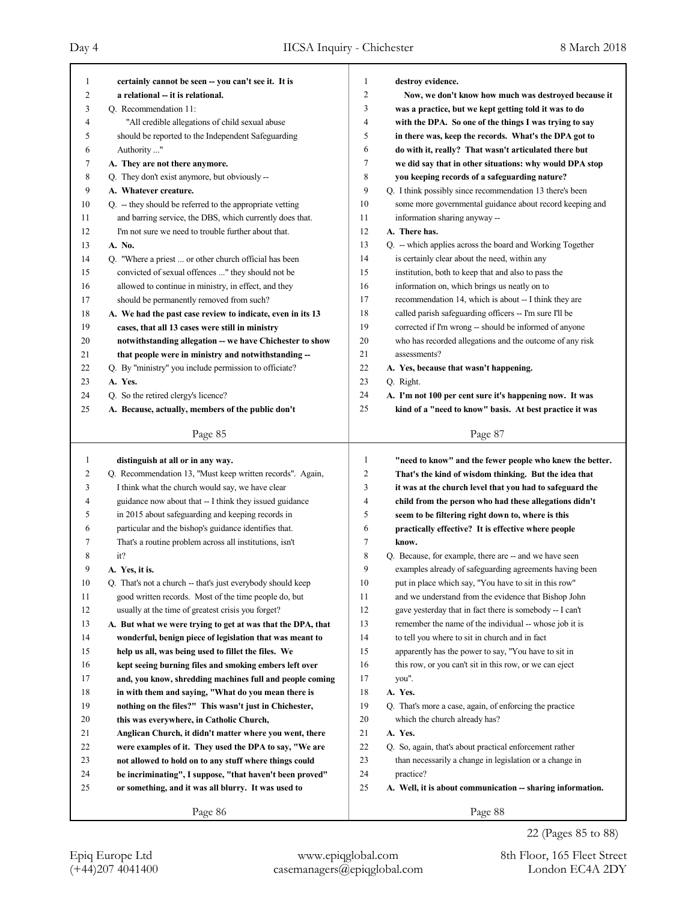certainly cannot be seen -- you can't see it. It is a relational -- it is relational.

Q. Recommendation 11:

"All credible allegations of child sexual abuse should be reported to the Independent Safeguarding Authority ..."

**A. They are not there anymore.**

Q. They don't exist anymore, but obviously --

**A. Whatever creature.**

Q. -- they should be referred to the appropriate vetting and barring service, the DBS, which currently does that. I'm not sure we need to trouble further about that.

**A. No.**

Q. "Where a priest ... or other church official has been convicted of sexual offences ..." they should not be allowed to continue in ministry, in effect, and they should be permanently removed from such?

**A. We had the past case review to indicate, even in its 13 cases, that all 13 cases were still in ministry notwithstanding allegation -- we have Chichester to show that people were in ministry and notwithstanding --**

Q. By "ministry" you include permission to officiate?

**A. Yes.**

Q. So the retired clergy's licence?

**A. Because, actually, members of the public don't distinguish at all or in any way.**

Q. Recommendation 13, "Must keep written records". Again, I think what the church would say, we have clear guidance now about that -- I think they issued guidance in 2015 about safeguarding and keeping records in particular and the bishop's guidance identifies that. That's a routine problem across all institutions, isn't it?

**A. Yes, it is.**

Q. That's not a church -- that's just everybody should keep good written records. Most of the time people do, but usually at the time of greatest crisis you forget?

**A. But what we were trying to get at was that the DPA, that wonderful, benign piece of legislation that was meant to help us all, was being used to fillet the files. We kept seeing burning files and smoking embers left over and, you know, shredding machines full and people coming in with them and saying, "What do you mean there is nothing on the files?" This wasn't just in Chichester, this was everywhere, in Catholic Church, Anglican Church, it didn't matter where you went, there were examples of it. They used the DPA to say, "We are not allowed to hold on to any stuff where things could be incriminating", I suppose, "that haven't been proved" or something, and it was all blurry. It was used to destroy evidence.**

**Now, we don't know how much was destroyed because it was a practice, but we kept getting told it was to do with the DPA. So one of the things I was trying to say in there was, keep the records. What's the DPA got to do with it, really? That wasn't articulated there but we did say that in other situations: why would DPA stop you keeping records of a safeguarding nature?**

Q. I think possibly since recommendation 13 there's been some more governmental guidance about record keeping and information sharing anyway --

**A. There has.**

Q. -- which applies across the board and Working Together is certainly clear about the need, within any institution, both to keep that and also to pass the information on, which brings us neatly on to recommendation 14, which is about -- I think they are called parish safeguarding officers -- I'm sure I'll be corrected if I'm wrong -- should be informed of anyone who has recorded allegations and the outcome of any risk assessments?

**A. Yes, because that wasn't happening.**

Q. Right.

**A. I'm not 100 per cent sure it's happening now. It was kind of a "need to know" basis. At best practice it was "need to know" and the fewer people who knew the better. That's the kind of wisdom thinking. But the idea that it was at the church level that you had to safeguard the child from the person who had these allegations didn't seem to be filtering right down to, where is this practically effective? It is effective where people know.**

Q. Because, for example, there are -- and we have seen examples already of safeguarding agreements having been put in place which say, "You have to sit in this row" and we understand from the evidence that Bishop John gave yesterday that in fact there is somebody -- I can't remember the name of the individual -- whose job it is to tell you where to sit in church and in fact apparently has the power to say, "You have to sit in this row, or you can't sit in this row, or we can eject you".

**A. Yes.**

Q. That's more a case, again, of enforcing the practice which the church already has?

**A. Yes.**

Q. So, again, that's about practical enforcement rather than necessarily a change in legislation or a change in practice?

**A. Well, it is about communication -- sharing information.**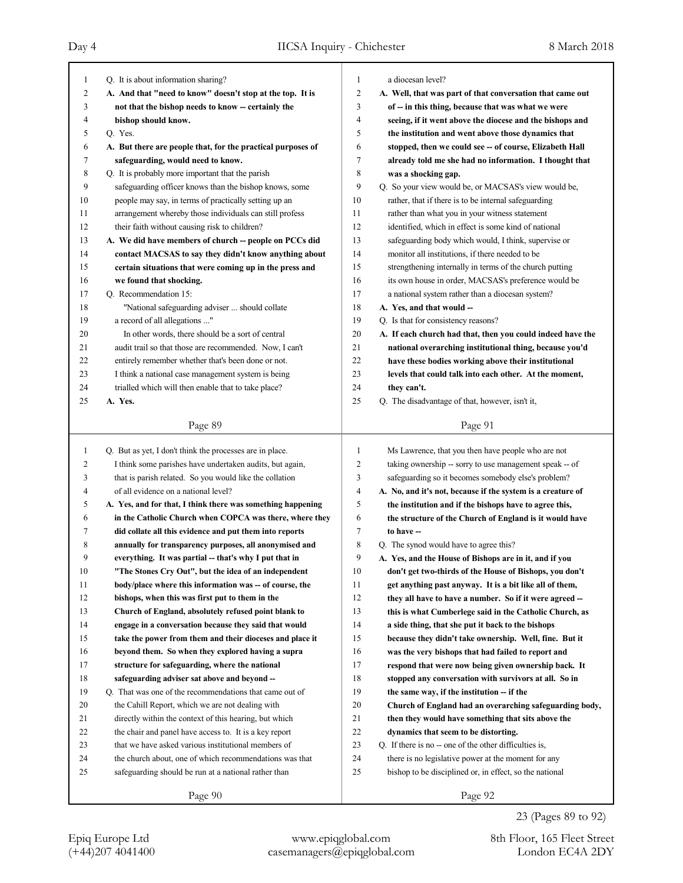Q. It is about information sharing?

**A. And that "need to know" doesn't stop at the top. It is not that the bishop needs to know -- certainly the bishop should know.**

Q. Yes.

**A. But there are people that, for the practical purposes of safeguarding, would need to know.**

Q. It is probably more important that the parish safeguarding officer knows than the bishop knows, some people may say, in terms of practically setting up an arrangement whereby those individuals can still profess their faith without causing risk to children?

**A. We did have members of church -- people on PCCs did contact MACSAS to say they didn't know anything about certain situations that were coming up in the press and we found that shocking.**

Q. Recommendation 15:

"National safeguarding adviser ... should collate a record of all allegations ..."

In other words, there should be a sort of central audit trail so that those are recommended. Now, I can't entirely remember whether that's been done or not. I think a national case management system is being trialled which will then enable that to take place?

**A. Yes.**

Q. But as yet, I don't think the processes are in place. I think some parishes have undertaken audits, but again, that is parish related. So you would like the collation of all evidence on a national level?

**A. Yes, and for that, I think there was something happening in the Catholic Church when COPCA was there, where they did collate all this evidence and put them into reports annually for transparency purposes, all anonymised and everything. It was partial -- that's why I put that in "The Stones Cry Out", but the idea of an independent body/place where this information was -- of course, the bishops, when this was first put to them in the Church of England, absolutely refused point blank to engage in a conversation because they said that would take the power from them and their dioceses and place it beyond them. So when they explored having a supra structure for safeguarding, where the national safeguarding adviser sat above and beyond --**

Q. That was one of the recommendations that came out of the Cahill Report, which we are not dealing with directly within the context of this hearing, but which the chair and panel have access to. It is a key report that we have asked various institutional members of the church about, one of which recommendations was that safeguarding should be run at a national rather than a diocesan level?

**A. Well, that was part of that conversation that came out of -- in this thing, because that was what we were seeing, if it went above the diocese and the bishops and the institution and went above those dynamics that stopped, then we could see -- of course, Elizabeth Hall already told me she had no information. I thought that was a shocking gap.**

Q. So your view would be, or MACSAS's view would be, rather, that if there is to be internal safeguarding rather than what you in your witness statement identified, which in effect is some kind of national safeguarding body which would, I think, supervise or monitor all institutions, if there needed to be strengthening internally in terms of the church putting its own house in order, MACSAS's preference would be a national system rather than a diocesan system?

**A. Yes, and that would --**

Q. Is that for consistency reasons?

**A. If each church had that, then you could indeed have the national overarching institutional thing, because you'd have these bodies working above their institutional levels that could talk into each other. At the moment, they can't.**

Q. The disadvantage of that, however, isn't it, Ms Lawrence, that you then have people who are not taking ownership -- sorry to use management speak -- of safeguarding so it becomes somebody else's problem?

**A. No, and it's not, because if the system is a creature of the institution and if the bishops have to agree this, the structure of the Church of England is it would have to have --**

Q. The synod would have to agree this?

**A. Yes, and the House of Bishops are in it, and if you don't get two-thirds of the House of Bishops, you don't get anything past anyway. It is a bit like all of them, they all have to have a number. So if it were agreed -- this is what Cumberlege said in the Catholic Church, as a side thing, that she put it back to the bishops because they didn't take ownership. Well, fine. But it was the very bishops that had failed to report and respond that were now being given ownership back. It stopped any conversation with survivors at all. So in the same way, if the institution -- if the Church of England had an overarching safeguarding body, then they would have something that sits above the dynamics that seem to be distorting.**

Q. If there is no -- one of the other difficulties is, there is no legislative power at the moment for any bishop to be disciplined or, in effect, so the national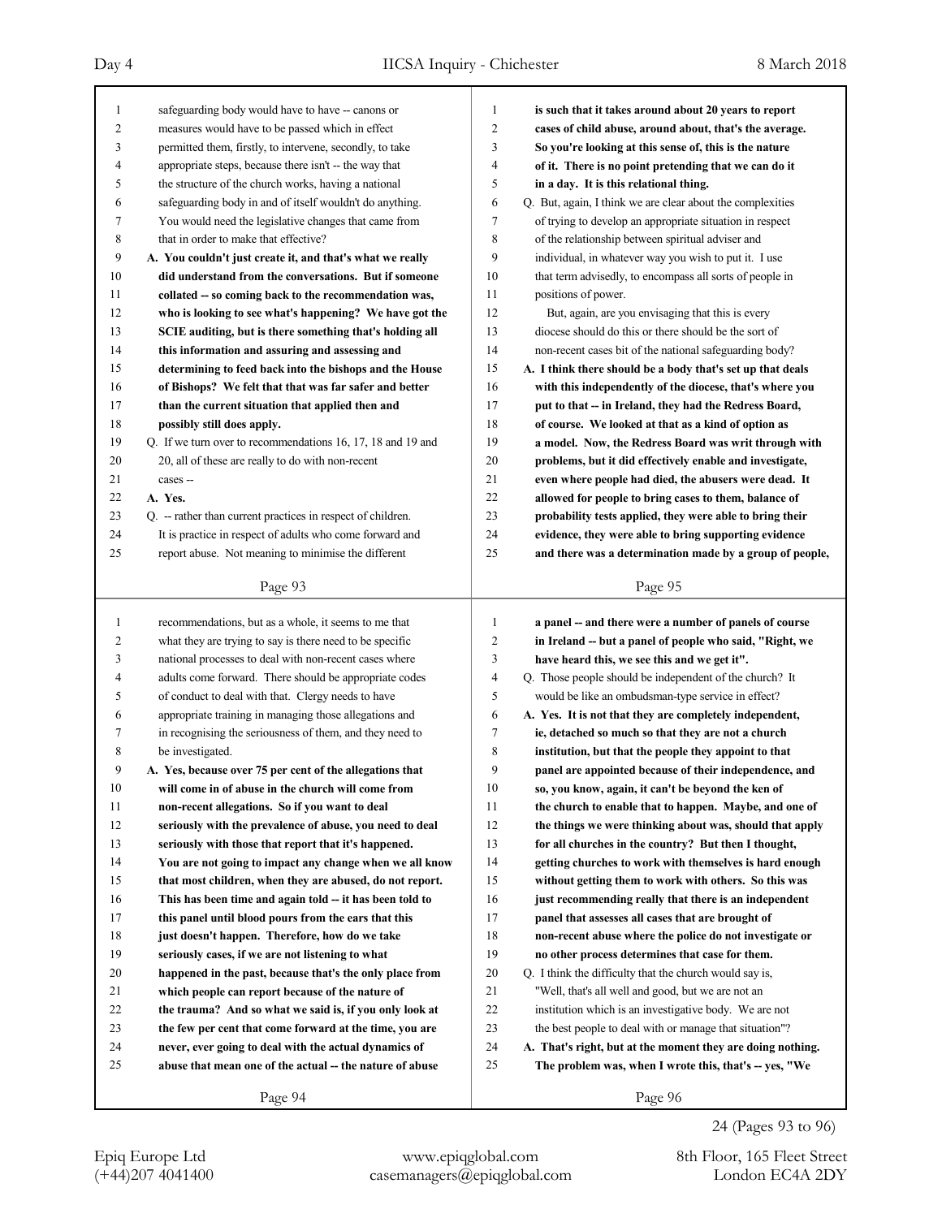safeguarding body would have to have -- canons or measures would have to be passed which in effect permitted them, firstly, to intervene, secondly, to take appropriate steps, because there isn't -- the way that the structure of the church works, having a national safeguarding body in and of itself wouldn't do anything. You would need the legislative changes that came from that in order to make that effective?

**A. You couldn't just create it, and that's what we really did understand from the conversations. But if someone collated -- so coming back to the recommendation was, who is looking to see what's happening? We have got the SCIE auditing, but is there something that's holding all this information and assuring and assessing and determining to feed back into the bishops and the House of Bishops? We felt that that was far safer and better than the current situation that applied then and possibly still does apply.**

Q. If we turn over to recommendations 16, 17, 18 and 19 and 20, all of these are really to do with non-recent cases --

**A. Yes.**

Q. -- rather than current practices in respect of children. It is practice in respect of adults who come forward and report abuse. Not meaning to minimise the different recommendations, but as a whole, it seems to me that what they are trying to say is there need to be specific national processes to deal with non-recent cases where adults come forward. There should be appropriate codes of conduct to deal with that. Clergy needs to have appropriate training in managing those allegations and in recognising the seriousness of them, and they need to be investigated.

**A. Yes, because over 75 per cent of the allegations that will come in of abuse in the church will come from non-recent allegations. So if you want to deal seriously with the prevalence of abuse, you need to deal seriously with those that report that it's happened. You are not going to impact any change when we all know that most children, when they are abused, do not report. This has been time and again told -- it has been told to this panel until blood pours from the ears that this just doesn't happen. Therefore, how do we take seriously cases, if we are not listening to what happened in the past, because that's the only place from which people can report because of the nature of the trauma? And so what we said is, if you only look at the few per cent that come forward at the time, you are never, ever going to deal with the actual dynamics of abuse that mean one of the actual -- the nature of abuse is such that it takes around about 20 years to report cases of child abuse, around about, that's the average. So you're looking at this sense of, this is the nature of it. There is no point pretending that we can do it in a day. It is this relational thing.**

Q. But, again, I think we are clear about the complexities of trying to develop an appropriate situation in respect of the relationship between spiritual adviser and individual, in whatever way you wish to put it. I use that term advisedly, to encompass all sorts of people in positions of power.

But, again, are you envisaging that this is every diocese should do this or there should be the sort of non-recent cases bit of the national safeguarding body?

**A. I think there should be a body that's set up that deals with this independently of the diocese, that's where you put to that -- in Ireland, they had the Redress Board, of course. We looked at that as a kind of option as a model. Now, the Redress Board was writ through with problems, but it did effectively enable and investigate, even where people had died, the abusers were dead. It allowed for people to bring cases to them, balance of probability tests applied, they were able to bring their evidence, they were able to bring supporting evidence and there was a determination made by a group of people, a panel -- and there were a number of panels of course in Ireland -- but a panel of people who said, "Right, we have heard this, we see this and we get it".**

Q. Those people should be independent of the church? It would be like an ombudsman-type service in effect?

**A. Yes. It is not that they are completely independent, ie, detached so much so that they are not a church institution, but that the people they appoint to that panel are appointed because of their independence, and so, you know, again, it can't be beyond the ken of the church to enable that to happen. Maybe, and one of the things we were thinking about was, should that apply for all churches in the country? But then I thought, getting churches to work with themselves is hard enough without getting them to work with others. So this was just recommending really that there is an independent panel that assesses all cases that are brought of non-recent abuse where the police do not investigate or no other process determines that case for them.**

Q. I think the difficulty that the church would say is, "Well, that's all well and good, but we are not an institution which is an investigative body. We are not the best people to deal with or manage that situation"?

**A. That's right, but at the moment they are doing nothing. The problem was, when I wrote this, that's -- yes, "We**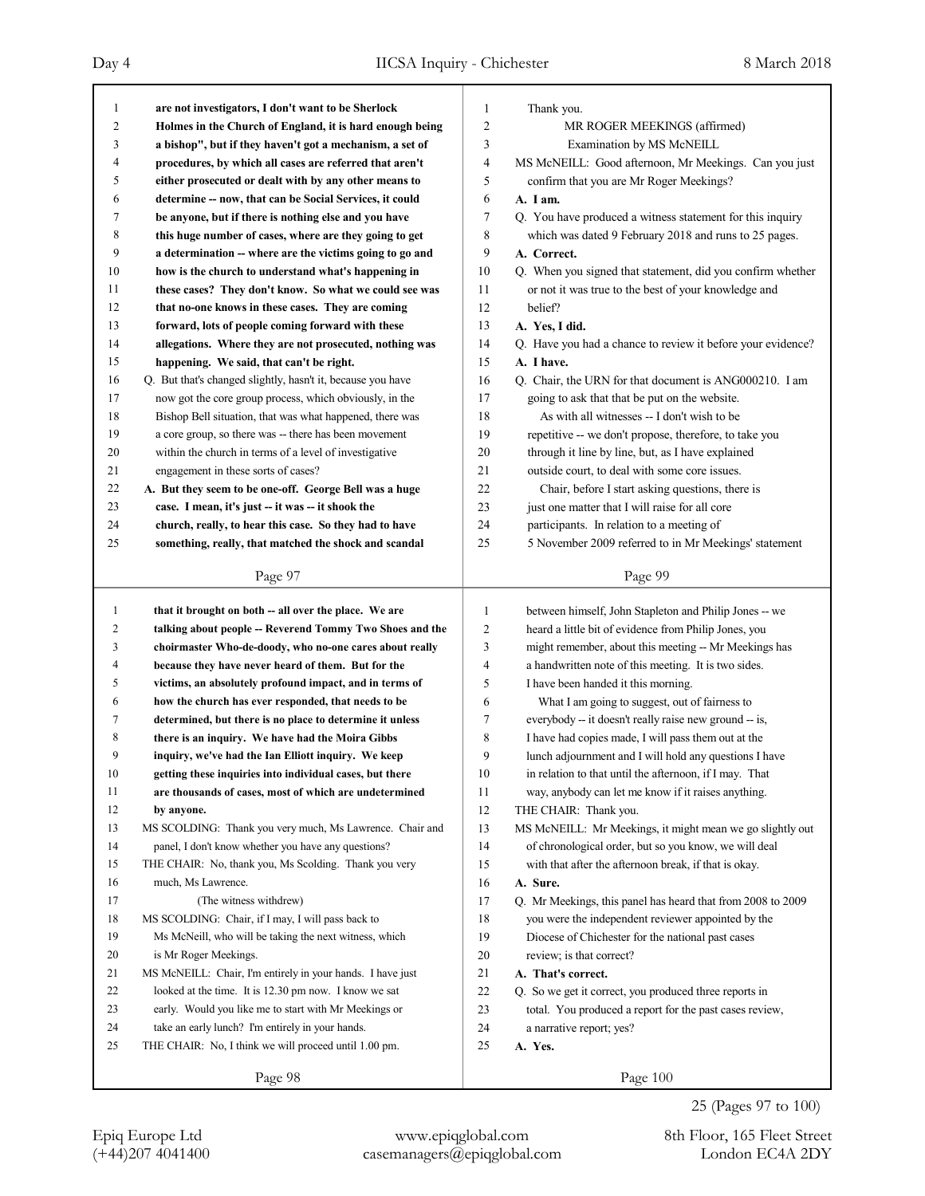**Page 97**

1 **are not investigators, I don't want to be Sherlock**
2 **Holmes in the Church of England, it is hard enough being**
3 **a bishop", but if they haven't got a mechanism, a set of**
4 **procedures, by which all cases are referred that aren't**
5 **either prosecuted or dealt with by any other means to**
6 **determine -- now, that can be Social Services, it could**
7 **be anyone, but if there is nothing else and you have**
8 **this huge number of cases, where are they going to get**
9 **a determination -- where are the victims going to go and**
10 **how is the church to understand what's happening in**
11 **these cases? They don't know. So what we could see was**
12 **that no-one knows in these cases. They are coming**
13 **forward, lots of people coming forward with these**
14 **allegations. Where they are not prosecuted, nothing was**
15 **happening. We said, that can't be right.**
16 Q. But that's changed slightly, hasn't it, because you have
17 now got the core group process, which obviously, in the
18 Bishop Bell situation, that was what happened, there was
19 a core group, so there was -- there has been movement
20 within the church in terms of a level of investigative
21 engagement in these sorts of cases?
22 **A. But they seem to be one-off. George Bell was a huge**
23 **case. I mean, it's just -- it was -- it shook the**
24 **church, really, to hear this case. So they had to have**
25 **something, really, that matched the shock and scandal**

**Page 98**

1 **that it brought on both -- all over the place. We are**
2 **talking about people -- Reverend Tommy Two Shoes and the**
3 **choirmaster Who-de-doody, who no-one cares about really**
4 **because they have never heard of them. But for the**
5 **victims, an absolutely profound impact, and in terms of**
6 **how the church has ever responded, that needs to be**
7 **determined, but there is no place to determine it unless**
8 **there is an inquiry. We have had the Moira Gibbs**
9 **inquiry, we've had the Ian Elliott inquiry. We keep**
10 **getting these inquiries into individual cases, but there**
11 **are thousands of cases, most of which are undetermined**
12 **by anyone.**
13 MS SCOLDING: Thank you very much, Ms Lawrence. Chair and
14 panel, I don't know whether you have any questions?
15 THE CHAIR: No, thank you, Ms Scolding. Thank you very
16 much, Ms Lawrence.
17 (The witness withdrew)
18 MS SCOLDING: Chair, if I may, I will pass back to
19 Ms McNeill, who will be taking the next witness, which
20 is Mr Roger Meekings.
21 MS McNEILL: Chair, I'm entirely in your hands. I have just
22 looked at the time. It is 12.30 pm now. I know we sat
23 early. Would you like me to start with Mr Meekings or
24 take an early lunch? I'm entirely in your hands.
25 THE CHAIR: No, I think we will proceed until 1.00 pm.

**Page 99**

1 Thank you.
2 MR ROGER MEEKINGS (affirmed)
3 Examination by MS McNEILL
4 MS McNEILL: Good afternoon, Mr Meekings. Can you just
5 confirm that you are Mr Roger Meekings?
6 **A. I am.**
7 Q. You have produced a witness statement for this inquiry
8 which was dated 9 February 2018 and runs to 25 pages.
9 **A. Correct.**
10 Q. When you signed that statement, did you confirm whether
11 or not it was true to the best of your knowledge and
12 belief?
13 **A. Yes, I did.**
14 Q. Have you had a chance to review it before your evidence?
15 **A. I have.**
16 Q. Chair, the URN for that document is ANG000210. I am
17 going to ask that that be put on the website.
18 As with all witnesses -- I don't wish to be
19 repetitive -- we don't propose, therefore, to take you
20 through it line by line, but, as I have explained
21 outside court, to deal with some core issues.
22 Chair, before I start asking questions, there is
23 just one matter that I will raise for all core
24 participants. In relation to a meeting of
25 5 November 2009 referred to in Mr Meekings' statement

**Page 100**

1 between himself, John Stapleton and Philip Jones -- we
2 heard a little bit of evidence from Philip Jones, you
3 might remember, about this meeting -- Mr Meekings has
4 a handwritten note of this meeting. It is two sides.
5 I have been handed it this morning.
6 What I am going to suggest, out of fairness to
7 everybody -- it doesn't really raise new ground -- is,
8 I have had copies made, I will pass them out at the
9 lunch adjournment and I will hold any questions I have
10 in relation to that until the afternoon, if I may. That
11 way, anybody can let me know if it raises anything.
12 THE CHAIR: Thank you.
13 MS McNEILL: Mr Meekings, it might mean we go slightly out
14 of chronological order, but so you know, we will deal
15 with that after the afternoon break, if that is okay.
16 **A. Sure.**
17 Q. Mr Meekings, this panel has heard that from 2008 to 2009
18 you were the independent reviewer appointed by the
19 Diocese of Chichester for the national past cases
20 review; is that correct?
21 **A. That's correct.**
22 Q. So we get it correct, you produced three reports in
23 total. You produced a report for the past cases review,
24 a narrative report; yes?
25 **A. Yes.**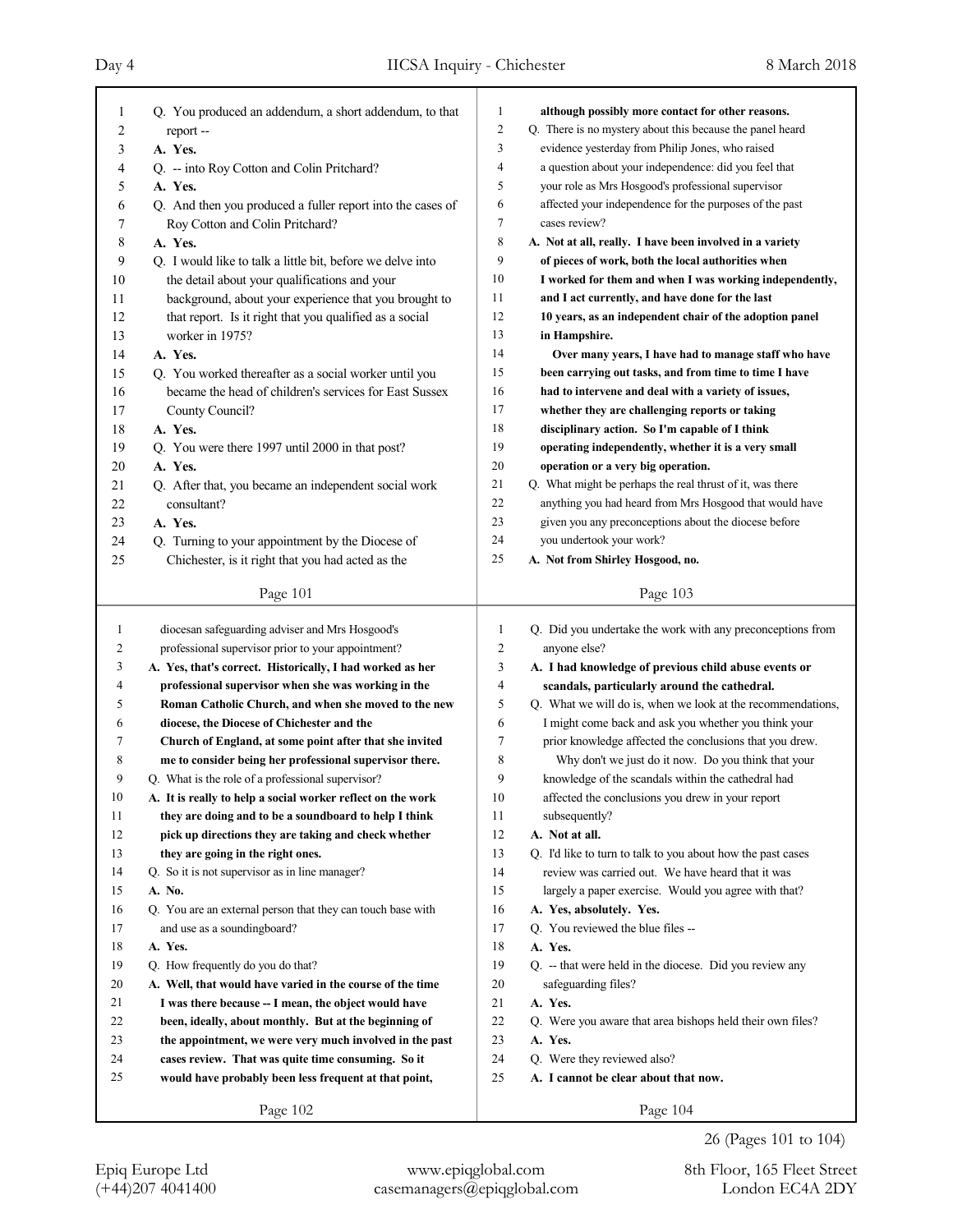Q. You produced an addendum, a short addendum, to that report --

**A. Yes.**

Q. -- into Roy Cotton and Colin Pritchard?

**A. Yes.**

Q. And then you produced a fuller report into the cases of Roy Cotton and Colin Pritchard?

**A. Yes.**

Q. I would like to talk a little bit, before we delve into the detail about your qualifications and your background, about your experience that you brought to that report. Is it right that you qualified as a social worker in 1975?

**A. Yes.**

Q. You worked thereafter as a social worker until you became the head of children's services for East Sussex County Council?

**A. Yes.**

Q. You were there 1997 until 2000 in that post?

**A. Yes.**

Q. After that, you became an independent social work consultant?

**A. Yes.**

Q. Turning to your appointment by the Diocese of Chichester, is it right that you had acted as the diocesan safeguarding adviser and Mrs Hosgood's professional supervisor prior to your appointment?

**A. Yes, that's correct. Historically, I had worked as her professional supervisor when she was working in the Roman Catholic Church, and when she moved to the new diocese, the Diocese of Chichester and the Church of England, at some point after that she invited me to consider being her professional supervisor there.**

Q. What is the role of a professional supervisor?

**A. It is really to help a social worker reflect on the work they are doing and to be a soundboard to help I think pick up directions they are taking and check whether they are going in the right ones.**

Q. So it is not supervisor as in line manager?

**A. No.**

Q. You are an external person that they can touch base with and use as a soundingboard?

**A. Yes.**

Q. How frequently do you do that?

**A. Well, that would have varied in the course of the time I was there because -- I mean, the object would have been, ideally, about monthly. But at the beginning of the appointment, we were very much involved in the past cases review. That was quite time consuming. So it would have probably been less frequent at that point, although possibly more contact for other reasons.**

Q. There is no mystery about this because the panel heard evidence yesterday from Philip Jones, who raised a question about your independence: did you feel that your role as Mrs Hosgood's professional supervisor affected your independence for the purposes of the past cases review?

**A. Not at all, really. I have been involved in a variety of pieces of work, both the local authorities when I worked for them and when I was working independently, and I act currently, and have done for the last 10 years, as an independent chair of the adoption panel in Hampshire.**

**Over many years, I have had to manage staff who have been carrying out tasks, and from time to time I have had to intervene and deal with a variety of issues, whether they are challenging reports or taking disciplinary action. So I'm capable of I think operating independently, whether it is a very small operation or a very big operation.**

Q. What might be perhaps the real thrust of it, was there anything you had heard from Mrs Hosgood that would have given you any preconceptions about the diocese before you undertook your work?

**A. Not from Shirley Hosgood, no.**

Q. Did you undertake the work with any preconceptions from anyone else?

**A. I had knowledge of previous child abuse events or scandals, particularly around the cathedral.**

Q. What we will do is, when we look at the recommendations, I might come back and ask you whether you think your prior knowledge affected the conclusions that you drew.

Why don't we just do it now. Do you think that your knowledge of the scandals within the cathedral had affected the conclusions you drew in your report subsequently?

**A. Not at all.**

Q. I'd like to turn to talk to you about how the past cases review was carried out. We have heard that it was largely a paper exercise. Would you agree with that?

**A. Yes, absolutely. Yes.**

Q. You reviewed the blue files --

**A. Yes.**

Q. -- that were held in the diocese. Did you review any safeguarding files?

**A. Yes.**

Q. Were you aware that area bishops held their own files?

**A. Yes.**

Q. Were they reviewed also?

**A. I cannot be clear about that now.**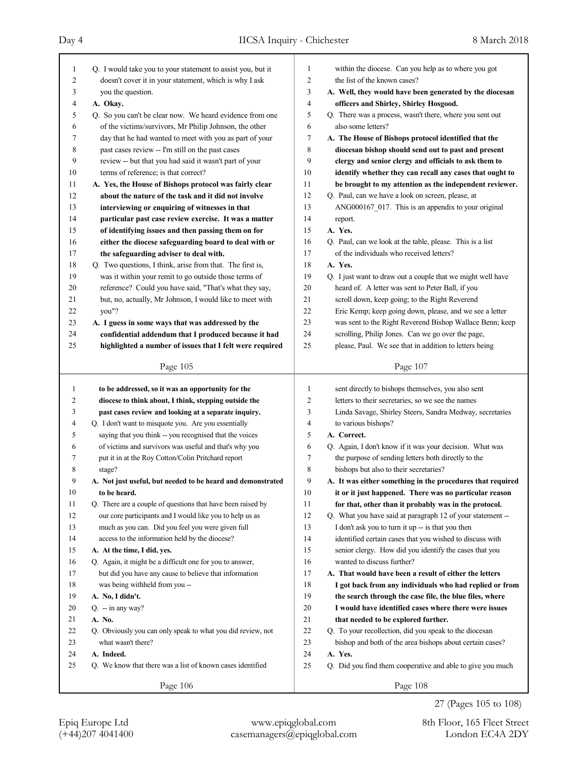Q. I would take you to your statement to assist you, but it doesn't cover it in your statement, which is why I ask you the question.

**A. Okay.**

Q. So you can't be clear now. We heard evidence from one of the victims/survivors, Mr Philip Johnson, the other day that he had wanted to meet with you as part of your past cases review -- I'm still on the past cases review -- but that you had said it wasn't part of your terms of reference; is that correct?

**A. Yes, the House of Bishops protocol was fairly clear about the nature of the task and it did not involve interviewing or enquiring of witnesses in that particular past case review exercise. It was a matter of identifying issues and then passing them on for either the diocese safeguarding board to deal with or the safeguarding adviser to deal with.**

Q. Two questions, I think, arise from that. The first is, was it within your remit to go outside those terms of reference? Could you have said, "That's what they say, but, no, actually, Mr Johnson, I would like to meet with you"?

**A. I guess in some ways that was addressed by the confidential addendum that I produced because it had highlighted a number of issues that I felt were required to be addressed, so it was an opportunity for the diocese to think about, I think, stepping outside the past cases review and looking at a separate inquiry.**

Q. I don't want to misquote you. Are you essentially saying that you think -- you recognised that the voices of victims and survivors was useful and that's why you put it in at the Roy Cotton/Colin Pritchard report stage?

**A. Not just useful, but needed to be heard and demonstrated to be heard.**

Q. There are a couple of questions that have been raised by our core participants and I would like you to help us as much as you can. Did you feel you were given full access to the information held by the diocese?

**A. At the time, I did, yes.**

Q. Again, it might be a difficult one for you to answer, but did you have any cause to believe that information was being withheld from you --

**A. No, I didn't.**

Q. -- in any way?

**A. No.**

Q. Obviously you can only speak to what you did review, not what wasn't there?

**A. Indeed.**

Q. We know that there was a list of known cases identified within the diocese. Can you help as to where you got the list of the known cases?

**A. Well, they would have been generated by the diocesan officers and Shirley, Shirley Hosgood.**

Q. There was a process, wasn't there, where you sent out also some letters?

**A. The House of Bishops protocol identified that the diocesan bishop should send out to past and present clergy and senior clergy and officials to ask them to identify whether they can recall any cases that ought to be brought to my attention as the independent reviewer.**

Q. Paul, can we have a look on screen, please, at ANG000167_017. This is an appendix to your original report.

**A. Yes.**

Q. Paul, can we look at the table, please. This is a list of the individuals who received letters?

**A. Yes.**

Q. I just want to draw out a couple that we might well have heard of. A letter was sent to Peter Ball, if you scroll down, keep going; to the Right Reverend Eric Kemp; keep going down, please, and we see a letter was sent to the Right Reverend Bishop Wallace Benn; keep scrolling, Philip Jones. Can we go over the page, please, Paul. We see that in addition to letters being sent directly to bishops themselves, you also sent letters to their secretaries, so we see the names Linda Savage, Shirley Steers, Sandra Medway, secretaries to various bishops?

**A. Correct.**

Q. Again, I don't know if it was your decision. What was the purpose of sending letters both directly to the bishops but also to their secretaries?

**A. It was either something in the procedures that required it or it just happened. There was no particular reason for that, other than it probably was in the protocol.**

Q. What you have said at paragraph 12 of your statement -- I don't ask you to turn it up -- is that you then identified certain cases that you wished to discuss with senior clergy. How did you identify the cases that you wanted to discuss further?

**A. That would have been a result of either the letters I got back from any individuals who had replied or from the search through the case file, the blue files, where I would have identified cases where there were issues that needed to be explored further.**

Q. To your recollection, did you speak to the diocesan bishop and both of the area bishops about certain cases?

**A. Yes.**

Q. Did you find them cooperative and able to give you much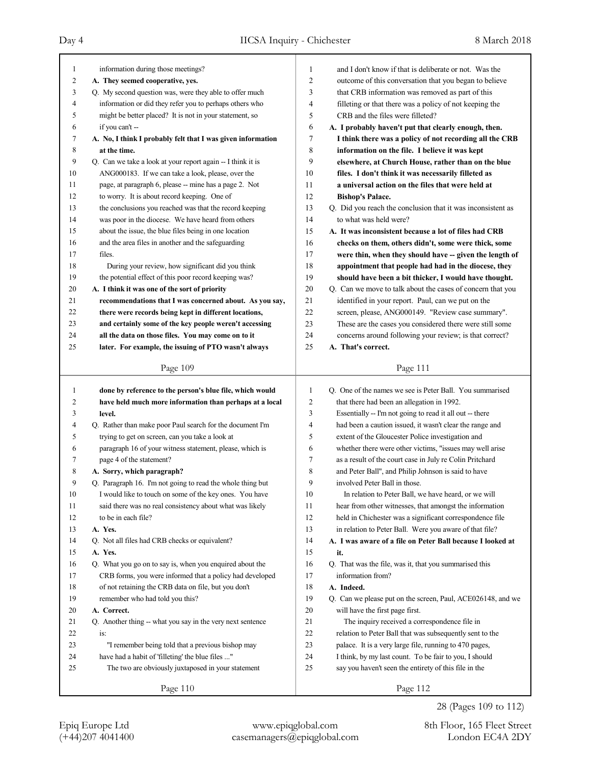information during those meetings?

**A. They seemed cooperative, yes.**

Q. My second question was, were they able to offer much information or did they refer you to perhaps others who might be better placed? It is not in your statement, so if you can't --

**A. No, I think I probably felt that I was given information at the time.**

Q. Can we take a look at your report again -- I think it is ANG000183. If we can take a look, please, over the page, at paragraph 6, please -- mine has a page 2. Not to worry. It is about record keeping. One of the conclusions you reached was that the record keeping was poor in the diocese. We have heard from others about the issue, the blue files being in one location and the area files in another and the safeguarding files.

During your review, how significant did you think the potential effect of this poor record keeping was?

**A. I think it was one of the sort of priority recommendations that I was concerned about. As you say, there were records being kept in different locations, and certainly some of the key people weren't accessing all the data on those files. You may come on to it later. For example, the issuing of PTO wasn't always done by reference to the person's blue file, which would have held much more information than perhaps at a local level.**

Q. Rather than make poor Paul search for the document I'm trying to get on screen, can you take a look at paragraph 16 of your witness statement, please, which is page 4 of the statement?

**A. Sorry, which paragraph?**

Q. Paragraph 16. I'm not going to read the whole thing but I would like to touch on some of the key ones. You have said there was no real consistency about what was likely to be in each file?

**A. Yes.**

Q. Not all files had CRB checks or equivalent?

**A. Yes.**

Q. What you go on to say is, when you enquired about the CRB forms, you were informed that a policy had developed of not retaining the CRB data on file, but you don't remember who had told you this?

**A. Correct.**

Q. Another thing -- what you say in the very next sentence is:

"I remember being told that a previous bishop may have had a habit of 'filleting' the blue files ..."

The two are obviously juxtaposed in your statement and I don't know if that is deliberate or not. Was the outcome of this conversation that you began to believe that CRB information was removed as part of this filleting or that there was a policy of not keeping the CRB and the files were filleted?

**A. I probably haven't put that clearly enough, then. I think there was a policy of not recording all the CRB information on the file. I believe it was kept elsewhere, at Church House, rather than on the blue files. I don't think it was necessarily filleted as a universal action on the files that were held at Bishop's Palace.**

Q. Did you reach the conclusion that it was inconsistent as to what was held were?

**A. It was inconsistent because a lot of files had CRB checks on them, others didn't, some were thick, some were thin, when they should have -- given the length of appointment that people had had in the diocese, they should have been a bit thicker, I would have thought.**

Q. Can we move to talk about the cases of concern that you identified in your report. Paul, can we put on the screen, please, ANG000149. "Review case summary". These are the cases you considered there were still some concerns around following your review; is that correct?

**A. That's correct.**

Q. One of the names we see is Peter Ball. You summarised that there had been an allegation in 1992. Essentially -- I'm not going to read it all out -- there had been a caution issued, it wasn't clear the range and extent of the Gloucester Police investigation and whether there were other victims, "issues may well arise as a result of the court case in July re Colin Pritchard and Peter Ball", and Philip Johnson is said to have involved Peter Ball in those.

In relation to Peter Ball, we have heard, or we will hear from other witnesses, that amongst the information held in Chichester was a significant correspondence file in relation to Peter Ball. Were you aware of that file?

**A. I was aware of a file on Peter Ball because I looked at it.**

Q. That was the file, was it, that you summarised this information from?

**A. Indeed.**

Q. Can we please put on the screen, Paul, ACE026148, and we will have the first page first.

The inquiry received a correspondence file in relation to Peter Ball that was subsequently sent to the palace. It is a very large file, running to 470 pages, I think, by my last count. To be fair to you, I should say you haven't seen the entirety of this file in the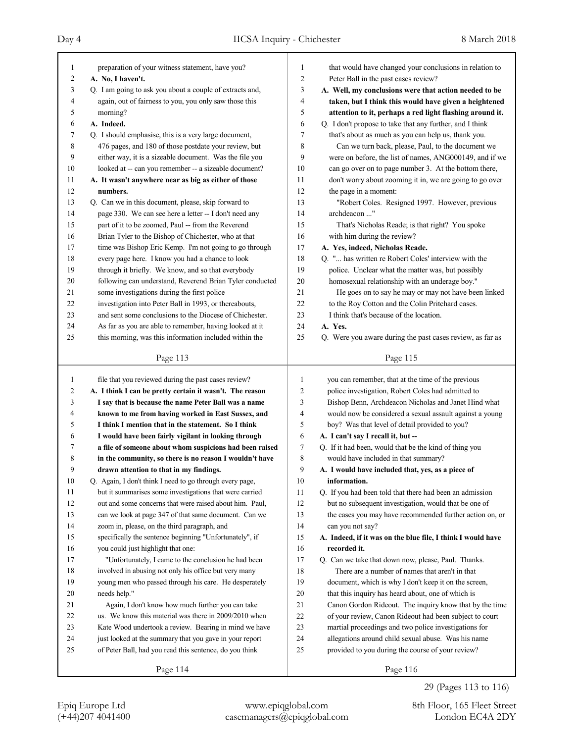preparation of your witness statement, have you?

**A. No, I haven't.**

Q. I am going to ask you about a couple of extracts and, again, out of fairness to you, you only saw those this morning?

**A. Indeed.**

Q. I should emphasise, this is a very large document, 476 pages, and 180 of those postdate your review, but either way, it is a sizeable document. Was the file you looked at -- can you remember -- a sizeable document?

**A. It wasn't anywhere near as big as either of those numbers.**

Q. Can we in this document, please, skip forward to page 330. We can see here a letter -- I don't need any part of it to be zoomed, Paul -- from the Reverend Brian Tyler to the Bishop of Chichester, who at that time was Bishop Eric Kemp. I'm not going to go through every page here. I know you had a chance to look through it briefly. We know, and so that everybody following can understand, Reverend Brian Tyler conducted some investigations during the first police investigation into Peter Ball in 1993, or thereabouts, and sent some conclusions to the Diocese of Chichester. As far as you are able to remember, having looked at it this morning, was this information included within the file that you reviewed during the past cases review?

**A. I think I can be pretty certain it wasn't. The reason I say that is because the name Peter Ball was a name known to me from having worked in East Sussex, and I think I mention that in the statement. So I think I would have been fairly vigilant in looking through a file of someone about whom suspicions had been raised in the community, so there is no reason I wouldn't have drawn attention to that in my findings.**

Q. Again, I don't think I need to go through every page, but it summarises some investigations that were carried out and some concerns that were raised about him. Paul, can we look at page 347 of that same document. Can we zoom in, please, on the third paragraph, and specifically the sentence beginning "Unfortunately", if you could just highlight that one:

"Unfortunately, I came to the conclusion he had been involved in abusing not only his office but very many young men who passed through his care. He desperately needs help."

Again, I don't know how much further you can take us. We know this material was there in 2009/2010 when Kate Wood undertook a review. Bearing in mind we have just looked at the summary that you gave in your report of Peter Ball, had you read this sentence, do you think that would have changed your conclusions in relation to Peter Ball in the past cases review?

**A. Well, my conclusions were that action needed to be taken, but I think this would have given a heightened attention to it, perhaps a red light flashing around it.**

Q. I don't propose to take that any further, and I think that's about as much as you can help us, thank you.

Can we turn back, please, Paul, to the document we were on before, the list of names, ANG000149, and if we can go over on to page number 3. At the bottom there, don't worry about zooming it in, we are going to go over the page in a moment:

"Robert Coles. Resigned 1997. However, previous archdeacon ..."

That's Nicholas Reade; is that right? You spoke with him during the review?

**A. Yes, indeed, Nicholas Reade.**

Q. "... has written re Robert Coles' interview with the police. Unclear what the matter was, but possibly homosexual relationship with an underage boy."

He goes on to say he may or may not have been linked to the Roy Cotton and the Colin Pritchard cases. I think that's because of the location.

**A. Yes.**

Q. Were you aware during the past cases review, as far as you can remember, that at the time of the previous police investigation, Robert Coles had admitted to Bishop Benn, Archdeacon Nicholas and Janet Hind what would now be considered a sexual assault against a young boy? Was that level of detail provided to you?

**A. I can't say I recall it, but --**

Q. If it had been, would that be the kind of thing you would have included in that summary?

**A. I would have included that, yes, as a piece of information.**

Q. If you had been told that there had been an admission but no subsequent investigation, would that be one of the cases you may have recommended further action on, or can you not say?

**A. Indeed, if it was on the blue file, I think I would have recorded it.**

Q. Can we take that down now, please, Paul. Thanks.

There are a number of names that aren't in that document, which is why I don't keep it on the screen, that this inquiry has heard about, one of which is Canon Gordon Rideout. The inquiry know that by the time of your review, Canon Rideout had been subject to court martial proceedings and two police investigations for allegations around child sexual abuse. Was his name provided to you during the course of your review?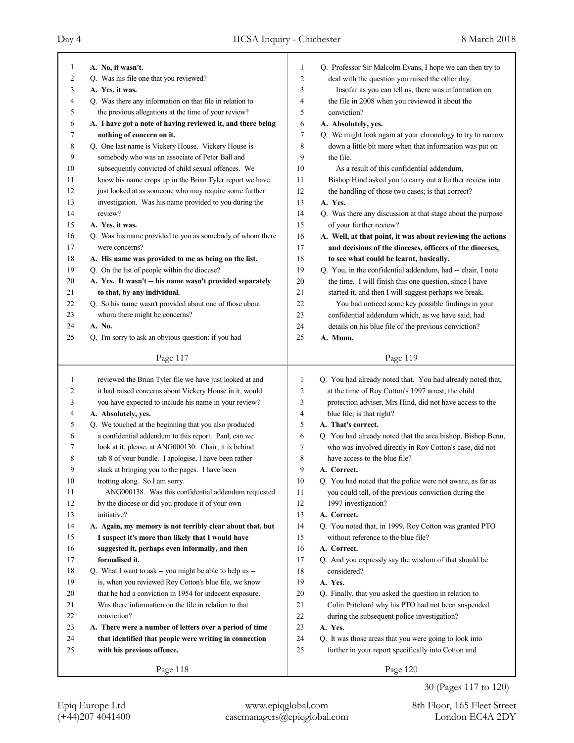**Page 117**

1 **A. No, it wasn't.**
2 Q. Was his file one that you reviewed?
3 **A. Yes, it was.**
4 Q. Was there any information on that file in relation to
5 the previous allegations at the time of your review?
6 **A. I have got a note of having reviewed it, and there being**
7 **nothing of concern on it.**
8 Q. One last name is Vickery House. Vickery House is
9 somebody who was an associate of Peter Ball and
10 subsequently convicted of child sexual offences. We
11 know his name crops up in the Brian Tyler report we have
12 just looked at as someone who may require some further
13 investigation. Was his name provided to you during the
14 review?
15 **A. Yes, it was.**
16 Q. Was his name provided to you as somebody of whom there
17 were concerns?
18 **A. His name was provided to me as being on the list.**
19 Q. On the list of people within the diocese?
20 **A. Yes. It wasn't -- his name wasn't provided separately**
21 **to that, by any individual.**
22 Q. So his name wasn't provided about one of those about
23 whom there might be concerns?
24 **A. No.**
25 Q. I'm sorry to ask an obvious question: if you had

**Page 118**

1 reviewed the Brian Tyler file we have just looked at and
2 it had raised concerns about Vickery House in it, would
3 you have expected to include his name in your review?
4 **A. Absolutely, yes.**
5 Q. We touched at the beginning that you also produced
6 a confidential addendum to this report. Paul, can we
7 look at it, please, at ANG000130. Chair, it is behind
8 tab 8 of your bundle. I apologise, I have been rather
9 slack at bringing you to the pages. I have been
10 trotting along. So I am sorry.
11 ANG000138. Was this confidential addendum requested
12 by the diocese or did you produce it of your own
13 initiative?
14 **A. Again, my memory is not terribly clear about that, but**
15 **I suspect it's more than likely that I would have**
16 **suggested it, perhaps even informally, and then**
17 **formalised it.**
18 Q. What I want to ask -- you might be able to help us --
19 is, when you reviewed Roy Cotton's blue file, we know
20 that he had a conviction in 1954 for indecent exposure.
21 Was there information on the file in relation to that
22 conviction?
23 **A. There were a number of letters over a period of time**
24 **that identified that people were writing in connection**
25 **with his previous offence.**

**Page 119**

1 Q. Professor Sir Malcolm Evans, I hope we can then try to
2 deal with the question you raised the other day.
3 Insofar as you can tell us, there was information on
4 the file in 2008 when you reviewed it about the
5 conviction?
6 **A. Absolutely, yes.**
7 Q. We might look again at your chronology to try to narrow
8 down a little bit more when that information was put on
9 the file.
10 As a result of this confidential addendum,
11 Bishop Hind asked you to carry out a further review into
12 the handling of those two cases; is that correct?
13 **A. Yes.**
14 Q. Was there any discussion at that stage about the purpose
15 of your further review?
16 **A. Well, at that point, it was about reviewing the actions**
17 **and decisions of the dioceses, officers of the dioceses,**
18 **to see what could be learnt, basically.**
19 Q. You, in the confidential addendum, had -- chair, I note
20 the time. I will finish this one question, since I have
21 started it, and then I will suggest perhaps we break.
22 You had noticed some key possible findings in your
23 confidential addendum which, as we have said, had
24 details on his blue file of the previous conviction?
25 **A. Mmm.**

**Page 120**

1 Q. You had already noted that. You had already noted that,
2 at the time of Roy Cotton's 1997 arrest, the child
3 protection adviser, Mrs Hind, did not have access to the
4 blue file; is that right?
5 **A. That's correct.**
6 Q. You had already noted that the area bishop, Bishop Benn,
7 who was involved directly in Roy Cotton's case, did not
8 have access to the blue file?
9 **A. Correct.**
10 Q. You had noted that the police were not aware, as far as
11 you could tell, of the previous conviction during the
12 1997 investigation?
13 **A. Correct.**
14 Q. You noted that, in 1999, Roy Cotton was granted PTO
15 without reference to the blue file?
16 **A. Correct.**
17 Q. And you expressly say the wisdom of that should be
18 considered?
19 **A. Yes.**
20 Q. Finally, that you asked the question in relation to
21 Colin Pritchard why his PTO had not been suspended
22 during the subsequent police investigation?
23 **A. Yes.**
24 Q. It was those areas that you were going to look into
25 further in your report specifically into Cotton and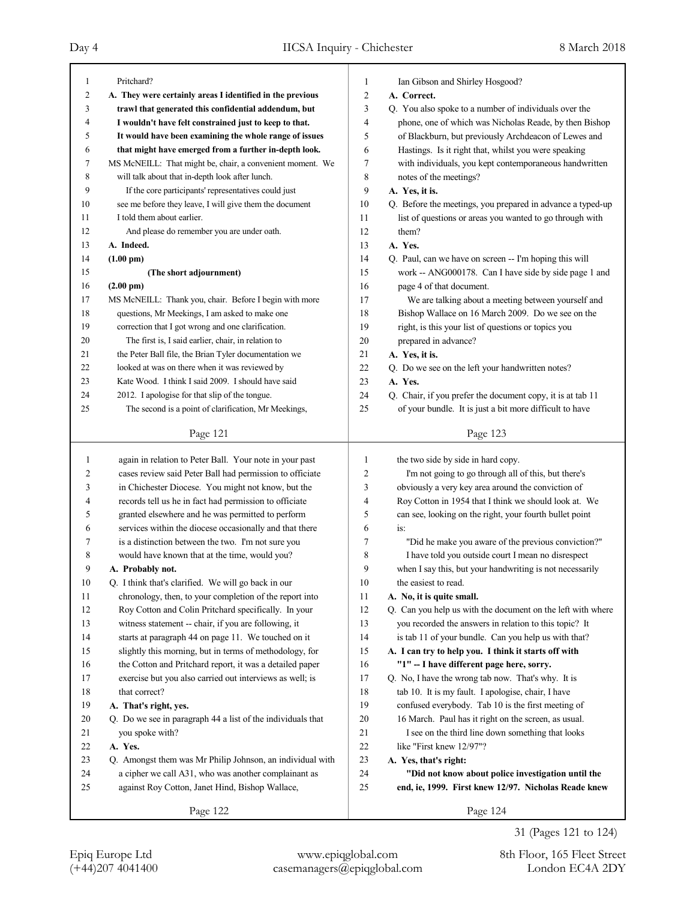Pritchard?

**A. They were certainly areas I identified in the previous trawl that generated this confidential addendum, but I wouldn't have felt constrained just to keep to that. It would have been examining the whole range of issues that might have emerged from a further in-depth look.**

MS McNEILL: That might be, chair, a convenient moment. We will talk about that in-depth look after lunch.

If the core participants' representatives could just see me before they leave, I will give them the document I told them about earlier.

And please do remember you are under oath.

**A. Indeed.**

**(1.00 pm)**

**(The short adjournment)**

**(2.00 pm)**

MS McNEILL: Thank you, chair. Before I begin with more questions, Mr Meekings, I am asked to make one correction that I got wrong and one clarification.

The first is, I said earlier, chair, in relation to the Peter Ball file, the Brian Tyler documentation we looked at was on there when it was reviewed by Kate Wood. I think I said 2009. I should have said 2012. I apologise for that slip of the tongue.

The second is a point of clarification, Mr Meekings, again in relation to Peter Ball. Your note in your past cases review said Peter Ball had permission to officiate in Chichester Diocese. You might not know, but the records tell us he in fact had permission to officiate granted elsewhere and he was permitted to perform services within the diocese occasionally and that there is a distinction between the two. I'm not sure you would have known that at the time, would you?

**A. Probably not.**

Q. I think that's clarified. We will go back in our chronology, then, to your completion of the report into Roy Cotton and Colin Pritchard specifically. In your witness statement -- chair, if you are following, it starts at paragraph 44 on page 11. We touched on it slightly this morning, but in terms of methodology, for the Cotton and Pritchard report, it was a detailed paper exercise but you also carried out interviews as well; is that correct?

**A. That's right, yes.**

Q. Do we see in paragraph 44 a list of the individuals that you spoke with?

**A. Yes.**

Q. Amongst them was Mr Philip Johnson, an individual with a cipher we call A31, who was another complainant as against Roy Cotton, Janet Hind, Bishop Wallace, Ian Gibson and Shirley Hosgood?

**A. Correct.**

Q. You also spoke to a number of individuals over the phone, one of which was Nicholas Reade, by then Bishop of Blackburn, but previously Archdeacon of Lewes and Hastings. Is it right that, whilst you were speaking with individuals, you kept contemporaneous handwritten notes of the meetings?

**A. Yes, it is.**

Q. Before the meetings, you prepared in advance a typed-up list of questions or areas you wanted to go through with them?

**A. Yes.**

Q. Paul, can we have on screen -- I'm hoping this will work -- ANG000178. Can I have side by side page 1 and page 4 of that document.

We are talking about a meeting between yourself and Bishop Wallace on 16 March 2009. Do we see on the right, is this your list of questions or topics you prepared in advance?

**A. Yes, it is.**

Q. Do we see on the left your handwritten notes?

**A. Yes.**

Q. Chair, if you prefer the document copy, it is at tab 11 of your bundle. It is just a bit more difficult to have the two side by side in hard copy.

I'm not going to go through all of this, but there's obviously a very key area around the conviction of Roy Cotton in 1954 that I think we should look at. We can see, looking on the right, your fourth bullet point is:

"Did he make you aware of the previous conviction?"

I have told you outside court I mean no disrespect when I say this, but your handwriting is not necessarily the easiest to read.

**A. No, it is quite small.**

Q. Can you help us with the document on the left with where you recorded the answers in relation to this topic? It is tab 11 of your bundle. Can you help us with that?

**A. I can try to help you. I think it starts off with "1" -- I have different page here, sorry.**

Q. No, I have the wrong tab now. That's why. It is tab 10. It is my fault. I apologise, chair, I have confused everybody. Tab 10 is the first meeting of 16 March. Paul has it right on the screen, as usual.

I see on the third line down something that looks like "First knew 12/97"?

**A. Yes, that's right:**

**"Did not know about police investigation until the end, ie, 1999. First knew 12/97. Nicholas Reade knew**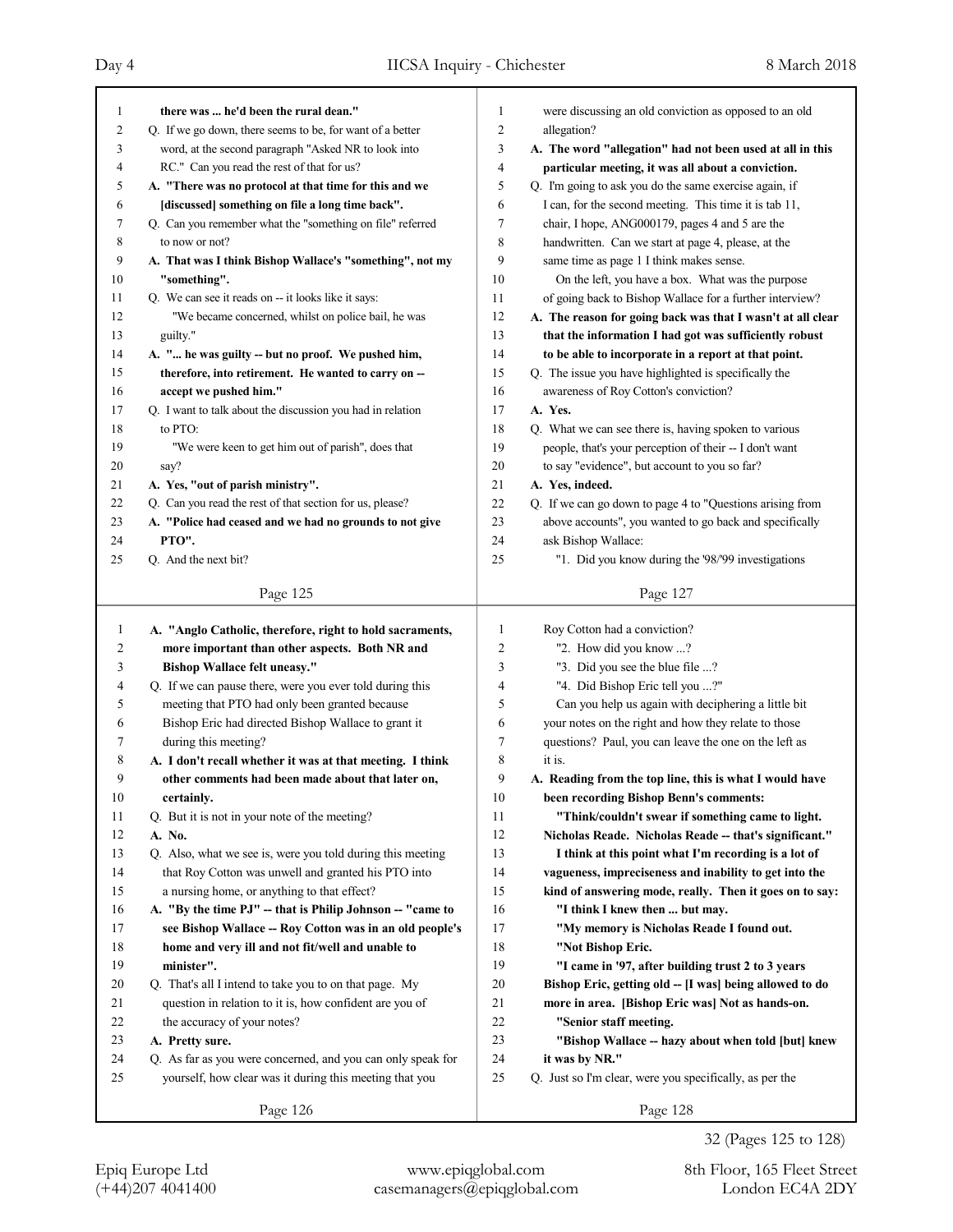**there was ... he'd been the rural dean."**

Q. If we go down, there seems to be, for want of a better word, at the second paragraph "Asked NR to look into RC." Can you read the rest of that for us?

**A. "There was no protocol at that time for this and we [discussed] something on file a long time back".**

Q. Can you remember what the "something on file" referred to now or not?

**A. That was I think Bishop Wallace's "something", not my "something".**

Q. We can see it reads on -- it looks like it says:

"We became concerned, whilst on police bail, he was guilty."

**A. "... he was guilty -- but no proof. We pushed him, therefore, into retirement. He wanted to carry on -- accept we pushed him."**

Q. I want to talk about the discussion you had in relation to PTO:

"We were keen to get him out of parish", does that say?

**A. Yes, "out of parish ministry".**

Q. Can you read the rest of that section for us, please?

**A. "Police had ceased and we had no grounds to not give PTO".**

Q. And the next bit?

**A. "Anglo Catholic, therefore, right to hold sacraments, more important than other aspects. Both NR and Bishop Wallace felt uneasy."**

Q. If we can pause there, were you ever told during this meeting that PTO had only been granted because Bishop Eric had directed Bishop Wallace to grant it during this meeting?

**A. I don't recall whether it was at that meeting. I think other comments had been made about that later on, certainly.**

Q. But it is not in your note of the meeting?

**A. No.**

Q. Also, what we see is, were you told during this meeting that Roy Cotton was unwell and granted his PTO into a nursing home, or anything to that effect?

**A. "By the time PJ" -- that is Philip Johnson -- "came to see Bishop Wallace -- Roy Cotton was in an old people's home and very ill and not fit/well and unable to minister".**

Q. That's all I intend to take you to on that page. My question in relation to it is, how confident are you of the accuracy of your notes?

**A. Pretty sure.**

Q. As far as you were concerned, and you can only speak for yourself, how clear was it during this meeting that you were discussing an old conviction as opposed to an old allegation?

**A. The word "allegation" had not been used at all in this particular meeting, it was all about a conviction.**

Q. I'm going to ask you do the same exercise again, if I can, for the second meeting. This time it is tab 11, chair, I hope, ANG000179, pages 4 and 5 are the handwritten. Can we start at page 4, please, at the same time as page 1 I think makes sense.

On the left, you have a box. What was the purpose of going back to Bishop Wallace for a further interview?

**A. The reason for going back was that I wasn't at all clear that the information I had got was sufficiently robust to be able to incorporate in a report at that point.**

Q. The issue you have highlighted is specifically the awareness of Roy Cotton's conviction?

**A. Yes.**

Q. What we can see there is, having spoken to various people, that's your perception of their -- I don't want to say "evidence", but account to you so far?

**A. Yes, indeed.**

Q. If we can go down to page 4 to "Questions arising from above accounts", you wanted to go back and specifically ask Bishop Wallace:

"1. Did you know during the '98/'99 investigations Roy Cotton had a conviction?

"2. How did you know ...?

"3. Did you see the blue file ...?

"4. Did Bishop Eric tell you ...?"

Can you help us again with deciphering a little bit your notes on the right and how they relate to those questions? Paul, you can leave the one on the left as it is.

**A. Reading from the top line, this is what I would have been recording Bishop Benn's comments:**

**"Think/couldn't swear if something came to light. Nicholas Reade. Nicholas Reade -- that's significant."**

**I think at this point what I'm recording is a lot of vagueness, impreciseness and inability to get into the kind of answering mode, really. Then it goes on to say:**

**"I think I knew then ... but may.**

**"My memory is Nicholas Reade I found out.**

**"Not Bishop Eric.**

**"I came in '97, after building trust 2 to 3 years Bishop Eric, getting old -- [I was] being allowed to do more in area. [Bishop Eric was] Not as hands-on.**

**"Senior staff meeting.**

**"Bishop Wallace -- hazy about when told [but] knew it was by NR."**

Q. Just so I'm clear, were you specifically, as per the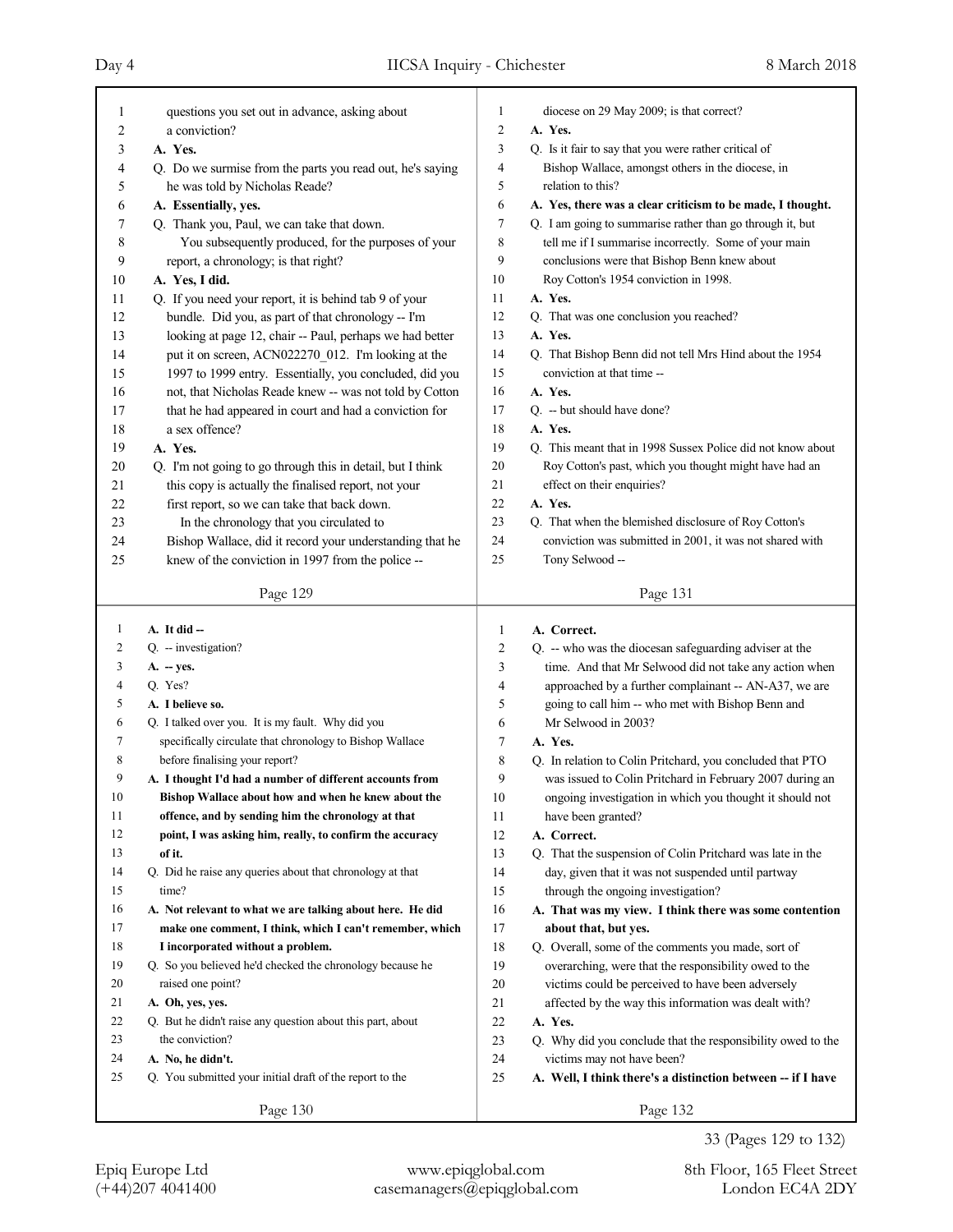questions you set out in advance, asking about a conviction?

**A. Yes.**

Q. Do we surmise from the parts you read out, he's saying he was told by Nicholas Reade?

**A. Essentially, yes.**

Q. Thank you, Paul, we can take that down.

You subsequently produced, for the purposes of your report, a chronology; is that right?

**A. Yes, I did.**

Q. If you need your report, it is behind tab 9 of your bundle. Did you, as part of that chronology -- I'm looking at page 12, chair -- Paul, perhaps we had better put it on screen, ACN022270_012. I'm looking at the 1997 to 1999 entry. Essentially, you concluded, did you not, that Nicholas Reade knew -- was not told by Cotton that he had appeared in court and had a conviction for a sex offence?

**A. Yes.**

Q. I'm not going to go through this in detail, but I think this copy is actually the finalised report, not your first report, so we can take that back down.

In the chronology that you circulated to Bishop Wallace, did it record your understanding that he knew of the conviction in 1997 from the police --

**A. It did --**

Q. -- investigation?

**A. -- yes.**

Q. Yes?

**A. I believe so.**

Q. I talked over you. It is my fault. Why did you specifically circulate that chronology to Bishop Wallace before finalising your report?

**A. I thought I'd had a number of different accounts from Bishop Wallace about how and when he knew about the offence, and by sending him the chronology at that point, I was asking him, really, to confirm the accuracy of it.**

Q. Did he raise any queries about that chronology at that time?

**A. Not relevant to what we are talking about here. He did make one comment, I think, which I can't remember, which I incorporated without a problem.**

Q. So you believed he'd checked the chronology because he raised one point?

**A. Oh, yes, yes.**

Q. But he didn't raise any question about this part, about the conviction?

**A. No, he didn't.**

Q. You submitted your initial draft of the report to the diocese on 29 May 2009; is that correct?

**A. Yes.**

Q. Is it fair to say that you were rather critical of Bishop Wallace, amongst others in the diocese, in relation to this?

**A. Yes, there was a clear criticism to be made, I thought.**

Q. I am going to summarise rather than go through it, but tell me if I summarise incorrectly. Some of your main conclusions were that Bishop Benn knew about Roy Cotton's 1954 conviction in 1998.

**A. Yes.**

Q. That was one conclusion you reached?

**A. Yes.**

Q. That Bishop Benn did not tell Mrs Hind about the 1954 conviction at that time --

**A. Yes.**

Q. -- but should have done?

**A. Yes.**

Q. This meant that in 1998 Sussex Police did not know about Roy Cotton's past, which you thought might have had an effect on their enquiries?

**A. Yes.**

Q. That when the blemished disclosure of Roy Cotton's conviction was submitted in 2001, it was not shared with Tony Selwood --

**A. Correct.**

Q. -- who was the diocesan safeguarding adviser at the time. And that Mr Selwood did not take any action when approached by a further complainant -- AN-A37, we are going to call him -- who met with Bishop Benn and Mr Selwood in 2003?

**A. Yes.**

Q. In relation to Colin Pritchard, you concluded that PTO was issued to Colin Pritchard in February 2007 during an ongoing investigation in which you thought it should not have been granted?

**A. Correct.**

Q. That the suspension of Colin Pritchard was late in the day, given that it was not suspended until partway through the ongoing investigation?

**A. That was my view. I think there was some contention about that, but yes.**

Q. Overall, some of the comments you made, sort of overarching, were that the responsibility owed to the victims could be perceived to have been adversely affected by the way this information was dealt with?

**A. Yes.**

Q. Why did you conclude that the responsibility owed to the victims may not have been?

**A. Well, I think there's a distinction between -- if I have**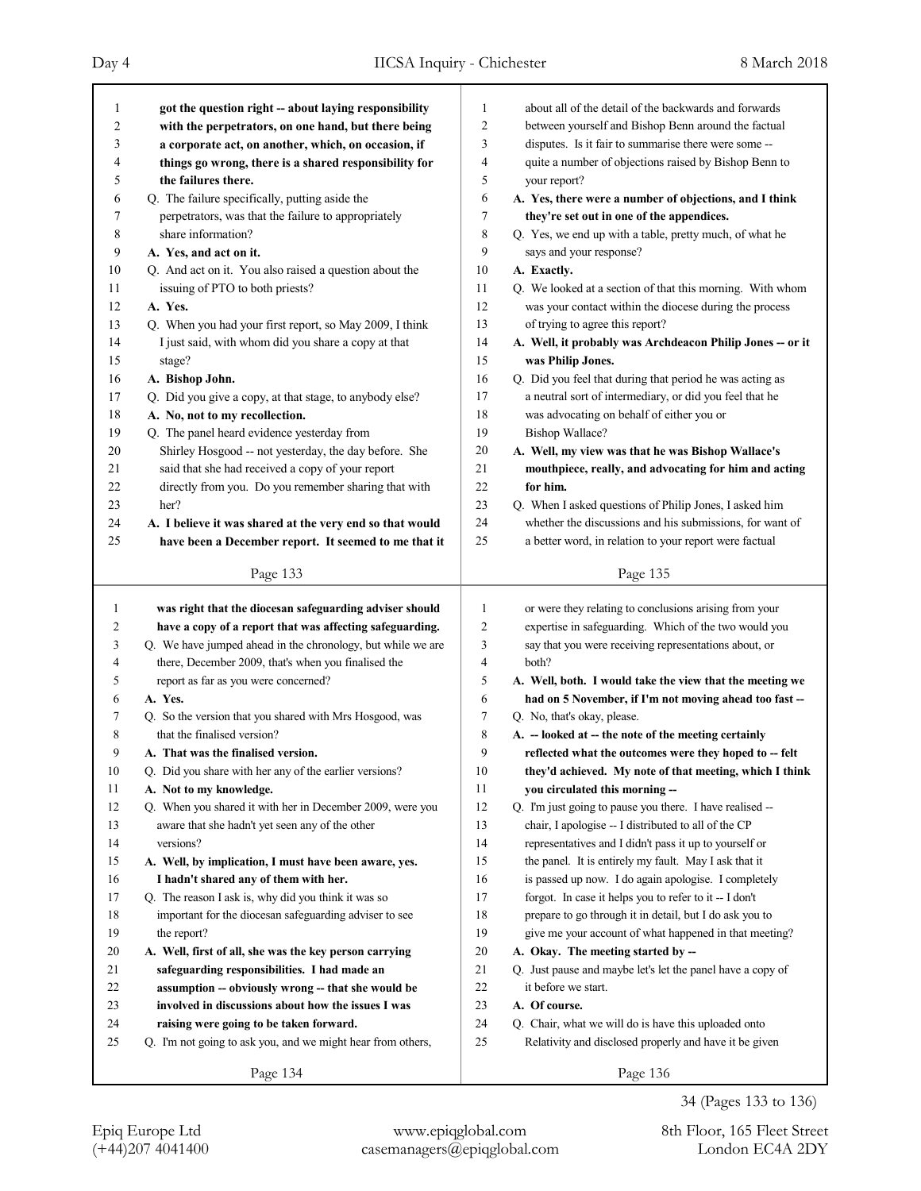**got the question right -- about laying responsibility with the perpetrators, on one hand, but there being a corporate act, on another, which, on occasion, if things go wrong, there is a shared responsibility for the failures there.**

Q. The failure specifically, putting aside the perpetrators, was that the failure to appropriately share information?

**A. Yes, and act on it.**

Q. And act on it. You also raised a question about the issuing of PTO to both priests?

**A. Yes.**

Q. When you had your first report, so May 2009, I think I just said, with whom did you share a copy at that stage?

**A. Bishop John.**

Q. Did you give a copy, at that stage, to anybody else?

**A. No, not to my recollection.**

Q. The panel heard evidence yesterday from Shirley Hosgood -- not yesterday, the day before. She said that she had received a copy of your report directly from you. Do you remember sharing that with her?

**A. I believe it was shared at the very end so that would have been a December report. It seemed to me that it was right that the diocesan safeguarding adviser should have a copy of a report that was affecting safeguarding.**

Q. We have jumped ahead in the chronology, but while we are there, December 2009, that's when you finalised the report as far as you were concerned?

**A. Yes.**

Q. So the version that you shared with Mrs Hosgood, was that the finalised version?

**A. That was the finalised version.**

Q. Did you share with her any of the earlier versions?

**A. Not to my knowledge.**

Q. When you shared it with her in December 2009, were you aware that she hadn't yet seen any of the other versions?

**A. Well, by implication, I must have been aware, yes. I hadn't shared any of them with her.**

Q. The reason I ask is, why did you think it was so important for the diocesan safeguarding adviser to see the report?

**A. Well, first of all, she was the key person carrying safeguarding responsibilities. I had made an assumption -- obviously wrong -- that she would be involved in discussions about how the issues I was raising were going to be taken forward.**

Q. I'm not going to ask you, and we might hear from others, about all of the detail of the backwards and forwards between yourself and Bishop Benn around the factual disputes. Is it fair to summarise there were some -- quite a number of objections raised by Bishop Benn to your report?

**A. Yes, there were a number of objections, and I think they're set out in one of the appendices.**

Q. Yes, we end up with a table, pretty much, of what he says and your response?

**A. Exactly.**

Q. We looked at a section of that this morning. With whom was your contact within the diocese during the process of trying to agree this report?

**A. Well, it probably was Archdeacon Philip Jones -- or it was Philip Jones.**

Q. Did you feel that during that period he was acting as a neutral sort of intermediary, or did you feel that he was advocating on behalf of either you or Bishop Wallace?

**A. Well, my view was that he was Bishop Wallace's mouthpiece, really, and advocating for him and acting for him.**

Q. When I asked questions of Philip Jones, I asked him whether the discussions and his submissions, for want of a better word, in relation to your report were factual or were they relating to conclusions arising from your expertise in safeguarding. Which of the two would you say that you were receiving representations about, or both?

**A. Well, both. I would take the view that the meeting we had on 5 November, if I'm not moving ahead too fast --**

Q. No, that's okay, please.

**A. -- looked at -- the note of the meeting certainly reflected what the outcomes were they hoped to -- felt they'd achieved. My note of that meeting, which I think you circulated this morning --**

Q. I'm just going to pause you there. I have realised -- chair, I apologise -- I distributed to all of the CP representatives and I didn't pass it up to yourself or the panel. It is entirely my fault. May I ask that it is passed up now. I do again apologise. I completely forgot. In case it helps you to refer to it -- I don't prepare to go through it in detail, but I do ask you to give me your account of what happened in that meeting?

**A. Okay. The meeting started by --**

Q. Just pause and maybe let's let the panel have a copy of it before we start.

**A. Of course.**

Q. Chair, what we will do is have this uploaded onto Relativity and disclosed properly and have it be given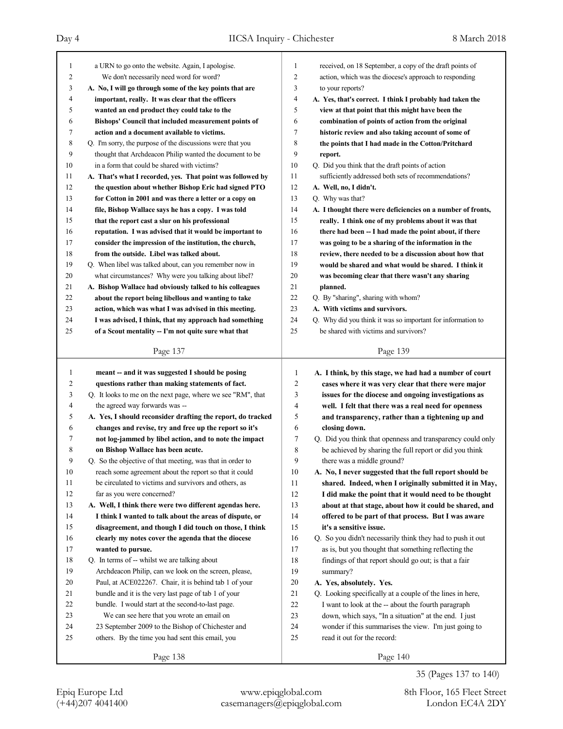a URN to go onto the website. Again, I apologise.

We don't necessarily need word for word?

**A. No, I will go through some of the key points that are important, really. It was clear that the officers wanted an end product they could take to the Bishops' Council that included measurement points of action and a document available to victims.**

Q. I'm sorry, the purpose of the discussions were that you thought that Archdeacon Philip wanted the document to be in a form that could be shared with victims?

**A. That's what I recorded, yes. That point was followed by the question about whether Bishop Eric had signed PTO for Cotton in 2001 and was there a letter or a copy on file, Bishop Wallace says he has a copy. I was told that the report cast a slur on his professional reputation. I was advised that it would be important to consider the impression of the institution, the church, from the outside. Libel was talked about.**

Q. When libel was talked about, can you remember now in what circumstances? Why were you talking about libel?

**A. Bishop Wallace had obviously talked to his colleagues about the report being libellous and wanting to take action, which was what I was advised in this meeting. I was advised, I think, that my approach had something of a Scout mentality -- I'm not quite sure what that meant -- and it was suggested I should be posing questions rather than making statements of fact.**

Q. It looks to me on the next page, where we see "RM", that the agreed way forwards was --

**A. Yes, I should reconsider drafting the report, do tracked changes and revise, try and free up the report so it's not log-jammed by libel action, and to note the impact on Bishop Wallace has been acute.**

Q. So the objective of that meeting, was that in order to reach some agreement about the report so that it could be circulated to victims and survivors and others, as far as you were concerned?

**A. Well, I think there were two different agendas here. I think I wanted to talk about the areas of dispute, or disagreement, and though I did touch on those, I think clearly my notes cover the agenda that the diocese wanted to pursue.**

Q. In terms of -- whilst we are talking about Archdeacon Philip, can we look on the screen, please, Paul, at ACE022267. Chair, it is behind tab 1 of your bundle and it is the very last page of tab 1 of your bundle. I would start at the second-to-last page.

We can see here that you wrote an email on 23 September 2009 to the Bishop of Chichester and others. By the time you had sent this email, you received, on 18 September, a copy of the draft points of action, which was the diocese's approach to responding to your reports?

**A. Yes, that's correct. I think I probably had taken the view at that point that this might have been the combination of points of action from the original historic review and also taking account of some of the points that I had made in the Cotton/Pritchard report.**

Q. Did you think that the draft points of action sufficiently addressed both sets of recommendations?

**A. Well, no, I didn't.**

Q. Why was that?

**A. I thought there were deficiencies on a number of fronts, really. I think one of my problems about it was that there had been -- I had made the point about, if there was going to be a sharing of the information in the review, there needed to be a discussion about how that would be shared and what would be shared. I think it was becoming clear that there wasn't any sharing planned.**

Q. By "sharing", sharing with whom?

**A. With victims and survivors.**

Q. Why did you think it was so important for information to be shared with victims and survivors?

**A. I think, by this stage, we had had a number of court cases where it was very clear that there were major issues for the diocese and ongoing investigations as well. I felt that there was a real need for openness and transparency, rather than a tightening up and closing down.**

Q. Did you think that openness and transparency could only be achieved by sharing the full report or did you think there was a middle ground?

**A. No, I never suggested that the full report should be shared. Indeed, when I originally submitted it in May, I did make the point that it would need to be thought about at that stage, about how it could be shared, and offered to be part of that process. But I was aware it's a sensitive issue.**

Q. So you didn't necessarily think they had to push it out as is, but you thought that something reflecting the findings of that report should go out; is that a fair summary?

**A. Yes, absolutely. Yes.**

Q. Looking specifically at a couple of the lines in here, I want to look at the -- about the fourth paragraph down, which says, "In a situation" at the end. I just wonder if this summarises the view. I'm just going to read it out for the record: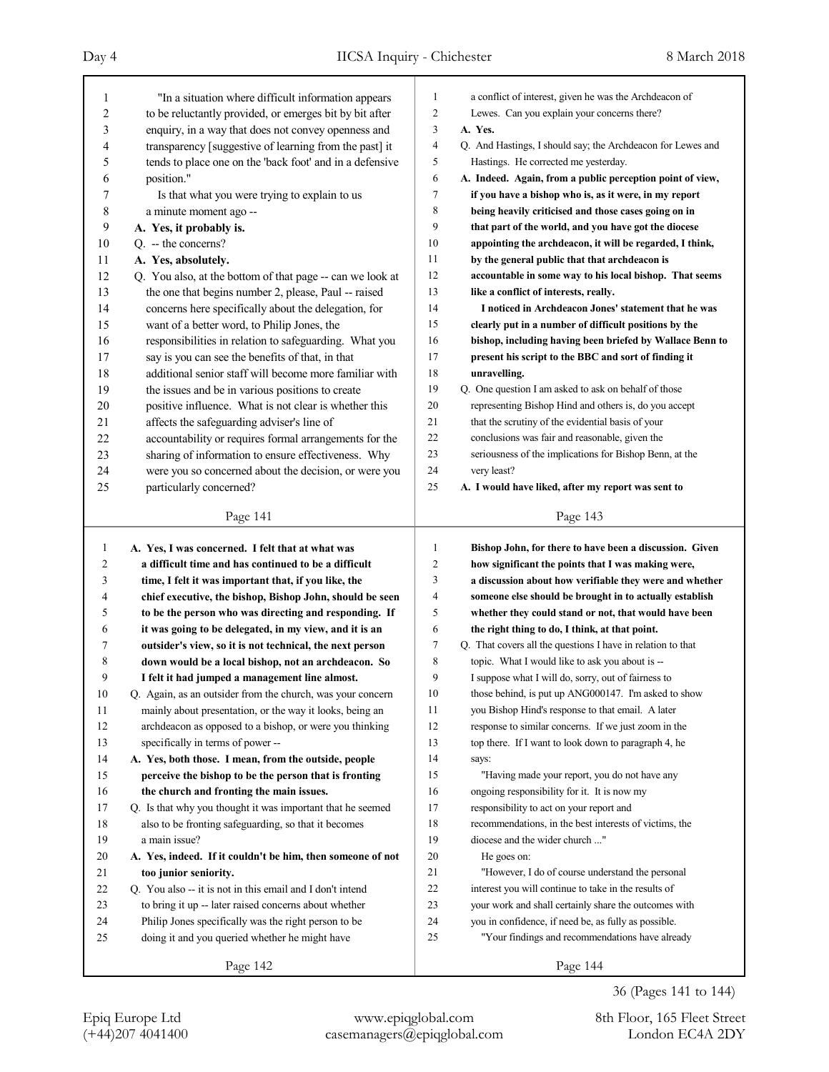"In a situation where difficult information appears to be reluctantly provided, or emerges bit by bit after enquiry, in a way that does not convey openness and transparency [suggestive of learning from the past] it tends to place one on the 'back foot' and in a defensive position."

Is that what you were trying to explain to us a minute moment ago --

**A. Yes, it probably is.**

Q. -- the concerns?

**A. Yes, absolutely.**

Q. You also, at the bottom of that page -- can we look at the one that begins number 2, please, Paul -- raised concerns here specifically about the delegation, for want of a better word, to Philip Jones, the responsibilities in relation to safeguarding. What you say is you can see the benefits of that, in that additional senior staff will become more familiar with the issues and be in various positions to create positive influence. What is not clear is whether this affects the safeguarding adviser's line of accountability or requires formal arrangements for the sharing of information to ensure effectiveness. Why were you so concerned about the decision, or were you particularly concerned?

**A. Yes, I was concerned. I felt that at what was a difficult time and has continued to be a difficult time, I felt it was important that, if you like, the chief executive, the bishop, Bishop John, should be seen to be the person who was directing and responding. If it was going to be delegated, in my view, and it is an outsider's view, so it is not technical, the next person down would be a local bishop, not an archdeacon. So I felt it had jumped a management line almost.**

Q. Again, as an outsider from the church, was your concern mainly about presentation, or the way it looks, being an archdeacon as opposed to a bishop, or were you thinking specifically in terms of power --

**A. Yes, both those. I mean, from the outside, people perceive the bishop to be the person that is fronting the church and fronting the main issues.**

Q. Is that why you thought it was important that he seemed also to be fronting safeguarding, so that it becomes a main issue?

**A. Yes, indeed. If it couldn't be him, then someone of not too junior seniority.**

Q. You also -- it is not in this email and I don't intend to bring it up -- later raised concerns about whether Philip Jones specifically was the right person to be doing it and you queried whether he might have a conflict of interest, given he was the Archdeacon of Lewes. Can you explain your concerns there?

**A. Yes.**

Q. And Hastings, I should say; the Archdeacon for Lewes and Hastings. He corrected me yesterday.

**A. Indeed. Again, from a public perception point of view, if you have a bishop who is, as it were, in my report being heavily criticised and those cases going on in that part of the world, and you have got the diocese appointing the archdeacon, it will be regarded, I think, by the general public that that archdeacon is accountable in some way to his local bishop. That seems like a conflict of interests, really.**

**I noticed in Archdeacon Jones' statement that he was clearly put in a number of difficult positions by the bishop, including having been briefed by Wallace Benn to present his script to the BBC and sort of finding it unravelling.**

Q. One question I am asked to ask on behalf of those representing Bishop Hind and others is, do you accept that the scrutiny of the evidential basis of your conclusions was fair and reasonable, given the seriousness of the implications for Bishop Benn, at the very least?

**A. I would have liked, after my report was sent to Bishop John, for there to have been a discussion. Given how significant the points that I was making were, a discussion about how verifiable they were and whether someone else should be brought in to actually establish whether they could stand or not, that would have been the right thing to do, I think, at that point.**

Q. That covers all the questions I have in relation to that topic. What I would like to ask you about is -- I suppose what I will do, sorry, out of fairness to those behind, is put up ANG000147. I'm asked to show you Bishop Hind's response to that email. A later response to similar concerns. If we just zoom in the top there. If I want to look down to paragraph 4, he says:

"Having made your report, you do not have any ongoing responsibility for it. It is now my responsibility to act on your report and recommendations, in the best interests of victims, the diocese and the wider church ..."

He goes on:

"However, I do of course understand the personal interest you will continue to take in the results of your work and shall certainly share the outcomes with you in confidence, if need be, as fully as possible.

"Your findings and recommendations have already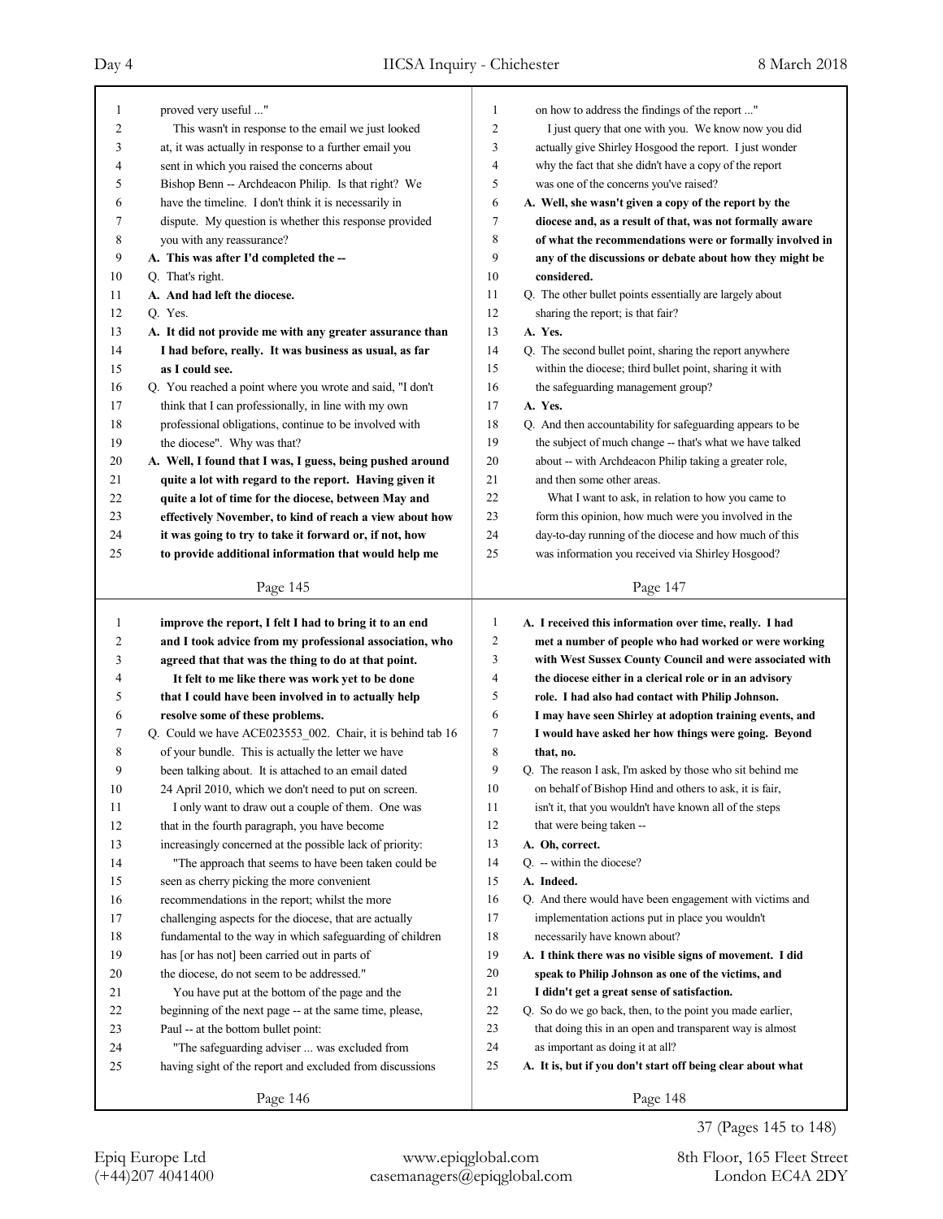proved very useful ..."

This wasn't in response to the email we just looked at, it was actually in response to a further email you sent in which you raised the concerns about Bishop Benn -- Archdeacon Philip. Is that right? We have the timeline. I don't think it is necessarily in dispute. My question is whether this response provided you with any reassurance?

**A. This was after I'd completed the --**

Q. That's right.

**A. And had left the diocese.**

Q. Yes.

**A. It did not provide me with any greater assurance than I had before, really. It was business as usual, as far as I could see.**

Q. You reached a point where you wrote and said, "I don't think that I can professionally, in line with my own professional obligations, continue to be involved with the diocese". Why was that?

**A. Well, I found that I was, I guess, being pushed around quite a lot with regard to the report. Having given it quite a lot of time for the diocese, between May and effectively November, to kind of reach a view about how it was going to try to take it forward or, if not, how to provide additional information that would help me improve the report, I felt I had to bring it to an end and I took advice from my professional association, who agreed that that was the thing to do at that point.**

**It felt to me like there was work yet to be done that I could have been involved in to actually help resolve some of these problems.**

Q. Could we have ACE023553_002. Chair, it is behind tab 16 of your bundle. This is actually the letter we have been talking about. It is attached to an email dated 24 April 2010, which we don't need to put on screen.

I only want to draw out a couple of them. One was that in the fourth paragraph, you have become increasingly concerned at the possible lack of priority:

"The approach that seems to have been taken could be seen as cherry picking the more convenient recommendations in the report; whilst the more challenging aspects for the diocese, that are actually fundamental to the way in which safeguarding of children has [or has not] been carried out in parts of the diocese, do not seem to be addressed."

You have put at the bottom of the page and the beginning of the next page -- at the same time, please, Paul -- at the bottom bullet point:

"The safeguarding adviser ... was excluded from having sight of the report and excluded from discussions on how to address the findings of the report ..."

I just query that one with you. We know now you did actually give Shirley Hosgood the report. I just wonder why the fact that she didn't have a copy of the report was one of the concerns you've raised?

**A. Well, she wasn't given a copy of the report by the diocese and, as a result of that, was not formally aware of what the recommendations were or formally involved in any of the discussions or debate about how they might be considered.**

Q. The other bullet points essentially are largely about sharing the report; is that fair?

**A. Yes.**

Q. The second bullet point, sharing the report anywhere within the diocese; third bullet point, sharing it with the safeguarding management group?

**A. Yes.**

Q. And then accountability for safeguarding appears to be the subject of much change -- that's what we have talked about -- with Archdeacon Philip taking a greater role, and then some other areas.

What I want to ask, in relation to how you came to form this opinion, how much were you involved in the day-to-day running of the diocese and how much of this was information you received via Shirley Hosgood?

**A. I received this information over time, really. I had met a number of people who had worked or were working with West Sussex County Council and were associated with the diocese either in a clerical role or in an advisory role. I had also had contact with Philip Johnson. I may have seen Shirley at adoption training events, and I would have asked her how things were going. Beyond that, no.**

Q. The reason I ask, I'm asked by those who sit behind me on behalf of Bishop Hind and others to ask, it is fair, isn't it, that you wouldn't have known all of the steps that were being taken --

**A. Oh, correct.**

Q. -- within the diocese?

**A. Indeed.**

Q. And there would have been engagement with victims and implementation actions put in place you wouldn't necessarily have known about?

**A. I think there was no visible signs of movement. I did speak to Philip Johnson as one of the victims, and I didn't get a great sense of satisfaction.**

Q. So do we go back, then, to the point you made earlier, that doing this in an open and transparent way is almost as important as doing it at all?

**A. It is, but if you don't start off being clear about what**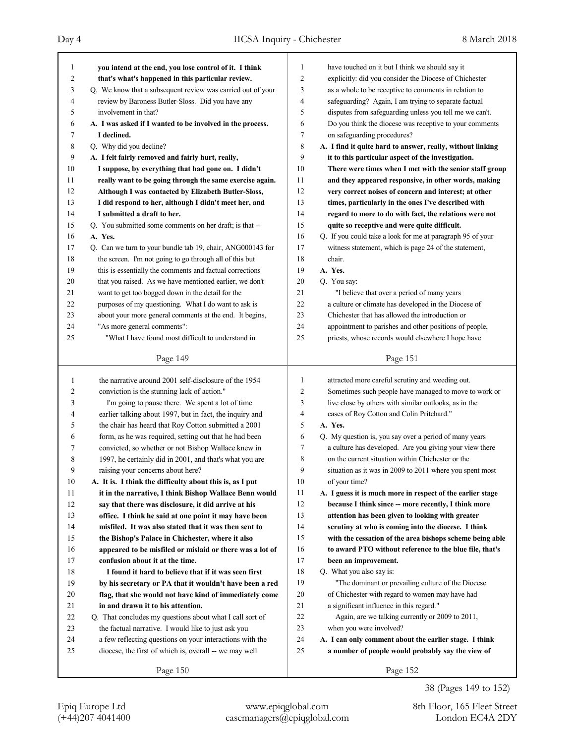you intend at the end, you lose control of it. I think that's what's happened in this particular review.

Q. We know that a subsequent review was carried out of your review by Baroness Butler-Sloss. Did you have any involvement in that?

**A. I was asked if I wanted to be involved in the process. I declined.**

Q. Why did you decline?

**A. I felt fairly removed and fairly hurt, really, I suppose, by everything that had gone on. I didn't really want to be going through the same exercise again. Although I was contacted by Elizabeth Butler-Sloss, I did respond to her, although I didn't meet her, and I submitted a draft to her.**

Q. You submitted some comments on her draft; is that --

**A. Yes.**

Q. Can we turn to your bundle tab 19, chair, ANG000143 for the screen. I'm not going to go through all of this but this is essentially the comments and factual corrections that you raised. As we have mentioned earlier, we don't want to get too bogged down in the detail for the purposes of my questioning. What I do want to ask is about your more general comments at the end. It begins, "As more general comments":

"What I have found most difficult to understand in the narrative around 2001 self-disclosure of the 1954 conviction is the stunning lack of action."

I'm going to pause there. We spent a lot of time earlier talking about 1997, but in fact, the inquiry and the chair has heard that Roy Cotton submitted a 2001 form, as he was required, setting out that he had been convicted, so whether or not Bishop Wallace knew in 1997, he certainly did in 2001, and that's what you are raising your concerns about here?

**A. It is. I think the difficulty about this is, as I put it in the narrative, I think Bishop Wallace Benn would say that there was disclosure, it did arrive at his office. I think he said at one point it may have been misfiled. It was also stated that it was then sent to the Bishop's Palace in Chichester, where it also appeared to be misfiled or mislaid or there was a lot of confusion about it at the time.**

**I found it hard to believe that if it was seen first by his secretary or PA that it wouldn't have been a red flag, that she would not have kind of immediately come in and drawn it to his attention.**

Q. That concludes my questions about what I call sort of the factual narrative. I would like to just ask you a few reflecting questions on your interactions with the diocese, the first of which is, overall -- we may well have touched on it but I think we should say it explicitly: did you consider the Diocese of Chichester as a whole to be receptive to comments in relation to safeguarding? Again, I am trying to separate factual disputes from safeguarding unless you tell me we can't. Do you think the diocese was receptive to your comments on safeguarding procedures?

**A. I find it quite hard to answer, really, without linking it to this particular aspect of the investigation. There were times when I met with the senior staff group and they appeared responsive, in other words, making very correct noises of concern and interest; at other times, particularly in the ones I've described with regard to more to do with fact, the relations were not quite so receptive and were quite difficult.**

Q. If you could take a look for me at paragraph 95 of your witness statement, which is page 24 of the statement, chair.

**A. Yes.**

Q. You say:

"I believe that over a period of many years a culture or climate has developed in the Diocese of Chichester that has allowed the introduction or appointment to parishes and other positions of people, priests, whose records would elsewhere I hope have attracted more careful scrutiny and weeding out. Sometimes such people have managed to move to work or live close by others with similar outlooks, as in the cases of Roy Cotton and Colin Pritchard."

**A. Yes.**

Q. My question is, you say over a period of many years a culture has developed. Are you giving your view there on the current situation within Chichester or the situation as it was in 2009 to 2011 where you spent most of your time?

**A. I guess it is much more in respect of the earlier stage because I think since -- more recently, I think more attention has been given to looking with greater scrutiny at who is coming into the diocese. I think with the cessation of the area bishops scheme being able to award PTO without reference to the blue file, that's been an improvement.**

Q. What you also say is:

"The dominant or prevailing culture of the Diocese of Chichester with regard to women may have had a significant influence in this regard."

Again, are we talking currently or 2009 to 2011, when you were involved?

**A. I can only comment about the earlier stage. I think a number of people would probably say the view of**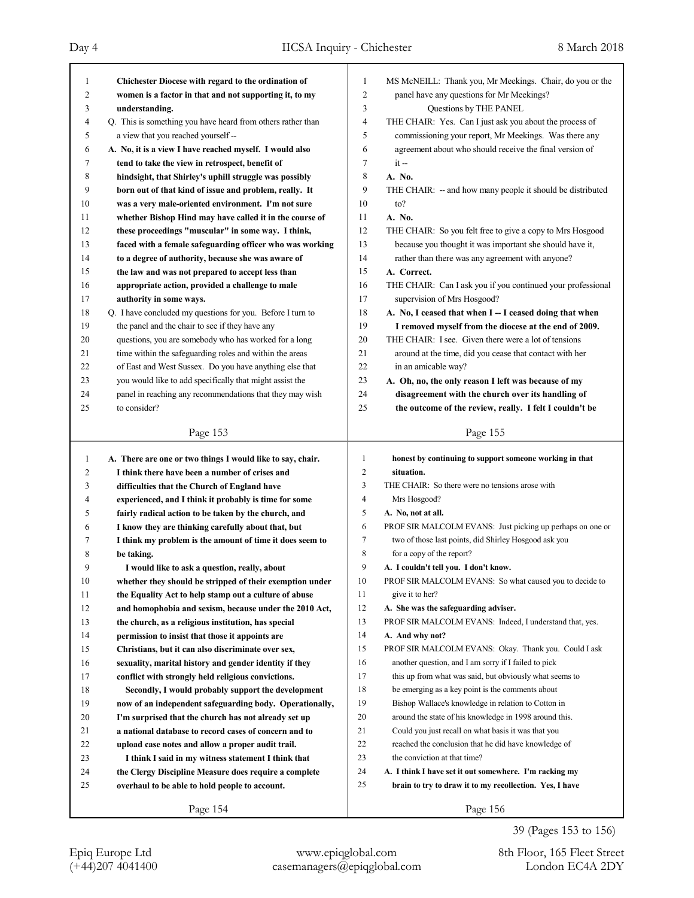Chichester Diocese with regard to the ordination of women is a factor in that and not supporting it, to my understanding.

Q. This is something you have heard from others rather than a view that you reached yourself --

**A. No, it is a view I have reached myself. I would also tend to take the view in retrospect, benefit of hindsight, that Shirley's uphill struggle was possibly born out of that kind of issue and problem, really. It was a very male-oriented environment. I'm not sure whether Bishop Hind may have called it in the course of these proceedings "muscular" in some way. I think, faced with a female safeguarding officer who was working to a degree of authority, because she was aware of the law and was not prepared to accept less than appropriate action, provided a challenge to male authority in some ways.**

Q. I have concluded my questions for you. Before I turn to the panel and the chair to see if they have any questions, you are somebody who has worked for a long time within the safeguarding roles and within the areas of East and West Sussex. Do you have anything else that you would like to add specifically that might assist the panel in reaching any recommendations that they may wish to consider?

**A. There are one or two things I would like to say, chair. I think there have been a number of crises and difficulties that the Church of England have experienced, and I think it probably is time for some fairly radical action to be taken by the church, and I know they are thinking carefully about that, but I think my problem is the amount of time it does seem to be taking.**

**I would like to ask a question, really, about whether they should be stripped of their exemption under the Equality Act to help stamp out a culture of abuse and homophobia and sexism, because under the 2010 Act, the church, as a religious institution, has special permission to insist that those it appoints are Christians, but it can also discriminate over sex, sexuality, marital history and gender identity if they conflict with strongly held religious convictions.**

**Secondly, I would probably support the development now of an independent safeguarding body. Operationally, I'm surprised that the church has not already set up a national database to record cases of concern and to upload case notes and allow a proper audit trail.**

**I think I said in my witness statement I think that the Clergy Discipline Measure does require a complete overhaul to be able to hold people to account.**

MS McNEILL: Thank you, Mr Meekings. Chair, do you or the panel have any questions for Mr Meekings?

Questions by THE PANEL

THE CHAIR: Yes. Can I just ask you about the process of commissioning your report, Mr Meekings. Was there any agreement about who should receive the final version of it --

**A. No.**

THE CHAIR: -- and how many people it should be distributed to?

**A. No.**

THE CHAIR: So you felt free to give a copy to Mrs Hosgood because you thought it was important she should have it, rather than there was any agreement with anyone?

**A. Correct.**

THE CHAIR: Can I ask you if you continued your professional supervision of Mrs Hosgood?

**A. No, I ceased that when I -- I ceased doing that when I removed myself from the diocese at the end of 2009.**

THE CHAIR: I see. Given there were a lot of tensions around at the time, did you cease that contact with her in an amicable way?

**A. Oh, no, the only reason I left was because of my disagreement with the church over its handling of the outcome of the review, really. I felt I couldn't be honest by continuing to support someone working in that situation.**

THE CHAIR: So there were no tensions arose with Mrs Hosgood?

**A. No, not at all.**

PROF SIR MALCOLM EVANS: Just picking up perhaps on one or two of those last points, did Shirley Hosgood ask you for a copy of the report?

**A. I couldn't tell you. I don't know.**

PROF SIR MALCOLM EVANS: So what caused you to decide to give it to her?

**A. She was the safeguarding adviser.**

PROF SIR MALCOLM EVANS: Indeed, I understand that, yes.

**A. And why not?**

PROF SIR MALCOLM EVANS: Okay. Thank you. Could I ask another question, and I am sorry if I failed to pick this up from what was said, but obviously what seems to be emerging as a key point is the comments about Bishop Wallace's knowledge in relation to Cotton in around the state of his knowledge in 1998 around this. Could you just recall on what basis it was that you reached the conclusion that he did have knowledge of the conviction at that time?

**A. I think I have set it out somewhere. I'm racking my brain to try to draw it to my recollection. Yes, I have**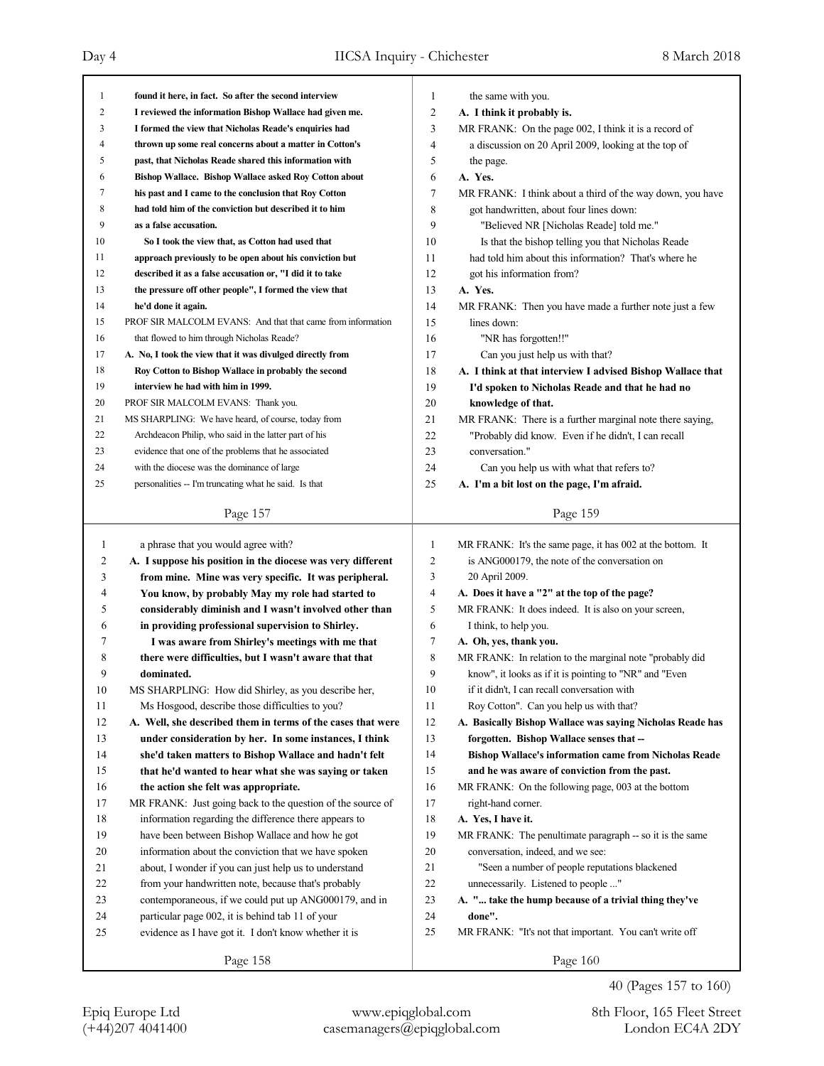found it here, in fact. So after the second interview I reviewed the information Bishop Wallace had given me. I formed the view that Nicholas Reade's enquiries had thrown up some real concerns about a matter in Cotton's past, that Nicholas Reade shared this information with Bishop Wallace. Bishop Wallace asked Roy Cotton about his past and I came to the conclusion that Roy Cotton had told him of the conviction but described it to him as a false accusation.

So I took the view that, as Cotton had used that approach previously to be open about his conviction but described it as a false accusation or, "I did it to take the pressure off other people", I formed the view that he'd done it again.

PROF SIR MALCOLM EVANS: And that that came from information that flowed to him through Nicholas Reade?

A. No, I took the view that it was divulged directly from Roy Cotton to Bishop Wallace in probably the second interview he had with him in 1999.

PROF SIR MALCOLM EVANS: Thank you.

MS SHARPLING: We have heard, of course, today from Archdeacon Philip, who said in the latter part of his evidence that one of the problems that he associated with the diocese was the dominance of large personalities -- I'm truncating what he said. Is that a phrase that you would agree with?

A. I suppose his position in the diocese was very different from mine. Mine was very specific. It was peripheral. You know, by probably May my role had started to considerably diminish and I wasn't involved other than in providing professional supervision to Shirley.

I was aware from Shirley's meetings with me that there were difficulties, but I wasn't aware that that dominated.

MS SHARPLING: How did Shirley, as you describe her, Ms Hosgood, describe those difficulties to you?

A. Well, she described them in terms of the cases that were under consideration by her. In some instances, I think she'd taken matters to Bishop Wallace and hadn't felt that he'd wanted to hear what she was saying or taken the action she felt was appropriate.

MR FRANK: Just going back to the question of the source of information regarding the difference there appears to have been between Bishop Wallace and how he got information about the conviction that we have spoken about, I wonder if you can just help us to understand from your handwritten note, because that's probably contemporaneous, if we could put up ANG000179, and in particular page 002, it is behind tab 11 of your evidence as I have got it. I don't know whether it is the same with you.

A. I think it probably is.

MR FRANK: On the page 002, I think it is a record of a discussion on 20 April 2009, looking at the top of the page.

A. Yes.

MR FRANK: I think about a third of the way down, you have got handwritten, about four lines down:

"Believed NR [Nicholas Reade] told me."

Is that the bishop telling you that Nicholas Reade had told him about this information? That's where he got his information from?

A. Yes.

MR FRANK: Then you have made a further note just a few lines down:

"NR has forgotten!!"

Can you just help us with that?

A. I think at that interview I advised Bishop Wallace that I'd spoken to Nicholas Reade and that he had no knowledge of that.

MR FRANK: There is a further marginal note there saying, "Probably did know. Even if he didn't, I can recall conversation."

Can you help us with what that refers to?

A. I'm a bit lost on the page, I'm afraid.

MR FRANK: It's the same page, it has 002 at the bottom. It is ANG000179, the note of the conversation on 20 April 2009.

A. Does it have a "2" at the top of the page?

MR FRANK: It does indeed. It is also on your screen, I think, to help you.

A. Oh, yes, thank you.

MR FRANK: In relation to the marginal note "probably did know", it looks as if it is pointing to "NR" and "Even if it didn't, I can recall conversation with Roy Cotton". Can you help us with that?

A. Basically Bishop Wallace was saying Nicholas Reade has forgotten. Bishop Wallace senses that -- Bishop Wallace's information came from Nicholas Reade and he was aware of conviction from the past.

MR FRANK: On the following page, 003 at the bottom right-hand corner.

A. Yes, I have it.

MR FRANK: The penultimate paragraph -- so it is the same conversation, indeed, and we see:

"Seen a number of people reputations blackened unnecessarily. Listened to people ..."

A. "... take the hump because of a trivial thing they've done".

MR FRANK: "It's not that important. You can't write off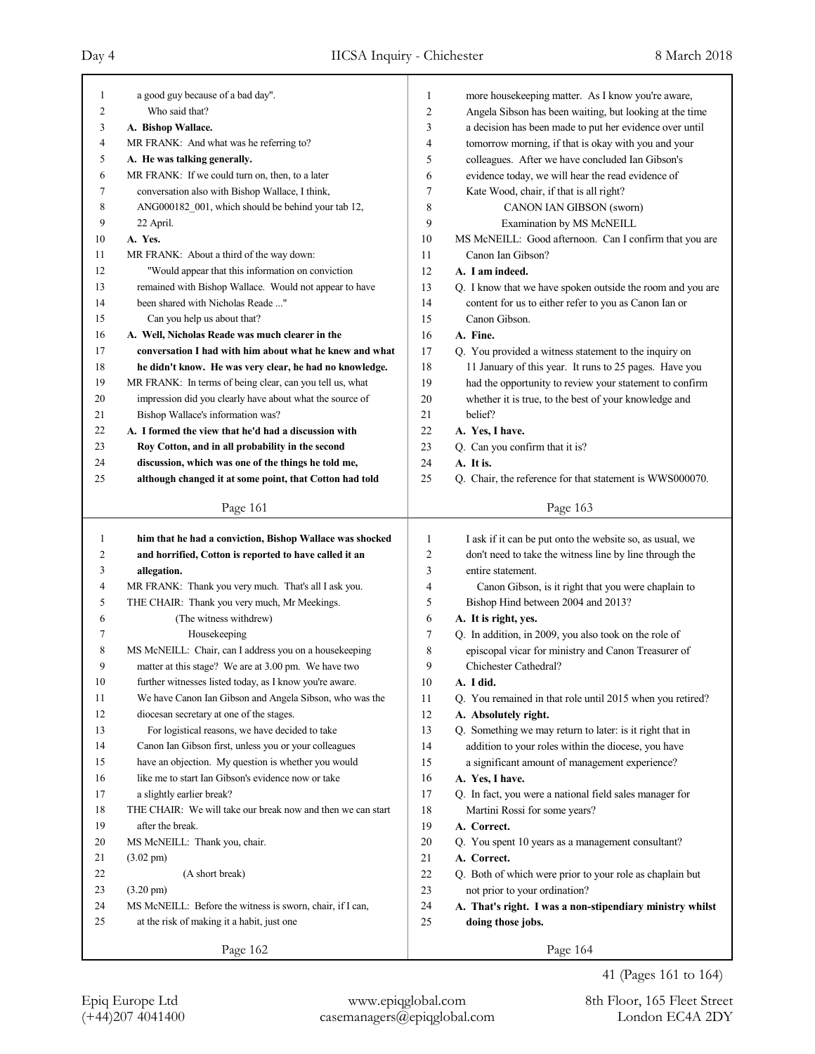a good guy because of a bad day".

Who said that?

**A. Bishop Wallace.**

MR FRANK: And what was he referring to?

**A. He was talking generally.**

MR FRANK: If we could turn on, then, to a later conversation also with Bishop Wallace, I think, ANG000182_001, which should be behind your tab 12, 22 April.

**A. Yes.**

MR FRANK: About a third of the way down:

"Would appear that this information on conviction remained with Bishop Wallace. Would not appear to have been shared with Nicholas Reade ..."

Can you help us about that?

**A. Well, Nicholas Reade was much clearer in the conversation I had with him about what he knew and what he didn't know. He was very clear, he had no knowledge.**

MR FRANK: In terms of being clear, can you tell us, what impression did you clearly have about what the source of Bishop Wallace's information was?

**A. I formed the view that he'd had a discussion with Roy Cotton, and in all probability in the second discussion, which was one of the things he told me, although changed it at some point, that Cotton had told him that he had a conviction, Bishop Wallace was shocked and horrified, Cotton is reported to have called it an allegation.**

MR FRANK: Thank you very much. That's all I ask you.

THE CHAIR: Thank you very much, Mr Meekings.

(The witness withdrew)

Housekeeping

MS McNEILL: Chair, can I address you on a housekeeping matter at this stage? We are at 3.00 pm. We have two further witnesses listed today, as I know you're aware. We have Canon Ian Gibson and Angela Sibson, who was the diocesan secretary at one of the stages.

For logistical reasons, we have decided to take Canon Ian Gibson first, unless you or your colleagues have an objection. My question is whether you would like me to start Ian Gibson's evidence now or take a slightly earlier break?

THE CHAIR: We will take our break now and then we can start after the break.

MS McNEILL: Thank you, chair.

(3.02 pm)

(A short break)

(3.20 pm)

MS McNEILL: Before the witness is sworn, chair, if I can, at the risk of making it a habit, just one more housekeeping matter. As I know you're aware, Angela Sibson has been waiting, but looking at the time a decision has been made to put her evidence over until tomorrow morning, if that is okay with you and your colleagues. After we have concluded Ian Gibson's evidence today, we will hear the read evidence of Kate Wood, chair, if that is all right?

CANON IAN GIBSON (sworn)

Examination by MS McNEILL

MS McNEILL: Good afternoon. Can I confirm that you are Canon Ian Gibson?

**A. I am indeed.**

Q. I know that we have spoken outside the room and you are content for us to either refer to you as Canon Ian or Canon Gibson.

**A. Fine.**

Q. You provided a witness statement to the inquiry on 11 January of this year. It runs to 25 pages. Have you had the opportunity to review your statement to confirm whether it is true, to the best of your knowledge and belief?

**A. Yes, I have.**

Q. Can you confirm that it is?

**A. It is.**

Q. Chair, the reference for that statement is WWS000070. I ask if it can be put onto the website so, as usual, we don't need to take the witness line by line through the entire statement.

Canon Gibson, is it right that you were chaplain to Bishop Hind between 2004 and 2013?

**A. It is right, yes.**

Q. In addition, in 2009, you also took on the role of episcopal vicar for ministry and Canon Treasurer of Chichester Cathedral?

**A. I did.**

Q. You remained in that role until 2015 when you retired?

**A. Absolutely right.**

Q. Something we may return to later: is it right that in addition to your roles within the diocese, you have a significant amount of management experience?

**A. Yes, I have.**

Q. In fact, you were a national field sales manager for Martini Rossi for some years?

**A. Correct.**

Q. You spent 10 years as a management consultant?

**A. Correct.**

Q. Both of which were prior to your role as chaplain but not prior to your ordination?

**A. That's right. I was a non-stipendiary ministry whilst doing those jobs.**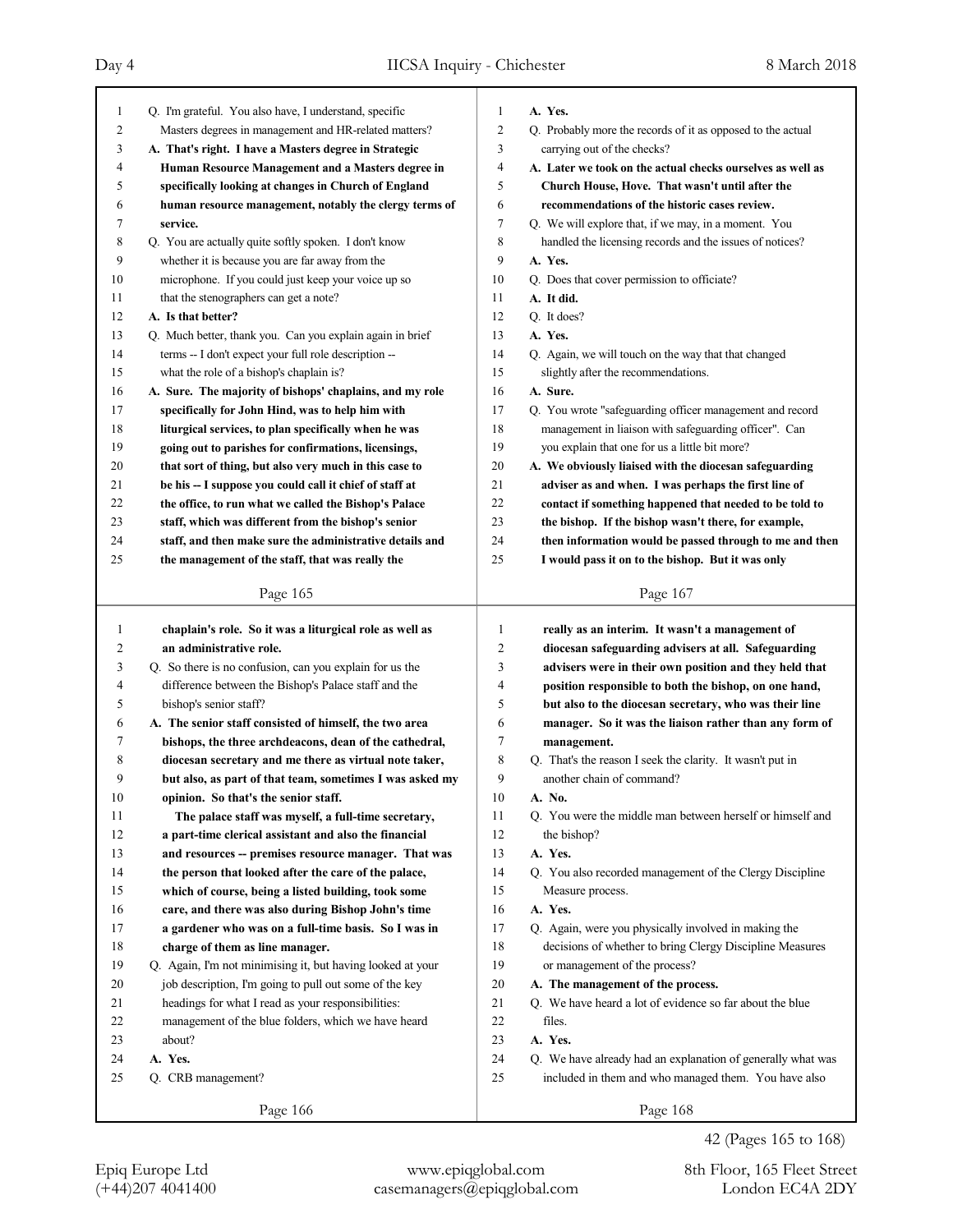Q. I'm grateful. You also have, I understand, specific Masters degrees in management and HR-related matters?

**A. That's right. I have a Masters degree in Strategic Human Resource Management and a Masters degree in specifically looking at changes in Church of England human resource management, notably the clergy terms of service.**

Q. You are actually quite softly spoken. I don't know whether it is because you are far away from the microphone. If you could just keep your voice up so that the stenographers can get a note?

**A. Is that better?**

Q. Much better, thank you. Can you explain again in brief terms -- I don't expect your full role description -- what the role of a bishop's chaplain is?

**A. Sure. The majority of bishops' chaplains, and my role specifically for John Hind, was to help him with liturgical services, to plan specifically when he was going out to parishes for confirmations, licensings, that sort of thing, but also very much in this case to be his -- I suppose you could call it chief of staff at the office, to run what we called the Bishop's Palace staff, which was different from the bishop's senior staff, and then make sure the administrative details and the management of the staff, that was really the chaplain's role. So it was a liturgical role as well as an administrative role.**

Q. So there is no confusion, can you explain for us the difference between the Bishop's Palace staff and the bishop's senior staff?

**A. The senior staff consisted of himself, the two area bishops, the three archdeacons, dean of the cathedral, diocesan secretary and me there as virtual note taker, but also, as part of that team, sometimes I was asked my opinion. So that's the senior staff.**

**The palace staff was myself, a full-time secretary, a part-time clerical assistant and also the financial and resources -- premises resource manager. That was the person that looked after the care of the palace, which of course, being a listed building, took some care, and there was also during Bishop John's time a gardener who was on a full-time basis. So I was in charge of them as line manager.**

Q. Again, I'm not minimising it, but having looked at your job description, I'm going to pull out some of the key headings for what I read as your responsibilities: management of the blue folders, which we have heard about?

**A. Yes.**

Q. CRB management?

**A. Yes.**

Q. Probably more the records of it as opposed to the actual carrying out of the checks?

**A. Later we took on the actual checks ourselves as well as Church House, Hove. That wasn't until after the recommendations of the historic cases review.**

Q. We will explore that, if we may, in a moment. You handled the licensing records and the issues of notices?

**A. Yes.**

Q. Does that cover permission to officiate?

**A. It did.**

Q. It does?

**A. Yes.**

Q. Again, we will touch on the way that that changed slightly after the recommendations.

**A. Sure.**

Q. You wrote "safeguarding officer management and record management in liaison with safeguarding officer". Can you explain that one for us a little bit more?

**A. We obviously liaised with the diocesan safeguarding adviser as and when. I was perhaps the first line of contact if something happened that needed to be told to the bishop. If the bishop wasn't there, for example, then information would be passed through to me and then I would pass it on to the bishop. But it was only really as an interim. It wasn't a management of diocesan safeguarding advisers at all. Safeguarding advisers were in their own position and they held that position responsible to both the bishop, on one hand, but also to the diocesan secretary, who was their line manager. So it was the liaison rather than any form of management.**

Q. That's the reason I seek the clarity. It wasn't put in another chain of command?

**A. No.**

Q. You were the middle man between herself or himself and the bishop?

**A. Yes.**

Q. You also recorded management of the Clergy Discipline Measure process.

**A. Yes.**

Q. Again, were you physically involved in making the decisions of whether to bring Clergy Discipline Measures or management of the process?

**A. The management of the process.**

Q. We have heard a lot of evidence so far about the blue files.

**A. Yes.**

Q. We have already had an explanation of generally what was included in them and who managed them. You have also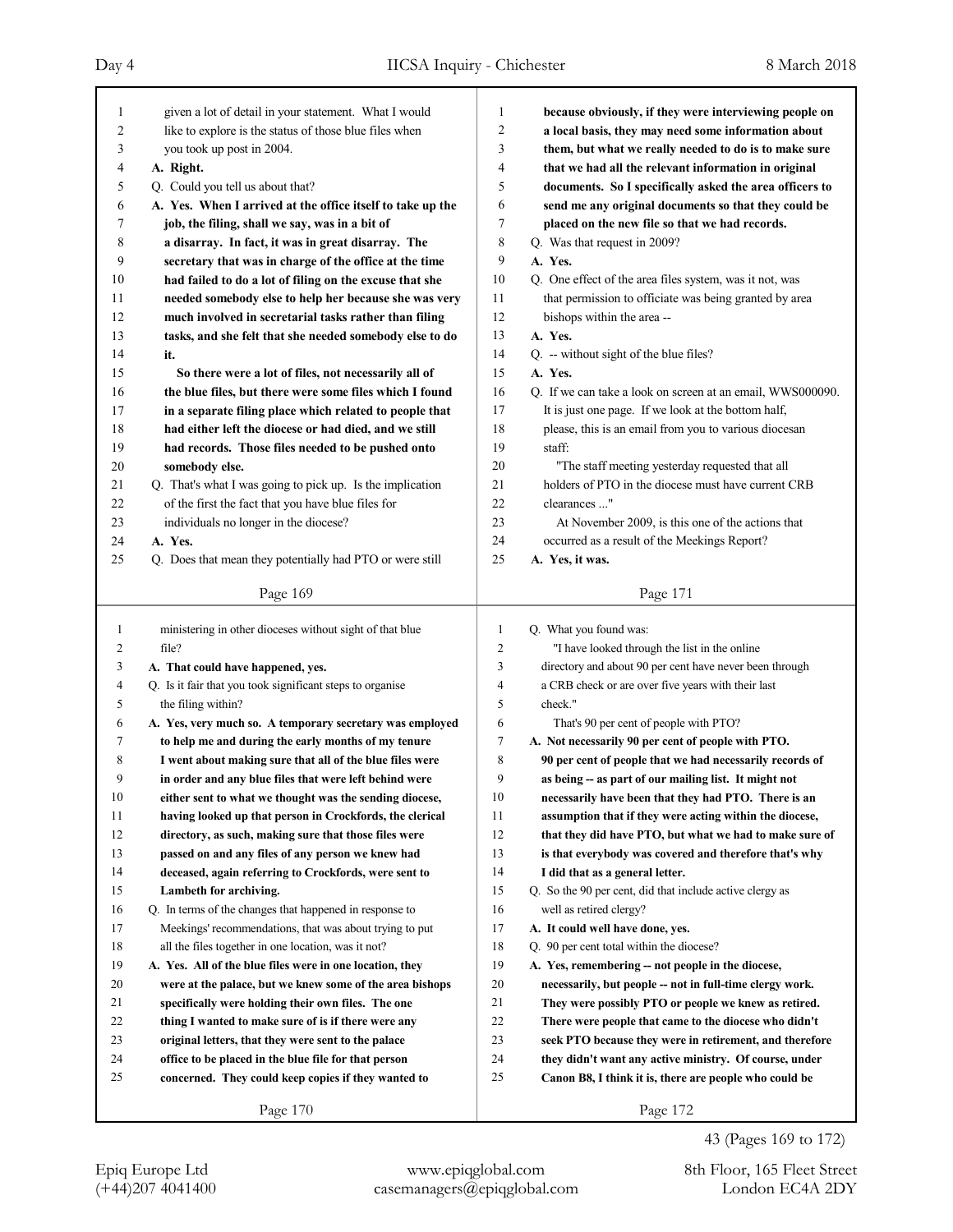given a lot of detail in your statement. What I would like to explore is the status of those blue files when you took up post in 2004.

**A. Right.**

Q. Could you tell us about that?

**A. Yes. When I arrived at the office itself to take up the job, the filing, shall we say, was in a bit of a disarray. In fact, it was in great disarray. The secretary that was in charge of the office at the time had failed to do a lot of filing on the excuse that she needed somebody else to help her because she was very much involved in secretarial tasks rather than filing tasks, and she felt that she needed somebody else to do it.**

**So there were a lot of files, not necessarily all of the blue files, but there were some files which I found in a separate filing place which related to people that had either left the diocese or had died, and we still had records. Those files needed to be pushed onto somebody else.**

Q. That's what I was going to pick up. Is the implication of the first the fact that you have blue files for individuals no longer in the diocese?

**A. Yes.**

Q. Does that mean they potentially had PTO or were still ministering in other dioceses without sight of that blue file?

**A. That could have happened, yes.**

Q. Is it fair that you took significant steps to organise the filing within?

**A. Yes, very much so. A temporary secretary was employed to help me and during the early months of my tenure I went about making sure that all of the blue files were in order and any blue files that were left behind were either sent to what we thought was the sending diocese, having looked up that person in Crockfords, the clerical directory, as such, making sure that those files were passed on and any files of any person we knew had deceased, again referring to Crockfords, were sent to Lambeth for archiving.**

Q. In terms of the changes that happened in response to Meekings' recommendations, that was about trying to put all the files together in one location, was it not?

**A. Yes. All of the blue files were in one location, they were at the palace, but we knew some of the area bishops specifically were holding their own files. The one thing I wanted to make sure of is if there were any original letters, that they were sent to the palace office to be placed in the blue file for that person concerned. They could keep copies if they wanted to because obviously, if they were interviewing people on a local basis, they may need some information about them, but what we really needed to do is to make sure that we had all the relevant information in original documents. So I specifically asked the area officers to send me any original documents so that they could be placed on the new file so that we had records.**

Q. Was that request in 2009?

**A. Yes.**

Q. One effect of the area files system, was it not, was that permission to officiate was being granted by area bishops within the area --

**A. Yes.**

Q. -- without sight of the blue files?

**A. Yes.**

Q. If we can take a look on screen at an email, WWS000090. It is just one page. If we look at the bottom half, please, this is an email from you to various diocesan staff:

"The staff meeting yesterday requested that all holders of PTO in the diocese must have current CRB clearances ..."

At November 2009, is this one of the actions that occurred as a result of the Meekings Report?

**A. Yes, it was.**

Q. What you found was:

"I have looked through the list in the online directory and about 90 per cent have never been through a CRB check or are over five years with their last check."

That's 90 per cent of people with PTO?

**A. Not necessarily 90 per cent of people with PTO. 90 per cent of people that we had necessarily records of as being -- as part of our mailing list. It might not necessarily have been that they had PTO. There is an assumption that if they were acting within the diocese, that they did have PTO, but what we had to make sure of is that everybody was covered and therefore that's why I did that as a general letter.**

Q. So the 90 per cent, did that include active clergy as well as retired clergy?

**A. It could well have done, yes.**

Q. 90 per cent total within the diocese?

**A. Yes, remembering -- not people in the diocese, necessarily, but people -- not in full-time clergy work. They were possibly PTO or people we knew as retired. There were people that came to the diocese who didn't seek PTO because they were in retirement, and therefore they didn't want any active ministry. Of course, under Canon B8, I think it is, there are people who could be**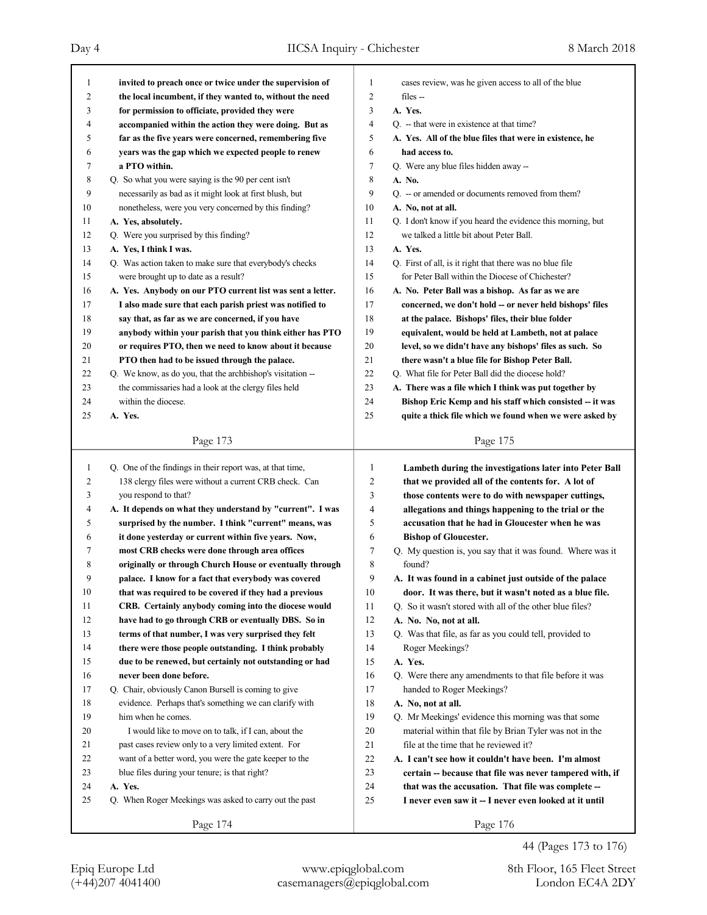invited to preach once or twice under the supervision of the local incumbent, if they wanted to, without the need for permission to officiate, provided they were accompanied within the action they were doing. But as far as the five years were concerned, remembering five years was the gap which we expected people to renew a PTO within.

Q. So what you were saying is the 90 per cent isn't necessarily as bad as it might look at first blush, but nonetheless, were you very concerned by this finding?

**A. Yes, absolutely.**

Q. Were you surprised by this finding?

**A. Yes, I think I was.**

Q. Was action taken to make sure that everybody's checks were brought up to date as a result?

**A. Yes. Anybody on our PTO current list was sent a letter. I also made sure that each parish priest was notified to say that, as far as we are concerned, if you have anybody within your parish that you think either has PTO or requires PTO, then we need to know about it because PTO then had to be issued through the palace.**

Q. We know, as do you, that the archbishop's visitation -- the commissaries had a look at the clergy files held within the diocese.

**A. Yes.**

Q. One of the findings in their report was, at that time, 138 clergy files were without a current CRB check. Can you respond to that?

**A. It depends on what they understand by "current". I was surprised by the number. I think "current" means, was it done yesterday or current within five years. Now, most CRB checks were done through area offices originally or through Church House or eventually through palace. I know for a fact that everybody was covered that was required to be covered if they had a previous CRB. Certainly anybody coming into the diocese would have had to go through CRB or eventually DBS. So in terms of that number, I was very surprised they felt there were those people outstanding. I think probably due to be renewed, but certainly not outstanding or had never been done before.**

Q. Chair, obviously Canon Bursell is coming to give evidence. Perhaps that's something we can clarify with him when he comes.

I would like to move on to talk, if I can, about the past cases review only to a very limited extent. For want of a better word, you were the gate keeper to the blue files during your tenure; is that right?

**A. Yes.**

Q. When Roger Meekings was asked to carry out the past cases review, was he given access to all of the blue files --

**A. Yes.**

Q. -- that were in existence at that time?

**A. Yes. All of the blue files that were in existence, he had access to.**

Q. Were any blue files hidden away --

**A. No.**

Q. -- or amended or documents removed from them?

**A. No, not at all.**

Q. I don't know if you heard the evidence this morning, but we talked a little bit about Peter Ball.

**A. Yes.**

Q. First of all, is it right that there was no blue file for Peter Ball within the Diocese of Chichester?

**A. No. Peter Ball was a bishop. As far as we are concerned, we don't hold -- or never held bishops' files at the palace. Bishops' files, their blue folder equivalent, would be held at Lambeth, not at palace level, so we didn't have any bishops' files as such. So there wasn't a blue file for Bishop Peter Ball.**

Q. What file for Peter Ball did the diocese hold?

**A. There was a file which I think was put together by Bishop Eric Kemp and his staff which consisted -- it was quite a thick file which we found when we were asked by Lambeth during the investigations later into Peter Ball that we provided all of the contents for. A lot of those contents were to do with newspaper cuttings, allegations and things happening to the trial or the accusation that he had in Gloucester when he was Bishop of Gloucester.**

Q. My question is, you say that it was found. Where was it found?

**A. It was found in a cabinet just outside of the palace door. It was there, but it wasn't noted as a blue file.**

Q. So it wasn't stored with all of the other blue files?

**A. No. No, not at all.**

Q. Was that file, as far as you could tell, provided to Roger Meekings?

**A. Yes.**

Q. Were there any amendments to that file before it was handed to Roger Meekings?

**A. No, not at all.**

Q. Mr Meekings' evidence this morning was that some material within that file by Brian Tyler was not in the file at the time that he reviewed it?

**A. I can't see how it couldn't have been. I'm almost certain -- because that file was never tampered with, if that was the accusation. That file was complete -- I never even saw it -- I never even looked at it until**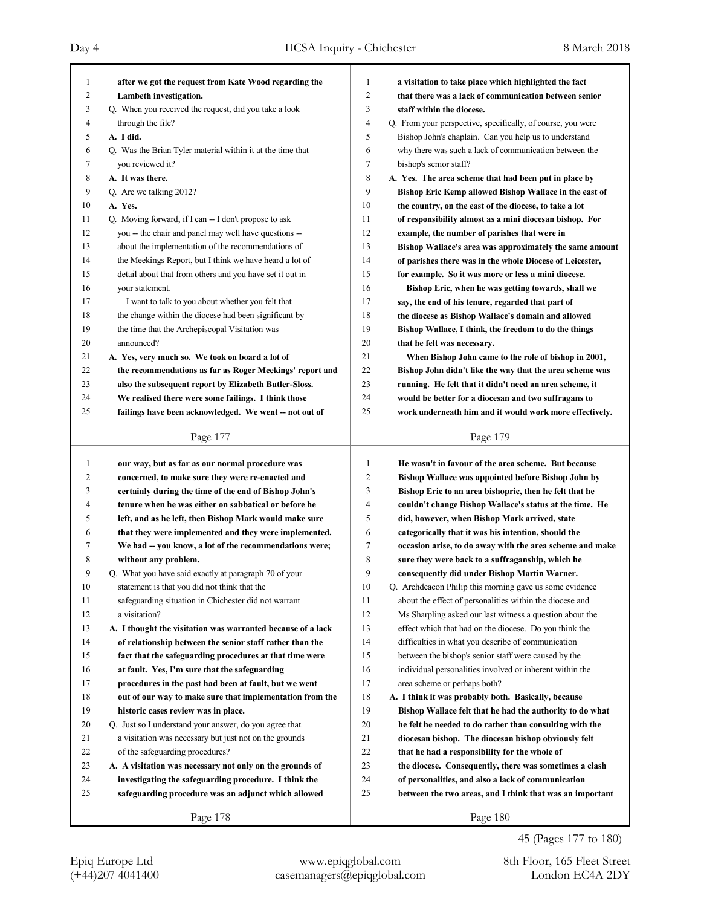after we got the request from Kate Wood regarding the Lambeth investigation.

Q. When you received the request, did you take a look through the file?

A. I did.

Q. Was the Brian Tyler material within it at the time that you reviewed it?

A. It was there.

Q. Are we talking 2012?

A. Yes.

Q. Moving forward, if I can -- I don't propose to ask you -- the chair and panel may well have questions -- about the implementation of the recommendations of the Meekings Report, but I think we have heard a lot of detail about that from others and you have set it out in your statement.

I want to talk to you about whether you felt that the change within the diocese had been significant by the time that the Archepiscopal Visitation was announced?

A. Yes, very much so. We took on board a lot of the recommendations as far as Roger Meekings' report and also the subsequent report by Elizabeth Butler-Sloss. We realised there were some failings. I think those failings have been acknowledged. We went -- not out of our way, but as far as our normal procedure was concerned, to make sure they were re-enacted and certainly during the time of the end of Bishop John's tenure when he was either on sabbatical or before he left, and as he left, then Bishop Mark would make sure that they were implemented and they were implemented. We had -- you know, a lot of the recommendations were; without any problem.

Q. What you have said exactly at paragraph 70 of your statement is that you did not think that the safeguarding situation in Chichester did not warrant a visitation?

A. I thought the visitation was warranted because of a lack of relationship between the senior staff rather than the fact that the safeguarding procedures at that time were at fault. Yes, I'm sure that the safeguarding procedures in the past had been at fault, but we went out of our way to make sure that implementation from the historic cases review was in place.

Q. Just so I understand your answer, do you agree that a visitation was necessary but just not on the grounds of the safeguarding procedures?

A. A visitation was necessary not only on the grounds of investigating the safeguarding procedure. I think the safeguarding procedure was an adjunct which allowed a visitation to take place which highlighted the fact that there was a lack of communication between senior staff within the diocese.

Q. From your perspective, specifically, of course, you were Bishop John's chaplain. Can you help us to understand why there was such a lack of communication between the bishop's senior staff?

A. Yes. The area scheme that had been put in place by Bishop Eric Kemp allowed Bishop Wallace in the east of the country, on the east of the diocese, to take a lot of responsibility almost as a mini diocesan bishop. For example, the number of parishes that were in Bishop Wallace's area was approximately the same amount of parishes there was in the whole Diocese of Leicester, for example. So it was more or less a mini diocese.

Bishop Eric, when he was getting towards, shall we say, the end of his tenure, regarded that part of the diocese as Bishop Wallace's domain and allowed Bishop Wallace, I think, the freedom to do the things that he felt was necessary.

When Bishop John came to the role of bishop in 2001, Bishop John didn't like the way that the area scheme was running. He felt that it didn't need an area scheme, it would be better for a diocesan and two suffragans to work underneath him and it would work more effectively. He wasn't in favour of the area scheme. But because Bishop Wallace was appointed before Bishop John by Bishop Eric to an area bishopric, then he felt that he couldn't change Bishop Wallace's status at the time. He did, however, when Bishop Mark arrived, state categorically that it was his intention, should the occasion arise, to do away with the area scheme and make sure they were back to a suffraganship, which he consequently did under Bishop Martin Warner.

Q. Archdeacon Philip this morning gave us some evidence about the effect of personalities within the diocese and Ms Sharpling asked our last witness a question about the effect which that had on the diocese. Do you think the difficulties in what you describe of communication between the bishop's senior staff were caused by the individual personalities involved or inherent within the area scheme or perhaps both?

A. I think it was probably both. Basically, because Bishop Wallace felt that he had the authority to do what he felt he needed to do rather than consulting with the diocesan bishop. The diocesan bishop obviously felt that he had a responsibility for the whole of the diocese. Consequently, there was sometimes a clash of personalities, and also a lack of communication between the two areas, and I think that was an important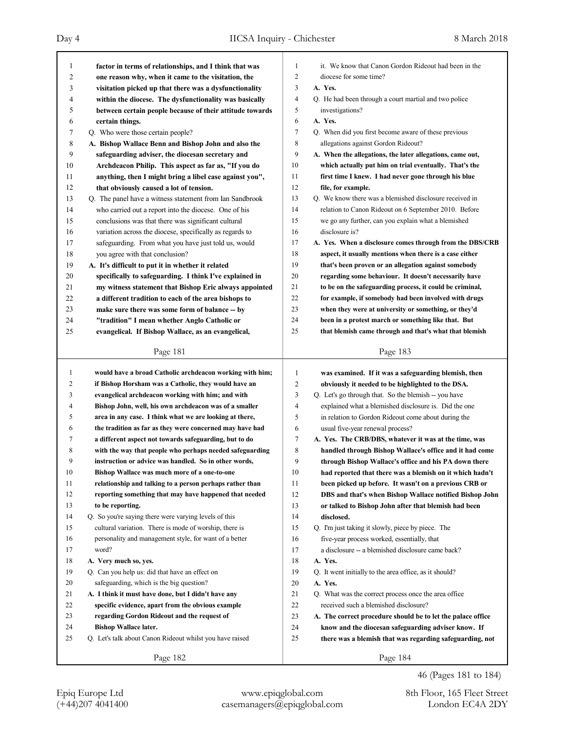factor in terms of relationships, and I think that was one reason why, when it came to the visitation, the visitation picked up that there was a dysfunctionality within the diocese. The dysfunctionality was basically between certain people because of their attitude towards certain things.

Q. Who were those certain people?

**A. Bishop Wallace Benn and Bishop John and also the safeguarding adviser, the diocesan secretary and Archdeacon Philip. This aspect as far as, "If you do anything, then I might bring a libel case against you", that obviously caused a lot of tension.**

Q. The panel have a witness statement from Ian Sandbrook who carried out a report into the diocese. One of his conclusions was that there was significant cultural variation across the diocese, specifically as regards to safeguarding. From what you have just told us, would you agree with that conclusion?

**A. It's difficult to put it in whether it related specifically to safeguarding. I think I've explained in my witness statement that Bishop Eric always appointed a different tradition to each of the area bishops to make sure there was some form of balance -- by "tradition" I mean whether Anglo Catholic or evangelical. If Bishop Wallace, as an evangelical, would have a broad Catholic archdeacon working with him; if Bishop Horsham was a Catholic, they would have an evangelical archdeacon working with him; and with Bishop John, well, his own archdeacon was of a smaller area in any case. I think what we are looking at there, the tradition as far as they were concerned may have had a different aspect not towards safeguarding, but to do with the way that people who perhaps needed safeguarding instruction or advice was handled. So in other words, Bishop Wallace was much more of a one-to-one relationship and talking to a person perhaps rather than reporting something that may have happened that needed to be reporting.**

Q. So you're saying there were varying levels of this cultural variation. There is mode of worship, there is personality and management style, for want of a better word?

**A. Very much so, yes.**

Q. Can you help us: did that have an effect on safeguarding, which is the big question?

**A. I think it must have done, but I didn't have any specific evidence, apart from the obvious example regarding Gordon Rideout and the request of Bishop Wallace later.**

Q. Let's talk about Canon Rideout whilst you have raised it. We know that Canon Gordon Rideout had been in the diocese for some time?

**A. Yes.**

Q. He had been through a court martial and two police investigations?

**A. Yes.**

Q. When did you first become aware of these previous allegations against Gordon Rideout?

**A. When the allegations, the later allegations, came out, which actually put him on trial eventually. That's the first time I knew. I had never gone through his blue file, for example.**

Q. We know there was a blemished disclosure received in relation to Canon Rideout on 6 September 2010. Before we go any further, can you explain what a blemished disclosure is?

**A. Yes. When a disclosure comes through from the DBS/CRB aspect, it usually mentions when there is a case either that's been proven or an allegation against somebody regarding some behaviour. It doesn't necessarily have to be on the safeguarding process, it could be criminal, for example, if somebody had been involved with drugs when they were at university or something, or they'd been in a protest march or something like that. But that blemish came through and that's what that blemish was examined. If it was a safeguarding blemish, then obviously it needed to be highlighted to the DSA.**

Q. Let's go through that. So the blemish -- you have explained what a blemished disclosure is. Did the one in relation to Gordon Rideout come about during the usual five-year renewal process?

**A. Yes. The CRB/DBS, whatever it was at the time, was handled through Bishop Wallace's office and it had come through Bishop Wallace's office and his PA down there had reported that there was a blemish on it which hadn't been picked up before. It wasn't on a previous CRB or DBS and that's when Bishop Wallace notified Bishop John or talked to Bishop John after that blemish had been disclosed.**

Q. I'm just taking it slowly, piece by piece. The five-year process worked, essentially, that a disclosure -- a blemished disclosure came back?

**A. Yes.**

Q. It went initially to the area office, as it should?

**A. Yes.**

Q. What was the correct process once the area office received such a blemished disclosure?

**A. The correct procedure should be to let the palace office know and the diocesan safeguarding adviser know. If there was a blemish that was regarding safeguarding, not**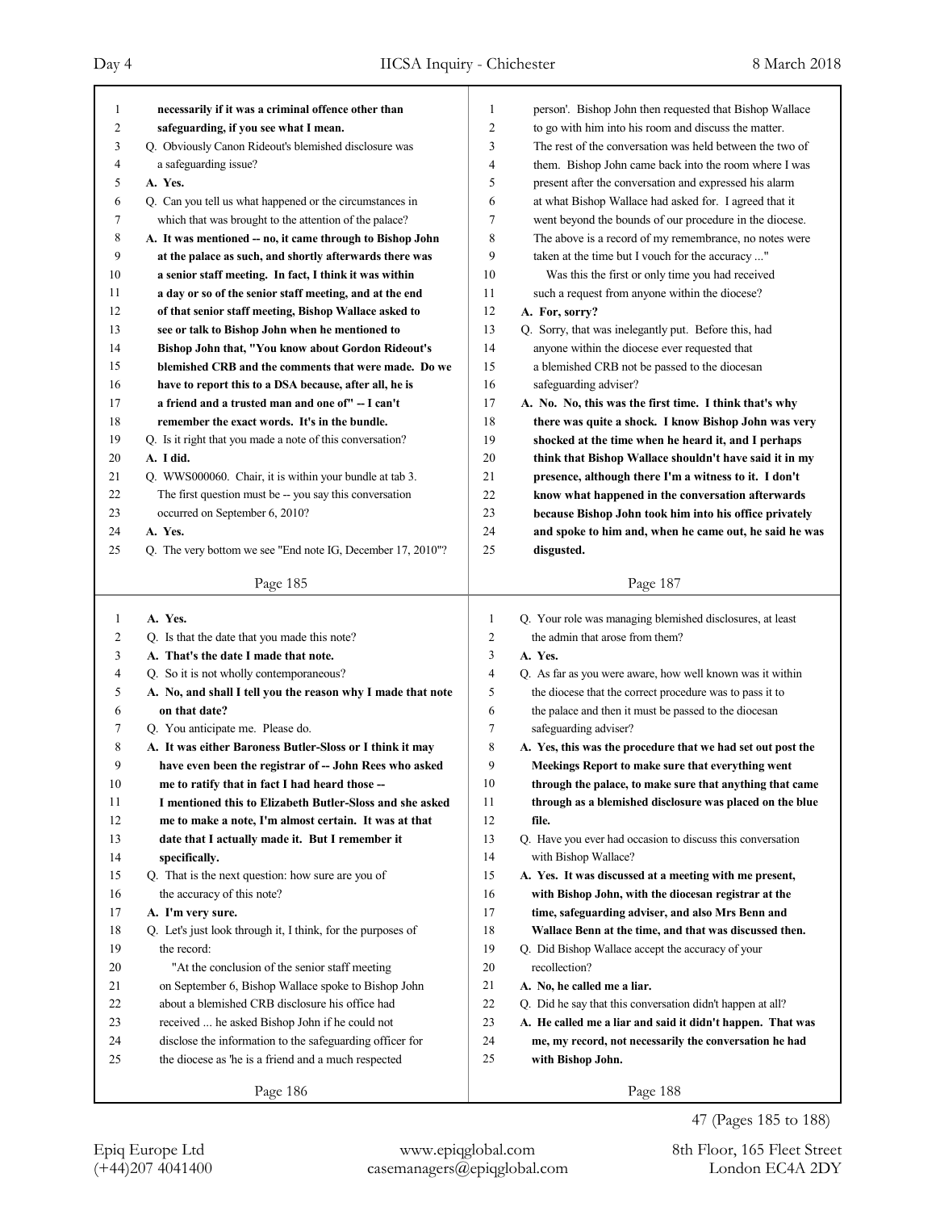necessarily if it was a criminal offence other than safeguarding, if you see what I mean.

Q. Obviously Canon Rideout's blemished disclosure was a safeguarding issue?

**A. Yes.**

Q. Can you tell us what happened or the circumstances in which that was brought to the attention of the palace?

**A. It was mentioned -- no, it came through to Bishop John at the palace as such, and shortly afterwards there was a senior staff meeting. In fact, I think it was within a day or so of the senior staff meeting, and at the end of that senior staff meeting, Bishop Wallace asked to see or talk to Bishop John when he mentioned to Bishop John that, "You know about Gordon Rideout's blemished CRB and the comments that were made. Do we have to report this to a DSA because, after all, he is a friend and a trusted man and one of" -- I can't remember the exact words. It's in the bundle.**

Q. Is it right that you made a note of this conversation?

**A. I did.**

Q. WWS000060. Chair, it is within your bundle at tab 3. The first question must be -- you say this conversation occurred on September 6, 2010?

**A. Yes.**

Q. The very bottom we see "End note IG, December 17, 2010"?

**A. Yes.**

Q. Is that the date that you made this note?

**A. That's the date I made that note.**

Q. So it is not wholly contemporaneous?

**A. No, and shall I tell you the reason why I made that note on that date?**

Q. You anticipate me. Please do.

**A. It was either Baroness Butler-Sloss or I think it may have even been the registrar of -- John Rees who asked me to ratify that in fact I had heard those -- I mentioned this to Elizabeth Butler-Sloss and she asked me to make a note, I'm almost certain. It was at that date that I actually made it. But I remember it specifically.**

Q. That is the next question: how sure are you of the accuracy of this note?

**A. I'm very sure.**

Q. Let's just look through it, I think, for the purposes of the record:

"At the conclusion of the senior staff meeting on September 6, Bishop Wallace spoke to Bishop John about a blemished CRB disclosure his office had received ... he asked Bishop John if he could not disclose the information to the safeguarding officer for the diocese as 'he is a friend and a much respected person'. Bishop John then requested that Bishop Wallace to go with him into his room and discuss the matter. The rest of the conversation was held between the two of them. Bishop John came back into the room where I was present after the conversation and expressed his alarm at what Bishop Wallace had asked for. I agreed that it went beyond the bounds of our procedure in the diocese. The above is a record of my remembrance, no notes were taken at the time but I vouch for the accuracy ..."

Was this the first or only time you had received such a request from anyone within the diocese?

**A. For, sorry?**

Q. Sorry, that was inelegantly put. Before this, had anyone within the diocese ever requested that a blemished CRB not be passed to the diocesan safeguarding adviser?

**A. No. No, this was the first time. I think that's why there was quite a shock. I know Bishop John was very shocked at the time when he heard it, and I perhaps think that Bishop Wallace shouldn't have said it in my presence, although there I'm a witness to it. I don't know what happened in the conversation afterwards because Bishop John took him into his office privately and spoke to him and, when he came out, he said he was disgusted.**

Q. Your role was managing blemished disclosures, at least the admin that arose from them?

**A. Yes.**

Q. As far as you were aware, how well known was it within the diocese that the correct procedure was to pass it to the palace and then it must be passed to the diocesan safeguarding adviser?

**A. Yes, this was the procedure that we had set out post the Meekings Report to make sure that everything went through the palace, to make sure that anything that came through as a blemished disclosure was placed on the blue file.**

Q. Have you ever had occasion to discuss this conversation with Bishop Wallace?

**A. Yes. It was discussed at a meeting with me present, with Bishop John, with the diocesan registrar at the time, safeguarding adviser, and also Mrs Benn and Wallace Benn at the time, and that was discussed then.**

Q. Did Bishop Wallace accept the accuracy of your recollection?

**A. No, he called me a liar.**

Q. Did he say that this conversation didn't happen at all?

**A. He called me a liar and said it didn't happen. That was me, my record, not necessarily the conversation he had with Bishop John.**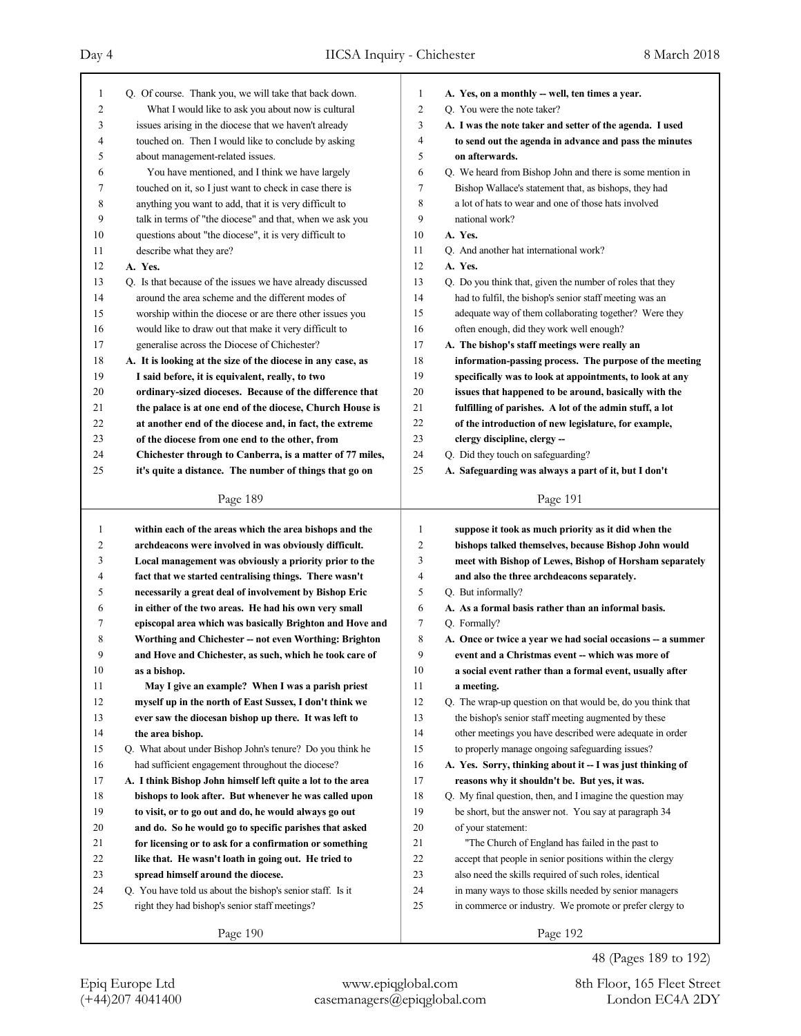Q. Of course. Thank you, we will take that back down.

What I would like to ask you about now is cultural issues arising in the diocese that we haven't already touched on. Then I would like to conclude by asking about management-related issues.

You have mentioned, and I think we have largely touched on it, so I just want to check in case there is anything you want to add, that it is very difficult to talk in terms of "the diocese" and that, when we ask you questions about "the diocese", it is very difficult to describe what they are?

**A. Yes.**

Q. Is that because of the issues we have already discussed around the area scheme and the different modes of worship within the diocese or are there other issues you would like to draw out that make it very difficult to generalise across the Diocese of Chichester?

**A. It is looking at the size of the diocese in any case, as I said before, it is equivalent, really, to two ordinary-sized dioceses. Because of the difference that the palace is at one end of the diocese, Church House is at another end of the diocese and, in fact, the extreme of the diocese from one end to the other, from Chichester through to Canberra, is a matter of 77 miles, it's quite a distance. The number of things that go on within each of the areas which the area bishops and the archdeacons were involved in was obviously difficult. Local management was obviously a priority prior to the fact that we started centralising things. There wasn't necessarily a great deal of involvement by Bishop Eric in either of the two areas. He had his own very small episcopal area which was basically Brighton and Hove and Worthing and Chichester -- not even Worthing: Brighton and Hove and Chichester, as such, which he took care of as a bishop.**

**May I give an example? When I was a parish priest myself up in the north of East Sussex, I don't think we ever saw the diocesan bishop up there. It was left to the area bishop.**

Q. What about under Bishop John's tenure? Do you think he had sufficient engagement throughout the diocese?

**A. I think Bishop John himself left quite a lot to the area bishops to look after. But whenever he was called upon to visit, or to go out and do, he would always go out and do. So he would go to specific parishes that asked for licensing or to ask for a confirmation or something like that. He wasn't loath in going out. He tried to spread himself around the diocese.**

Q. You have told us about the bishop's senior staff. Is it right they had bishop's senior staff meetings?

**A. Yes, on a monthly -- well, ten times a year.**

Q. You were the note taker?

**A. I was the note taker and setter of the agenda. I used to send out the agenda in advance and pass the minutes on afterwards.**

Q. We heard from Bishop John and there is some mention in Bishop Wallace's statement that, as bishops, they had a lot of hats to wear and one of those hats involved national work?

**A. Yes.**

Q. And another hat international work?

**A. Yes.**

Q. Do you think that, given the number of roles that they had to fulfil, the bishop's senior staff meeting was an adequate way of them collaborating together? Were they often enough, did they work well enough?

**A. The bishop's staff meetings were really an information-passing process. The purpose of the meeting specifically was to look at appointments, to look at any issues that happened to be around, basically with the fulfilling of parishes. A lot of the admin stuff, a lot of the introduction of new legislature, for example, clergy discipline, clergy --**

Q. Did they touch on safeguarding?

**A. Safeguarding was always a part of it, but I don't suppose it took as much priority as it did when the bishops talked themselves, because Bishop John would meet with Bishop of Lewes, Bishop of Horsham separately and also the three archdeacons separately.**

Q. But informally?

**A. As a formal basis rather than an informal basis.**

Q. Formally?

**A. Once or twice a year we had social occasions -- a summer event and a Christmas event -- which was more of a social event rather than a formal event, usually after a meeting.**

Q. The wrap-up question on that would be, do you think that the bishop's senior staff meeting augmented by these other meetings you have described were adequate in order to properly manage ongoing safeguarding issues?

**A. Yes. Sorry, thinking about it -- I was just thinking of reasons why it shouldn't be. But yes, it was.**

Q. My final question, then, and I imagine the question may be short, but the answer not. You say at paragraph 34 of your statement:

"The Church of England has failed in the past to accept that people in senior positions within the clergy also need the skills required of such roles, identical in many ways to those skills needed by senior managers in commerce or industry. We promote or prefer clergy to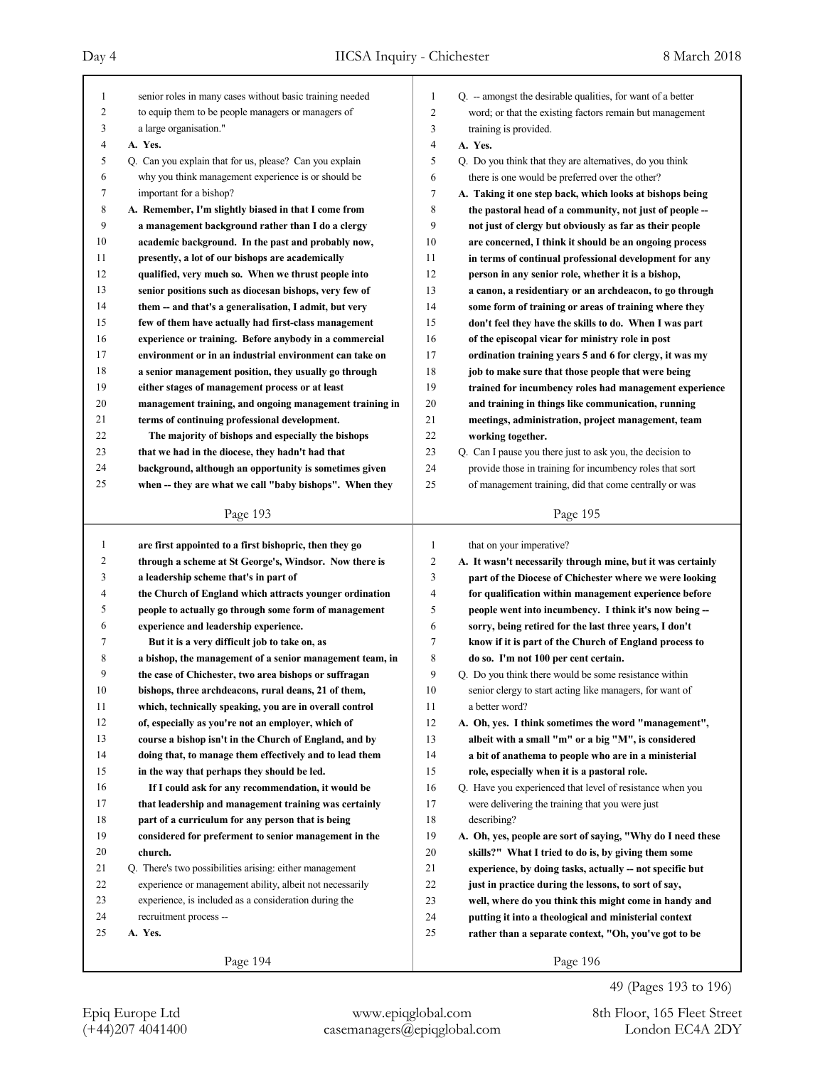senior roles in many cases without basic training needed to equip them to be people managers or managers of a large organisation."

A. Yes.

Q. Can you explain that for us, please? Can you explain why you think management experience is or should be important for a bishop?

**A. Remember, I'm slightly biased in that I come from a management background rather than I do a clergy academic background. In the past and probably now, presently, a lot of our bishops are academically qualified, very much so. When we thrust people into senior positions such as diocesan bishops, very few of them -- and that's a generalisation, I admit, but very few of them have actually had first-class management experience or training. Before anybody in a commercial environment or in an industrial environment can take on a senior management position, they usually go through either stages of management process or at least management training, and ongoing management training in terms of continuing professional development.**

**The majority of bishops and especially the bishops that we had in the diocese, they hadn't had that background, although an opportunity is sometimes given when -- they are what we call "baby bishops". When they are first appointed to a first bishopric, then they go through a scheme at St George's, Windsor. Now there is a leadership scheme that's in part of the Church of England which attracts younger ordination people to actually go through some form of management experience and leadership experience.**

**But it is a very difficult job to take on, as a bishop, the management of a senior management team, in the case of Chichester, two area bishops or suffragan bishops, three archdeacons, rural deans, 21 of them, which, technically speaking, you are in overall control of, especially as you're not an employer, which of course a bishop isn't in the Church of England, and by doing that, to manage them effectively and to lead them in the way that perhaps they should be led.**

**If I could ask for any recommendation, it would be that leadership and management training was certainly part of a curriculum for any person that is being considered for preferment to senior management in the church.**

Q. There's two possibilities arising: either management experience or management ability, albeit not necessarily experience, is included as a consideration during the recruitment process --

**A. Yes.**

Q. -- amongst the desirable qualities, for want of a better word; or that the existing factors remain but management training is provided.

**A. Yes.**

Q. Do you think that they are alternatives, do you think there is one would be preferred over the other?

**A. Taking it one step back, which looks at bishops being the pastoral head of a community, not just of people -- not just of clergy but obviously as far as their people are concerned, I think it should be an ongoing process in terms of continual professional development for any person in any senior role, whether it is a bishop, a canon, a residentiary or an archdeacon, to go through some form of training or areas of training where they don't feel they have the skills to do. When I was part of the episcopal vicar for ministry role in post ordination training years 5 and 6 for clergy, it was my job to make sure that those people that were being trained for incumbency roles had management experience and training in things like communication, running meetings, administration, project management, team working together.**

Q. Can I pause you there just to ask you, the decision to provide those in training for incumbency roles that sort of management training, did that come centrally or was that on your imperative?

**A. It wasn't necessarily through mine, but it was certainly part of the Diocese of Chichester where we were looking for qualification within management experience before people went into incumbency. I think it's now being -- sorry, being retired for the last three years, I don't know if it is part of the Church of England process to do so. I'm not 100 per cent certain.**

Q. Do you think there would be some resistance within senior clergy to start acting like managers, for want of a better word?

**A. Oh, yes. I think sometimes the word "management", albeit with a small "m" or a big "M", is considered a bit of anathema to people who are in a ministerial role, especially when it is a pastoral role.**

Q. Have you experienced that level of resistance when you were delivering the training that you were just describing?

**A. Oh, yes, people are sort of saying, "Why do I need these skills?" What I tried to do is, by giving them some experience, by doing tasks, actually -- not specific but just in practice during the lessons, to sort of say, well, where do you think this might come in handy and putting it into a theological and ministerial context rather than a separate context, "Oh, you've got to be**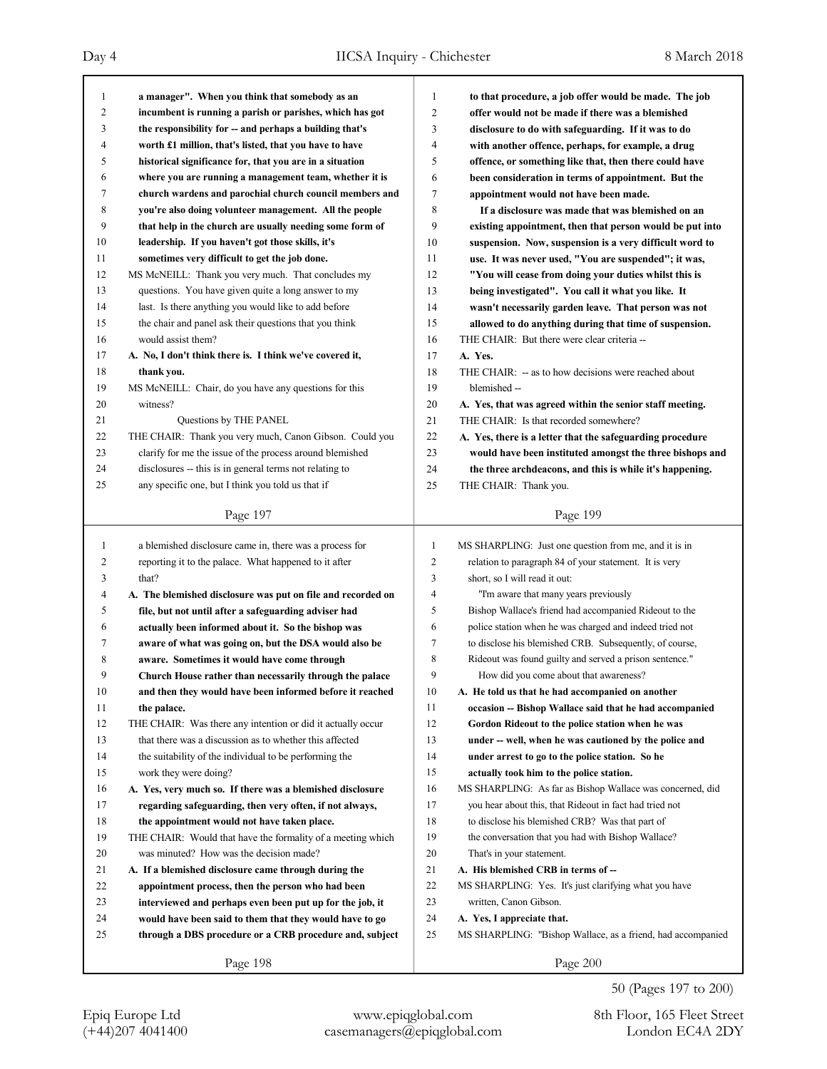a manager". When you think that somebody as an incumbent is running a parish or parishes, which has got the responsibility for -- and perhaps a building that's worth £1 million, that's listed, that you have to have historical significance for, that you are in a situation where you are running a management team, whether it is church wardens and parochial church council members and you're also doing volunteer management. All the people that help in the church are usually needing some form of leadership. If you haven't got those skills, it's sometimes very difficult to get the job done.

MS McNEILL: Thank you very much. That concludes my questions. You have given quite a long answer to my last. Is there anything you would like to add before the chair and panel ask their questions that you think would assist them?

**A. No, I don't think there is. I think we've covered it, thank you.**

MS McNEILL: Chair, do you have any questions for this witness?

Questions by THE PANEL

THE CHAIR: Thank you very much, Canon Gibson. Could you clarify for me the issue of the process around blemished disclosures -- this is in general terms not relating to any specific one, but I think you told us that if a blemished disclosure came in, there was a process for reporting it to the palace. What happened to it after that?

**A. The blemished disclosure was put on file and recorded on file, but not until after a safeguarding adviser had actually been informed about it. So the bishop was aware of what was going on, but the DSA would also be aware. Sometimes it would have come through Church House rather than necessarily through the palace and then they would have been informed before it reached the palace.**

THE CHAIR: Was there any intention or did it actually occur that there was a discussion as to whether this affected the suitability of the individual to be performing the work they were doing?

**A. Yes, very much so. If there was a blemished disclosure regarding safeguarding, then very often, if not always, the appointment would not have taken place.**

THE CHAIR: Would that have the formality of a meeting which was minuted? How was the decision made?

**A. If a blemished disclosure came through during the appointment process, then the person who had been interviewed and perhaps even been put up for the job, it would have been said to them that they would have to go through a DBS procedure or a CRB procedure and, subject to that procedure, a job offer would be made. The job offer would not be made if there was a blemished disclosure to do with safeguarding. If it was to do with another offence, perhaps, for example, a drug offence, or something like that, then there could have been consideration in terms of appointment. But the appointment would not have been made.**

**If a disclosure was made that was blemished on an existing appointment, then that person would be put into suspension. Now, suspension is a very difficult word to use. It was never used, "You are suspended"; it was, "You will cease from doing your duties whilst this is being investigated". You call it what you like. It wasn't necessarily garden leave. That person was not allowed to do anything during that time of suspension.**

THE CHAIR: But there were clear criteria --

**A. Yes.**

THE CHAIR: -- as to how decisions were reached about blemished --

**A. Yes, that was agreed within the senior staff meeting.**

THE CHAIR: Is that recorded somewhere?

**A. Yes, there is a letter that the safeguarding procedure would have been instituted amongst the three bishops and the three archdeacons, and this is while it's happening.**

THE CHAIR: Thank you.

MS SHARPLING: Just one question from me, and it is in relation to paragraph 84 of your statement. It is very short, so I will read it out:

"I'm aware that many years previously Bishop Wallace's friend had accompanied Rideout to the police station when he was charged and indeed tried not to disclose his blemished CRB. Subsequently, of course, Rideout was found guilty and served a prison sentence."

How did you come about that awareness?

**A. He told us that he had accompanied on another occasion -- Bishop Wallace said that he had accompanied Gordon Rideout to the police station when he was under -- well, when he was cautioned by the police and under arrest to go to the police station. So he actually took him to the police station.**

MS SHARPLING: As far as Bishop Wallace was concerned, did you hear about this, that Rideout in fact had tried not to disclose his blemished CRB? Was that part of the conversation that you had with Bishop Wallace? That's in your statement.

**A. His blemished CRB in terms of --**

MS SHARPLING: Yes. It's just clarifying what you have written, Canon Gibson.

**A. Yes, I appreciate that.**

MS SHARPLING: "Bishop Wallace, as a friend, had accompanied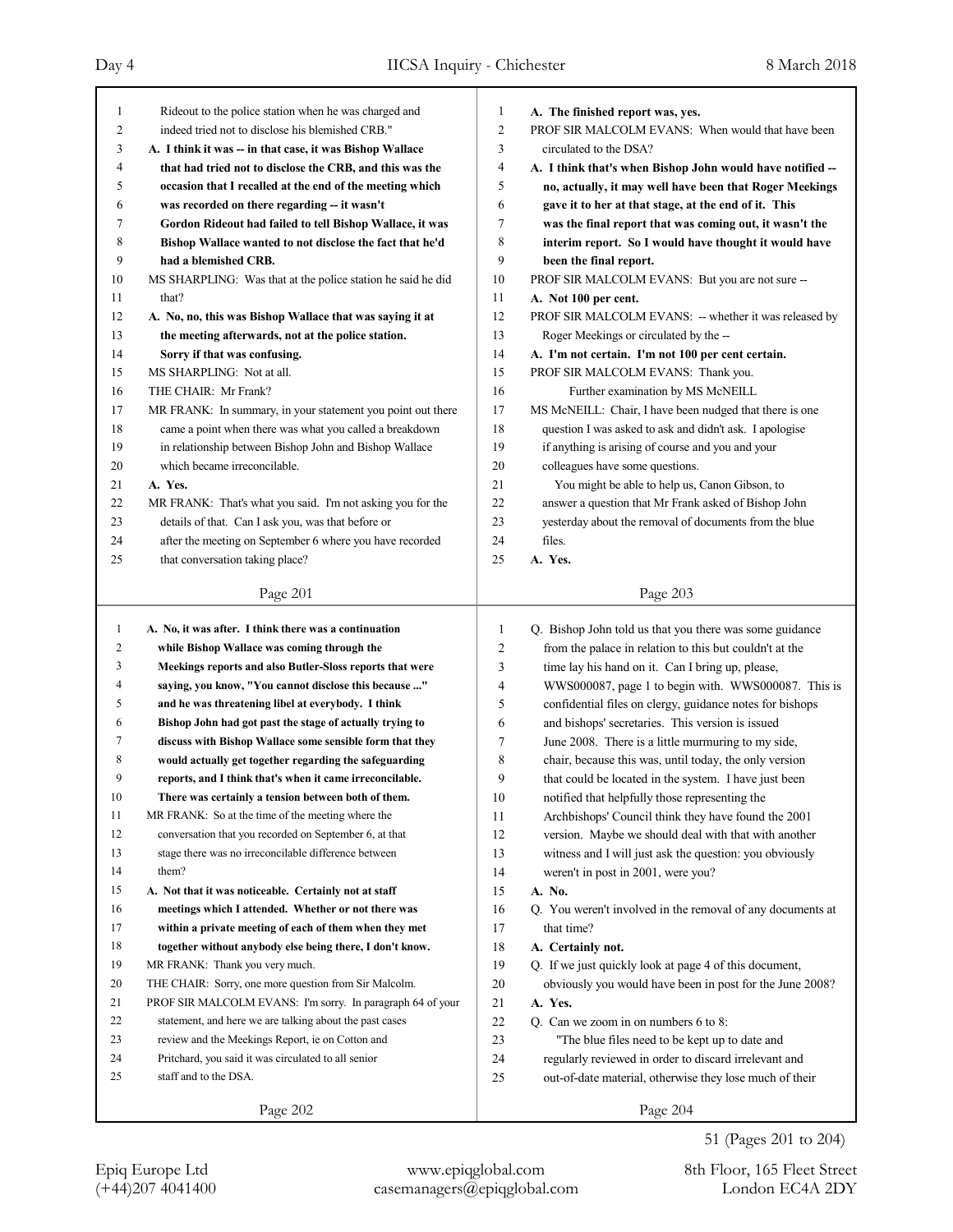Page 201

1 Rideout to the police station when he was charged and
2 indeed tried not to disclose his blemished CRB."
3 **A. I think it was -- in that case, it was Bishop Wallace**
4 **that had tried not to disclose the CRB, and this was the**
5 **occasion that I recalled at the end of the meeting which**
6 **was recorded on there regarding -- it wasn't**
7 **Gordon Rideout had failed to tell Bishop Wallace, it was**
8 **Bishop Wallace wanted to not disclose the fact that he'd**
9 **had a blemished CRB.**
10 MS SHARPLING: Was that at the police station he said he did
11 that?
12 **A. No, no, this was Bishop Wallace that was saying it at**
13 **the meeting afterwards, not at the police station.**
14 **Sorry if that was confusing.**
15 MS SHARPLING: Not at all.
16 THE CHAIR: Mr Frank?
17 MR FRANK: In summary, in your statement you point out there
18 came a point when there was what you called a breakdown
19 in relationship between Bishop John and Bishop Wallace
20 which became irreconcilable.
21 **A. Yes.**
22 MR FRANK: That's what you said. I'm not asking you for the
23 details of that. Can I ask you, was that before or
24 after the meeting on September 6 where you have recorded
25 that conversation taking place?

Page 202

1 **A. No, it was after. I think there was a continuation**
2 **while Bishop Wallace was coming through the**
3 **Meekings reports and also Butler-Sloss reports that were**
4 **saying, you know, "You cannot disclose this because ..."**
5 **and he was threatening libel at everybody. I think**
6 **Bishop John had got past the stage of actually trying to**
7 **discuss with Bishop Wallace some sensible form that they**
8 **would actually get together regarding the safeguarding**
9 **reports, and I think that's when it came irreconcilable.**
10 **There was certainly a tension between both of them.**
11 MR FRANK: So at the time of the meeting where the
12 conversation that you recorded on September 6, at that
13 stage there was no irreconcilable difference between
14 them?
15 **A. Not that it was noticeable. Certainly not at staff**
16 **meetings which I attended. Whether or not there was**
17 **within a private meeting of each of them when they met**
18 **together without anybody else being there, I don't know.**
19 MR FRANK: Thank you very much.
20 THE CHAIR: Sorry, one more question from Sir Malcolm.
21 PROF SIR MALCOLM EVANS: I'm sorry. In paragraph 64 of your
22 statement, and here we are talking about the past cases
23 review and the Meekings Report, ie on Cotton and
24 Pritchard, you said it was circulated to all senior
25 staff and to the DSA.

Page 203

1 **A. The finished report was, yes.**
2 PROF SIR MALCOLM EVANS: When would that have been
3 circulated to the DSA?
4 **A. I think that's when Bishop John would have notified --**
5 **no, actually, it may well have been that Roger Meekings**
6 **gave it to her at that stage, at the end of it. This**
7 **was the final report that was coming out, it wasn't the**
8 **interim report. So I would have thought it would have**
9 **been the final report.**
10 PROF SIR MALCOLM EVANS: But you are not sure --
11 **A. Not 100 per cent.**
12 PROF SIR MALCOLM EVANS: -- whether it was released by
13 Roger Meekings or circulated by the --
14 **A. I'm not certain. I'm not 100 per cent certain.**
15 PROF SIR MALCOLM EVANS: Thank you.
16 Further examination by MS McNEILL
17 MS McNEILL: Chair, I have been nudged that there is one
18 question I was asked to ask and didn't ask. I apologise
19 if anything is arising of course and you and your
20 colleagues have some questions.
21 You might be able to help us, Canon Gibson, to
22 answer a question that Mr Frank asked of Bishop John
23 yesterday about the removal of documents from the blue
24 files.
25 **A. Yes.**

Page 204

1 Q. Bishop John told us that you there was some guidance
2 from the palace in relation to this but couldn't at the
3 time lay his hand on it. Can I bring up, please,
4 WWS000087, page 1 to begin with. WWS000087. This is
5 confidential files on clergy, guidance notes for bishops
6 and bishops' secretaries. This version is issued
7 June 2008. There is a little murmuring to my side,
8 chair, because this was, until today, the only version
9 that could be located in the system. I have just been
10 notified that helpfully those representing the
11 Archbishops' Council think they have found the 2001
12 version. Maybe we should deal with that with another
13 witness and I will just ask the question: you obviously
14 weren't in post in 2001, were you?
15 **A. No.**
16 Q. You weren't involved in the removal of any documents at
17 that time?
18 **A. Certainly not.**
19 Q. If we just quickly look at page 4 of this document,
20 obviously you would have been in post for the June 2008?
21 **A. Yes.**
22 Q. Can we zoom in on numbers 6 to 8:
23 "The blue files need to be kept up to date and
24 regularly reviewed in order to discard irrelevant and
25 out-of-date material, otherwise they lose much of their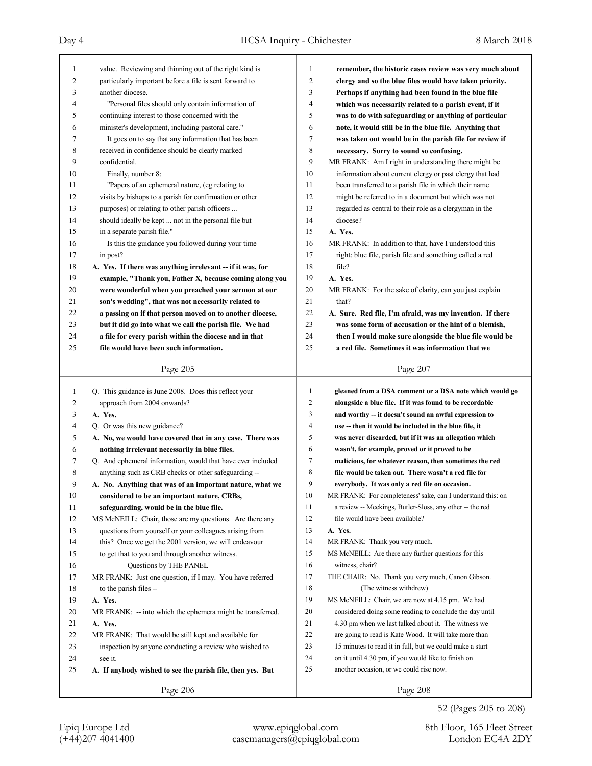value. Reviewing and thinning out of the right kind is particularly important before a file is sent forward to another diocese.

"Personal files should only contain information of continuing interest to those concerned with the minister's development, including pastoral care."

It goes on to say that any information that has been received in confidence should be clearly marked confidential.

Finally, number 8:

"Papers of an ephemeral nature, (eg relating to visits by bishops to a parish for confirmation or other purposes) or relating to other parish officers ... should ideally be kept ... not in the personal file but in a separate parish file."

Is this the guidance you followed during your time in post?

**A. Yes. If there was anything irrelevant -- if it was, for example, "Thank you, Father X, because coming along you were wonderful when you preached your sermon at our son's wedding", that was not necessarily related to a passing on if that person moved on to another diocese, but it did go into what we call the parish file. We had a file for every parish within the diocese and in that file would have been such information.**

Q. This guidance is June 2008. Does this reflect your approach from 2004 onwards?

**A. Yes.**

Q. Or was this new guidance?

**A. No, we would have covered that in any case. There was nothing irrelevant necessarily in blue files.**

Q. And ephemeral information, would that have ever included anything such as CRB checks or other safeguarding --

**A. No. Anything that was of an important nature, what we considered to be an important nature, CRBs, safeguarding, would be in the blue file.**

MS McNEILL: Chair, those are my questions. Are there any questions from yourself or your colleagues arising from this? Once we get the 2001 version, we will endeavour to get that to you and through another witness.

Questions by THE PANEL

MR FRANK: Just one question, if I may. You have referred to the parish files --

**A. Yes.**

MR FRANK: -- into which the ephemera might be transferred.

**A. Yes.**

MR FRANK: That would be still kept and available for inspection by anyone conducting a review who wished to see it.

**A. If anybody wished to see the parish file, then yes. But remember, the historic cases review was very much about clergy and so the blue files would have taken priority. Perhaps if anything had been found in the blue file which was necessarily related to a parish event, if it was to do with safeguarding or anything of particular note, it would still be in the blue file. Anything that was taken out would be in the parish file for review if necessary. Sorry to sound so confusing.**

MR FRANK: Am I right in understanding there might be information about current clergy or past clergy that had been transferred to a parish file in which their name might be referred to in a document but which was not regarded as central to their role as a clergyman in the diocese?

**A. Yes.**

MR FRANK: In addition to that, have I understood this right: blue file, parish file and something called a red file?

**A. Yes.**

MR FRANK: For the sake of clarity, can you just explain that?

**A. Sure. Red file, I'm afraid, was my invention. If there was some form of accusation or the hint of a blemish, then I would make sure alongside the blue file would be a red file. Sometimes it was information that we gleaned from a DSA comment or a DSA note which would go alongside a blue file. If it was found to be recordable and worthy -- it doesn't sound an awful expression to use -- then it would be included in the blue file, it was never discarded, but if it was an allegation which wasn't, for example, proved or it proved to be malicious, for whatever reason, then sometimes the red file would be taken out. There wasn't a red file for everybody. It was only a red file on occasion.**

MR FRANK: For completeness' sake, can I understand this: on a review -- Meekings, Butler-Sloss, any other -- the red file would have been available?

**A. Yes.**

MR FRANK: Thank you very much.

MS McNEILL: Are there any further questions for this witness, chair?

THE CHAIR: No. Thank you very much, Canon Gibson.

(The witness withdrew)

MS McNEILL: Chair, we are now at 4.15 pm. We had considered doing some reading to conclude the day until 4.30 pm when we last talked about it. The witness we are going to read is Kate Wood. It will take more than 15 minutes to read it in full, but we could make a start on it until 4.30 pm, if you would like to finish on another occasion, or we could rise now.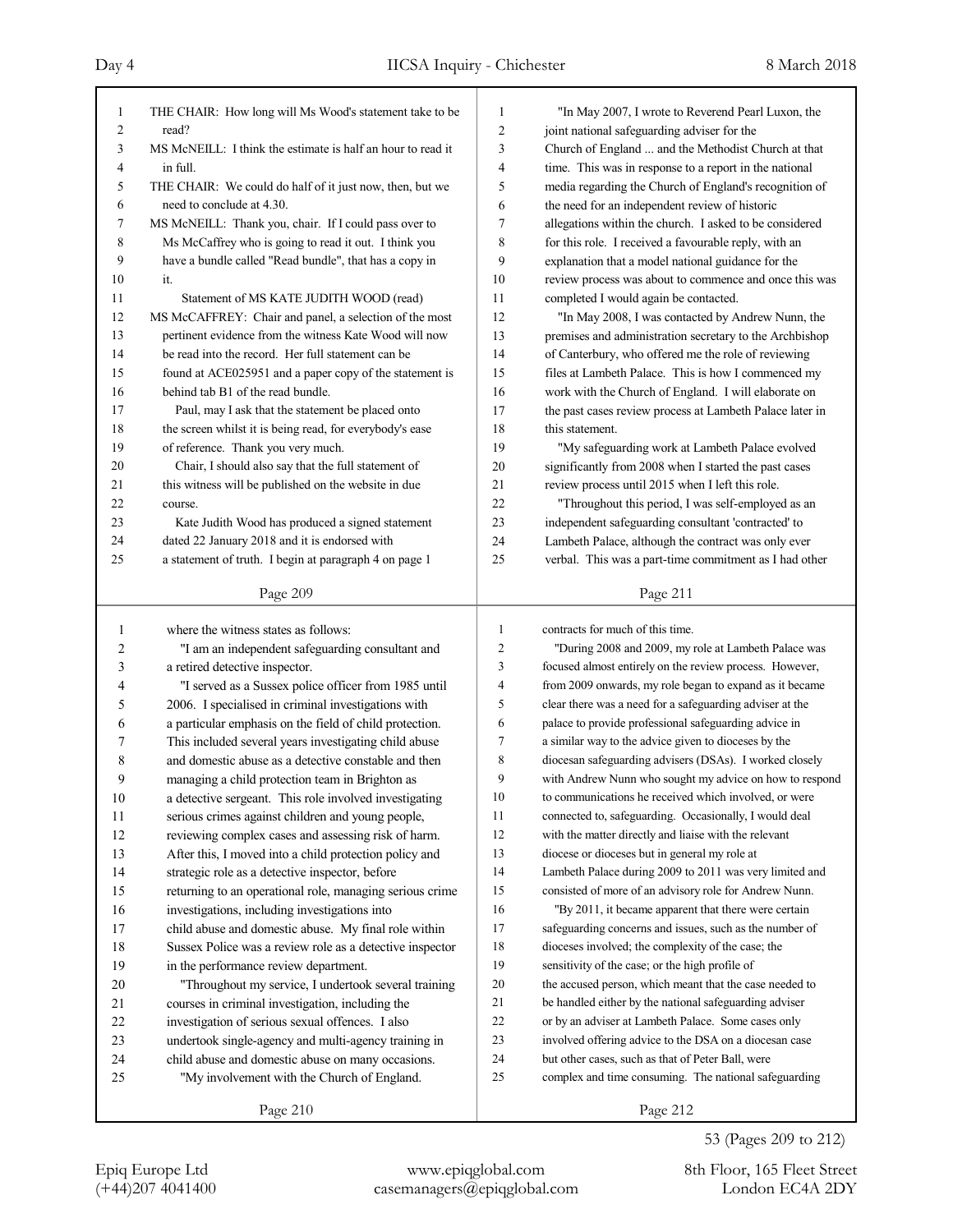THE CHAIR: How long will Ms Wood's statement take to be read?

MS McNEILL: I think the estimate is half an hour to read it in full.

THE CHAIR: We could do half of it just now, then, but we need to conclude at 4.30.

MS McNEILL: Thank you, chair. If I could pass over to Ms McCaffrey who is going to read it out. I think you have a bundle called "Read bundle", that has a copy in it.

Statement of MS KATE JUDITH WOOD (read)

MS McCAFFREY: Chair and panel, a selection of the most pertinent evidence from the witness Kate Wood will now be read into the record. Her full statement can be found at ACE025951 and a paper copy of the statement is behind tab B1 of the read bundle.

Paul, may I ask that the statement be placed onto the screen whilst it is being read, for everybody's ease of reference. Thank you very much.

Chair, I should also say that the full statement of this witness will be published on the website in due course.

Kate Judith Wood has produced a signed statement dated 22 January 2018 and it is endorsed with a statement of truth. I begin at paragraph 4 on page 1 where the witness states as follows:

"I am an independent safeguarding consultant and a retired detective inspector.

"I served as a Sussex police officer from 1985 until 2006. I specialised in criminal investigations with a particular emphasis on the field of child protection. This included several years investigating child abuse and domestic abuse as a detective constable and then managing a child protection team in Brighton as a detective sergeant. This role involved investigating serious crimes against children and young people, reviewing complex cases and assessing risk of harm. After this, I moved into a child protection policy and strategic role as a detective inspector, before returning to an operational role, managing serious crime investigations, including investigations into child abuse and domestic abuse. My final role within Sussex Police was a review role as a detective inspector in the performance review department.

"Throughout my service, I undertook several training courses in criminal investigation, including the investigation of serious sexual offences. I also undertook single-agency and multi-agency training in child abuse and domestic abuse on many occasions.

"My involvement with the Church of England.

"In May 2007, I wrote to Reverend Pearl Luxon, the joint national safeguarding adviser for the Church of England ... and the Methodist Church at that time. This was in response to a report in the national media regarding the Church of England's recognition of the need for an independent review of historic allegations within the church. I asked to be considered for this role. I received a favourable reply, with an explanation that a model national guidance for the review process was about to commence and once this was completed I would again be contacted.

"In May 2008, I was contacted by Andrew Nunn, the premises and administration secretary to the Archbishop of Canterbury, who offered me the role of reviewing files at Lambeth Palace. This is how I commenced my work with the Church of England. I will elaborate on the past cases review process at Lambeth Palace later in this statement.

"My safeguarding work at Lambeth Palace evolved significantly from 2008 when I started the past cases review process until 2015 when I left this role.

"Throughout this period, I was self-employed as an independent safeguarding consultant 'contracted' to Lambeth Palace, although the contract was only ever verbal. This was a part-time commitment as I had other contracts for much of this time.

"During 2008 and 2009, my role at Lambeth Palace was focused almost entirely on the review process. However, from 2009 onwards, my role began to expand as it became clear there was a need for a safeguarding adviser at the palace to provide professional safeguarding advice in a similar way to the advice given to dioceses by the diocesan safeguarding advisers (DSAs). I worked closely with Andrew Nunn who sought my advice on how to respond to communications he received which involved, or were connected to, safeguarding. Occasionally, I would deal with the matter directly and liaise with the relevant diocese or dioceses but in general my role at Lambeth Palace during 2009 to 2011 was very limited and consisted of more of an advisory role for Andrew Nunn.

"By 2011, it became apparent that there were certain safeguarding concerns and issues, such as the number of dioceses involved; the complexity of the case; the sensitivity of the case; or the high profile of the accused person, which meant that the case needed to be handled either by the national safeguarding adviser or by an adviser at Lambeth Palace. Some cases only involved offering advice to the DSA on a diocesan case but other cases, such as that of Peter Ball, were complex and time consuming. The national safeguarding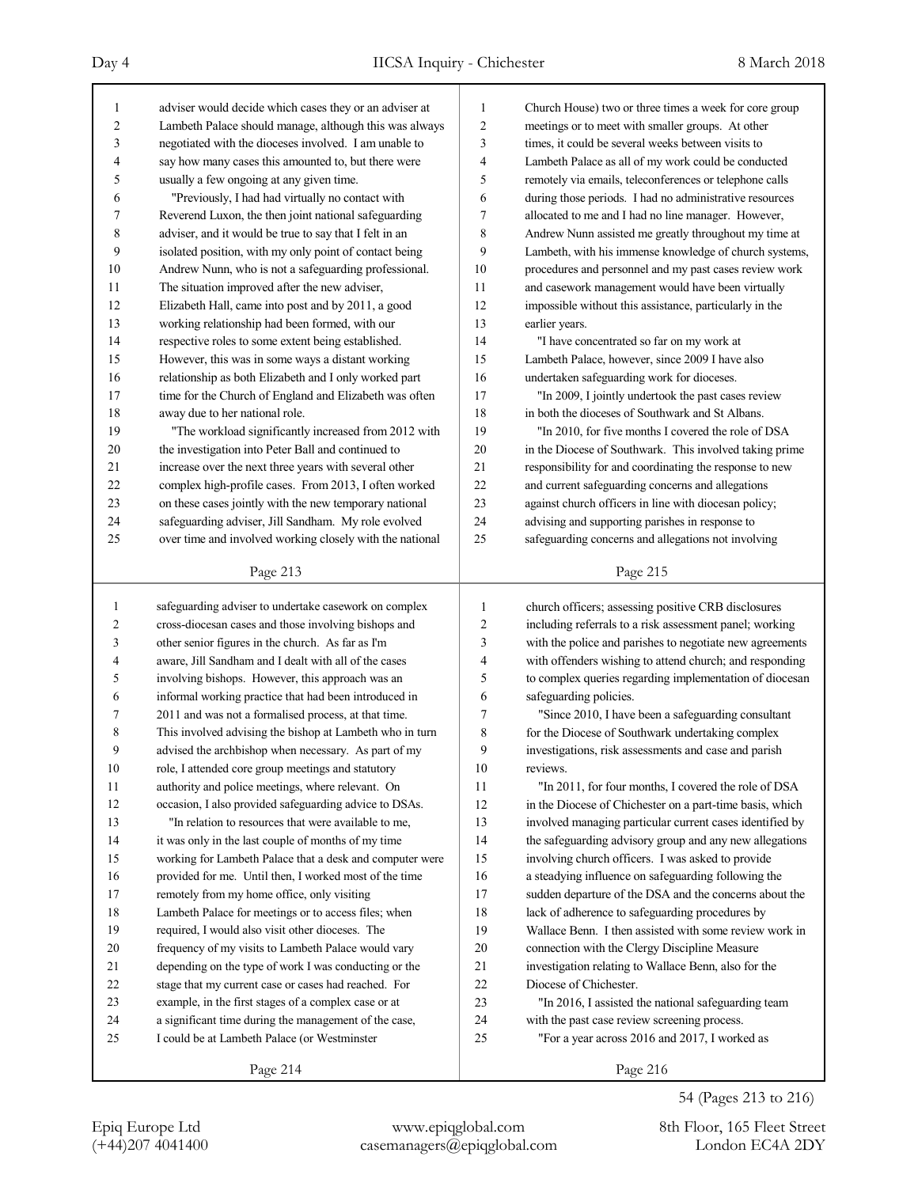adviser would decide which cases they or an adviser at Lambeth Palace should manage, although this was always negotiated with the dioceses involved. I am unable to say how many cases this amounted to, but there were usually a few ongoing at any given time.

"Previously, I had had virtually no contact with Reverend Luxon, the then joint national safeguarding adviser, and it would be true to say that I felt in an isolated position, with my only point of contact being Andrew Nunn, who is not a safeguarding professional. The situation improved after the new adviser, Elizabeth Hall, came into post and by 2011, a good working relationship had been formed, with our respective roles to some extent being established. However, this was in some ways a distant working relationship as both Elizabeth and I only worked part time for the Church of England and Elizabeth was often away due to her national role.

"The workload significantly increased from 2012 with the investigation into Peter Ball and continued to increase over the next three years with several other complex high-profile cases. From 2013, I often worked on these cases jointly with the new temporary national safeguarding adviser, Jill Sandham. My role evolved over time and involved working closely with the national safeguarding adviser to undertake casework on complex cross-diocesan cases and those involving bishops and other senior figures in the church. As far as I'm aware, Jill Sandham and I dealt with all of the cases involving bishops. However, this approach was an informal working practice that had been introduced in 2011 and was not a formalised process, at that time. This involved advising the bishop at Lambeth who in turn advised the archbishop when necessary. As part of my role, I attended core group meetings and statutory authority and police meetings, where relevant. On occasion, I also provided safeguarding advice to DSAs.

"In relation to resources that were available to me, it was only in the last couple of months of my time working for Lambeth Palace that a desk and computer were provided for me. Until then, I worked most of the time remotely from my home office, only visiting Lambeth Palace for meetings or to access files; when required, I would also visit other dioceses. The frequency of my visits to Lambeth Palace would vary depending on the type of work I was conducting or the stage that my current case or cases had reached. For example, in the first stages of a complex case or at a significant time during the management of the case, I could be at Lambeth Palace (or Westminster Church House) two or three times a week for core group meetings or to meet with smaller groups. At other times, it could be several weeks between visits to Lambeth Palace as all of my work could be conducted remotely via emails, teleconferences or telephone calls during those periods. I had no administrative resources allocated to me and I had no line manager. However, Andrew Nunn assisted me greatly throughout my time at Lambeth, with his immense knowledge of church systems, procedures and personnel and my past cases review work and casework management would have been virtually impossible without this assistance, particularly in the earlier years.

"I have concentrated so far on my work at Lambeth Palace, however, since 2009 I have also undertaken safeguarding work for dioceses.

"In 2009, I jointly undertook the past cases review in both the dioceses of Southwark and St Albans.

"In 2010, for five months I covered the role of DSA in the Diocese of Southwark. This involved taking prime responsibility for and coordinating the response to new and current safeguarding concerns and allegations against church officers in line with diocesan policy; advising and supporting parishes in response to safeguarding concerns and allegations not involving church officers; assessing positive CRB disclosures including referrals to a risk assessment panel; working with the police and parishes to negotiate new agreements with offenders wishing to attend church; and responding to complex queries regarding implementation of diocesan safeguarding policies.

"Since 2010, I have been a safeguarding consultant for the Diocese of Southwark undertaking complex investigations, risk assessments and case and parish reviews.

"In 2011, for four months, I covered the role of DSA in the Diocese of Chichester on a part-time basis, which involved managing particular current cases identified by the safeguarding advisory group and any new allegations involving church officers. I was asked to provide a steadying influence on safeguarding following the sudden departure of the DSA and the concerns about the lack of adherence to safeguarding procedures by Wallace Benn. I then assisted with some review work in connection with the Clergy Discipline Measure investigation relating to Wallace Benn, also for the Diocese of Chichester.

"In 2016, I assisted the national safeguarding team with the past case review screening process.

"For a year across 2016 and 2017, I worked as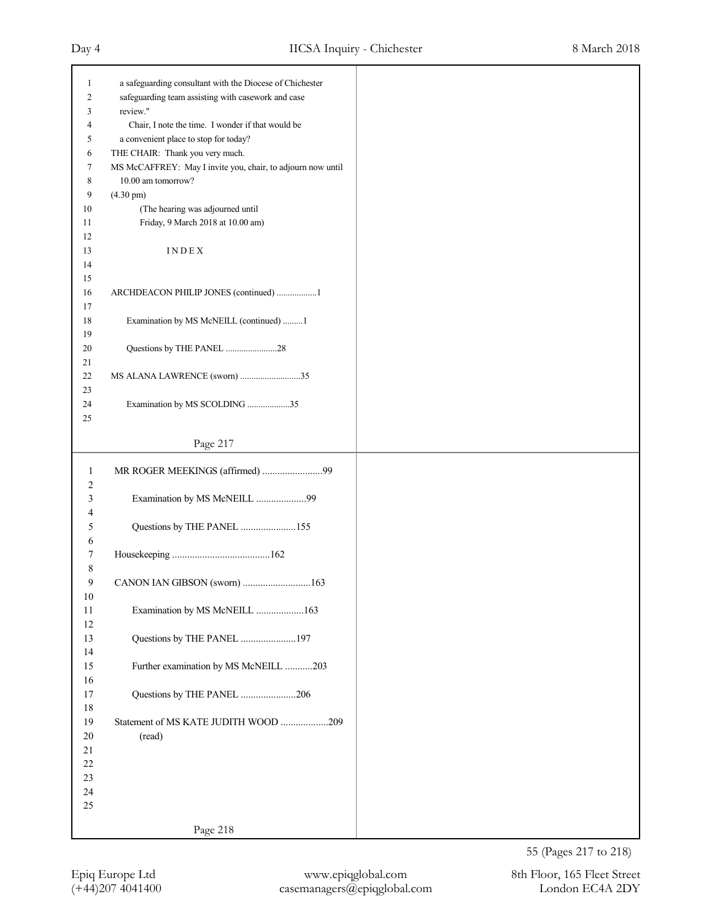a safeguarding consultant with the Diocese of Chichester safeguarding team assisting with casework and case review."

Chair, I note the time. I wonder if that would be a convenient place to stop for today?

THE CHAIR: Thank you very much.

MS McCAFFREY: May I invite you, chair, to adjourn now until 10.00 am tomorrow?

(4.30 pm)

(The hearing was adjourned until Friday, 9 March 2018 at 10.00 am)

# I N D E X

ARCHDEACON PHILIP JONES (continued) .................1

Examination by MS McNEILL (continued) .........1

Questions by THE PANEL .......................28

MS ALANA LAWRENCE (sworn) ...........................35

Examination by MS SCOLDING ...................35

MR ROGER MEEKINGS (affirmed) ........................99

Examination by MS McNEILL ....................99

Questions by THE PANEL ......................155

Housekeeping .......................................162

CANON IAN GIBSON (sworn) ...........................163

Examination by MS McNEILL ...................163

Questions by THE PANEL ......................197

Further examination by MS McNEILL ...........203

Questions by THE PANEL ......................206

Statement of MS KATE JUDITH WOOD ...................209 (read)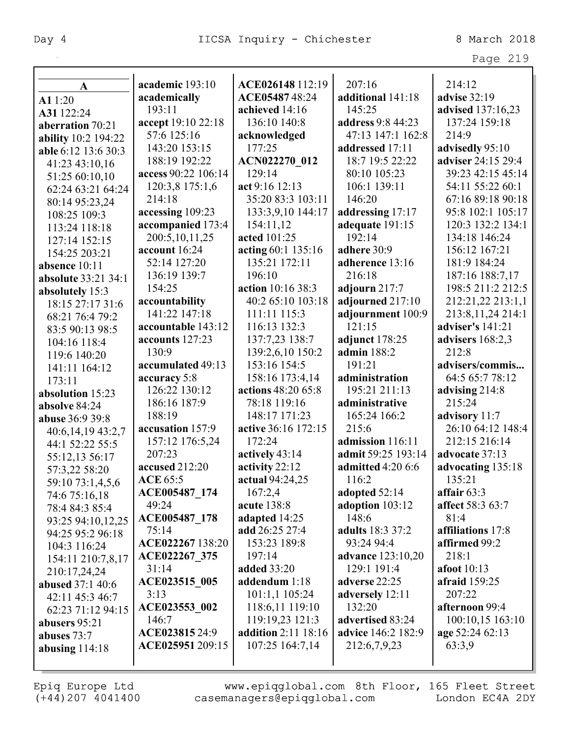**A**

**A1** 1:20
**A31** 122:24
**aberration** 70:21
**ability** 10:2 194:22
**able** 6:12 13:6 30:3 41:23 43:10,16 51:25 60:10,10 62:24 63:21 64:24 80:14 95:23,24 108:25 109:3 113:24 118:18 127:14 152:15 154:25 203:21
**absence** 10:11
**absolute** 33:21 34:1
**absolutely** 15:3 18:15 27:17 31:6 68:21 76:4 79:2 83:5 90:13 98:5 104:16 118:4 119:6 140:20 141:11 164:12 173:11
**absolution** 15:23
**absolve** 84:24
**abuse** 36:9 39:8 40:6,14,19 43:2,7 44:1 52:22 55:5 55:12,13 56:17 57:3,22 58:20 59:10 73:1,4,5,6 74:6 75:16,18 78:4 84:3 85:4 93:25 94:10,12,25 94:25 95:2 96:18 104:3 116:24 154:11 210:7,8,17 210:17,24,24
**abused** 37:1 40:6 42:11 45:3 46:7 62:23 71:12 94:15
**abusers** 95:21
**abuses** 73:7
**abusing** 114:18
**academic** 193:10
**academically** 193:11
**accept** 19:10 22:18 57:6 125:16 143:20 153:15 188:19 192:22
**access** 90:22 106:14 120:3,8 175:1,6 214:18
**accessing** 109:23
**accompanied** 173:4 200:5,10,11,25
**account** 16:24 52:14 127:20 136:19 139:7 154:25
**accountability** 141:22 147:18
**accountable** 143:12
**accounts** 127:23 130:9
**accumulated** 49:13
**accuracy** 5:8 126:22 130:12 186:16 187:9 188:19
**accusation** 157:9 157:12 176:5,24 207:23
**accused** 212:20
**ACE** 65:5
**ACE005487_174** 49:24
**ACE005487_178** 75:14
**ACE022267** 138:20
**ACE022267_375** 31:14
**ACE023515_005** 3:13
**ACE023553_002** 146:7
**ACE023815** 24:9
**ACE025951** 209:15
**ACE026148** 112:19
**ACE05487** 48:24
**achieved** 14:16 136:10 140:8
**acknowledged** 177:25
**ACN022270_012** 129:14
**act** 9:16 12:13 35:20 83:3 103:11 133:3,9,10 144:17 154:11,12
**acted** 101:25
**acting** 60:1 135:16 135:21 172:11 196:10
**action** 10:16 38:3 40:2 65:10 103:18 111:11 115:3 116:13 132:3 137:7,23 138:7 139:2,6,10 150:2 153:16 154:5 158:16 173:4,14
**actions** 48:20 65:8 78:18 119:16 148:17 171:23
**active** 36:16 172:15 172:24
**actively** 43:14
**activity** 22:12
**actual** 94:24,25 167:2,4
**acute** 138:8
**adapted** 14:25
**add** 26:25 27:4 153:23 189:8 197:14
**added** 33:20
**addendum** 1:18 101:1,1 105:24 118:6,11 119:10 119:19,23 121:3
**addition** 2:11 18:16 107:25 164:7,14 207:16
**additional** 141:18 145:25
**address** 9:8 44:23 47:13 147:1 162:8
**addressed** 17:11 18:7 19:5 22:22 80:10 105:23 106:1 139:11 146:20
**addressing** 17:17
**adequate** 191:15 192:14
**adhere** 30:9
**adherence** 13:16 216:18
**adjourn** 217:7
**adjourned** 217:10
**adjournment** 100:9 121:15
**adjunct** 178:25
**admin** 188:2 191:21
**administration** 195:21 211:13
**administrative** 165:24 166:2 215:6
**admission** 116:11
**admit** 59:25 193:14
**admitted** 4:20 6:6 116:2
**adopted** 52:14
**adoption** 103:12 148:6
**adults** 18:3 37:2 93:24 94:4
**advance** 123:10,20 129:1 191:4
**adverse** 22:25
**adversely** 12:11 132:20
**advertised** 83:24
**advice** 146:2 182:9 212:6,7,9,23 214:12
**advise** 32:19
**advised** 137:16,23 137:24 159:18 214:9
**advisedly** 95:10
**adviser** 24:15 29:4 39:23 42:15 45:14 54:11 55:22 60:1 67:16 89:18 90:18 95:8 102:1 105:17 120:3 132:2 134:1 134:18 146:24 156:12 167:21 181:9 184:24 187:16 188:7,17 198:5 211:2 212:5 212:21,22 213:1,1 213:8,11,24 214:1
**adviser's** 141:21
**advisers** 168:2,3 212:8
**advisers/commis...** 64:5 65:7 78:12
**advising** 214:8 215:24
**advisory** 11:7 26:10 64:12 148:4 212:15 216:14
**advocate** 37:13
**advocating** 135:18 135:21
**affair** 63:3
**affect** 58:3 63:7 81:4
**affiliations** 17:8
**affirmed** 99:2 218:1
**afoot** 10:13
**afraid** 159:25 207:22
**afternoon** 99:4 100:10,15 163:10
**age** 52:24 62:13 63:3,9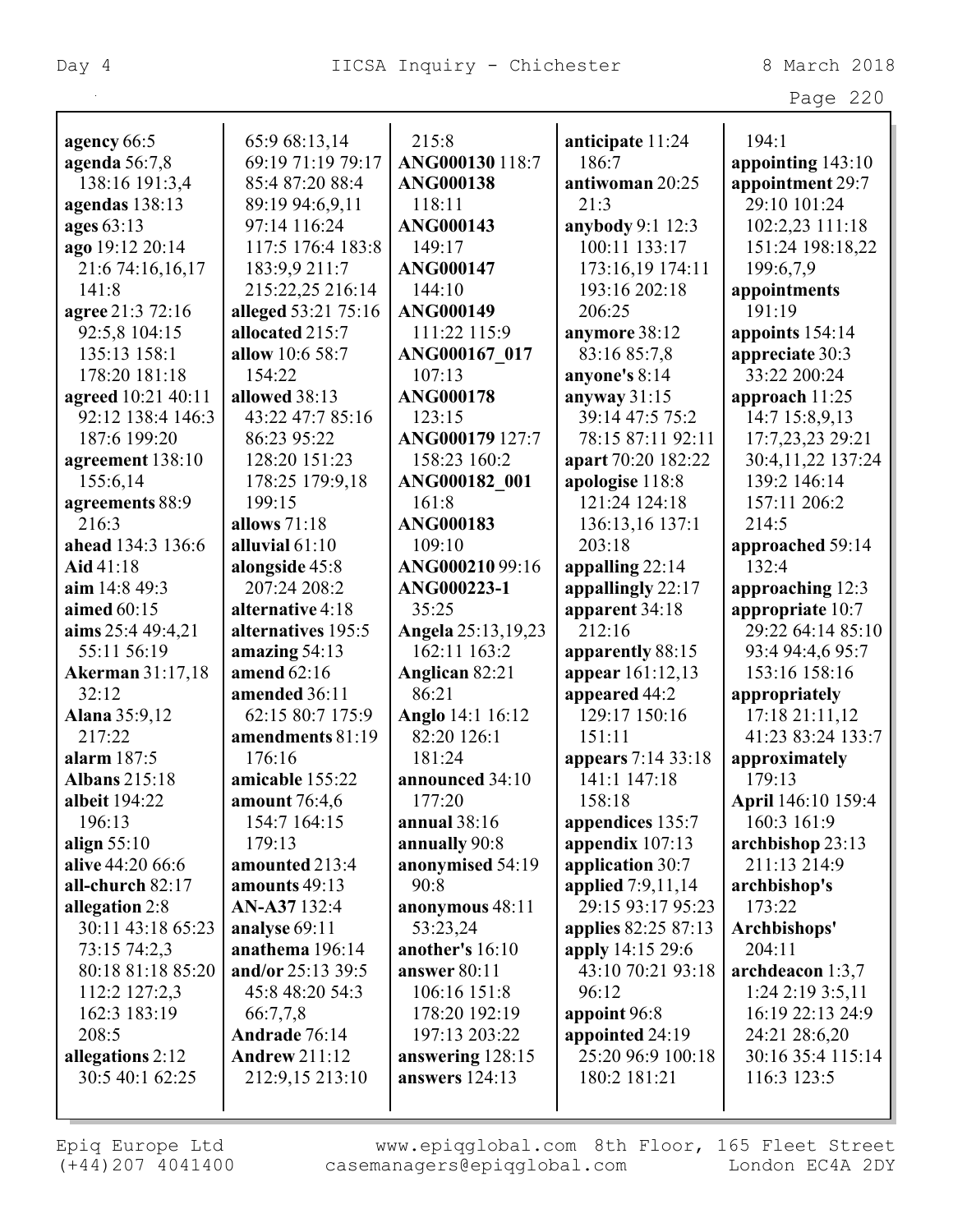**agency** 66:5
**agenda** 56:7,8 138:16 191:3,4
**agendas** 138:13
**ages** 63:13
**ago** 19:12 20:14 21:6 74:16,16,17 141:8
**agree** 21:3 72:16 92:5,8 104:15 135:13 158:1 178:20 181:18
**agreed** 10:21 40:11 92:12 138:4 146:3 187:6 199:20
**agreement** 138:10 155:6,14
**agreements** 88:9 216:3
**ahead** 134:3 136:6
**Aid** 41:18
**aim** 14:8 49:3
**aimed** 60:15
**aims** 25:4 49:4,21 55:11 56:19
**Akerman** 31:17,18 32:12
**Alana** 35:9,12 217:22
**alarm** 187:5
**Albans** 215:18
**albeit** 194:22 196:13
**align** 55:10
**alive** 44:20 66:6
**all-church** 82:17
**allegation** 2:8 30:11 43:18 65:23 73:15 74:2,3 80:18 81:18 85:20 112:2 127:2,3 162:3 183:19 208:5
**allegations** 2:12 30:5 40:1 62:25 65:9 68:13,14 69:19 71:19 79:17 85:4 87:20 88:4 89:19 94:6,9,11 97:14 116:24 117:5 176:4 183:8 183:9,9 211:7 215:22,25 216:14
**alleged** 53:21 75:16
**allocated** 215:7
**allow** 10:6 58:7 154:22
**allowed** 38:13 43:22 47:7 85:16 86:23 95:22 128:20 151:23 178:25 179:9,18 199:15
**allows** 71:18
**alluvial** 61:10
**alongside** 45:8 207:24 208:2
**alternative** 4:18
**alternatives** 195:5
**amazing** 54:13
**amend** 62:16
**amended** 36:11 62:15 80:7 175:9
**amendments** 81:19 176:16
**amicable** 155:22
**amount** 76:4,6 154:7 164:15 179:13
**amounted** 213:4
**amounts** 49:13
**AN-A37** 132:4
**analyse** 69:11
**anathema** 196:14
**and/or** 25:13 39:5 45:8 48:20 54:3 66:7,7,8
**Andrade** 76:14
**Andrew** 211:12 212:9,15 213:10 215:8
**ANG000130** 118:7
**ANG000138** 118:11
**ANG000143** 149:17
**ANG000147** 144:10
**ANG000149** 111:22 115:9
**ANG000167_017** 107:13
**ANG000178** 123:15
**ANG000179** 127:7 158:23 160:2
**ANG000182_001** 161:8
**ANG000183** 109:10
**ANG000210** 99:16
**ANG000223-1** 35:25
**Angela** 25:13,19,23 162:11 163:2
**Anglican** 82:21 86:21
**Anglo** 14:1 16:12 82:20 126:1 181:24
**announced** 34:10 177:20
**annual** 38:16
**annually** 90:8
**anonymised** 54:19 90:8
**anonymous** 48:11 53:23,24
**another's** 16:10
**answer** 80:11 106:16 151:8 178:20 192:19 197:13 203:22
**answering** 128:15
**answers** 124:13
**anticipate** 11:24 186:7
**antiwoman** 20:25 21:3
**anybody** 9:1 12:3 100:11 133:17 173:16,19 174:11 193:16 202:18 206:25
**anymore** 38:12 83:16 85:7,8
**anyone's** 8:14
**anyway** 31:15 39:14 47:5 75:2 78:15 87:11 92:11
**apart** 70:20 182:22
**apologise** 118:8 121:24 124:18 136:13,16 137:1 203:18
**appalling** 22:14
**appallingly** 22:17
**apparent** 34:18 212:16
**apparently** 88:15
**appear** 161:12,13
**appeared** 44:2 129:17 150:16 151:11
**appears** 7:14 33:18 141:1 147:18 158:18
**appendices** 135:7
**appendix** 107:13
**application** 30:7
**applied** 7:9,11,14 29:15 93:17 95:23
**applies** 82:25 87:13
**apply** 14:15 29:6 43:10 70:21 93:18 96:12
**appoint** 96:8
**appointed** 24:19 25:20 96:9 100:18 180:2 181:21 194:1
**appointing** 143:10
**appointment** 29:7 29:10 101:24 102:2,23 111:18 151:24 198:18,22 199:6,7,9
**appointments** 191:19
**appoints** 154:14
**appreciate** 30:3 33:22 200:24
**approach** 11:25 14:7 15:8,9,13 17:7,23,23 29:21 30:4,11,22 137:24 139:2 146:14 157:11 206:2 214:5
**approached** 59:14 132:4
**approaching** 12:3
**appropriate** 10:7 29:22 64:14 85:10 93:4 94:4,6 95:7 153:16 158:16
**appropriately** 17:18 21:11,12 41:23 83:24 133:7
**approximately** 179:13
**April** 146:10 159:4 160:3 161:9
**archbishop** 23:13 211:13 214:9
**archbishop's** 173:22
**Archbishops'** 204:11
**archdeacon** 1:3,7 1:24 2:19 3:5,11 16:19 22:13 24:9 24:21 28:6,20 30:16 35:4 115:14 116:3 123:5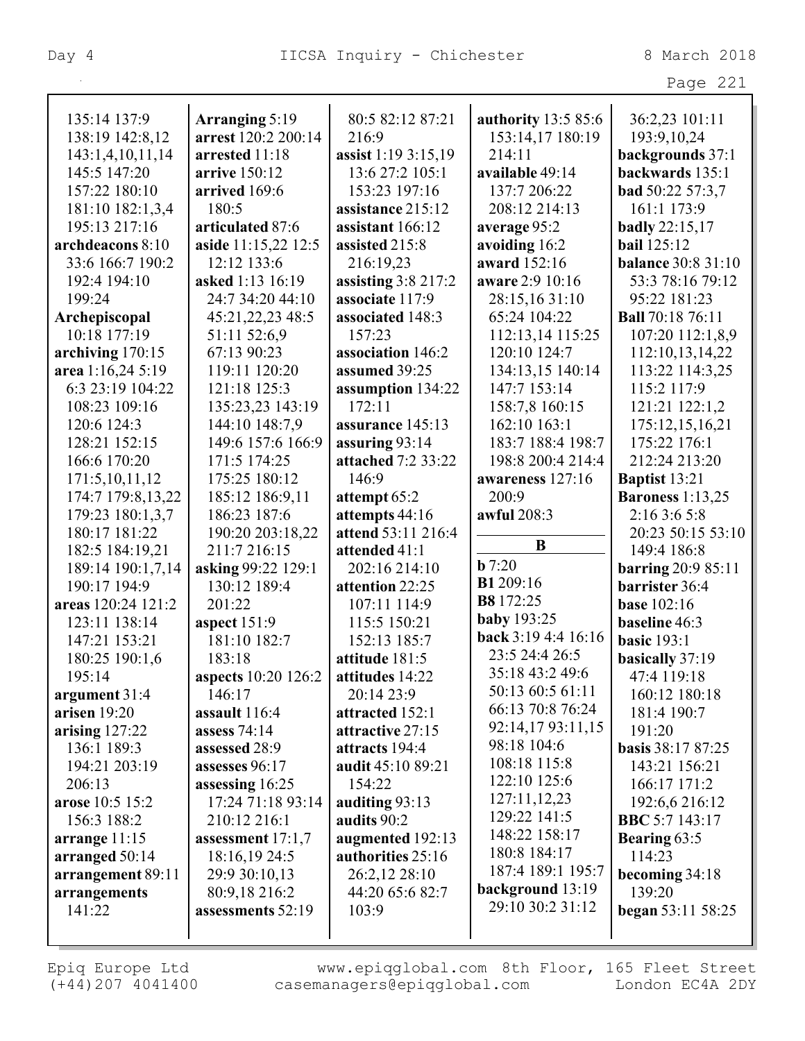135:14 137:9 138:19 142:8,12 143:1,4,10,11,14 145:5 147:20 157:22 180:10 181:10 182:1,3,4 195:13 217:16
**archdeacons** 8:10 33:6 166:7 190:2 192:4 194:10 199:24
**Archepiscopal** 10:18 177:19
**archiving** 170:15
**area** 1:16,24 5:19 6:3 23:19 104:22 108:23 109:16 120:6 124:3 128:21 152:15 166:6 170:20 171:5,10,11,12 174:7 179:8,13,22 179:23 180:1,3,7 180:17 181:22 182:5 184:19,21 189:14 190:1,7,14 190:17 194:9
**areas** 120:24 121:2 123:11 138:14 147:21 153:21 180:25 190:1,6 195:14
**argument** 31:4
**arisen** 19:20
**arising** 127:22 136:1 189:3 194:21 203:19 206:13
**arose** 10:5 15:2 156:3 188:2
**arrange** 11:15
**arranged** 50:14
**arrangement** 89:11
**arrangements** 141:22
**Arranging** 5:19
**arrest** 120:2 200:14
**arrested** 11:18
**arrive** 150:12
**arrived** 169:6 180:5
**articulated** 87:6
**aside** 11:15,22 12:5 12:12 133:6
**asked** 1:13 16:19 24:7 34:20 44:10 45:21,22,23 48:5 51:11 52:6,9 67:13 90:23 119:11 120:20 121:18 125:3 135:23,23 143:19 144:10 148:7,9 149:6 157:6 166:9 171:5 174:25 175:25 180:12 185:12 186:9,11 186:23 187:6 190:20 203:18,22 211:7 216:15
**asking** 99:22 129:1 130:12 189:4 201:22
**aspect** 151:9 181:10 182:7 183:18
**aspects** 10:20 126:2 146:17
**assault** 116:4
**assess** 74:14
**assessed** 28:9
**assesses** 96:17
**assessing** 16:25 17:24 71:18 93:14 210:12 216:1
**assessment** 17:1,7 18:16,19 24:5 29:9 30:10,13 80:9,18 216:2
**assessments** 52:19 80:5 82:12 87:21 216:9
**assist** 1:19 3:15,19 13:6 27:2 105:1 153:23 197:16
**assistance** 215:12
**assistant** 166:12
**assisted** 215:8 216:19,23
**assisting** 3:8 217:2
**associate** 117:9
**associated** 148:3 157:23
**association** 146:2
**assumed** 39:25
**assumption** 134:22 172:11
**assurance** 145:13
**assuring** 93:14
**attached** 7:2 33:22 146:9
**attempt** 65:2
**attempts** 44:16
**attend** 53:11 216:4
**attended** 41:1 202:16 214:10
**attention** 22:25 107:11 114:9 115:5 150:21 152:13 185:7
**attitude** 181:5
**attitudes** 14:22 20:14 23:9
**attracted** 152:1
**attractive** 27:15
**attracts** 194:4
**audit** 45:10 89:21 154:22
**auditing** 93:13
**audits** 90:2
**augmented** 192:13
**authorities** 25:16 26:2,12 28:10 44:20 65:6 82:7 103:9
**authority** 13:5 85:6 153:14,17 180:19 214:11
**available** 49:14 137:7 206:22 208:12 214:13
**average** 95:2
**avoiding** 16:2
**award** 152:16
**aware** 2:9 10:16 28:15,16 31:10 65:24 104:22 112:13,14 115:25 120:10 124:7 134:13,15 140:14 147:7 153:14 158:7,8 160:15 162:10 163:1 183:7 188:4 198:7 198:8 200:4 214:4
**awareness** 127:16 200:9
**awful** 208:3

## B

**b** 7:20
**B1** 209:16
**B8** 172:25
**baby** 193:25
**back** 3:19 4:4 16:16 23:5 24:4 26:5 35:18 43:2 49:6 50:13 60:5 61:11 66:13 70:8 76:24 92:14,17 93:11,15 98:18 104:6 108:18 115:8 122:10 125:6 127:11,12,23 129:22 141:5 148:22 158:17 180:8 184:17 187:4 189:1 195:7
**background** 13:19 29:10 30:2 31:12 36:2,23 101:11 193:9,10,24
**backgrounds** 37:1
**backwards** 135:1
**bad** 50:22 57:3,7 161:1 173:9
**badly** 22:15,17
**bail** 125:12
**balance** 30:8 31:10 53:3 78:16 79:12 95:22 181:23
**Ball** 70:18 76:11 107:20 112:1,8,9 112:10,13,14,22 113:22 114:3,25 115:2 117:9 121:21 122:1,2 175:12,15,16,21 175:22 176:1 212:24 213:20
**Baptist** 13:21
**Baroness** 1:13,25 2:16 3:6 5:8 20:23 50:15 53:10 149:4 186:8
**barring** 20:9 85:11
**barrister** 36:4
**base** 102:16
**baseline** 46:3
**basic** 193:1
**basically** 37:19 47:4 119:18 160:12 180:18 181:4 190:7 191:20
**basis** 38:17 87:25 143:21 156:21 166:17 171:2 192:6,6 216:12
**BBC** 5:7 143:17
**Bearing** 63:5 114:23
**becoming** 34:18 139:20
**began** 53:11 58:25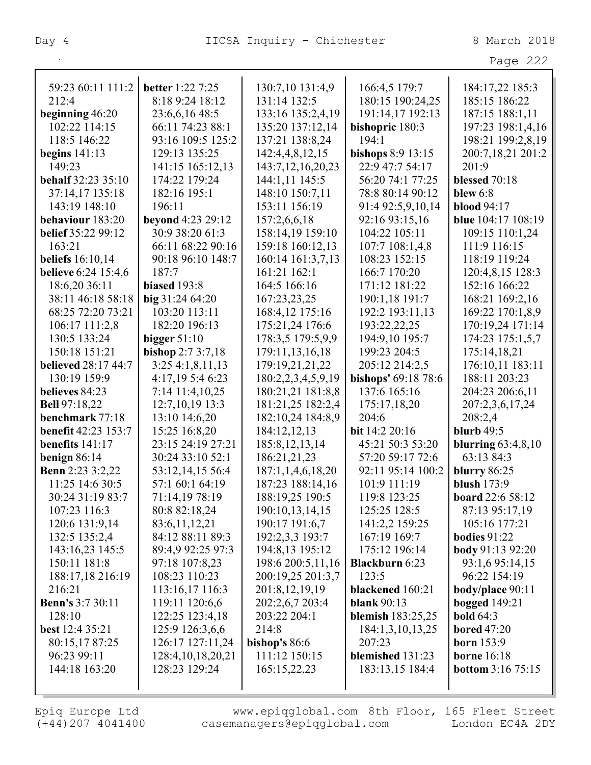59:23 60:11 111:2
212:4
**beginning** 46:20
102:22 114:15
118:5 146:22
**begins** 141:13
149:23
**behalf** 32:23 35:10
37:14,17 135:18
143:19 148:10
**behaviour** 183:20
**belief** 35:22 99:12
163:21
**beliefs** 16:10,14
**believe** 6:24 15:4,6
18:6,20 36:11
38:11 46:18 58:18
68:25 72:20 73:21
106:17 111:2,8
130:5 133:24
150:18 151:21
**believed** 28:17 44:7
130:19 159:9
**believes** 84:23
**Bell** 97:18,22
**benchmark** 77:18
**benefit** 42:23 153:7
**benefits** 141:17
**benign** 86:14
**Benn** 2:23 3:2,22
11:25 14:6 30:5
30:24 31:19 83:7
107:23 116:3
120:6 131:9,14
132:5 135:2,4
143:16,23 145:5
150:11 181:8
188:17,18 216:19
216:21
**Benn's** 3:7 30:11
128:10
**best** 12:4 35:21
80:15,17 87:25
96:23 99:11
144:18 163:20

**better** 1:22 7:25
8:18 9:24 18:12
23:6,6,16 48:5
66:11 74:23 88:1
93:16 109:5 125:2
129:13 135:25
141:15 165:12,13
174:22 179:24
182:16 195:1
196:11
**beyond** 4:23 29:12
30:9 38:20 61:3
66:11 68:22 90:16
90:18 96:10 148:7
187:7
**biased** 193:8
**big** 31:24 64:20
103:20 113:11
182:20 196:13
**bigger** 51:10
**bishop** 2:7 3:7,18
3:25 4:1,8,11,13
4:17,19 5:4 6:23
7:14 11:4,10,25
12:7,10,19 13:3
13:10 14:6,20
15:25 16:8,20
23:15 24:19 27:21
30:24 33:10 52:1
53:12,14,15 56:4
57:1 60:1 64:19
71:14,19 78:19
80:8 82:18,24
83:6,11,12,21
84:12 88:11 89:3
89:4,9 92:25 97:3
97:18 107:8,23
108:23 110:23
113:16,17 116:3
119:11 120:6,6
122:25 123:4,18
125:9 126:3,6,6
126:17 127:11,24
128:4,10,18,20,21
128:23 129:24

130:7,10 131:4,9
131:14 132:5
133:16 135:2,4,19
135:20 137:12,14
137:21 138:8,24
142:4,4,8,12,15
143:7,12,16,20,23
144:1,11 145:5
148:10 150:7,11
153:11 156:19
157:2,6,6,18
158:14,19 159:10
159:18 160:12,13
160:14 161:3,7,13
161:21 162:1
164:5 166:16
167:23,23,25
168:4,12 175:16
175:21,24 176:6
178:3,5 179:5,9,9
179:11,13,16,18
179:19,21,21,22
180:2,2,3,4,5,9,19
180:21,21 181:8,8
181:21,25 182:2,4
182:10,24 184:8,9
184:12,12,13
185:8,12,13,14
186:21,21,23
187:1,1,4,6,18,20
187:23 188:14,16
188:19,25 190:5
190:10,13,14,15
190:17 191:6,7
192:2,3,3 193:7
194:8,13 195:12
198:6 200:5,11,16
200:19,25 201:3,7
201:8,12,19,19
202:2,6,7 203:4
203:22 204:1
214:8
**bishop's** 86:6
111:12 150:15
165:15,22,23

166:4,5 179:7
180:15 190:24,25
191:14,17 192:13
**bishopric** 180:3
194:1
**bishops** 8:9 13:15
22:9 47:7 54:17
56:20 74:1 77:25
78:8 80:14 90:12
91:4 92:5,9,10,14
92:16 93:15,16
104:22 105:11
107:7 108:1,4,8
108:23 152:15
166:7 170:20
171:12 181:22
190:1,18 191:7
192:2 193:11,13
193:22,22,25
194:9,10 195:7
199:23 204:5
205:12 214:2,5
**bishops'** 69:18 78:6
137:6 165:16
175:17,18,20
204:6
**bit** 14:2 20:16
45:21 50:3 53:20
57:20 59:17 72:6
92:11 95:14 100:2
101:9 111:19
119:8 123:25
125:25 128:5
141:2,2 159:25
167:19 169:7
175:12 196:14
**Blackburn** 6:23
123:5
**blackened** 160:21
**blank** 90:13
**blemish** 183:25,25
184:1,3,10,13,25
207:23
**blemished** 131:23
183:13,15 184:4

184:17,22 185:3
185:15 186:22
187:15 188:1,11
197:23 198:1,4,16
198:21 199:2,8,19
200:7,18,21 201:2
201:9
**blessed** 70:18
**blew** 6:8
**blood** 94:17
**blue** 104:17 108:19
109:15 110:1,24
111:9 116:15
118:19 119:24
120:4,8,15 128:3
152:16 166:22
168:21 169:2,16
169:22 170:1,8,9
170:19,24 171:14
174:23 175:1,5,7
175:14,18,21
176:10,11 183:11
188:11 203:23
204:23 206:6,11
207:2,3,6,17,24
208:2,4
**blurb** 49:5
**blurring** 63:4,8,10
63:13 84:3
**blurry** 86:25
**blush** 173:9
**board** 22:6 58:12
87:13 95:17,19
105:16 177:21
**bodies** 91:22
**body** 91:13 92:20
93:1,6 95:14,15
96:22 154:19
**body/place** 90:11
**bogged** 149:21
**bold** 64:3
**bored** 47:20
**born** 153:9
**borne** 16:18
**bottom** 3:16 75:15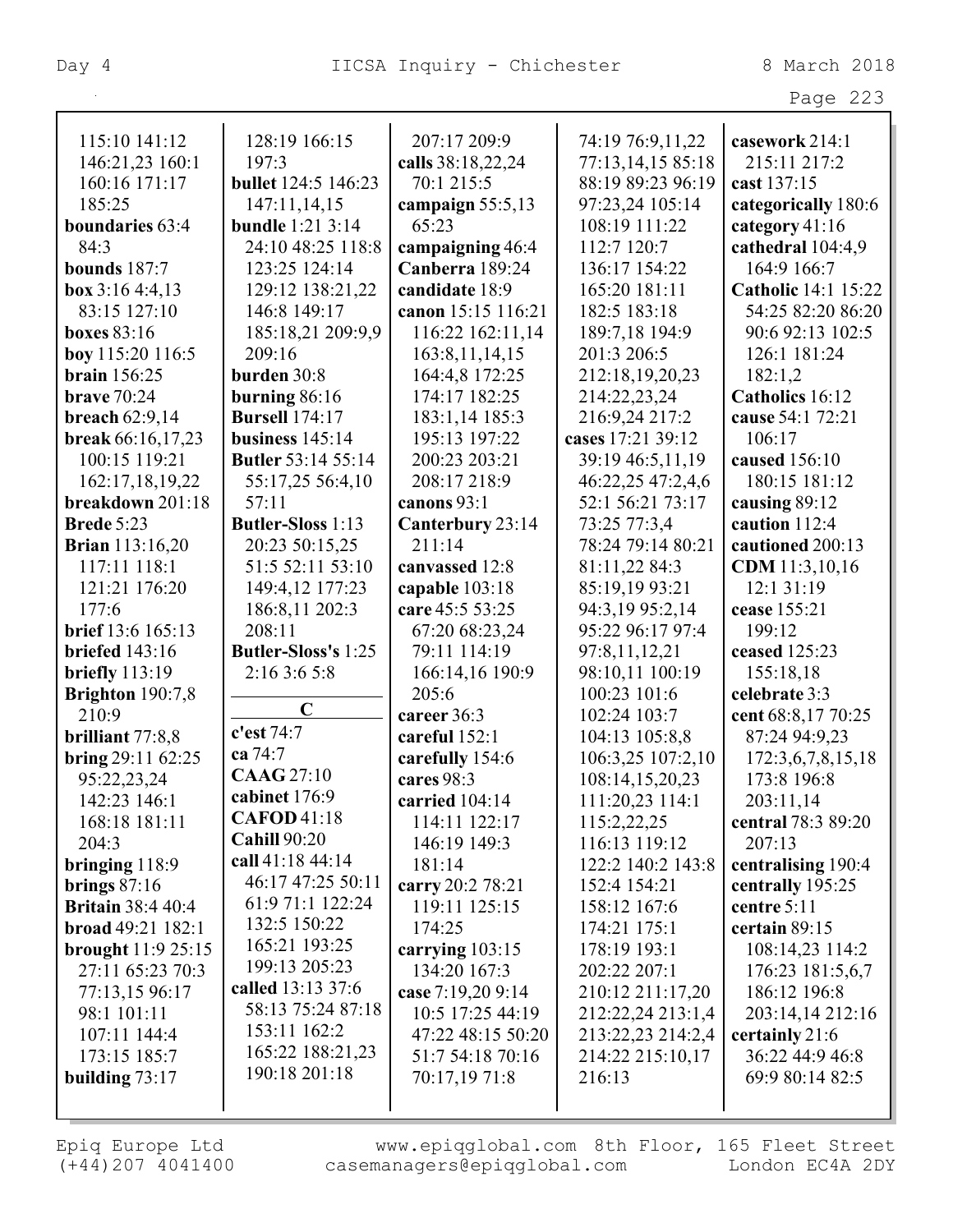115:10 141:12 146:21,23 160:1 160:16 171:17 185:25
**boundaries** 63:4 84:3
**bounds** 187:7
**box** 3:16 4:4,13 83:15 127:10
**boxes** 83:16
**boy** 115:20 116:5
**brain** 156:25
**brave** 70:24
**breach** 62:9,14
**break** 66:16,17,23 100:15 119:21 162:17,18,19,22
**breakdown** 201:18
**Brede** 5:23
**Brian** 113:16,20 117:11 118:1 121:21 176:20 177:6
**brief** 13:6 165:13
**briefed** 143:16
**briefly** 113:19
**Brighton** 190:7,8 210:9
**brilliant** 77:8,8
**bring** 29:11 62:25 95:22,23,24 142:23 146:1 168:18 181:11 204:3
**bringing** 118:9
**brings** 87:16
**Britain** 38:4 40:4
**broad** 49:21 182:1
**brought** 11:9 25:15 27:11 65:23 70:3 77:13,15 96:17 98:1 101:11 107:11 144:4 173:15 185:7
**building** 73:17

128:19 166:15 197:3
**bullet** 124:5 146:23 147:11,14,15
**bundle** 1:21 3:14 24:10 48:25 118:8 123:25 124:14 129:12 138:21,22 146:8 149:17 185:18,21 209:9,9 209:16
**burden** 30:8
**burning** 86:16
**Bursell** 174:17
**business** 145:14
**Butler** 53:14 55:14 55:17,25 56:4,10 57:11
**Butler-Sloss** 1:13 20:23 50:15,25 51:5 52:11 53:10 149:4,12 177:23 186:8,11 202:3 208:11
**Butler-Sloss's** 1:25 2:16 3:6 5:8

## C

**c'est** 74:7
**ca** 74:7
**CAAG** 27:10
**cabinet** 176:9
**CAFOD** 41:18
**Cahill** 90:20
**call** 41:18 44:14 46:17 47:25 50:11 61:9 71:1 122:24 132:5 150:22 165:21 193:25 199:13 205:23
**called** 13:13 37:6 58:13 75:24 87:18 153:11 162:2 165:22 188:21,23 190:18 201:18

207:17 209:9
**calls** 38:18,22,24 70:1 215:5
**campaign** 55:5,13 65:23
**campaigning** 46:4
**Canberra** 189:24
**candidate** 18:9
**canon** 15:15 116:21 116:22 162:11,14 163:8,11,14,15 164:4,8 172:25 174:17 182:25 183:1,14 185:3 195:13 197:22 200:23 203:21 208:17 218:9
**canons** 93:1
**Canterbury** 23:14 211:14
**canvassed** 12:8
**capable** 103:18
**care** 45:5 53:25 67:20 68:23,24 79:11 114:19 166:14,16 190:9 205:6
**career** 36:3
**careful** 152:1
**carefully** 154:6
**cares** 98:3
**carried** 104:14 114:11 122:17 146:19 149:3 181:14
**carry** 20:2 78:21 119:11 125:15 174:25
**carrying** 103:15 134:20 167:3
**case** 7:19,20 9:14 10:5 17:25 44:19 47:22 48:15 50:20 51:7 54:18 70:16 70:17,19 71:8

74:19 76:9,11,22 77:13,14,15 85:18 88:19 89:23 96:19 97:23,24 105:14 108:19 111:22 112:7 120:7 136:17 154:22 165:20 181:11 182:5 183:18 189:7,18 194:9 201:3 206:5 212:18,19,20,23 214:22,23,24 216:9,24 217:2
**cases** 17:21 39:12 39:19 46:5,11,19 46:22,25 47:2,4,6 52:1 56:21 73:17 73:25 77:3,4 78:24 79:14 80:21 81:11,22 84:3 85:19,19 93:21 94:3,19 95:2,14 95:22 96:17 97:4 97:8,11,12,21 98:10,11 100:19 100:23 101:6 102:24 103:7 104:13 105:8,8 106:3,25 107:2,10 108:14,15,20,23 111:20,23 114:1 115:2,22,25 116:13 119:12 122:2 140:2 143:8 152:4 154:21 158:12 167:6 174:21 175:1 178:19 193:1 202:22 207:1 210:12 211:17,20 212:22,24 213:1,4 213:22,23 214:2,4 214:22 215:10,17 216:13

**casework** 214:1 215:11 217:2
**cast** 137:15
**categorically** 180:6
**category** 41:16
**cathedral** 104:4,9 164:9 166:7
**Catholic** 14:1 15:22 54:25 82:20 86:20 90:6 92:13 102:5 126:1 181:24 182:1,2
**Catholics** 16:12
**cause** 54:1 72:21 106:17
**caused** 156:10 180:15 181:12
**causing** 89:12
**caution** 112:4
**cautioned** 200:13
**CDM** 11:3,10,16 12:1 31:19
**cease** 155:21 199:12
**ceased** 125:23 155:18,18
**celebrate** 3:3
**cent** 68:8,17 70:25 87:24 94:9,23 172:3,6,7,8,15,18 173:8 196:8 203:11,14
**central** 78:3 89:20 207:13
**centralising** 190:4
**centrally** 195:25
**centre** 5:11
**certain** 89:15 108:14,23 114:2 176:23 181:5,6,7 186:12 196:8 203:14,14 212:16
**certainly** 21:6 36:22 44:9 46:8 69:9 80:14 82:5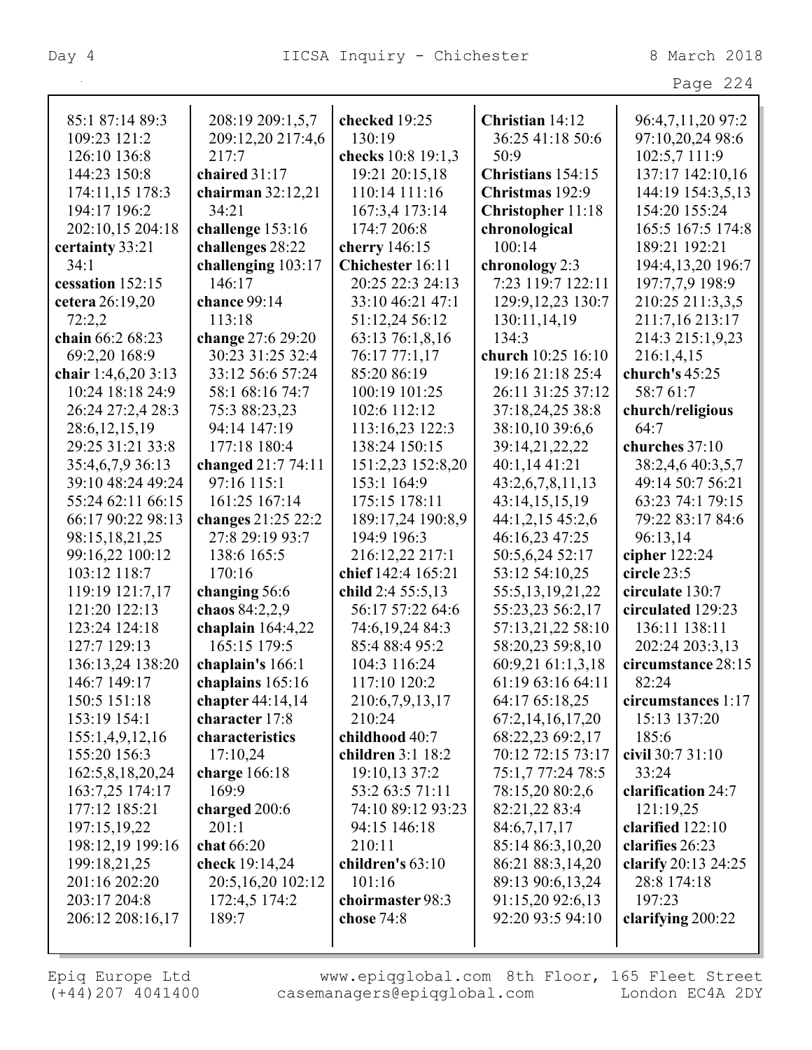85:1 87:14 89:3 109:23 121:2 126:10 136:8 144:23 150:8 174:11,15 178:3 194:17 196:2 202:10,15 204:18

**certainty** 33:21 34:1

**cessation** 152:15

**cetera** 26:19,20 72:2,2

**chain** 66:2 68:23 69:2,20 168:9

**chair** 1:4,6,20 3:13 10:24 18:18 24:9 26:24 27:2,4 28:3 28:6,12,15,19 29:25 31:21 33:8 35:4,6,7,9 36:13 39:10 48:24 49:24 55:24 62:11 66:15 66:17 90:22 98:13 98:15,18,21,25 99:16,22 100:12 103:12 118:7 119:19 121:7,17 121:20 122:13 123:24 124:18 127:7 129:13 136:13,24 138:20 146:7 149:17 150:5 151:18 153:19 154:1 155:1,4,9,12,16 155:20 156:3 162:5,8,18,20,24 163:7,25 174:17 177:12 185:21 197:15,19,22 198:12,19 199:16 199:18,21,25 201:16 202:20 203:17 204:8 206:12 208:16,17 208:19 209:1,5,7 209:12,20 217:4,6 217:7

**chaired** 31:17

**chairman** 32:12,21 34:21

**challenge** 153:16

**challenges** 28:22

**challenging** 103:17 146:17

**chance** 99:14 113:18

**change** 27:6 29:20 30:23 31:25 32:4 33:12 56:6 57:24 58:1 68:16 74:7 75:3 88:23,23 94:14 147:19 177:18 180:4

**changed** 21:7 74:11 97:16 115:1 161:25 167:14

**changes** 21:25 22:2 27:8 29:19 93:7 138:6 165:5 170:16

**changing** 56:6

**chaos** 84:2,2,9

**chaplain** 164:4,22 165:15 179:5

**chaplain's** 166:1

**chaplains** 165:16

**chapter** 44:14,14

**character** 17:8

**characteristics** 17:10,24

**charge** 166:18 169:9

**charged** 200:6 201:1

**chat** 66:20

**check** 19:14,24 20:5,16,20 102:12 172:4,5 174:2 189:7

**checked** 19:25 130:19

**checks** 10:8 19:1,3 19:21 20:15,18 110:14 111:16 167:3,4 173:14 174:7 206:8

**cherry** 146:15

**Chichester** 16:11 20:25 22:3 24:13 33:10 46:21 47:1 51:12,24 56:12 63:13 76:1,8,16 76:17 77:1,17 85:20 86:19 100:19 101:25 102:6 112:12 113:16,23 122:3 138:24 150:15 151:2,23 152:8,20 153:1 164:9 175:15 178:11 189:17,24 190:8,9 194:9 196:3 216:12,22 217:1

**chief** 142:4 165:21

**child** 2:4 55:5,13 56:17 57:22 64:6 74:6,19,24 84:3 85:4 88:4 95:2 104:3 116:24 117:10 120:2 210:6,7,9,13,17 210:24

**childhood** 40:7

**children** 3:1 18:2 19:10,13 37:2 53:2 63:5 71:11 74:10 89:12 93:23 94:15 146:18 210:11

**children's** 63:10 101:16

**choirmaster** 98:3

**chose** 74:8

**Christian** 14:12 36:25 41:18 50:6 50:9

**Christians** 154:15

**Christmas** 192:9

**Christopher** 11:18

**chronological** 100:14

**chronology** 2:3 7:23 119:7 122:11 129:9,12,23 130:7 130:11,14,19 134:3

**church** 10:25 16:10 19:16 21:18 25:4 26:11 31:25 37:12 37:18,24,25 38:8 38:10,10 39:6,6 39:14,21,22,22 40:1,14 41:21 43:2,6,7,8,11,13 43:14,15,15,19 44:1,2,15 45:2,6 46:16,23 47:25 50:5,6,24 52:17 53:12 54:10,25 55:5,13,19,21,22 55:23,23 56:2,17 57:13,21,22 58:10 58:20,23 59:8,10 60:9,21 61:1,3,18 61:19 63:16 64:11 64:17 65:18,25 67:2,14,16,17,20 68:22,23 69:2,17 70:12 72:15 73:17 75:1,7 77:24 78:5 78:15,20 80:2,6 82:21,22 83:4 84:6,7,17,17 85:14 86:3,10,20 86:21 88:3,14,20 89:13 90:6,13,24 91:15,20 92:6,13 92:20 93:5 94:10 96:4,7,11,20 97:2 97:10,20,24 98:6 102:5,7 111:9 137:17 142:10,16 144:19 154:3,5,13 154:20 155:24 165:5 167:5 174:8 189:21 192:21 194:4,13,20 196:7 197:7,7,9 198:9 210:25 211:3,3,5 211:7,16 213:17 214:3 215:1,9,23 216:1,4,15

**church's** 45:25 58:7 61:7

**church/religious** 64:7

**churches** 37:10 38:2,4,6 40:3,5,7 49:14 50:7 56:21 63:23 74:1 79:15 79:22 83:17 84:6 96:13,14

**cipher** 122:24

**circle** 23:5

**circulate** 130:7

**circulated** 129:23 136:11 138:11 202:24 203:3,13

**circumstance** 28:15 82:24

**circumstances** 1:17 15:13 137:20 185:6

**civil** 30:7 31:10 33:24

**clarification** 24:7 121:19,25

**clarified** 122:10

**clarifies** 26:23

**clarify** 20:13 24:25 28:8 174:18 197:23

**clarifying** 200:22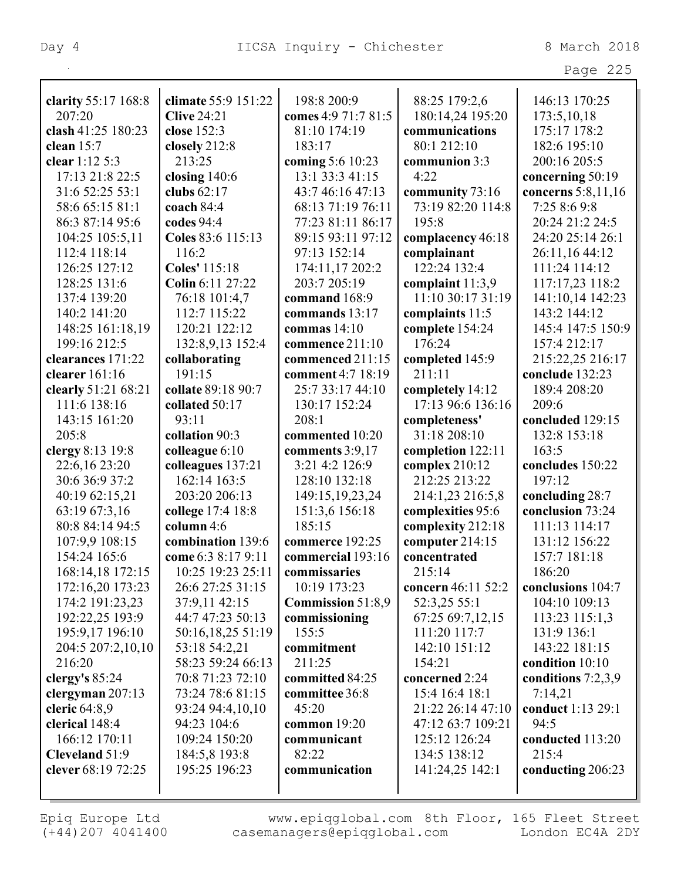**clarity** 55:17 168:8 207:20
**clash** 41:25 180:23
**clean** 15:7
**clear** 1:12 5:3 17:13 21:8 22:5 31:6 52:25 53:1 58:6 65:15 81:1 86:3 87:14 95:6 104:25 105:5,11 112:4 118:14 126:25 127:12 128:25 131:6 137:4 139:20 140:2 141:20 148:25 161:18,19 199:16 212:5
**clearances** 171:22
**clearer** 161:16
**clearly** 51:21 68:21 111:6 138:16 143:15 161:20 205:8
**clergy** 8:13 19:8 22:6,16 23:20 30:6 36:9 37:2 40:19 62:15,21 63:19 67:3,16 80:8 84:14 94:5 107:9,9 108:15 154:24 165:6 168:14,18 172:15 172:16,20 173:23 174:2 191:23,23 192:22,25 193:9 195:9,17 196:10 204:5 207:2,10,10 216:20
**clergy's** 85:24
**clergyman** 207:13
**cleric** 64:8,9
**clerical** 148:4 166:12 170:11
**Cleveland** 51:9
**clever** 68:19 72:25
**climate** 55:9 151:22
**Clive** 24:21
**close** 152:3
**closely** 212:8 213:25
**closing** 140:6
**clubs** 62:17
**coach** 84:4
**codes** 94:4
**Coles** 83:6 115:13 116:2
**Coles'** 115:18
**Colin** 6:11 27:22 76:18 101:4,7 112:7 115:22 120:21 122:12 132:8,9,13 152:4
**collaborating** 191:15
**collate** 89:18 90:7
**collated** 50:17 93:11
**collation** 90:3
**colleague** 6:10
**colleagues** 137:21 162:14 163:5 203:20 206:13
**college** 17:4 18:8
**column** 4:6
**combination** 139:6
**come** 6:3 8:17 9:11 10:25 19:23 25:11 26:6 27:25 31:15 37:9,11 42:15 44:7 47:23 50:13 50:16,18,25 51:19 53:18 54:2,21 58:23 59:24 66:13 70:8 71:23 72:10 73:24 78:6 81:15 93:24 94:4,10,10 94:23 104:6 109:24 150:20 184:5,8 193:8 195:25 196:23 198:8 200:9
**comes** 4:9 71:7 81:5 81:10 174:19 183:17
**coming** 5:6 10:23 13:1 33:3 41:15 43:7 46:16 47:13 68:13 71:19 76:11 77:23 81:11 86:17 89:15 93:11 97:12 97:13 152:14 174:11,17 202:2 203:7 205:19
**command** 168:9
**commands** 13:17
**commas** 14:10
**commence** 211:10
**commenced** 211:15
**comment** 4:7 18:19 25:7 33:17 44:10 130:17 152:24 208:1
**commented** 10:20
**comments** 3:9,17 3:21 4:2 126:9 128:10 132:18 149:15,19,23,24 151:3,6 156:18 185:15
**commerce** 192:25
**commercial** 193:16
**commissaries** 10:19 173:23
**Commission** 51:8,9
**commissioning** 155:5
**commitment** 211:25
**committed** 84:25
**committee** 36:8 45:20
**common** 19:20
**communicant** 82:22
**communication** 88:25 179:2,6 180:14,24 195:20
**communications** 80:1 212:10
**communion** 3:3 4:22
**community** 73:16 73:19 82:20 114:8 195:8
**complacency** 46:18
**complainant** 122:24 132:4
**complaint** 11:3,9 11:10 30:17 31:19
**complaints** 11:5
**complete** 154:24 176:24
**completed** 145:9 211:11
**completely** 14:12 17:13 96:6 136:16
**completeness'** 31:18 208:10
**completion** 122:11
**complex** 210:12 212:25 213:22 214:1,23 216:5,8
**complexities** 95:6
**complexity** 212:18
**computer** 214:15
**concentrated** 215:14
**concern** 46:11 52:2 52:3,25 55:1 67:25 69:7,12,15 111:20 117:7 142:10 151:12 154:21
**concerned** 2:24 15:4 16:4 18:1 21:22 26:14 47:10 47:12 63:7 109:21 125:12 126:24 134:5 138:12 141:24,25 142:1 146:13 170:25 173:5,10,18 175:17 178:2 182:6 195:10 200:16 205:5
**concerning** 50:19
**concerns** 5:8,11,16 7:25 8:6 9:8 20:24 21:2 24:5 24:20 25:14 26:1 26:11,16 44:12 111:24 114:12 117:17,23 118:2 141:10,14 142:23 143:2 144:12 145:4 147:5 150:9 157:4 212:17 215:22,25 216:17
**conclude** 132:23 189:4 208:20 209:6
**concluded** 129:15 132:8 153:18 163:5
**concludes** 150:22 197:12
**concluding** 28:7
**conclusion** 73:24 111:13 114:17 131:12 156:22 157:7 181:18 186:20
**conclusions** 104:7 104:10 109:13 113:23 115:1,3 131:9 136:1 143:22 181:15
**condition** 10:10
**conditions** 7:2,3,9 7:14,21
**conduct** 1:13 29:1 94:5
**conducted** 113:20 215:4
**conducting** 206:23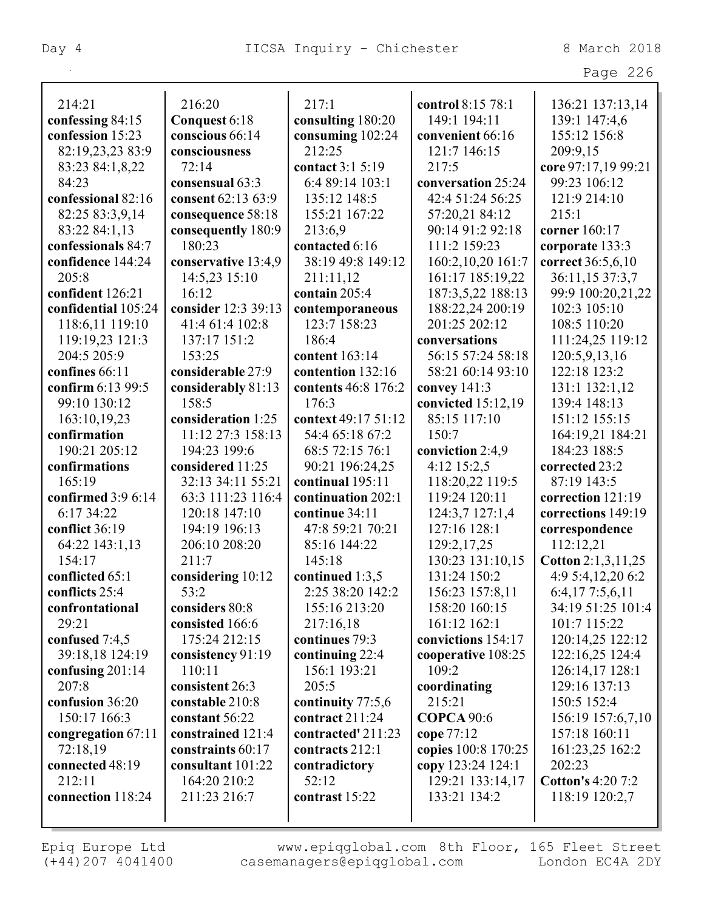214:21
**confessing** 84:15
**confession** 15:23 82:19,23,23 83:9 83:23 84:1,8,22 84:23
**confessional** 82:16 82:25 83:3,9,14 83:22 84:1,13
**confessionals** 84:7
**confidence** 144:24 205:8
**confident** 126:21
**confidential** 105:24 118:6,11 119:10 119:19,23 121:3 204:5 205:9
**confines** 66:11
**confirm** 6:13 99:5 99:10 130:12 163:10,19,23
**confirmation** 190:21 205:12
**confirmations** 165:19
**confirmed** 3:9 6:14 6:17 34:22
**conflict** 36:19 64:22 143:1,13 154:17
**conflicted** 65:1
**conflicts** 25:4
**confrontational** 29:21
**confused** 7:4,5 39:18,18 124:19
**confusing** 201:14 207:8
**confusion** 36:20 150:17 166:3
**congregation** 67:11 72:18,19
**connected** 48:19 212:11
**connection** 118:24

216:20
**Conquest** 6:18
**conscious** 66:14
**consciousness** 72:14
**consensual** 63:3
**consent** 62:13 63:9
**consequence** 58:18
**consequently** 180:9 180:23
**conservative** 13:4,9 14:5,23 15:10 16:12
**consider** 12:3 39:13 41:4 61:4 102:8 137:17 151:2 153:25
**considerable** 27:9
**considerably** 81:13 158:5
**consideration** 1:25 11:12 27:3 158:13 194:23 199:6
**considered** 11:25 32:13 34:11 55:21 63:3 111:23 116:4 120:18 147:10 194:19 196:13 206:10 208:20 211:7
**considering** 10:12 53:2
**considers** 80:8
**consisted** 166:6 175:24 212:15
**consistency** 91:19 110:11
**consistent** 26:3
**constable** 210:8
**constant** 56:22
**constrained** 121:4
**constraints** 60:17
**consultant** 101:22 164:20 210:2 211:23 216:7

217:1
**consulting** 180:20
**consuming** 102:24 212:25
**contact** 3:1 5:19 6:4 89:14 103:1 135:12 148:5 155:21 167:22 213:6,9
**contacted** 6:16 38:19 49:8 149:12 211:11,12
**contain** 205:4
**contemporaneous** 123:7 158:23 186:4
**content** 163:14
**contention** 132:16
**contents** 46:8 176:2 176:3
**context** 49:17 51:12 54:4 65:18 67:2 68:5 72:15 76:1 90:21 196:24,25
**continual** 195:11
**continuation** 202:1
**continue** 34:11 47:8 59:21 70:21 85:16 144:22 145:18
**continued** 1:3,5 2:25 38:20 142:2 155:16 213:20 217:16,18
**continues** 79:3
**continuing** 22:4 156:1 193:21 205:5
**continuity** 77:5,6
**contract** 211:24
**contracted'** 211:23
**contracts** 212:1
**contradictory** 52:12
**contrast** 15:22

**control** 8:15 78:1 149:1 194:11
**convenient** 66:16 121:7 146:15 217:5
**conversation** 25:24 42:4 51:24 56:25 57:20,21 84:12 90:14 91:2 92:18 111:2 159:23 160:2,10,20 161:7 161:17 185:19,22 187:3,5,22 188:13 188:22,24 200:19 201:25 202:12
**conversations** 56:15 57:24 58:18 58:21 60:14 93:10
**convey** 141:3
**convicted** 15:12,19 85:15 117:10 150:7
**conviction** 2:4,9 4:12 15:2,5 118:20,22 119:5 119:24 120:11 124:3,7 127:1,4 127:16 128:1 129:2,17,25 130:23 131:10,15 131:24 150:2 156:23 157:8,11 158:20 160:15 161:12 162:1
**convictions** 154:17
**cooperative** 108:25 109:2
**coordinating** 215:21
**COPCA** 90:6
**cope** 77:12
**copies** 100:8 170:25
**copy** 123:24 124:1 129:21 133:14,17 133:21 134:2

136:21 137:13,14 139:1 147:4,6 155:12 156:8 209:9,15
**core** 97:17,19 99:21 99:23 106:12 121:9 214:10 215:1
**corner** 160:17
**corporate** 133:3
**correct** 36:5,6,10 36:11,15 37:3,7 99:9 100:20,21,22 102:3 105:10 108:5 110:20 111:24,25 119:12 120:5,9,13,16 122:18 123:2 131:1 132:1,12 139:4 148:13 151:12 155:15 164:19,21 184:21 184:23 188:5
**corrected** 23:2 87:19 143:5
**correction** 121:19
**corrections** 149:19
**correspondence** 112:12,21
**Cotton** 2:1,3,11,25 4:9 5:4,12,20 6:2 6:4,17 7:5,6,11 34:19 51:25 101:4 101:7 115:22 120:14,25 122:12 122:16,25 124:4 126:14,17 128:1 129:16 137:13 150:5 152:4 156:19 157:6,7,10 157:18 160:11 161:23,25 162:2 202:23
**Cotton's** 4:20 7:2 118:19 120:2,7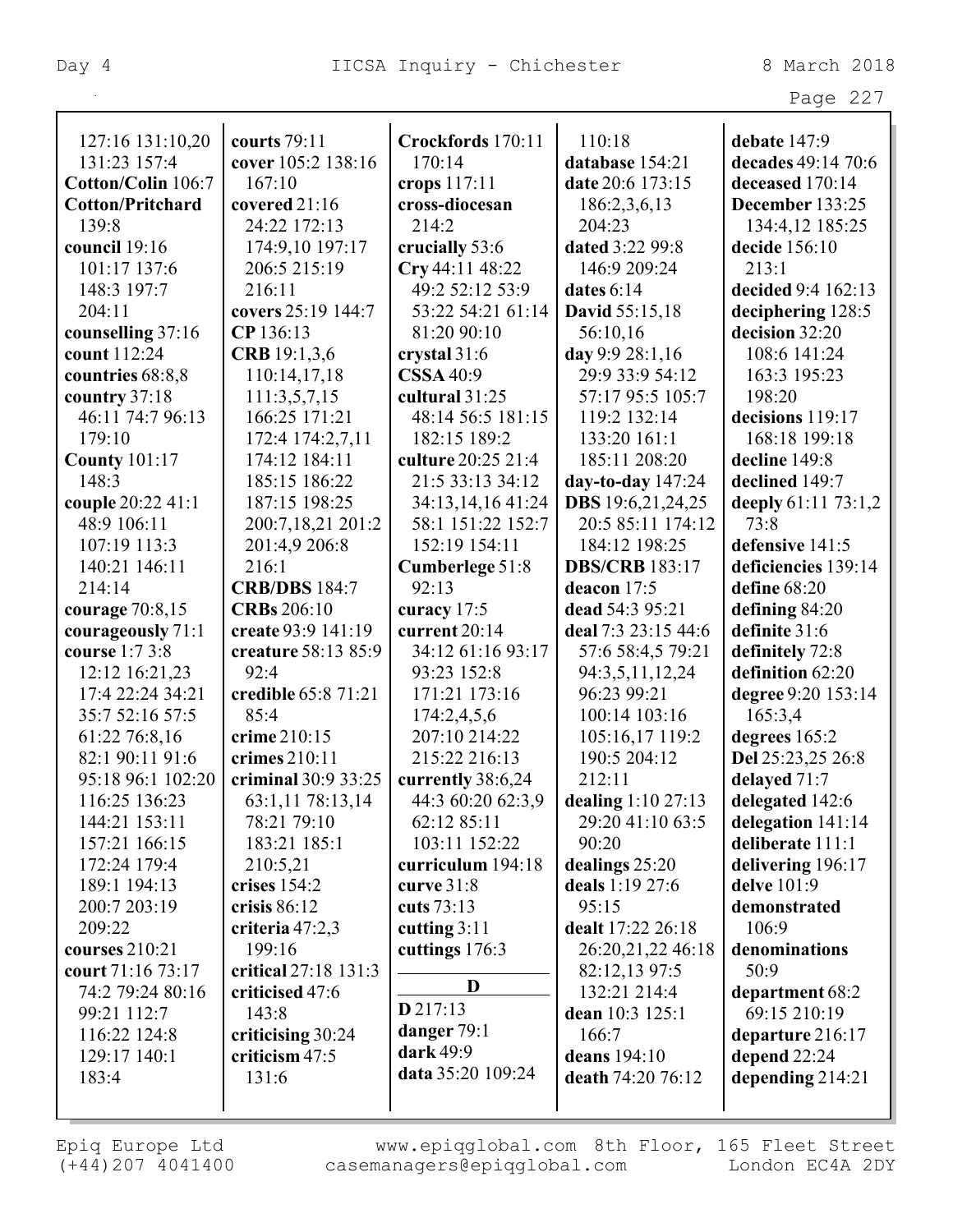127:16 131:10,20
131:23 157:4
**Cotton/Colin** 106:7
**Cotton/Pritchard**
139:8
**council** 19:16
101:17 137:6
148:3 197:7
204:11
**counselling** 37:16
**count** 112:24
**countries** 68:8,8
**country** 37:18
46:11 74:7 96:13
179:10
**County** 101:17
148:3
**couple** 20:22 41:1
48:9 106:11
107:19 113:3
140:21 146:11
214:14
**courage** 70:8,15
**courageously** 71:1
**course** 1:7 3:8
12:12 16:21,23
17:4 22:24 34:21
35:7 52:16 57:5
61:22 76:8,16
82:1 90:11 91:6
95:18 96:1 102:20
116:25 136:23
144:21 153:11
157:21 166:15
172:24 179:4
189:1 194:13
200:7 203:19
209:22
**courses** 210:21
**court** 71:16 73:17
74:2 79:24 80:16
99:21 112:7
116:22 124:8
129:17 140:1
183:4
**courts** 79:11
**cover** 105:2 138:16
167:10
**covered** 21:16
24:22 172:13
174:9,10 197:17
206:5 215:19
216:11
**covers** 25:19 144:7
**CP** 136:13
**CRB** 19:1,3,6
110:14,17,18
111:3,5,7,15
166:25 171:21
172:4 174:2,7,11
174:12 184:11
185:15 186:22
187:15 198:25
200:7,18,21 201:2
201:4,9 206:8
216:1
**CRB/DBS** 184:7
**CRBs** 206:10
**create** 93:9 141:19
**creature** 58:13 85:9
92:4
**credible** 65:8 71:21
85:4
**crime** 210:15
**crimes** 210:11
**criminal** 30:9 33:25
63:1,11 78:13,14
78:21 79:10
183:21 185:1
210:5,21
**crises** 154:2
**crisis** 86:12
**criteria** 47:2,3
199:16
**critical** 27:18 131:3
**criticised** 47:6
143:8
**criticising** 30:24
**criticism** 47:5
131:6
**Crockfords** 170:11
170:14
**crops** 117:11
**cross-diocesan**
214:2
**crucially** 53:6
**Cry** 44:11 48:22
49:2 52:12 53:9
53:22 54:21 61:14
81:20 90:10
**crystal** 31:6
**CSSA** 40:9
**cultural** 31:25
48:14 56:5 181:15
182:15 189:2
**culture** 20:25 21:4
21:5 33:13 34:12
34:13,14,16 41:24
58:1 151:22 152:7
152:19 154:11
**Cumberlege** 51:8
92:13
**curacy** 17:5
**current** 20:14
34:12 61:16 93:17
93:23 152:8
171:21 173:16
174:2,4,5,6
207:10 214:22
215:22 216:13
**currently** 38:6,24
44:3 60:20 62:3,9
62:12 85:11
103:11 152:22
**curriculum** 194:18
**curve** 31:8
**cuts** 73:13
**cutting** 3:11
**cuttings** 176:3

## D

**D** 217:13
**danger** 79:1
**dark** 49:9
**data** 35:20 109:24
110:18
**database** 154:21
**date** 20:6 173:15
186:2,3,6,13
204:23
**dated** 3:22 99:8
146:9 209:24
**dates** 6:14
**David** 55:15,18
56:10,16
**day** 9:9 28:1,16
29:9 33:9 54:12
57:17 95:5 105:7
119:2 132:14
133:20 161:1
185:11 208:20
**day-to-day** 147:24
**DBS** 19:6,21,24,25
20:5 85:11 174:12
184:12 198:25
**DBS/CRB** 183:17
**deacon** 17:5
**dead** 54:3 95:21
**deal** 7:3 23:15 44:6
57:6 58:4,5 79:21
94:3,5,11,12,24
96:23 99:21
100:14 103:16
105:16,17 119:2
190:5 204:12
212:11
**dealing** 1:10 27:13
29:20 41:10 63:5
90:20
**dealings** 25:20
**deals** 1:19 27:6
95:15
**dealt** 17:22 26:18
26:20,21,22 46:18
82:12,13 97:5
132:21 214:4
**dean** 10:3 125:1
166:7
**deans** 194:10
**death** 74:20 76:12
**debate** 147:9
**decades** 49:14 70:6
**deceased** 170:14
**December** 133:25
134:4,12 185:25
**decide** 156:10
213:1
**decided** 9:4 162:13
**deciphering** 128:5
**decision** 32:20
108:6 141:24
163:3 195:23
198:20
**decisions** 119:17
168:18 199:18
**decline** 149:8
**declined** 149:7
**deeply** 61:11 73:1,2
73:8
**defensive** 141:5
**deficiencies** 139:14
**define** 68:20
**defining** 84:20
**definite** 31:6
**definitely** 72:8
**definition** 62:20
**degree** 9:20 153:14
165:3,4
**degrees** 165:2
**Del** 25:23,25 26:8
**delayed** 71:7
**delegated** 142:6
**delegation** 141:14
**deliberate** 111:1
**delivering** 196:17
**delve** 101:9
**demonstrated**
106:9
**denominations**
50:9
**department** 68:2
69:15 210:19
**departure** 216:17
**depend** 22:24
**depending** 214:21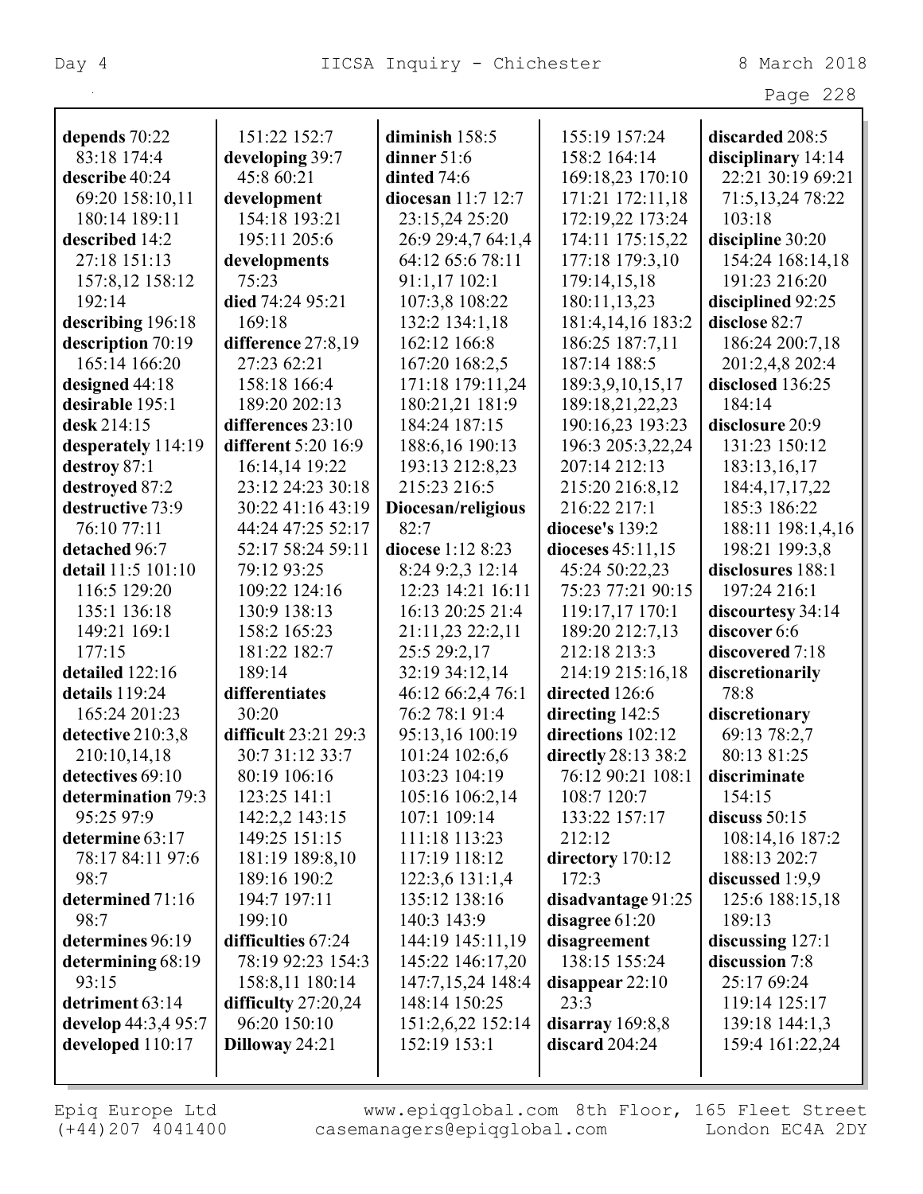**depends** 70:22 83:18 174:4
**describe** 40:24 69:20 158:10,11 180:14 189:11
**described** 14:2 27:18 151:13 157:8,12 158:12 192:14
**describing** 196:18
**description** 70:19 165:14 166:20
**designed** 44:18
**desirable** 195:1
**desk** 214:15
**desperately** 114:19
**destroy** 87:1
**destroyed** 87:2
**destructive** 73:9 76:10 77:11
**detached** 96:7
**detail** 11:5 101:10 116:5 129:20 135:1 136:18 149:21 169:1 177:15
**detailed** 122:16
**details** 119:24 165:24 201:23
**detective** 210:3,8 210:10,14,18
**detectives** 69:10
**determination** 79:3 95:25 97:9
**determine** 63:17 78:17 84:11 97:6 98:7
**determined** 71:16 98:7
**determines** 96:19
**determining** 68:19 93:15
**detriment** 63:14
**develop** 44:3,4 95:7
**developed** 110:17
151:22 152:7
**developing** 39:7 45:8 60:21
**development** 154:18 193:21 195:11 205:6
**developments** 75:23
**died** 74:24 95:21 169:18
**difference** 27:8,19 27:23 62:21 158:18 166:4 189:20 202:13
**differences** 23:10
**different** 5:20 16:9 16:14,14 19:22 23:12 24:23 30:18 30:22 41:16 43:19 44:24 47:25 52:17 52:17 58:24 59:11 79:12 93:25 109:22 124:16 130:9 138:13 158:2 165:23 181:22 182:7 189:14
**differentiates** 30:20
**difficult** 23:21 29:3 30:7 31:12 33:7 80:19 106:16 123:25 141:1 142:2,2 143:15 149:25 151:15 181:19 189:8,10 189:16 190:2 194:7 197:11 199:10
**difficulties** 67:24 78:19 92:23 154:3 158:8,11 180:14
**difficulty** 27:20,24 96:20 150:10
**Dilloway** 24:21
**diminish** 158:5
**dinner** 51:6
**dinted** 74:6
**diocesan** 11:7 12:7 23:15,24 25:20 26:9 29:4,7 64:1,4 64:12 65:6 78:11 91:1,17 102:1 107:3,8 108:22 132:2 134:1,18 162:12 166:8 167:20 168:2,5 171:18 179:11,24 180:21,21 181:9 184:24 187:15 188:6,16 190:13 193:13 212:8,23 215:23 216:5
**Diocesan/religious** 82:7
**diocese** 1:12 8:23 8:24 9:2,3 12:14 12:23 14:21 16:11 16:13 20:25 21:4 21:11,23 22:2,11 25:5 29:2,17 32:19 34:12,14 46:12 66:2,4 76:1 76:2 78:1 91:4 95:13,16 100:19 101:24 102:6,6 103:23 104:19 105:16 106:2,14 107:1 109:14 111:18 113:23 117:19 118:12 122:3,6 131:1,4 135:12 138:16 140:3 143:9 144:19 145:11,19 145:22 146:17,20 147:7,15,24 148:4 148:14 150:25 151:2,6,22 152:14 152:19 153:1
155:19 157:24 158:2 164:14 169:18,23 170:10 171:21 172:11,18 172:19,22 173:24 174:11 175:15,22 177:18 179:3,10 179:14,15,18 180:11,13,23 181:4,14,16 183:2 186:25 187:7,11 187:14 188:5 189:3,9,10,15,17 189:18,21,22,23 190:16,23 193:23 196:3 205:3,22,24 207:14 212:13 215:20 216:8,12 216:22 217:1
**diocese's** 139:2
**dioceses** 45:11,15 45:24 50:22,23 75:23 77:21 90:15 119:17,17 170:1 189:20 212:7,13 212:18 213:3 214:19 215:16,18
**directed** 126:6
**directing** 142:5
**directions** 102:12
**directly** 28:13 38:2 76:12 90:21 108:1 108:7 120:7 133:22 157:17 212:12
**directory** 170:12 172:3
**disadvantage** 91:25
**disagree** 61:20
**disagreement** 138:15 155:24
**disappear** 22:10 23:3
**disarray** 169:8,8
**discard** 204:24
**discarded** 208:5
**disciplinary** 14:14 22:21 30:19 69:21 71:5,13,24 78:22 103:18
**discipline** 30:20 154:24 168:14,18 191:23 216:20
**disciplined** 92:25
**disclose** 82:7 186:24 200:7,18 201:2,4,8 202:4
**disclosed** 136:25 184:14
**disclosure** 20:9 131:23 150:12 183:13,16,17 184:4,17,17,22 185:3 186:22 188:11 198:1,4,16 198:21 199:3,8
**disclosures** 188:1 197:24 216:1
**discourtesy** 34:14
**discover** 6:6
**discovered** 7:18
**discretionarily** 78:8
**discretionary** 69:13 78:2,7 80:13 81:25
**discriminate** 154:15
**discuss** 50:15 108:14,16 187:2 188:13 202:7
**discussed** 1:9,9 125:6 188:15,18 189:13
**discussing** 127:1
**discussion** 7:8 25:17 69:24 119:14 125:17 139:18 144:1,3 159:4 161:22,24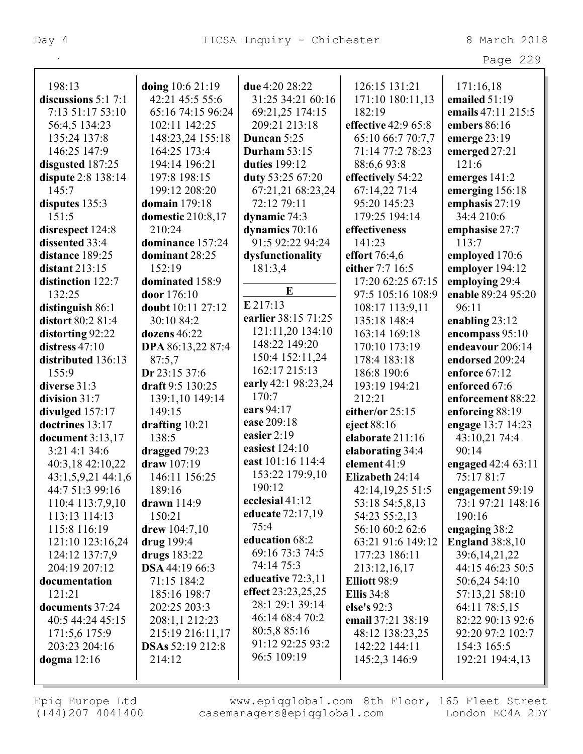198:13
**discussions** 5:1 7:1 7:13 51:17 53:10 56:4,5 134:23 135:24 137:8 146:25 147:9
**disgusted** 187:25
**dispute** 2:8 138:14 145:7
**disputes** 135:3 151:5
**disrespect** 124:8
**dissented** 33:4
**distance** 189:25
**distant** 213:15
**distinction** 122:7 132:25
**distinguish** 86:1
**distort** 80:2 81:4
**distorting** 92:22
**distress** 47:10
**distributed** 136:13 155:9
**diverse** 31:3
**division** 31:7
**divulged** 157:17
**doctrines** 13:17
**document** 3:13,17 3:21 4:1 34:6 40:3,18 42:10,22 43:1,5,9,21 44:1,6 44:7 51:3 99:16 110:4 113:7,9,10 113:13 114:13 115:8 116:19 121:10 123:16,24 124:12 137:7,9 204:19 207:12
**documentation** 121:21
**documents** 37:24 40:5 44:24 45:15 171:5,6 175:9 203:23 204:16
**dogma** 12:16

**doing** 10:6 21:19 42:21 45:5 55:6 65:16 74:15 96:24 102:11 142:25 148:23,24 155:18 164:25 173:4 194:14 196:21 197:8 198:15 199:12 208:20
**domain** 179:18
**domestic** 210:8,17 210:24
**dominance** 157:24
**dominant** 28:25 152:19
**dominated** 158:9
**door** 176:10
**doubt** 10:11 27:12 30:10 84:2
**dozens** 46:22
**DPA** 86:13,22 87:4 87:5,7
**Dr** 23:15 37:6
**draft** 9:5 130:25 139:1,10 149:14 149:15
**drafting** 10:21 138:5
**dragged** 79:23
**draw** 107:19 146:11 156:25 189:16
**drawn** 114:9 150:21
**drew** 104:7,10
**drug** 199:4
**drugs** 183:22
**DSA** 44:19 66:3 71:15 184:2 185:16 198:7 202:25 203:3 208:1,1 212:23 215:19 216:11,17
**DSAs** 52:19 212:8 214:12

**due** 4:20 28:22 31:25 34:21 60:16 69:21,25 174:15 209:21 213:18
**Duncan** 5:25
**Durham** 53:15
**duties** 199:12
**duty** 53:25 67:20 67:21,21 68:23,24 72:12 79:11
**dynamic** 74:3
**dynamics** 70:16 91:5 92:22 94:24
**dysfunctionality** 181:3,4

## E

**E** 217:13
**earlier** 38:15 71:25 121:11,20 134:10 148:22 149:20 150:4 152:11,24 162:17 215:13
**early** 42:1 98:23,24 170:7
**ears** 94:17
**ease** 209:18
**easier** 2:19
**easiest** 124:10
**east** 101:16 114:4 153:22 179:9,10 190:12
**ecclesial** 41:12
**educate** 72:17,19 75:4
**education** 68:2 69:16 73:3 74:5 74:14 75:3
**educative** 72:3,11
**effect** 23:23,25,25 28:1 29:1 39:14 46:14 68:4 70:2 80:5,8 85:16 91:12 92:25 93:2 96:5 109:19

126:15 131:21 171:10 180:11,13 182:19
**effective** 42:9 65:8 65:10 66:7 70:7,7 71:14 77:2 78:23 88:6,6 93:8
**effectively** 54:22 67:14,22 71:4 95:20 145:23 179:25 194:14
**effectiveness** 141:23
**effort** 76:4,6
**either** 7:7 16:5 17:20 62:25 67:15 97:5 105:16 108:9 108:17 113:9,11 135:18 148:4 163:14 169:18 170:10 173:19 178:4 183:18 186:8 190:6 193:19 194:21 212:21
**either/or** 25:15
**eject** 88:16
**elaborate** 211:16
**elaborating** 34:4
**element** 41:9
**Elizabeth** 24:14 42:14,19,25 51:5 53:18 54:5,8,13 54:23 55:2,13 56:10 60:2 62:6 63:21 91:6 149:12 177:23 186:11 213:12,16,17
**Elliott** 98:9
**Ellis** 34:8
**else's** 92:3
**email** 37:21 38:19 48:12 138:23,25 142:22 144:11 145:2,3 146:9

171:16,18
**emailed** 51:19
**emails** 47:11 215:5
**embers** 86:16
**emerge** 23:19
**emerged** 27:21 121:6
**emerges** 141:2
**emerging** 156:18
**emphasis** 27:19 34:4 210:6
**emphasise** 27:7 113:7
**employed** 170:6
**employer** 194:12
**employing** 29:4
**enable** 89:24 95:20 96:11
**enabling** 23:12
**encompass** 95:10
**endeavour** 206:14
**endorsed** 209:24
**enforce** 67:12
**enforced** 67:6
**enforcement** 88:22
**enforcing** 88:19
**engage** 13:7 14:23 43:10,21 74:4 90:14
**engaged** 42:4 63:11 75:17 81:7
**engagement** 59:19 73:1 97:21 148:16 190:16
**engaging** 38:2
**England** 38:8,10 39:6,14,21,22 44:15 46:23 50:5 50:6,24 54:10 57:13,21 58:10 64:11 78:5,15 82:22 90:13 92:6 92:20 97:2 102:7 154:3 165:5 192:21 194:4,13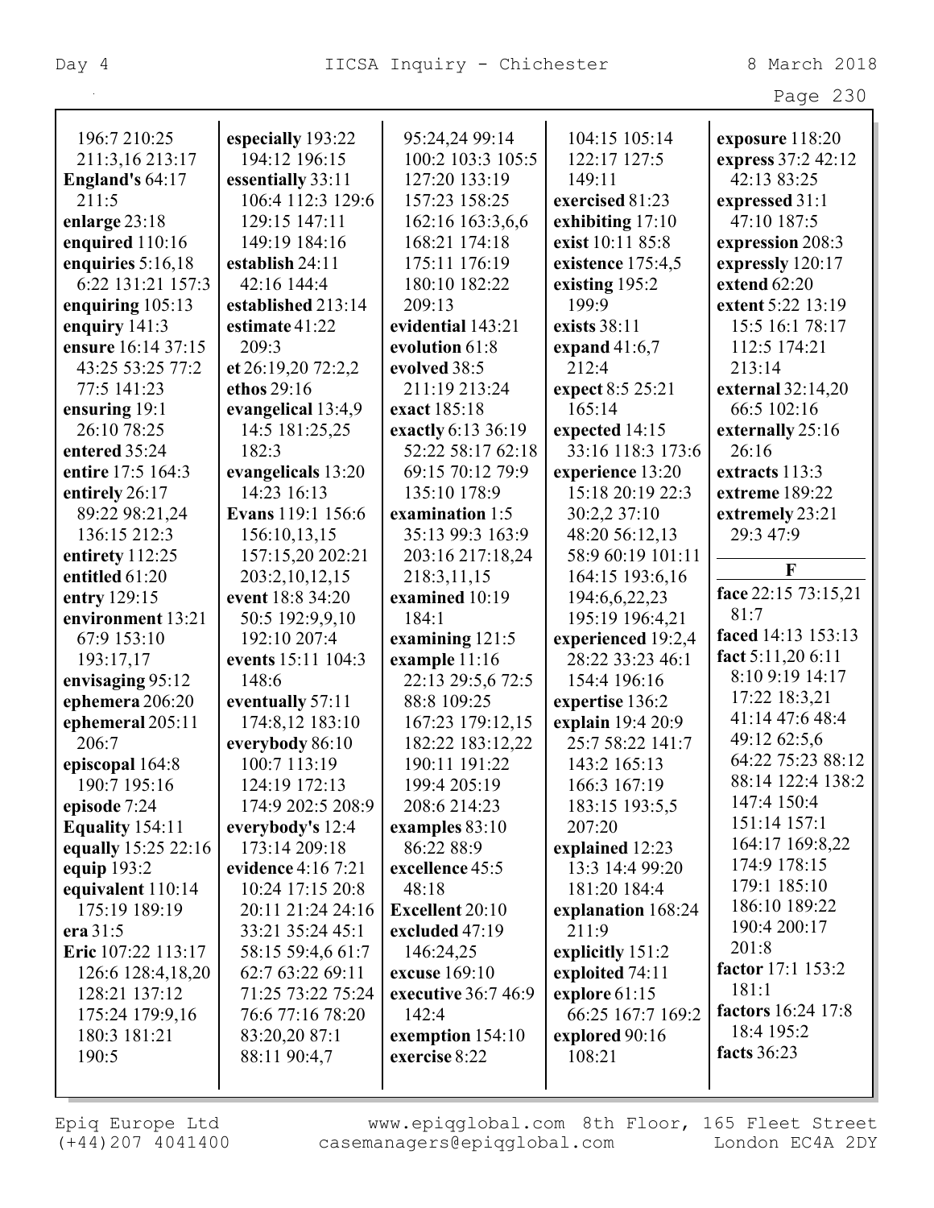196:7 210:25
211:3,16 213:17
**England's** 64:17
211:5
**enlarge** 23:18
**enquired** 110:16
**enquiries** 5:16,18
6:22 131:21 157:3
**enquiring** 105:13
**enquiry** 141:3
**ensure** 16:14 37:15
43:25 53:25 77:2
77:5 141:23
**ensuring** 19:1
26:10 78:25
**entered** 35:24
**entire** 17:5 164:3
**entirely** 26:17
89:22 98:21,24
136:15 212:3
**entirety** 112:25
**entitled** 61:20
**entry** 129:15
**environment** 13:21
67:9 153:10
193:17,17
**envisaging** 95:12
**ephemera** 206:20
**ephemeral** 205:11
206:7
**episcopal** 164:8
190:7 195:16
**episode** 7:24
**Equality** 154:11
**equally** 15:25 22:16
**equip** 193:2
**equivalent** 110:14
175:19 189:19
**era** 31:5
**Eric** 107:22 113:17
126:6 128:4,18,20
128:21 137:12
175:24 179:9,16
180:3 181:21
190:5

**especially** 193:22
194:12 196:15
**essentially** 33:11
106:4 112:3 129:6
129:15 147:11
149:19 184:16
**establish** 24:11
42:16 144:4
**established** 213:14
**estimate** 41:22
209:3
**et** 26:19,20 72:2,2
**ethos** 29:16
**evangelical** 13:4,9
14:5 181:25,25
182:3
**evangelicals** 13:20
14:23 16:13
**Evans** 119:1 156:6
156:10,13,15
157:15,20 202:21
203:2,10,12,15
**event** 18:8 34:20
50:5 192:9,9,10
192:10 207:4
**events** 15:11 104:3
148:6
**eventually** 57:11
174:8,12 183:10
**everybody** 86:10
100:7 113:19
124:19 172:13
174:9 202:5 208:9
**everybody's** 12:4
173:14 209:18
**evidence** 4:16 7:21
10:24 17:15 20:8
20:11 21:24 24:16
33:21 35:24 45:1
58:15 59:4,6 61:7
62:7 63:22 69:11
71:25 73:22 75:24
76:6 77:16 78:20
83:20,20 87:1
88:11 90:4,7

95:24,24 99:14
100:2 103:3 105:5
127:20 133:19
157:23 158:25
162:16 163:3,6,6
168:21 174:18
175:11 176:19
180:10 182:22
209:13
**evidential** 143:21
**evolution** 61:8
**evolved** 38:5
211:19 213:24
**exact** 185:18
**exactly** 6:13 36:19
52:22 58:17 62:18
69:15 70:12 79:9
135:10 178:9
**examination** 1:5
35:13 99:3 163:9
203:16 217:18,24
218:3,11,15
**examined** 10:19
184:1
**examining** 121:5
**example** 11:16
22:13 29:5,6 72:5
88:8 109:25
167:23 179:12,15
182:22 183:12,22
190:11 191:22
199:4 205:19
208:6 214:23
**examples** 83:10
86:22 88:9
**excellence** 45:5
48:18
**Excellent** 20:10
**excluded** 47:19
146:24,25
**excuse** 169:10
**executive** 36:7 46:9
142:4
**exemption** 154:10
**exercise** 8:22

104:15 105:14
122:17 127:5
149:11
**exercised** 81:23
**exhibiting** 17:10
**exist** 10:11 85:8
**existence** 175:4,5
**existing** 195:2
199:9
**exists** 38:11
**expand** 41:6,7
212:4
**expect** 8:5 25:21
165:14
**expected** 14:15
33:16 118:3 173:6
**experience** 13:20
15:18 20:19 22:3
30:2,2 37:10
48:20 56:12,13
58:9 60:19 101:11
164:15 193:6,16
194:6,6,22,23
195:19 196:4,21
**experienced** 19:2,4
28:22 33:23 46:1
154:4 196:16
**expertise** 136:2
**explain** 19:4 20:9
25:7 58:22 141:7
143:2 165:13
166:3 167:19
183:15 193:5,5
207:20
**explained** 12:23
13:3 14:4 99:20
181:20 184:4
**explanation** 168:24
211:9
**explicitly** 151:2
**exploited** 74:11
**explore** 61:15
66:25 167:7 169:2
**explored** 90:16
108:21

**exposure** 118:20
**express** 37:2 42:12
42:13 83:25
**expressed** 31:1
47:10 187:5
**expression** 208:3
**expressly** 120:17
**extend** 62:20
**extent** 5:22 13:19
15:5 16:1 78:17
112:5 174:21
213:14
**external** 32:14,20
66:5 102:16
**externally** 25:16
26:16
**extracts** 113:3
**extreme** 189:22
**extremely** 23:21
29:3 47:9

**F**

**face** 22:15 73:15,21
81:7
**faced** 14:13 153:13
**fact** 5:11,20 6:11
8:10 9:19 14:17
17:22 18:3,21
41:14 47:6 48:4
49:12 62:5,6
64:22 75:23 88:12
88:14 122:4 138:2
147:4 150:4
151:14 157:1
164:17 169:8,22
174:9 178:15
179:1 185:10
186:10 189:22
190:4 200:17
201:8
**factor** 17:1 153:2
181:1
**factors** 16:24 17:8
18:4 195:2
**facts** 36:23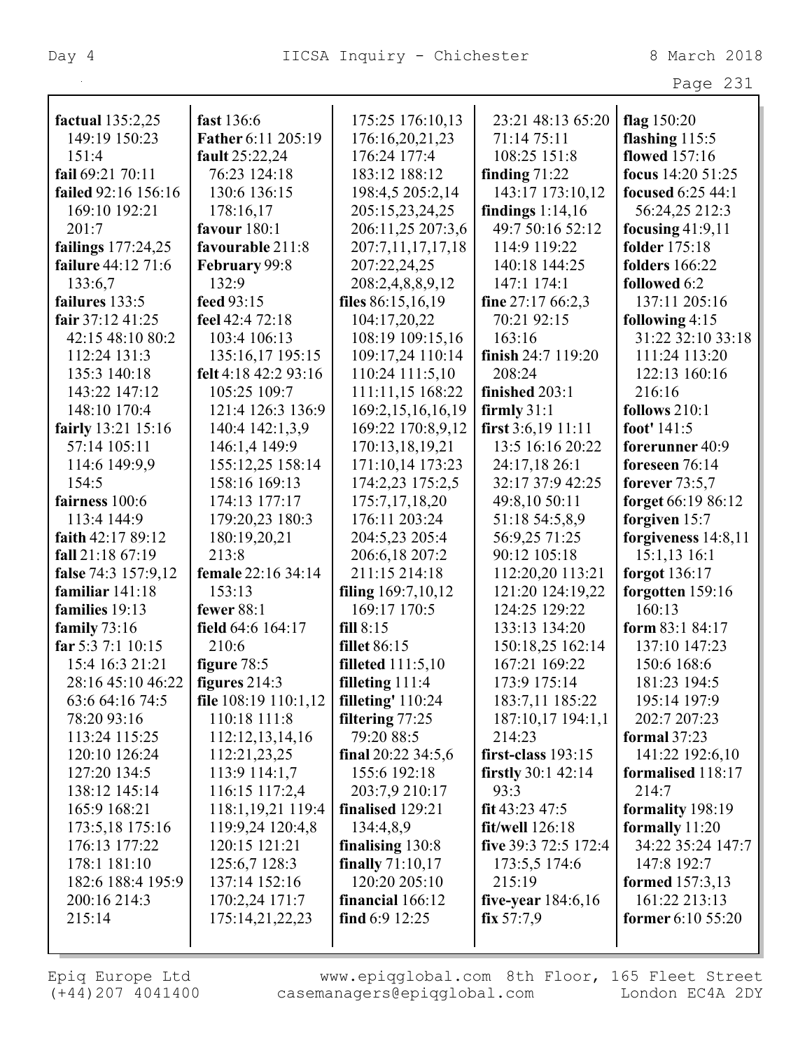**factual** 135:2,25 149:19 150:23 151:4
**fail** 69:21 70:11
**failed** 92:16 156:16 169:10 192:21 201:7
**failings** 177:24,25
**failure** 44:12 71:6 133:6,7
**failures** 133:5
**fair** 37:12 41:25 42:15 48:10 80:2 112:24 131:3 135:3 140:18 143:22 147:12 148:10 170:4
**fairly** 13:21 15:16 57:14 105:11 114:6 149:9,9 154:5
**fairness** 100:6 113:4 144:9
**faith** 42:17 89:12
**fall** 21:18 67:19
**false** 74:3 157:9,12
**familiar** 141:18
**families** 19:13
**family** 73:16
**far** 5:3 7:1 10:15 15:4 16:3 21:21 28:16 45:10 46:22 63:6 64:16 74:5 78:20 93:16 113:24 115:25 120:10 126:24 127:20 134:5 138:12 145:14 165:9 168:21 173:5,18 175:16 176:13 177:22 178:1 181:10 182:6 188:4 195:9 200:16 214:3 215:14
**fast** 136:6
**Father** 6:11 205:19
**fault** 25:22,24 76:23 124:18 130:6 136:15 178:16,17
**favour** 180:1
**favourable** 211:8
**February** 99:8 132:9
**feed** 93:15
**feel** 42:4 72:18 103:4 106:13 135:16,17 195:15
**felt** 4:18 42:2 93:16 105:25 109:7 121:4 126:3 136:9 140:4 142:1,3,9 146:1,4 149:9 155:12,25 158:14 158:16 169:13 174:13 177:17 179:20,23 180:3 180:19,20,21 213:8
**female** 22:16 34:14 153:13
**fewer** 88:1
**field** 64:6 164:17 210:6
**figure** 78:5
**figures** 214:3
**file** 108:19 110:1,12 110:18 111:8 112:12,13,14,16 112:21,23,25 113:9 114:1,7 116:15 117:2,4 118:1,19,21 119:4 119:9,24 120:4,8 120:15 121:21 125:6,7 128:3 137:14 152:16 170:2,24 171:7 175:14,21,22,23 175:25 176:10,13 176:16,20,21,23 176:24 177:4 183:12 188:12 198:4,5 205:2,14 205:15,23,24,25 206:11,25 207:3,6 207:7,11,17,17,18 207:22,24,25 208:2,4,8,8,9,12 211:15 214:18
**files** 86:15,16,19 104:17,20,22 108:19 109:15,16 109:17,24 110:14 110:24 111:5,10 111:11,15 168:22 169:2,15,16,16,19 169:22 170:8,9,12 170:13,18,19,21 171:10,14 173:23 174:2,23 175:2,5 175:7,17,18,20 176:11 203:24 204:5,23 205:4 206:6,18 207:2
**filing** 169:7,10,12 169:17 170:5
**fill** 8:15
**fillet** 86:15
**filleted** 111:5,10
**filleting** 111:4
**filleting'** 110:24
**filtering** 77:25 79:20 88:5
**final** 20:22 34:5,6 155:6 192:18 203:7,9 210:17
**finalised** 129:21 134:4,8,9
**finalising** 130:8
**finally** 71:10,17 120:20 205:10
**financial** 166:12
**find** 6:9 12:25 23:21 48:13 65:20 71:14 75:11 108:25 151:8
**finding** 71:22 143:17 173:10,12
**findings** 1:14,16 49:7 50:16 52:12 114:9 119:22 140:18 144:25 147:1 174:1
**fine** 27:17 66:2,3 70:21 92:15 163:16
**finish** 24:7 119:20 208:24
**finished** 203:1
**firmly** 31:1
**first** 3:6,19 11:11 13:5 16:16 20:22 24:17,18 26:1 32:17 37:9 42:25 49:8,10 50:11 51:18 54:5,8,9 56:9,25 71:25 90:12 105:18 112:20,20 113:21 121:20 124:19,22 124:25 129:22 133:13 134:20 150:18,25 162:14 167:21 169:22 173:9 175:14 183:7,11 185:22 187:10,17 194:1,1 214:23
**first-class** 193:15
**firstly** 30:1 42:14 93:3
**fit** 43:23 47:5
**fit/well** 126:18
**five** 39:3 72:5 172:4 173:5,5 174:6 215:19
**five-year** 184:6,16
**fix** 57:7,9
**flag** 150:20
**flashing** 115:5
**flowed** 157:16
**focus** 14:20 51:25
**focused** 6:25 44:1 56:24,25 212:3
**focusing** 41:9,11
**folder** 175:18
**folders** 166:22
**followed** 6:2 137:11 205:16
**following** 4:15 31:22 32:10 33:18 111:24 113:20 122:13 160:16 216:16
**follows** 210:1
**foot'** 141:5
**forerunner** 40:9
**foreseen** 76:14
**forever** 73:5,7
**forget** 66:19 86:12
**forgiven** 15:7
**forgiveness** 14:8,11 15:1,13 16:1
**forgot** 136:17
**forgotten** 159:16 160:13
**form** 83:1 84:17 137:10 147:23 150:6 168:6 181:23 194:5 195:14 197:9 202:7 207:23
**formal** 37:23 141:22 192:6,10
**formalised** 118:17 214:7
**formality** 198:19
**formally** 11:20 34:22 35:24 147:7 147:8 192:7
**formed** 157:3,13 161:22 213:13
**former** 6:10 55:20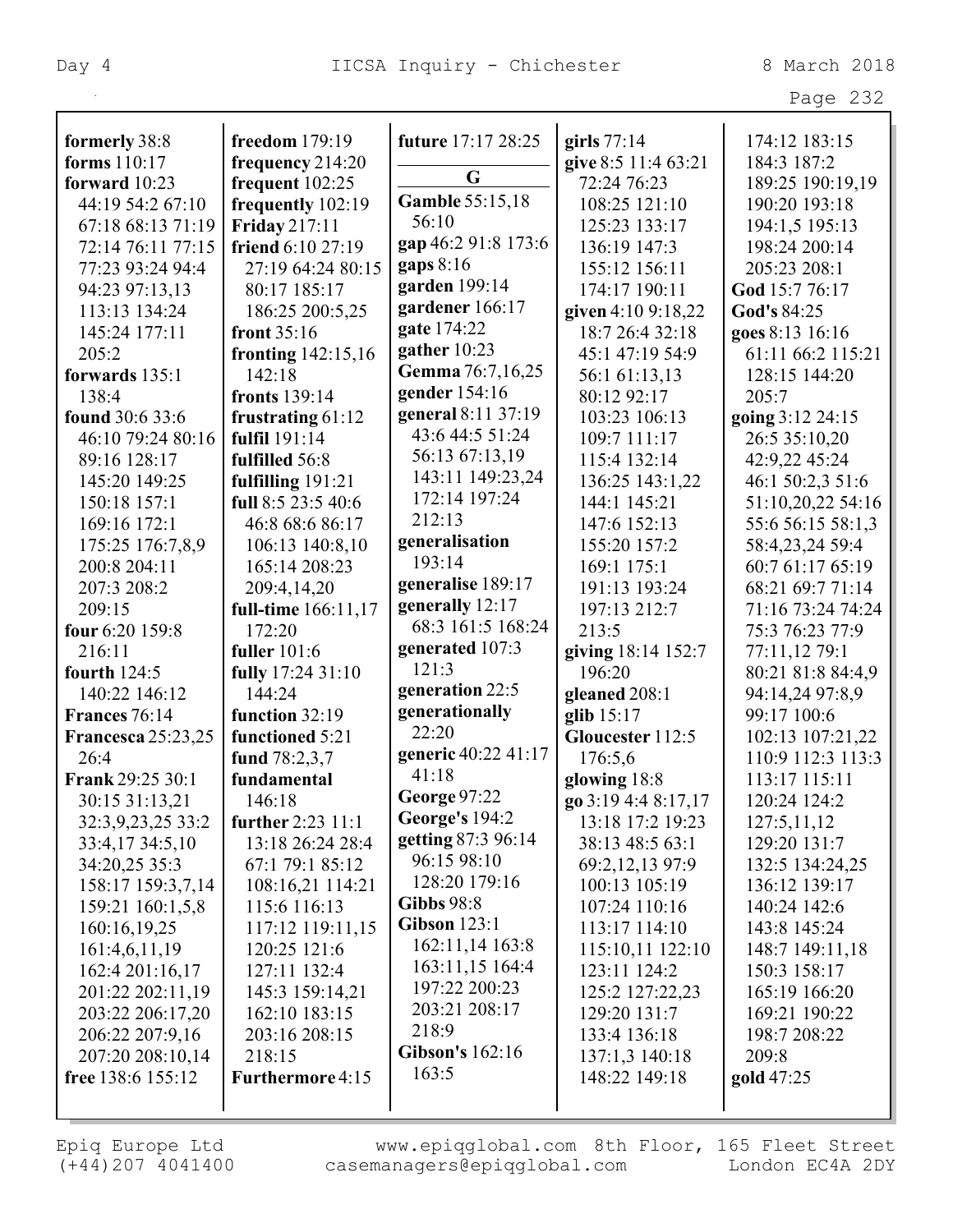**formerly** 38:8
**forms** 110:17
**forward** 10:23 44:19 54:2 67:10 67:18 68:13 71:19 72:14 76:11 77:15 77:23 93:24 94:4 94:23 97:13,13 113:13 134:24 145:24 177:11 205:2
**forwards** 135:1 138:4
**found** 30:6 33:6 46:10 79:24 80:16 89:16 128:17 145:20 149:25 150:18 157:1 169:16 172:1 175:25 176:7,8,9 200:8 204:11 207:3 208:2 209:15
**four** 6:20 159:8 216:11
**fourth** 124:5 140:22 146:12
**Frances** 76:14
**Francesca** 25:23,25 26:4
**Frank** 29:25 30:1 30:15 31:13,21 32:3,9,23,25 33:2 33:4,17 34:5,10 34:20,25 35:3 158:17 159:3,7,14 159:21 160:1,5,8 160:16,19,25 161:4,6,11,19 162:4 201:16,17 201:22 202:11,19 203:22 206:17,20 206:22 207:9,16 207:20 208:10,14
**free** 138:6 155:12
**freedom** 179:19
**frequency** 214:20
**frequent** 102:25
**frequently** 102:19
**Friday** 217:11
**friend** 6:10 27:19 27:19 64:24 80:15 80:17 185:17 186:25 200:5,25
**front** 35:16
**fronting** 142:15,16 142:18
**fronts** 139:14
**frustrating** 61:12
**fulfil** 191:14
**fulfilled** 56:8
**fulfilling** 191:21
**full** 8:5 23:5 40:6 46:8 68:6 86:17 106:13 140:8,10 165:14 208:23 209:4,14,20
**full-time** 166:11,17 172:20
**fuller** 101:6
**fully** 17:24 31:10 144:24
**function** 32:19
**functioned** 5:21
**fund** 78:2,3,7
**fundamental** 146:18
**further** 2:23 11:1 13:18 26:24 28:4 67:1 79:1 85:12 108:16,21 114:21 115:6 116:13 117:12 119:11,15 120:25 121:6 127:11 132:4 145:3 159:14,21 162:10 183:15 203:16 208:15 218:15
**Furthermore** 4:15
**future** 17:17 28:25

## G

**Gamble** 55:15,18 56:10
**gap** 46:2 91:8 173:6
**gaps** 8:16
**garden** 199:14
**gardener** 166:17
**gate** 174:22
**gather** 10:23
**Gemma** 76:7,16,25
**gender** 154:16
**general** 8:11 37:19 43:6 44:5 51:24 56:13 67:13,19 143:11 149:23,24 172:14 197:24 212:13
**generalisation** 193:14
**generalise** 189:17
**generally** 12:17 68:3 161:5 168:24
**generated** 107:3 121:3
**generation** 22:5
**generationally** 22:20
**generic** 40:22 41:17 41:18
**George** 97:22
**George's** 194:2
**getting** 87:3 96:14 96:15 98:10 128:20 179:16
**Gibbs** 98:8
**Gibson** 123:1 162:11,14 163:8 163:11,15 164:4 197:22 200:23 203:21 208:17 218:9
**Gibson's** 162:16 163:5
**girls** 77:14
**give** 8:5 11:4 63:21 72:24 76:23 108:25 121:10 125:23 133:17 136:19 147:3 155:12 156:11 174:17 190:11
**given** 4:10 9:18,22 18:7 26:4 32:18 45:1 47:19 54:9 56:1 61:13,13 80:12 92:17 103:23 106:13 109:7 111:17 115:4 132:14 136:25 143:1,22 144:1 145:21 147:6 152:13 155:20 157:2 169:1 175:1 191:13 193:24 197:13 212:7 213:5
**giving** 18:14 152:7 196:20
**gleaned** 208:1
**glib** 15:17
**Gloucester** 112:5 176:5,6
**glowing** 18:8
**go** 3:19 4:4 8:17,17 13:18 17:2 19:23 38:13 48:5 63:1 69:2,12,13 97:9 100:13 105:19 107:24 110:16 113:17 114:10 115:10,11 122:10 123:11 124:2 125:2 127:22,23 129:20 131:7 133:4 136:18 137:1,3 140:18 148:22 149:18 174:12 183:15 184:3 187:2 189:25 190:19,19 190:20 193:18 194:1,5 195:13 198:24 200:14 205:23 208:1
**God** 15:7 76:17
**God's** 84:25
**goes** 8:13 16:16 61:11 66:2 115:21 128:15 144:20 205:7
**going** 3:12 24:15 26:5 35:10,20 42:9,22 45:24 46:1 50:2,3 51:6 51:10,20,22 54:16 55:6 56:15 58:1,3 58:4,23,24 59:4 60:7 61:17 65:19 68:21 69:7 71:14 71:16 73:24 74:24 75:3 76:23 77:9 77:11,12 79:1 80:21 81:8 84:4,9 94:14,24 97:8,9 99:17 100:6 102:13 107:21,22 110:9 112:3 113:3 113:17 115:11 120:24 124:2 127:5,11,12 129:20 131:7 132:5 134:24,25 136:12 139:17 140:24 142:6 143:8 145:24 148:7 149:11,18 150:3 158:17 165:19 166:20 169:21 190:22 198:7 208:22 209:8
**gold** 47:25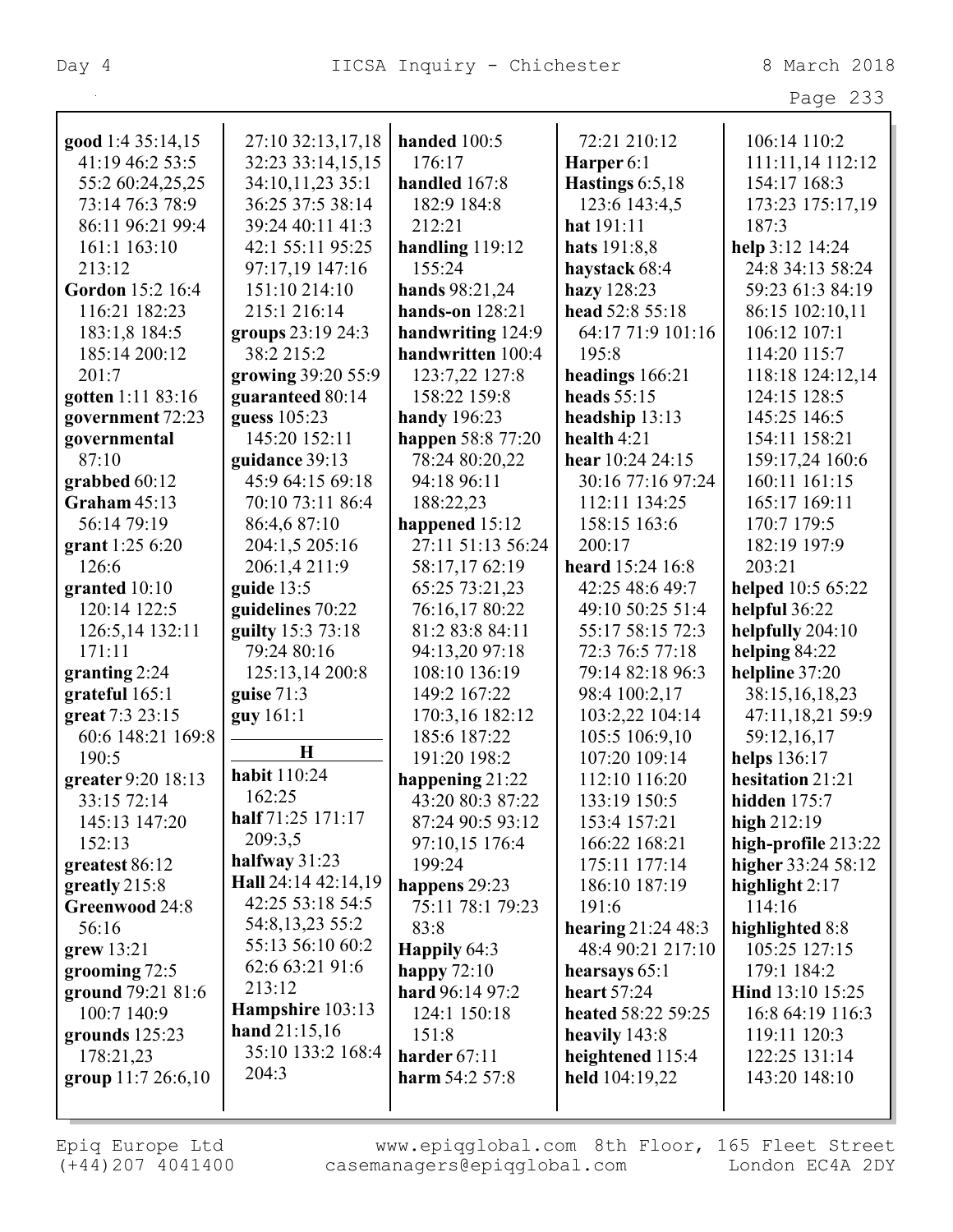**good** 1:4 35:14,15 41:19 46:2 53:5 55:2 60:24,25,25 73:14 76:3 78:9 86:11 96:21 99:4 161:1 163:10 213:12
**Gordon** 15:2 16:4 116:21 182:23 183:1,8 184:5 185:14 200:12 201:7
**gotten** 1:11 83:16
**government** 72:23
**governmental** 87:10
**grabbed** 60:12
**Graham** 45:13 56:14 79:19
**grant** 1:25 6:20 126:6
**granted** 10:10 120:14 122:5 126:5,14 132:11 171:11
**granting** 2:24
**grateful** 165:1
**great** 7:3 23:15 60:6 148:21 169:8 190:5
**greater** 9:20 18:13 33:15 72:14 145:13 147:20 152:13
**greatest** 86:12
**greatly** 215:8
**Greenwood** 24:8 56:16
**grew** 13:21
**grooming** 72:5
**ground** 79:21 81:6 100:7 140:9
**grounds** 125:23 178:21,23
**group** 11:7 26:6,10 27:10 32:13,17,18 32:23 33:14,15,15 34:10,11,23 35:1 36:25 37:5 38:14 39:24 40:11 41:3 42:1 55:11 95:25 97:17,19 147:16 151:10 214:10 215:1 216:14
**groups** 23:19 24:3 38:2 215:2
**growing** 39:20 55:9
**guaranteed** 80:14
**guess** 105:23 145:20 152:11
**guidance** 39:13 45:9 64:15 69:18 70:10 73:11 86:4 86:4,6 87:10 204:1,5 205:16 206:1,4 211:9
**guide** 13:5
**guidelines** 70:22
**guilty** 15:3 73:18 79:24 80:16 125:13,14 200:8
**guise** 71:3
**guy** 161:1

## H

**habit** 110:24 162:25
**half** 71:25 171:17 209:3,5
**halfway** 31:23
**Hall** 24:14 42:14,19 42:25 53:18 54:5 54:8,13,23 55:2 55:13 56:10 60:2 62:6 63:21 91:6 213:12
**Hampshire** 103:13
**hand** 21:15,16 35:10 133:2 168:4 204:3
**handed** 100:5 176:17
**handled** 167:8 182:9 184:8 212:21
**handling** 119:12 155:24
**hands** 98:21,24
**hands-on** 128:21
**handwriting** 124:9
**handwritten** 100:4 123:7,22 127:8 158:22 159:8
**handy** 196:23
**happen** 58:8 77:20 78:24 80:20,22 94:18 96:11 188:22,23
**happened** 15:12 27:11 51:13 56:24 58:17,17 62:19 65:25 73:21,23 76:16,17 80:22 81:2 83:8 84:11 94:13,20 97:18 108:10 136:19 149:2 167:22 170:3,16 182:12 185:6 187:22 191:20 198:2
**happening** 21:22 43:20 80:3 87:22 87:24 90:5 93:12 97:10,15 176:4 199:24
**happens** 29:23 75:11 78:1 79:23 83:8
**Happily** 64:3
**happy** 72:10
**hard** 96:14 97:2 124:1 150:18 151:8
**harder** 67:11
**harm** 54:2 57:8 72:21 210:12
**Harper** 6:1
**Hastings** 6:5,18 123:6 143:4,5
**hat** 191:11
**hats** 191:8,8
**haystack** 68:4
**hazy** 128:23
**head** 52:8 55:18 64:17 71:9 101:16 195:8
**headings** 166:21
**heads** 55:15
**headship** 13:13
**health** 4:21
**hear** 10:24 24:15 30:16 77:16 97:24 112:11 134:25 158:15 163:6 200:17
**heard** 15:24 16:8 42:25 48:6 49:7 49:10 50:25 51:4 55:17 58:15 72:3 72:3 76:5 77:18 79:14 82:18 96:3 98:4 100:2,17 103:2,22 104:14 105:5 106:9,10 107:20 109:14 112:10 116:20 133:19 150:5 153:4 157:21 166:22 168:21 175:11 177:14 186:10 187:19 191:6
**hearing** 21:24 48:3 48:4 90:21 217:10
**hearsays** 65:1
**heart** 57:24
**heated** 58:22 59:25
**heavily** 143:8
**heightened** 115:4
**held** 104:19,22 106:14 110:2 111:11,14 112:12 154:17 168:3 173:23 175:17,19 187:3
**help** 3:12 14:24 24:8 34:13 58:24 59:23 61:3 84:19 86:15 102:10,11 106:12 107:1 114:20 115:7 118:18 124:12,14 124:15 128:5 145:25 146:5 154:11 158:21 159:17,24 160:6 160:11 161:15 165:17 169:11 170:7 179:5 182:19 197:9 203:21
**helped** 10:5 65:22
**helpful** 36:22
**helpfully** 204:10
**helping** 84:22
**helpline** 37:20 38:15,16,18,23 47:11,18,21 59:9 59:12,16,17
**helps** 136:17
**hesitation** 21:21
**hidden** 175:7
**high** 212:19
**high-profile** 213:22
**higher** 33:24 58:12
**highlight** 2:17 114:16
**highlighted** 8:8 105:25 127:15 179:1 184:2
**Hind** 13:10 15:25 16:8 64:19 116:3 119:11 120:3 122:25 131:14 143:20 148:10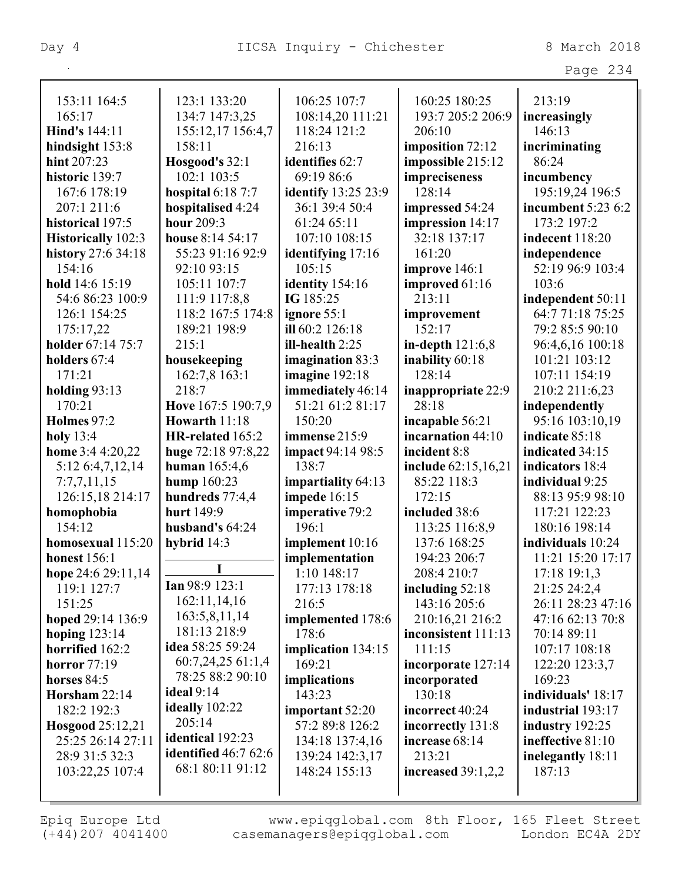153:11 164:5 165:17
**Hind's** 144:11
**hindsight** 153:8
**hint** 207:23
**historic** 139:7 167:6 178:19 207:1 211:6
**historical** 197:5
**Historically** 102:3
**history** 27:6 34:18 154:16
**hold** 14:6 15:19 54:6 86:23 100:9 126:1 154:25 175:17,22
**holder** 67:14 75:7
**holders** 67:4 171:21
**holding** 93:13 170:21
**Holmes** 97:2
**holy** 13:4
**home** 3:4 4:20,22 5:12 6:4,7,12,14 7:7,7,11,15 126:15,18 214:17
**homophobia** 154:12
**homosexual** 115:20
**honest** 156:1
**hope** 24:6 29:11,14 119:1 127:7 151:25
**hoped** 29:14 136:9
**hoping** 123:14
**horrified** 162:2
**horror** 77:19
**horses** 84:5
**Horsham** 22:14 182:2 192:3
**Hosgood** 25:12,21 25:25 26:14 27:11 28:9 31:5 32:3 103:22,25 107:4 123:1 133:20 134:7 147:3,25 155:12,17 156:4,7 158:11
**Hosgood's** 32:1 102:1 103:5
**hospital** 6:18 7:7
**hospitalised** 4:24
**hour** 209:3
**house** 8:14 54:17 55:23 91:16 92:9 92:10 93:15 105:11 107:7 111:9 117:8,8 118:2 167:5 174:8 189:21 198:9 215:1
**housekeeping** 162:7,8 163:1 218:7
**Hove** 167:5 190:7,9
**Howarth** 11:18
**HR-related** 165:2
**huge** 72:18 97:8,22
**human** 165:4,6
**hump** 160:23
**hundreds** 77:4,4
**hurt** 149:9
**husband's** 64:24
**hybrid** 14:3

## I

**Ian** 98:9 123:1 162:11,14,16 163:5,8,11,14 181:13 218:9
**idea** 58:25 59:24 60:7,24,25 61:1,4 78:25 88:2 90:10
**ideal** 9:14
**ideally** 102:22 205:14
**identical** 192:23
**identified** 46:7 62:6 68:1 80:11 91:12 106:25 107:7 108:14,20 111:21 118:24 121:2 216:13
**identifies** 62:7 69:19 86:6
**identify** 13:25 23:9 36:1 39:4 50:4 61:24 65:11 107:10 108:15
**identifying** 17:16 105:15
**identity** 154:16
**IG** 185:25
**ignore** 55:1
**ill** 60:2 126:18
**ill-health** 2:25
**imagination** 83:3
**imagine** 192:18
**immediately** 46:14 51:21 61:2 81:17 150:20
**immense** 215:9
**impact** 94:14 98:5 138:7
**impartiality** 64:13
**impede** 16:15
**imperative** 79:2 196:1
**implement** 10:16
**implementation** 1:10 148:17 177:13 178:18 216:5
**implemented** 178:6 178:6
**implication** 134:15 169:21
**implications** 143:23
**important** 52:20 57:2 89:8 126:2 134:18 137:4,16 139:24 142:3,17 148:24 155:13 160:25 180:25 193:7 205:2 206:9 206:10
**imposition** 72:12
**impossible** 215:12
**impreciseness** 128:14
**impressed** 54:24
**impression** 14:17 32:18 137:17 161:20
**improve** 146:1
**improved** 61:16 213:11
**improvement** 152:17
**in-depth** 121:6,8
**inability** 60:18 128:14
**inappropriate** 22:9 28:18
**incapable** 56:21
**incarnation** 44:10
**incident** 8:8
**include** 62:15,16,21 85:22 118:3 172:15
**included** 38:6 113:25 116:8,9 137:6 168:25 194:23 206:7 208:4 210:7
**including** 52:18 143:16 205:6 210:16,21 216:2
**inconsistent** 111:13 111:15
**incorporate** 127:14
**incorporated** 130:18
**incorrect** 40:24
**incorrectly** 131:8
**increase** 68:14 213:21
**increased** 39:1,2,2 213:19
**increasingly** 146:13
**incriminating** 86:24
**incumbency** 195:19,24 196:5
**incumbent** 5:23 6:2 173:2 197:2
**indecent** 118:20
**independence** 52:19 96:9 103:4 103:6
**independent** 50:11 64:7 71:18 75:25 79:2 85:5 90:10 96:4,6,16 100:18 101:21 103:12 107:11 154:19 210:2 211:6,23
**independently** 95:16 103:10,19
**indicate** 85:18
**indicated** 34:15
**indicators** 18:4
**individual** 9:25 88:13 95:9 98:10 117:21 122:23 180:16 198:14
**individuals** 10:24 11:21 15:20 17:17 17:18 19:1,3 21:25 24:2,4 26:11 28:23 47:16 47:16 62:13 70:8 70:14 89:11 107:17 108:18 122:20 123:3,7 169:23
**individuals'** 18:17
**industrial** 193:17
**industry** 192:25
**ineffective** 81:10
**inelegantly** 18:11 187:13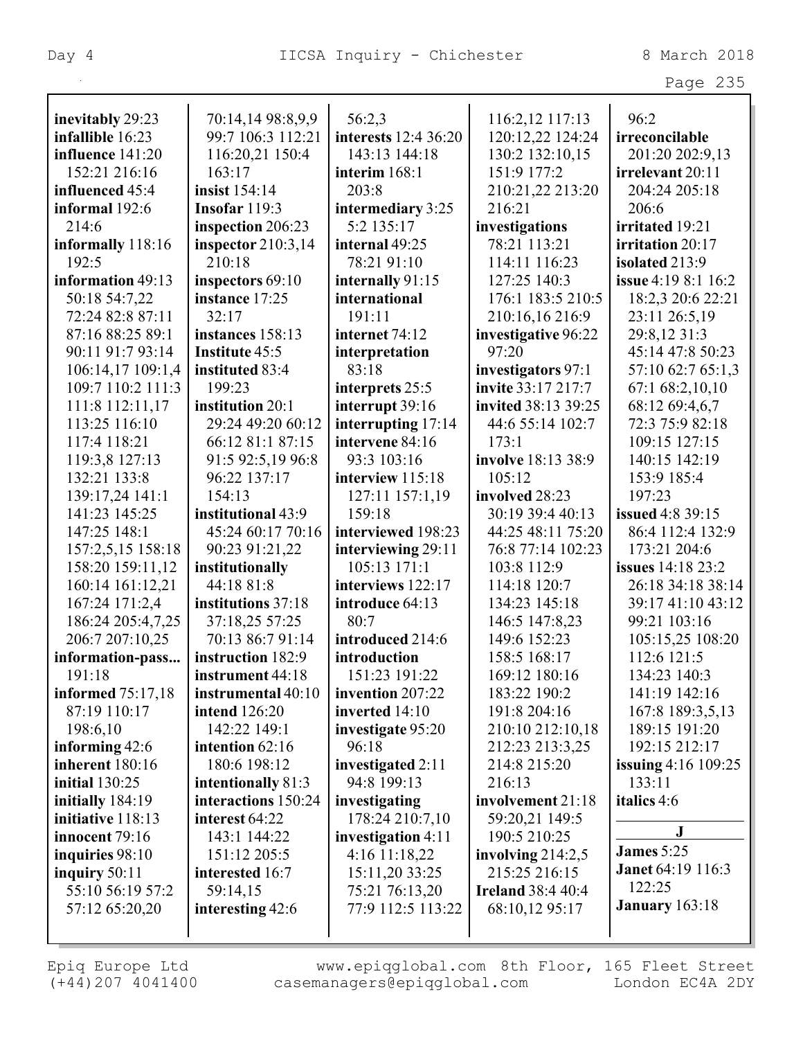**inevitably** 29:23
**infallible** 16:23
**influence** 141:20 152:21 216:16
**influenced** 45:4
**informal** 192:6 214:6
**informally** 118:16 192:5
**information** 49:13 50:18 54:7,22 72:24 82:8 87:11 87:16 88:25 89:1 90:11 91:7 93:14 106:14,17 109:1,4 109:7 110:2 111:3 111:8 112:11,17 113:25 116:10 117:4 118:21 119:3,8 127:13 132:21 133:8 139:17,24 141:1 141:23 145:25 147:25 148:1 157:2,5,15 158:18 158:20 159:11,12 160:14 161:12,21 167:24 171:2,4 186:24 205:4,7,25 206:7 207:10,25
**information-pass...** 191:18
**informed** 75:17,18 87:19 110:17 198:6,10
**informing** 42:6
**inherent** 180:16
**initial** 130:25
**initially** 184:19
**initiative** 118:13
**innocent** 79:16
**inquiries** 98:10
**inquiry** 50:11 55:10 56:19 57:2 57:12 65:20,20 70:14,14 98:8,9,9 99:7 106:3 112:21 116:20,21 150:4 163:17
**insist** 154:14
**Insofar** 119:3
**inspection** 206:23
**inspector** 210:3,14 210:18
**inspectors** 69:10
**instance** 17:25 32:17
**instances** 158:13
**Institute** 45:5
**instituted** 83:4 199:23
**institution** 20:1 29:24 49:20 60:12 66:12 81:1 87:15 91:5 92:5,19 96:8 96:22 137:17 154:13
**institutional** 43:9 45:24 60:17 70:16 90:23 91:21,22
**institutionally** 44:18 81:8
**institutions** 37:18 37:18,25 57:25 70:13 86:7 91:14
**instruction** 182:9
**instrument** 44:18
**instrumental** 40:10
**intend** 126:20 142:22 149:1
**intention** 62:16 180:6 198:12
**intentionally** 81:3
**interactions** 150:24
**interest** 64:22 143:1 144:22 151:12 205:5
**interested** 16:7 59:14,15
**interesting** 42:6 56:2,3
**interests** 12:4 36:20 143:13 144:18
**interim** 168:1 203:8
**intermediary** 3:25 5:2 135:17
**internal** 49:25 78:21 91:10
**internally** 91:15
**international** 191:11
**internet** 74:12
**interpretation** 83:18
**interprets** 25:5
**interrupt** 39:16
**interrupting** 17:14
**intervene** 84:16 93:3 103:16
**interview** 115:18 127:11 157:1,19 159:18
**interviewed** 198:23
**interviewing** 29:11 105:13 171:1
**interviews** 122:17
**introduce** 64:13 80:7
**introduced** 214:6
**introduction** 151:23 191:22
**invention** 207:22
**inverted** 14:10
**investigate** 95:20 96:18
**investigated** 2:11 94:8 199:13
**investigating** 178:24 210:7,10
**investigation** 4:11 4:16 11:18,22 15:11,20 33:25 75:21 76:13,20 77:9 112:5 113:22 116:2,12 117:13 120:12,22 124:24 130:2 132:10,15 151:9 177:2 210:21,22 213:20 216:21
**investigations** 78:21 113:21 114:11 116:23 127:25 140:3 176:1 183:5 210:5 210:16,16 216:9
**investigative** 96:22 97:20
**investigators** 97:1
**invite** 33:17 217:7
**invited** 38:13 39:25 44:6 55:14 102:7 173:1
**involve** 18:13 38:9 105:12
**involved** 28:23 30:19 39:4 40:13 44:25 48:11 75:20 76:8 77:14 102:23 103:8 112:9 114:18 120:7 134:23 145:18 146:5 147:8,23 149:6 152:23 158:5 168:17 169:12 180:16 183:22 190:2 191:8 204:16 210:10 212:10,18 212:23 213:3,25 214:8 215:20 216:13
**involvement** 21:18 59:20,21 149:5 190:5 210:25
**involving** 214:2,5 215:25 216:15
**Ireland** 38:4 40:4 68:10,12 95:17 96:2
**irreconcilable** 201:20 202:9,13
**irrelevant** 20:11 204:24 205:18 206:6
**irritated** 19:21
**irritation** 20:17
**isolated** 213:9
**issue** 4:19 8:1 16:2 18:2,3 20:6 22:21 23:11 26:5,19 29:8,12 31:3 45:14 47:8 50:23 57:10 62:7 65:1,3 67:1 68:2,10,10 68:12 69:4,6,7 72:3 75:9 82:18 109:15 127:15 140:15 142:19 153:9 185:4 197:23
**issued** 4:8 39:15 86:4 112:4 132:9 173:21 204:6
**issues** 14:18 23:2 26:18 34:18 38:14 39:17 41:10 43:12 99:21 103:16 105:15,25 108:20 112:6 121:5 134:23 140:3 141:19 142:16 167:8 189:3,5,13 189:15 191:20 192:15 212:17
**issuing** 4:16 109:25 133:11
**italics** 4:6

## J

**James** 5:25
**Janet** 64:19 116:3 122:25
**January** 163:18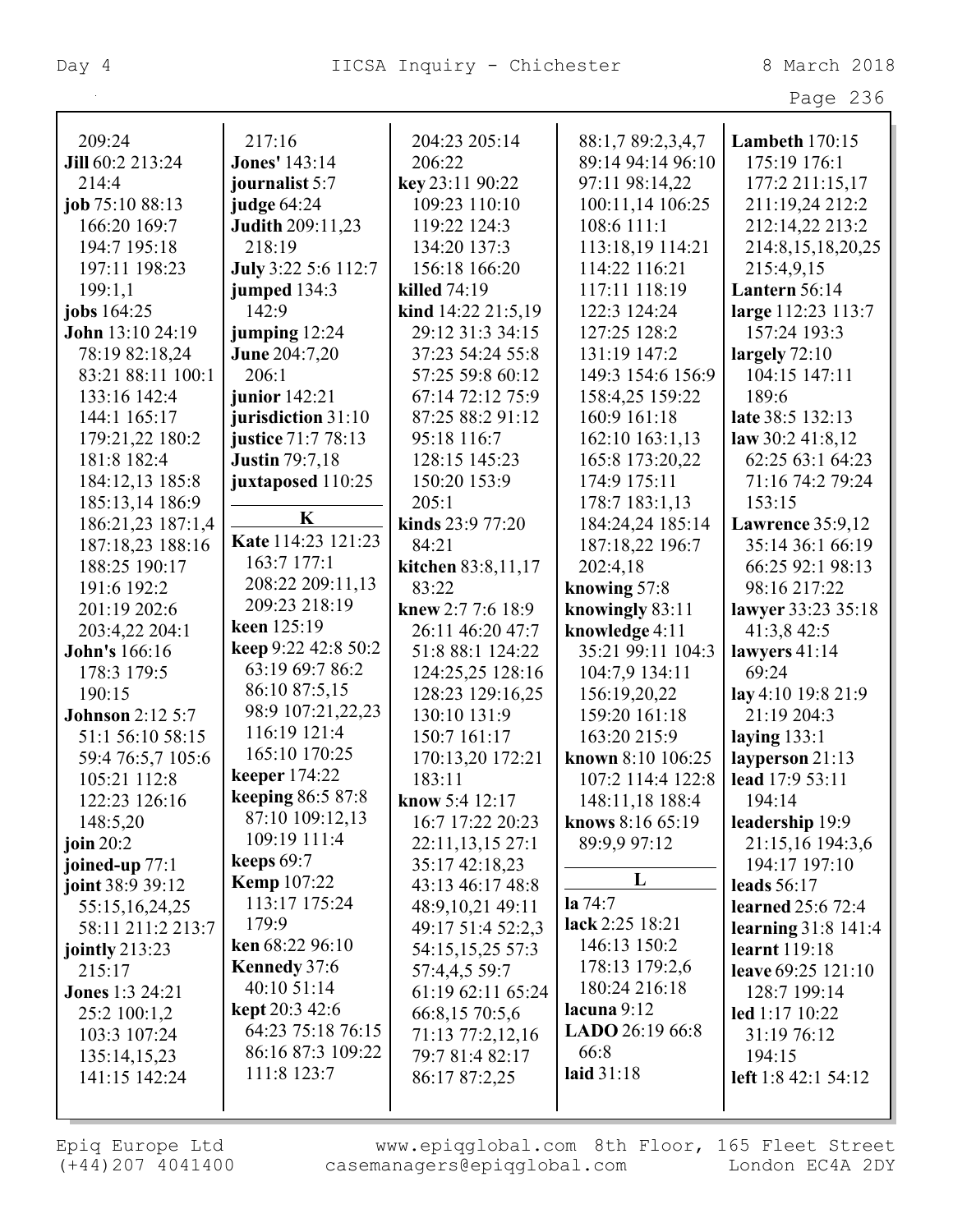209:24
**Jill** 60:2 213:24
214:4
**job** 75:10 88:13
166:20 169:7
194:7 195:18
197:11 198:23
199:1,1
**jobs** 164:25
**John** 13:10 24:19
78:19 82:18,24
83:21 88:11 100:1
133:16 142:4
144:1 165:17
179:21,22 180:2
181:8 182:4
184:12,13 185:8
185:13,14 186:9
186:21,23 187:1,4
187:18,23 188:16
188:25 190:17
191:6 192:2
201:19 202:6
203:4,22 204:1
**John's** 166:16
178:3 179:5
190:15
**Johnson** 2:12 5:7
51:1 56:10 58:15
59:4 76:5,7 105:6
105:21 112:8
122:23 126:16
148:5,20
**join** 20:2
**joined-up** 77:1
**joint** 38:9 39:12
55:15,16,24,25
58:11 211:2 213:7
**jointly** 213:23
215:17
**Jones** 1:3 24:21
25:2 100:1,2
103:3 107:24
135:14,15,23
141:15 142:24
217:16
**Jones'** 143:14
**journalist** 5:7
**judge** 64:24
**Judith** 209:11,23
218:19
**July** 3:22 5:6 112:7
**jumped** 134:3
142:9
**jumping** 12:24
**June** 204:7,20
206:1
**junior** 142:21
**jurisdiction** 31:10
**justice** 71:7 78:13
**Justin** 79:7,18
**juxtaposed** 110:25

**K**

**Kate** 114:23 121:23
163:7 177:1
208:22 209:11,13
209:23 218:19
**keen** 125:19
**keep** 9:22 42:8 50:2
63:19 69:7 86:2
86:10 87:5,15
98:9 107:21,22,23
116:19 121:4
165:10 170:25
**keeper** 174:22
**keeping** 86:5 87:8
87:10 109:12,13
109:19 111:4
**keeps** 69:7
**Kemp** 107:22
113:17 175:24
179:9
**ken** 68:22 96:10
**Kennedy** 37:6
40:10 51:14
**kept** 20:3 42:6
64:23 75:18 76:15
86:16 87:3 109:22
111:8 123:7
204:23 205:14
206:22
**key** 23:11 90:22
109:23 110:10
119:22 124:3
134:20 137:3
156:18 166:20
**killed** 74:19
**kind** 14:22 21:5,19
29:12 31:3 34:15
37:23 54:24 55:8
57:25 59:8 60:12
67:14 72:12 75:9
87:25 88:2 91:12
95:18 116:7
128:15 145:23
150:20 153:9
205:1
**kinds** 23:9 77:20
84:21
**kitchen** 83:8,11,17
83:22
**knew** 2:7 7:6 18:9
26:11 46:20 47:7
51:8 88:1 124:22
124:25,25 128:16
128:23 129:16,25
130:10 131:9
150:7 161:17
170:13,20 172:21
183:11
**know** 5:4 12:17
16:7 17:22 20:23
22:11,13,15 27:1
35:17 42:18,23
43:13 46:17 48:8
48:9,10,21 49:11
49:17 51:4 52:2,3
54:15,15,25 57:3
57:4,4,5 59:7
61:19 62:11 65:24
66:8,15 70:5,6
71:13 77:2,12,16
79:7 81:4 82:17
86:17 87:2,25
88:1,7 89:2,3,4,7
89:14 94:14 96:10
97:11 98:14,22
100:11,14 106:25
108:6 111:1
113:18,19 114:21
114:22 116:21
117:11 118:19
122:3 124:24
127:25 128:2
131:19 147:2
149:3 154:6 156:9
158:4,25 159:22
160:9 161:18
162:10 163:1,13
165:8 173:20,22
174:9 175:11
178:7 183:1,13
184:24,24 185:14
187:18,22 196:7
202:4,18
**knowing** 57:8
**knowingly** 83:11
**knowledge** 4:11
35:21 99:11 104:3
104:7,9 134:11
156:19,20,22
159:20 161:18
163:20 215:9
**known** 8:10 106:25
107:2 114:4 122:8
148:11,18 188:4
**knows** 8:16 65:19
89:9,9 97:12

**L**

**la** 74:7
**lack** 2:25 18:21
146:13 150:2
178:13 179:2,6
180:24 216:18
**lacuna** 9:12
**LADO** 26:19 66:8
66:8
**laid** 31:18
**Lambeth** 170:15
175:19 176:1
177:2 211:15,17
211:19,24 212:2
212:14,22 213:2
214:8,15,18,20,25
215:4,9,15
**Lantern** 56:14
**large** 112:23 113:7
157:24 193:3
**largely** 72:10
104:15 147:11
189:6
**late** 38:5 132:13
**law** 30:2 41:8,12
62:25 63:1 64:23
71:16 74:2 79:24
153:15
**Lawrence** 35:9,12
35:14 36:1 66:19
66:25 92:1 98:13
98:16 217:22
**lawyer** 33:23 35:18
41:3,8 42:5
**lawyers** 41:14
69:24
**lay** 4:10 19:8 21:9
21:19 204:3
**laying** 133:1
**layperson** 21:13
**lead** 17:9 53:11
194:14
**leadership** 19:9
21:15,16 194:3,6
194:17 197:10
**leads** 56:17
**learned** 25:6 72:4
**learning** 31:8 141:4
**learnt** 119:18
**leave** 69:25 121:10
128:7 199:14
**led** 1:17 10:22
31:19 76:12
194:15
**left** 1:8 42:1 54:12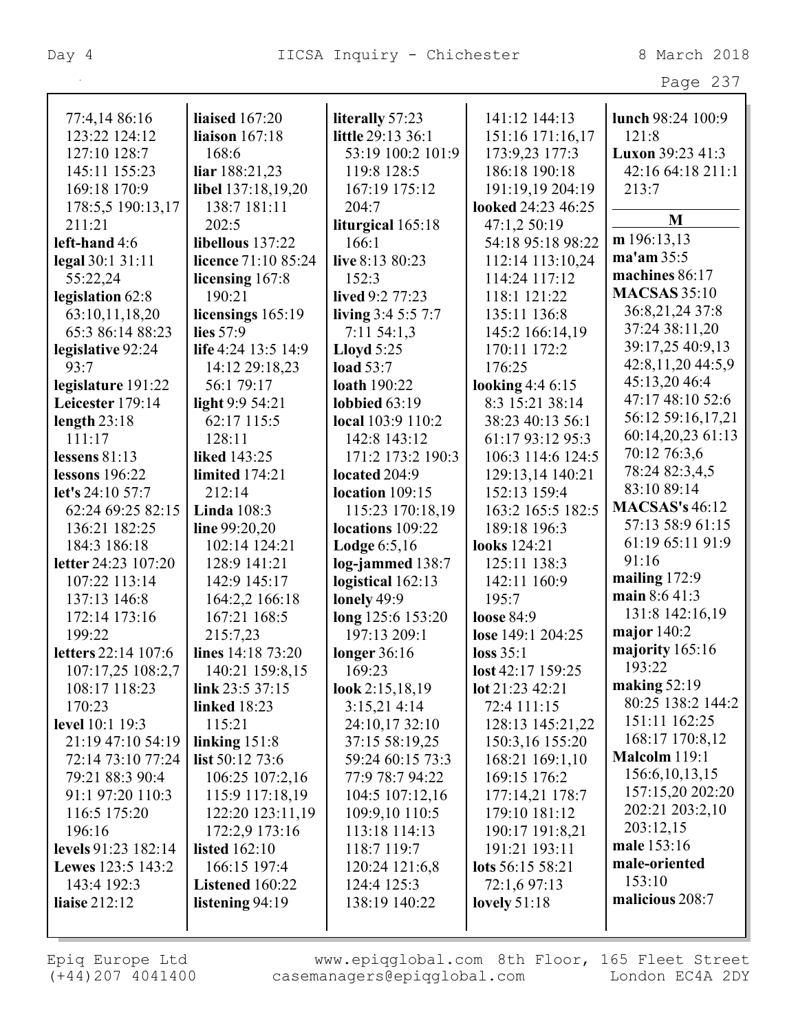77:4,14 86:16 123:22 124:12 127:10 128:7 145:11 155:23 169:18 170:9 178:5,5 190:13,17 211:21
**left-hand** 4:6
**legal** 30:1 31:11 55:22,24
**legislation** 62:8 63:10,11,18,20 65:3 86:14 88:23
**legislative** 92:24 93:7
**legislature** 191:22
**Leicester** 179:14
**length** 23:18 111:17
**lessens** 81:13
**lessons** 196:22
**let's** 24:10 57:7 62:24 69:25 82:15 136:21 182:25 184:3 186:18
**letter** 24:23 107:20 107:22 113:14 137:13 146:8 172:14 173:16 199:22
**letters** 22:14 107:6 107:17,25 108:2,7 108:17 118:23 170:23
**level** 10:1 19:3 21:19 47:10 54:19 72:14 73:10 77:24 79:21 88:3 90:4 91:1 97:20 110:3 116:5 175:20 196:16
**levels** 91:23 182:14
**Lewes** 123:5 143:2 143:4 192:3
**liaise** 212:12
**liaised** 167:20
**liaison** 167:18 168:6
**liar** 188:21,23
**libel** 137:18,19,20 138:7 181:11 202:5
**libellous** 137:22
**licence** 71:10 85:24
**licensing** 167:8 190:21
**licensings** 165:19
**lies** 57:9
**life** 4:24 13:5 14:9 14:12 29:18,23 56:1 79:17
**light** 9:9 54:21 62:17 115:5 128:11
**liked** 143:25
**limited** 174:21 212:14
**Linda** 108:3
**line** 99:20,20 102:14 124:21 128:9 141:21 142:9 145:17 164:2,2 166:18 167:21 168:5 215:7,23
**lines** 14:18 73:20 140:21 159:8,15
**link** 23:5 37:15
**linked** 18:23 115:21
**linking** 151:8
**list** 50:12 73:6 106:25 107:2,16 115:9 117:18,19 122:20 123:11,19 172:2,9 173:16
**listed** 162:10 166:15 197:4
**Listened** 160:22
**listening** 94:19
**literally** 57:23
**little** 29:13 36:1 53:19 100:2 101:9 119:8 128:5 167:19 175:12 204:7
**liturgical** 165:18 166:1
**live** 8:13 80:23 152:3
**lived** 9:2 77:23
**living** 3:4 5:5 7:7 7:11 54:1,3
**Lloyd** 5:25
**load** 53:7
**loath** 190:22
**lobbied** 63:19
**local** 103:9 110:2 142:8 143:12 171:2 173:2 190:3
**located** 204:9
**location** 109:15 115:23 170:18,19
**locations** 109:22
**Lodge** 6:5,16
**log-jammed** 138:7
**logistical** 162:13
**lonely** 49:9
**long** 125:6 153:20 197:13 209:1
**longer** 36:16 169:23
**look** 2:15,18,19 3:15,21 4:14 24:10,17 32:10 37:15 58:19,25 59:24 60:15 73:3 77:9 78:7 94:22 104:5 107:12,16 109:9,10 110:5 113:18 114:13 118:7 119:7 120:24 121:6,8 124:4 125:3 138:19 140:22
141:12 144:13 151:16 171:16,17 173:9,23 177:3 186:18 190:18 191:19,19 204:19
**looked** 24:23 46:25 47:1,2 50:19 54:18 95:18 98:22 112:14 113:10,24 114:24 117:12 118:1 121:22 135:11 136:8 145:2 166:14,19 170:11 172:2 176:25
**looking** 4:4 6:15 8:3 15:21 38:14 38:23 40:13 56:1 61:17 93:12 95:3 106:3 114:6 124:5 129:13,14 140:21 152:13 159:4 163:2 165:5 182:5 189:18 196:3
**looks** 124:21 125:11 138:3 142:11 160:9 195:7
**loose** 84:9
**lose** 149:1 204:25
**loss** 35:1
**lost** 42:17 159:25
**lot** 21:23 42:21 72:4 111:15 128:13 145:21,22 150:3,16 155:20 168:21 169:1,10 169:15 176:2 177:14,21 178:7 179:10 181:12 190:17 191:8,21 191:21 193:11
**lots** 56:15 58:21 72:1,6 97:13
**lovely** 51:18
**lunch** 98:24 100:9 121:8
**Luxon** 39:23 41:3 42:16 64:18 211:1 213:7

## M

**m** 196:13,13
**ma'am** 35:5
**machines** 86:17
**MACSAS** 35:10 36:8,21,24 37:8 37:24 38:11,20 39:17,25 40:9,13 42:8,11,20 44:5,9 45:13,20 46:4 47:17 48:10 52:6 56:12 59:16,17,21 60:14,20,23 61:13 70:12 76:3,6 78:24 82:3,4,5 83:10 89:14
**MACSAS's** 46:12 57:13 58:9 61:15 61:19 65:11 91:9 91:16
**mailing** 172:9
**main** 8:6 41:3 131:8 142:16,19
**major** 140:2
**majority** 165:16 193:22
**making** 52:19 80:25 138:2 144:2 151:11 162:25 168:17 170:8,12
**Malcolm** 119:1 156:6,10,13,15 157:15,20 202:20 202:21 203:2,10 203:12,15
**male** 153:16
**male-oriented** 153:10
**malicious** 208:7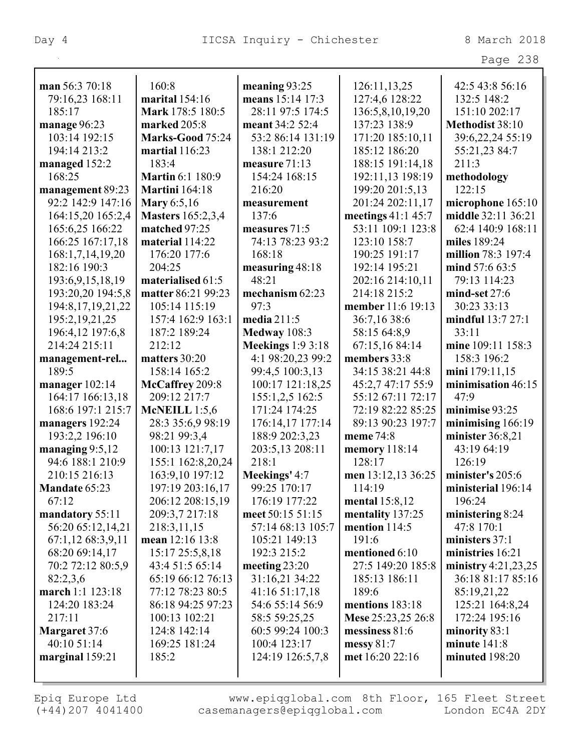**man** 56:3 70:18 79:16,23 168:11 185:17
**manage** 96:23 103:14 192:15 194:14 213:2
**managed** 152:2 168:25
**management** 89:23 92:2 142:9 147:16 164:15,20 165:2,4 165:6,25 166:22 166:25 167:17,18 168:1,7,14,19,20 182:16 190:3 193:6,9,15,18,19 193:20,20 194:5,8 194:8,17,19,21,22 195:2,19,21,25 196:4,12 197:6,8 214:24 215:11
**management-rel...** 189:5
**manager** 102:14 164:17 166:13,18 168:6 197:1 215:7
**managers** 192:24 193:2,2 196:10
**managing** 9:5,12 94:6 188:1 210:9 210:15 216:13
**Mandate** 65:23 67:12
**mandatory** 55:11 56:20 65:12,14,21 67:1,12 68:3,9,11 68:20 69:14,17 70:2 72:12 80:5,9 82:2,3,6
**march** 1:1 123:18 124:20 183:24 217:11
**Margaret** 37:6 40:10 51:14
**marginal** 159:21 160:8
**marital** 154:16
**Mark** 178:5 180:5
**marked** 205:8
**Marks-Good** 75:24
**martial** 116:23 183:4
**Martin** 6:1 180:9
**Martini** 164:18
**Mary** 6:5,16
**Masters** 165:2,3,4
**matched** 97:25
**material** 114:22 176:20 177:6 204:25
**materialised** 61:5
**matter** 86:21 99:23 105:14 115:19 157:4 162:9 163:1 187:2 189:24 212:12
**matters** 30:20 158:14 165:2
**McCaffrey** 209:8 209:12 217:7
**McNEILL** 1:5,6 28:3 35:6,9 98:19 98:21 99:3,4 100:13 121:7,17 155:1 162:8,20,24 163:9,10 197:12 197:19 203:16,17 206:12 208:15,19 209:3,7 217:18 218:3,11,15
**mean** 12:16 13:8 15:17 25:5,8,18 43:4 51:5 65:14 65:19 66:12 76:13 77:12 78:23 80:5 86:18 94:25 97:23 100:13 102:21 124:8 142:14 169:25 181:24 185:2
**meaning** 93:25
**means** 15:14 17:3 28:11 97:5 174:5
**meant** 34:2 52:4 53:2 86:14 131:19 138:1 212:20
**measure** 71:13 154:24 168:15 216:20
**measurement** 137:6
**measures** 71:5 74:13 78:23 93:2 168:18
**measuring** 48:18 48:21
**mechanism** 62:23 97:3
**media** 211:5
**Medway** 108:3
**Meekings** 1:9 3:18 4:1 98:20,23 99:2 99:4,5 100:3,13 100:17 121:18,25 155:1,2,5 162:5 171:24 174:25 176:14,17 177:14 188:9 202:3,23 203:5,13 208:11 218:1
**Meekings'** 4:7 99:25 170:17 176:19 177:22
**meet** 50:15 51:15 57:14 68:13 105:7 105:21 149:13 192:3 215:2
**meeting** 23:20 31:16,21 34:22 41:16 51:17,18 54:6 55:14 56:9 58:5 59:25,25 60:5 99:24 100:3 100:4 123:17 124:19 126:5,7,8 126:11,13,25 127:4,6 128:22 136:5,8,10,19,20 137:23 138:9 171:20 185:10,11 185:12 186:20 188:15 191:14,18 192:11,13 198:19 199:20 201:5,13 201:24 202:11,17
**meetings** 41:1 45:7 53:11 109:1 123:8 123:10 158:7 190:25 191:17 192:14 195:21 202:16 214:10,11 214:18 215:2
**member** 11:6 19:13 36:7,16 38:6 58:15 64:8,9 67:15,16 84:14
**members** 33:8 34:15 38:21 44:8 45:2,7 47:17 55:9 55:12 67:11 72:17 72:19 82:22 85:25 89:13 90:23 197:7
**meme** 74:8
**memory** 118:14 128:17
**men** 13:12,13 36:25 114:19
**mental** 15:8,12
**mentality** 137:25
**mention** 114:5 191:6
**mentioned** 6:10 27:5 149:20 185:8 185:13 186:11 189:6
**mentions** 183:18
**Mese** 25:23,25 26:8
**messiness** 81:6
**messy** 81:7
**met** 16:20 22:16 42:5 43:8 56:16 132:5 148:2 151:10 202:17
**Methodist** 38:10 39:6,22,24 55:19 55:21,23 84:7 211:3
**methodology** 122:15
**microphone** 165:10
**middle** 32:11 36:21 62:4 140:9 168:11
**miles** 189:24
**million** 78:3 197:4
**mind** 57:6 63:5 79:13 114:23
**mind-set** 27:6 30:23 33:13
**mindful** 13:7 27:1 33:11
**mine** 109:11 158:3 158:3 196:2
**mini** 179:11,15
**minimisation** 46:15 47:9
**minimise** 93:25
**minimising** 166:19
**minister** 36:8,21 43:19 64:19 126:19
**minister's** 205:6
**ministerial** 196:14 196:24
**ministering** 8:24 47:8 170:1
**ministers** 37:1
**ministries** 16:21
**ministry** 4:21,23,25 36:18 81:17 85:16 85:19,21,22 125:21 164:8,24 172:24 195:16
**minority** 83:1
**minute** 141:8
**minuted** 198:20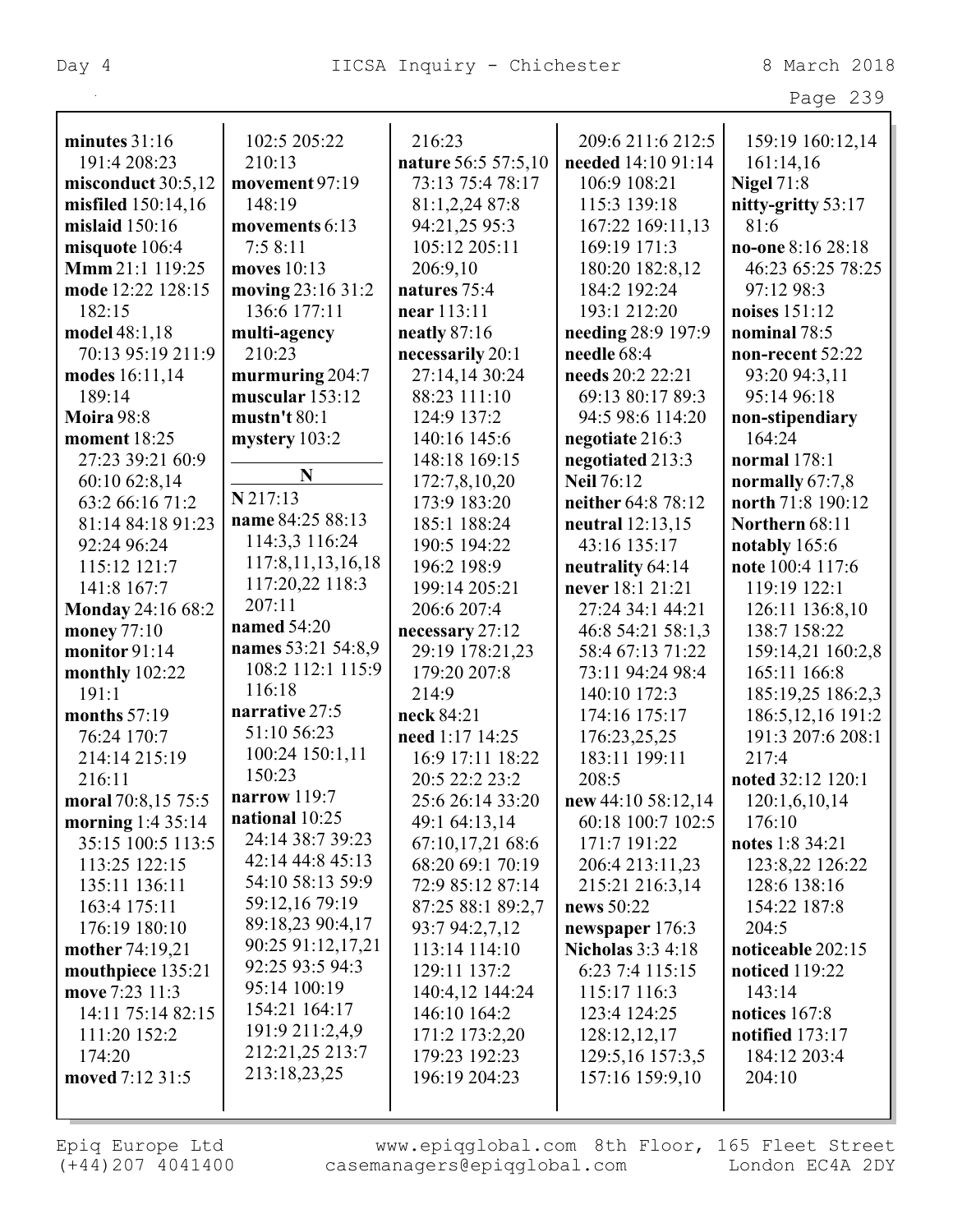**minutes** 31:16 191:4 208:23
**misconduct** 30:5,12
**misfiled** 150:14,16
**mislaid** 150:16
**misquote** 106:4
**Mmm** 21:1 119:25
**mode** 12:22 128:15 182:15
**model** 48:1,18 70:13 95:19 211:9
**modes** 16:11,14 189:14
**Moira** 98:8
**moment** 18:25 27:23 39:21 60:9 60:10 62:8,14 63:2 66:16 71:2 81:14 84:18 91:23 92:24 96:24 115:12 121:7 141:8 167:7
**Monday** 24:16 68:2
**money** 77:10
**monitor** 91:14
**monthly** 102:22 191:1
**months** 57:19 76:24 170:7 214:14 215:19 216:11
**moral** 70:8,15 75:5
**morning** 1:4 35:14 35:15 100:5 113:5 113:25 122:15 135:11 136:11 163:4 175:11 176:19 180:10
**mother** 74:19,21
**mouthpiece** 135:21
**move** 7:23 11:3 14:11 75:14 82:15 111:20 152:2 174:20
**moved** 7:12 31:5 102:5 205:22 210:13
**movement** 97:19 148:19
**movements** 6:13 7:5 8:11
**moves** 10:13
**moving** 23:16 31:2 136:6 177:11
**multi-agency** 210:23
**murmuring** 204:7
**muscular** 153:12
**mustn't** 80:1
**mystery** 103:2

## N

**N** 217:13
**name** 84:25 88:13 114:3,3 116:24 117:8,11,13,16,18 117:20,22 118:3 207:11
**named** 54:20
**names** 53:21 54:8,9 108:2 112:1 115:9 116:18
**narrative** 27:5 51:10 56:23 100:24 150:1,11 150:23
**narrow** 119:7
**national** 10:25 24:14 38:7 39:23 42:14 44:8 45:13 54:10 58:13 59:9 59:12,16 79:19 89:18,23 90:4,17 90:25 91:12,17,21 92:25 93:5 94:3 95:14 100:19 154:21 164:17 191:9 211:2,4,9 212:21,25 213:7 213:18,23,25 216:23
**nature** 56:5 57:5,10 73:13 75:4 78:17 81:1,2,24 87:8 94:21,25 95:3 105:12 205:11 206:9,10
**natures** 75:4
**near** 113:11
**neatly** 87:16
**necessarily** 20:1 27:14,14 30:24 88:23 111:10 124:9 137:2 140:16 145:6 148:18 169:15 172:7,8,10,20 173:9 183:20 185:1 188:24 190:5 194:22 196:2 198:9 199:14 205:21 206:6 207:4
**necessary** 27:12 29:19 178:21,23 179:20 207:8 214:9
**neck** 84:21
**need** 1:17 14:25 16:9 17:11 18:22 20:5 22:2 23:2 25:6 26:14 33:20 49:1 64:13,14 67:10,17,21 68:6 68:20 69:1 70:19 72:9 85:12 87:14 87:25 88:1 89:2,7 93:7 94:2,7,12 113:14 114:10 129:11 137:2 140:4,12 144:24 146:10 164:2 171:2 173:2,20 179:23 192:23 196:19 204:23 209:6 211:6 212:5
**needed** 14:10 91:14 106:9 108:21 115:3 139:18 167:22 169:11,13 169:19 171:3 180:20 182:8,12 184:2 192:24 193:1 212:20
**needing** 28:9 197:9
**needle** 68:4
**needs** 20:2 22:21 69:13 80:17 89:3 94:5 98:6 114:20
**negotiate** 216:3
**negotiated** 213:3
**Neil** 76:12
**neither** 64:8 78:12
**neutral** 12:13,15 43:16 135:17
**neutrality** 64:14
**never** 18:1 21:21 27:24 34:1 44:21 46:8 54:21 58:1,3 58:4 67:13 71:22 73:11 94:24 98:4 140:10 172:3 174:16 175:17 176:23,25,25 183:11 199:11 208:5
**new** 44:10 58:12,14 60:18 100:7 102:5 171:7 191:22 206:4 213:11,23 215:21 216:3,14
**news** 50:22
**newspaper** 176:3
**Nicholas** 3:3 4:18 6:23 7:4 115:15 115:17 116:3 123:4 124:25 128:12,12,17 129:5,16 157:3,5 157:16 159:9,10 159:19 160:12,14 161:14,16
**Nigel** 71:8
**nitty-gritty** 53:17 81:6
**no-one** 8:16 28:18 46:23 65:25 78:25 97:12 98:3
**noises** 151:12
**nominal** 78:5
**non-recent** 52:22 93:20 94:3,11 95:14 96:18
**non-stipendiary** 164:24
**normal** 178:1
**normally** 67:7,8
**north** 71:8 190:12
**Northern** 68:11
**notably** 165:6
**note** 100:4 117:6 119:19 122:1 126:11 136:8,10 138:7 158:22 159:14,21 160:2,8 165:11 166:8 185:19,25 186:2,3 186:5,12,16 191:2 191:3 207:6 208:1 217:4
**noted** 32:12 120:1 120:1,6,10,14 176:10
**notes** 1:8 34:21 123:8,22 126:22 128:6 138:16 154:22 187:8 204:5
**noticeable** 202:15
**noticed** 119:22 143:14
**notices** 167:8
**notified** 173:17 184:12 203:4 204:10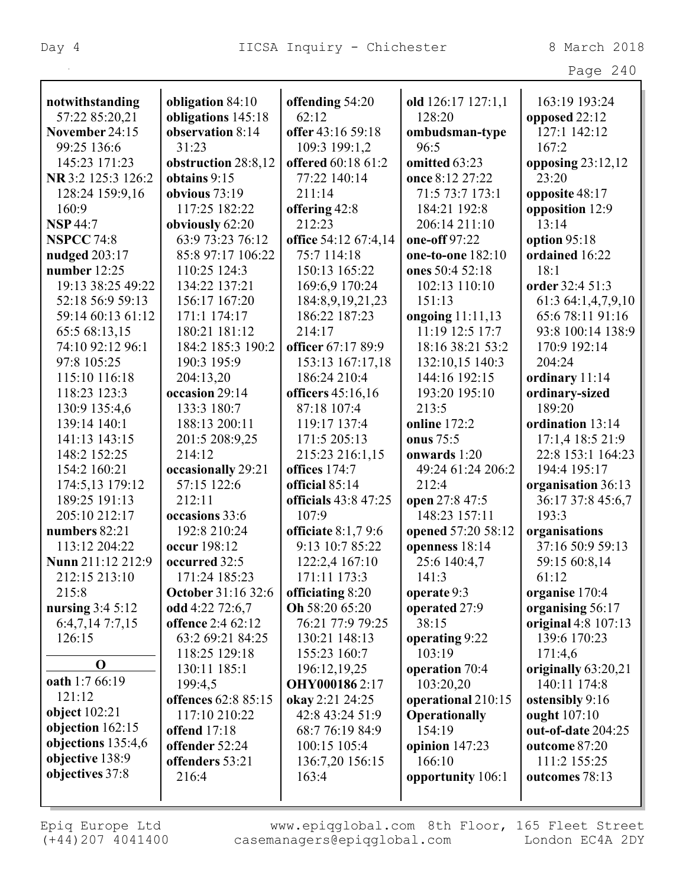**notwithstanding** 57:22 85:20,21
**November** 24:15 99:25 136:6 145:23 171:23
**NR** 3:2 125:3 126:2 128:24 159:9,16 160:9
**NSP** 44:7
**NSPCC** 74:8
**nudged** 203:17
**number** 12:25 19:13 38:25 49:22 52:18 56:9 59:13 59:14 60:13 61:12 65:5 68:13,15 74:10 92:12 96:1 97:8 105:25 115:10 116:18 118:23 123:3 130:9 135:4,6 139:14 140:1 141:13 143:15 148:2 152:25 154:2 160:21 174:5,13 179:12 189:25 191:13 205:10 212:17
**numbers** 82:21 113:12 204:22
**Nunn** 211:12 212:9 212:15 213:10 215:8
**nursing** 3:4 5:12 6:4,7,14 7:7,15 126:15

**O**

**oath** 1:7 66:19 121:12
**object** 102:21
**objection** 162:15
**objections** 135:4,6
**objective** 138:9
**objectives** 37:8
**obligation** 84:10
**obligations** 145:18
**observation** 8:14 31:23
**obstruction** 28:8,12
**obtains** 9:15
**obvious** 73:19 117:25 182:22
**obviously** 62:20 63:9 73:23 76:12 85:8 97:17 106:22 110:25 124:3 134:22 137:21 156:17 167:20 171:1 174:17 180:21 181:12 184:2 185:3 190:2 190:3 195:9 204:13,20
**occasion** 29:14 133:3 180:7 188:13 200:11 201:5 208:9,25 214:12
**occasionally** 29:21 57:15 122:6 212:11
**occasions** 33:6 192:8 210:24
**occur** 198:12
**occurred** 32:5 171:24 185:23
**October** 31:16 32:6
**odd** 4:22 72:6,7
**offence** 2:4 62:12 63:2 69:21 84:25 118:25 129:18 130:11 185:1 199:4,5
**offences** 62:8 85:15 117:10 210:22
**offend** 17:18
**offender** 52:24
**offenders** 53:21 216:4
**offending** 54:20 62:12
**offer** 43:16 59:18 109:3 199:1,2
**offered** 60:18 61:2 77:22 140:14 211:14
**offering** 42:8 212:23
**office** 54:12 67:4,14 75:7 114:18 150:13 165:22 169:6,9 170:24 184:8,9,19,21,23 186:22 187:23 214:17
**officer** 67:17 89:9 153:13 167:17,18 186:24 210:4
**officers** 45:16,16 87:18 107:4 119:17 137:4 171:5 205:13 215:23 216:1,15
**offices** 174:7
**official** 85:14
**officials** 43:8 47:25 107:9
**officiate** 8:1,7 9:6 9:13 10:7 85:22 122:2,4 167:10 171:11 173:3
**officiating** 8:20
**Oh** 58:20 65:20 76:21 77:9 79:25 130:21 148:13 155:23 160:7 196:12,19,25
**OHY000186** 2:17
**okay** 2:21 24:25 42:8 43:24 51:9 68:7 76:19 84:9 100:15 105:4 136:7,20 156:15 163:4
**old** 126:17 127:1,1 128:20
**ombudsman-type** 96:5
**omitted** 63:23
**once** 8:12 27:22 71:5 73:7 173:1 184:21 192:8 206:14 211:10
**one-off** 97:22
**one-to-one** 182:10
**ones** 50:4 52:18 102:13 110:10 151:13
**ongoing** 11:11,13 11:19 12:5 17:7 18:16 38:21 53:2 132:10,15 140:3 144:16 192:15 193:20 195:10 213:5
**online** 172:2
**onus** 75:5
**onwards** 1:20 49:24 61:24 206:2 212:4
**open** 27:8 47:5 148:23 157:11
**opened** 57:20 58:12
**openness** 18:14 25:6 140:4,7 141:3
**operate** 9:3
**operated** 27:9 38:15
**operating** 9:22 103:19
**operation** 70:4 103:20,20
**operational** 210:15
**Operationally** 154:19
**opinion** 147:23 166:10
**opportunity** 106:1 163:19 193:24
**opposed** 22:12 127:1 142:12 167:2
**opposing** 23:12,12 23:20
**opposite** 48:17
**opposition** 12:9 13:14
**option** 95:18
**ordained** 16:22 18:1
**order** 32:4 51:3 61:3 64:1,4,7,9,10 65:6 78:11 91:16 93:8 100:14 138:9 170:9 192:14 204:24
**ordinary** 11:14
**ordinary-sized** 189:20
**ordination** 13:14 17:1,4 18:5 21:9 22:8 153:1 164:23 194:4 195:17
**organisation** 36:13 36:17 37:8 45:6,7 193:3
**organisations** 37:16 50:9 59:13 59:15 60:8,14 61:12
**organise** 170:4
**organising** 56:17
**original** 4:8 107:13 139:6 170:23 171:4,6
**originally** 63:20,21 140:11 174:8
**ostensibly** 9:16
**ought** 107:10
**out-of-date** 204:25
**outcome** 87:20 111:2 155:25
**outcomes** 78:13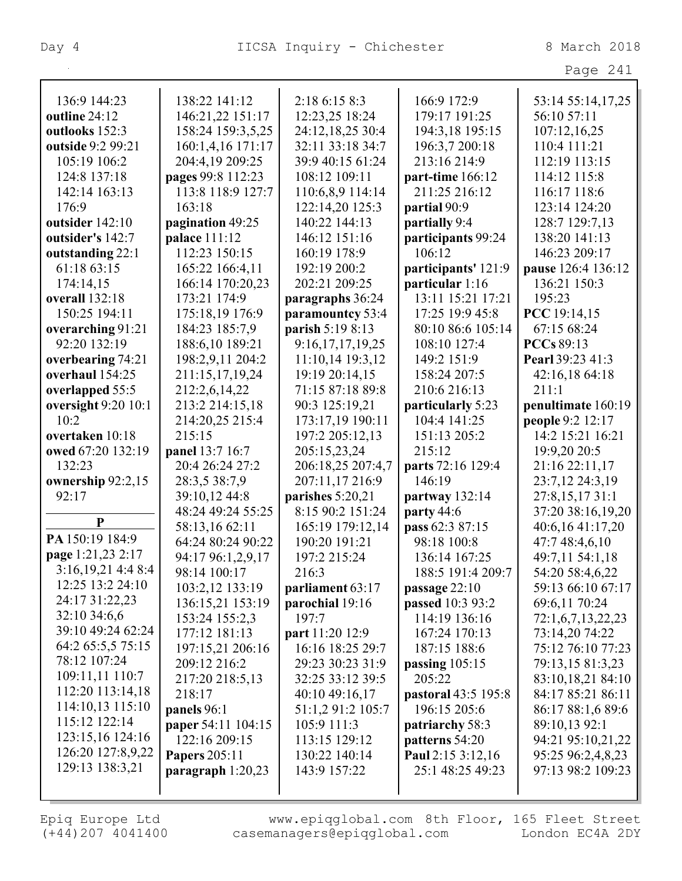136:9 144:23
**outline** 24:12
**outlooks** 152:3
**outside** 9:2 99:21 105:19 106:2 124:8 137:18 142:14 163:13 176:9
**outsider** 142:10
**outsider's** 142:7
**outstanding** 22:1 61:18 63:15 174:14,15
**overall** 132:18 150:25 194:11
**overarching** 91:21 92:20 132:19
**overbearing** 74:21
**overhaul** 154:25
**overlapped** 55:5
**oversight** 9:20 10:1 10:2
**overtaken** 10:18
**owed** 67:20 132:19 132:23
**ownership** 92:2,15 92:17

**P**

**PA** 150:19 184:9
**page** 1:21,23 2:17 3:16,19,21 4:4 8:4 12:25 13:2 24:10 24:17 31:22,23 32:10 34:6,6 39:10 49:24 62:24 64:2 65:5,5 75:15 78:12 107:24 109:11,11 110:7 112:20 113:14,18 114:10,13 115:10 115:12 122:14 123:15,16 124:16 126:20 127:8,9,22 129:13 138:3,21 138:22 141:12 146:21,22 151:17 158:24 159:3,5,25 160:1,4,16 171:17 204:4,19 209:25
**pages** 99:8 112:23 113:8 118:9 127:7 163:18
**pagination** 49:25
**palace** 111:12 112:23 150:15 165:22 166:4,11 166:14 170:20,23 173:21 174:9 175:18,19 176:9 184:23 185:7,9 188:6,10 189:21 198:2,9,11 204:2 211:15,17,19,24 212:2,6,14,22 213:2 214:15,18 214:20,25 215:4 215:15
**panel** 13:7 16:7 20:4 26:24 27:2 28:3,5 38:7,9 39:10,12 44:8 48:24 49:24 55:25 58:13,16 62:11 64:24 80:24 90:22 94:17 96:1,2,9,17 98:14 100:17 103:2,12 133:19 136:15,21 153:19 153:24 155:2,3 177:12 181:13 197:15,21 206:16 209:12 216:2 217:20 218:5,13 218:17
**panels** 96:1
**paper** 54:11 104:15 122:16 209:15
**Papers** 205:11
**paragraph** 1:20,23 2:18 6:15 8:3 12:23,25 18:24 24:12,18,25 30:4 32:11 33:18 34:7 39:9 40:15 61:24 108:12 109:11 110:6,8,9 114:14 122:14,20 125:3 140:22 144:13 146:12 151:16 160:19 178:9 192:19 200:2 202:21 209:25
**paragraphs** 36:24
**paramountcy** 53:4
**parish** 5:19 8:13 9:16,17,17,19,25 11:10,14 19:3,12 19:19 20:14,15 71:15 87:18 89:8 90:3 125:19,21 173:17,19 190:11 197:2 205:12,13 205:15,23,24 206:18,25 207:4,7 207:11,17 216:9
**parishes** 5:20,21 8:15 90:2 151:24 165:19 179:12,14 190:20 191:21 197:2 215:24 216:3
**parliament** 63:17
**parochial** 19:16 197:7
**part** 11:20 12:9 16:16 18:25 29:7 29:23 30:23 31:9 32:25 33:12 39:5 40:10 49:16,17 51:1,2 91:2 105:7 105:9 111:3 113:15 129:12 130:22 140:14 143:9 157:22 166:9 172:9 179:17 191:25 194:3,18 195:15 196:3,7 200:18 213:16 214:9
**part-time** 166:12 211:25 216:12
**partial** 90:9
**partially** 9:4
**participants** 99:24 106:12
**participants'** 121:9
**particular** 1:16 13:11 15:21 17:21 17:25 19:9 45:8 80:10 86:6 105:14 108:10 127:4 149:2 151:9 158:24 207:5 210:6 216:13
**particularly** 5:23 104:4 141:25 151:13 205:2 215:12
**parts** 72:16 129:4 146:19
**partway** 132:14
**party** 44:6
**pass** 62:3 87:15 98:18 100:8 136:14 167:25 188:5 191:4 209:7
**passage** 22:10
**passed** 10:3 93:2 114:19 136:16 167:24 170:13 187:15 188:6
**passing** 105:15 205:22
**pastoral** 43:5 195:8 196:15 205:6
**patriarchy** 58:3
**patterns** 54:20
**Paul** 2:15 3:12,16 25:1 48:25 49:23 53:14 55:14,17,25 56:10 57:11 107:12,16,25 110:4 111:21 112:19 113:15 114:12 115:8 116:17 118:6 123:14 124:20 128:7 129:7,13 138:20 141:13 146:23 209:17
**pause** 126:4 136:12 136:21 150:3 195:23
**PCC** 19:14,15 67:15 68:24
**PCCs** 89:13
**Pearl** 39:23 41:3 42:16,18 64:18 211:1
**penultimate** 160:19
**people** 9:2 12:17 14:2 15:21 16:21 19:9,20 20:5 21:16 22:11,17 23:7,12 24:3,19 27:8,15,17 31:1 37:20 38:16,19,20 40:6,16 41:17,20 47:7 48:4,6,10 49:7,11 54:1,18 54:20 58:4,6,22 59:13 66:10 67:17 69:6,11 70:24 72:1,6,7,13,22,23 73:14,20 74:22 75:12 76:10 77:23 79:13,15 81:3,23 83:10,18,21 84:10 84:17 85:21 86:11 86:17 88:1,6 89:6 89:10,13 92:1 94:21 95:10,21,22 95:25 96:2,4,8,23 97:13 98:2 109:23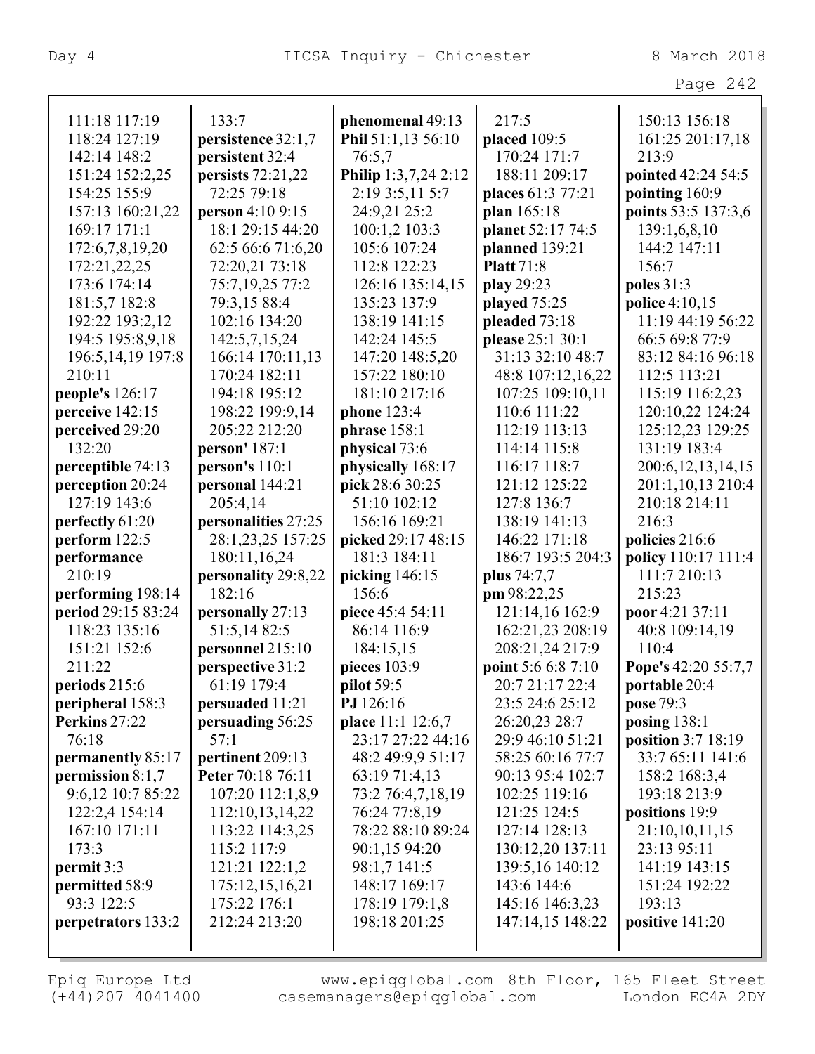111:18 117:19
118:24 127:19
142:14 148:2
151:24 152:2,25
154:25 155:9
157:13 160:21,22
169:17 171:1
172:6,7,8,19,20
172:21,22,25
173:6 174:14
181:5,7 182:8
192:22 193:2,12
194:5 195:8,9,18
196:5,14,19 197:8
210:11
**people's** 126:17
**perceive** 142:15
**perceived** 29:20
132:20
**perceptible** 74:13
**perception** 20:24
127:19 143:6
**perfectly** 61:20
**perform** 122:5
**performance**
210:19
**performing** 198:14
**period** 29:15 83:24
118:23 135:16
151:21 152:6
211:22
**periods** 215:6
**peripheral** 158:3
**Perkins** 27:22
76:18
**permanently** 85:17
**permission** 8:1,7
9:6,12 10:7 85:22
122:2,4 154:14
167:10 171:11
173:3
**permit** 3:3
**permitted** 58:9
93:3 122:5
**perpetrators** 133:2
133:7
**persistence** 32:1,7
**persistent** 32:4
**persists** 72:21,22
72:25 79:18
**person** 4:10 9:15
18:1 29:15 44:20
62:5 66:6 71:6,20
72:20,21 73:18
75:7,19,25 77:2
79:3,15 88:4
102:16 134:20
142:5,7,15,24
166:14 170:11,13
170:24 182:11
194:18 195:12
198:22 199:9,14
205:22 212:20
**person'** 187:1
**person's** 110:1
**personal** 144:21
205:4,14
**personalities** 27:25
28:1,23,25 157:25
180:11,16,24
**personality** 29:8,22
182:16
**personally** 27:13
51:5,14 82:5
**personnel** 215:10
**perspective** 31:2
61:19 179:4
**persuaded** 11:21
**persuading** 56:25
57:1
**pertinent** 209:13
**Peter** 70:18 76:11
107:20 112:1,8,9
112:10,13,14,22
113:22 114:3,25
115:2 117:9
121:21 122:1,2
175:12,15,16,21
175:22 176:1
212:24 213:20
**phenomenal** 49:13
**Phil** 51:1,13 56:10
76:5,7
**Philip** 1:3,7,24 2:12
2:19 3:5,11 5:7
24:9,21 25:2
100:1,2 103:3
105:6 107:24
112:8 122:23
126:16 135:14,15
135:23 137:9
138:19 141:15
142:24 145:5
147:20 148:5,20
157:22 180:10
181:10 217:16
**phone** 123:4
**phrase** 158:1
**physical** 73:6
**physically** 168:17
**pick** 28:6 30:25
51:10 102:12
156:16 169:21
**picked** 29:17 48:15
181:3 184:11
**picking** 146:15
156:6
**piece** 45:4 54:11
86:14 116:9
184:15,15
**pieces** 103:9
**pilot** 59:5
**PJ** 126:16
**place** 11:1 12:6,7
23:17 27:22 44:16
48:2 49:9,9 51:17
63:19 71:4,13
73:2 76:4,7,18,19
76:24 77:8,19
78:22 88:10 89:24
90:1,15 94:20
98:1,7 141:5
148:17 169:17
178:19 179:1,8
198:18 201:25
217:5
**placed** 109:5
170:24 171:7
188:11 209:17
**places** 61:3 77:21
**plan** 165:18
**planet** 52:17 74:5
**planned** 139:21
**Platt** 71:8
**play** 29:23
**played** 75:25
**pleaded** 73:18
**please** 25:1 30:1
31:13 32:10 48:7
48:8 107:12,16,22
107:25 109:10,11
110:6 111:22
112:19 113:13
114:14 115:8
116:17 118:7
121:12 125:22
127:8 136:7
138:19 141:13
146:22 171:18
186:7 193:5 204:3
**plus** 74:7,7
**pm** 98:22,25
121:14,16 162:9
162:21,23 208:19
208:21,24 217:9
**point** 5:6 6:8 7:10
20:7 21:17 22:4
23:5 24:6 25:12
26:20,23 28:7
29:9 46:10 51:21
58:25 60:16 77:7
90:13 95:4 102:7
102:25 119:16
121:25 124:5
127:14 128:13
130:12,20 137:11
139:5,16 140:12
143:6 144:6
145:16 146:3,23
147:14,15 148:22
150:13 156:18
161:25 201:17,18
213:9
**pointed** 42:24 54:5
**pointing** 160:9
**points** 53:5 137:3,6
139:1,6,8,10
144:2 147:11
156:7
**poles** 31:3
**police** 4:10,15
11:19 44:19 56:22
66:5 69:8 77:9
83:12 84:16 96:18
112:5 113:21
115:19 116:2,23
120:10,22 124:24
125:12,23 129:25
131:19 183:4
200:6,12,13,14,15
201:1,10,13 210:4
210:18 214:11
216:3
**policies** 216:6
**policy** 110:17 111:4
111:7 210:13
215:23
**poor** 4:21 37:11
40:8 109:14,19
110:4
**Pope's** 42:20 55:7,7
**portable** 20:4
**pose** 79:3
**posing** 138:1
**position** 3:7 18:19
33:7 65:11 141:6
158:2 168:3,4
193:18 213:9
**positions** 19:9
21:10,10,11,15
23:13 95:11
141:19 143:15
151:24 192:22
193:13
**positive** 141:20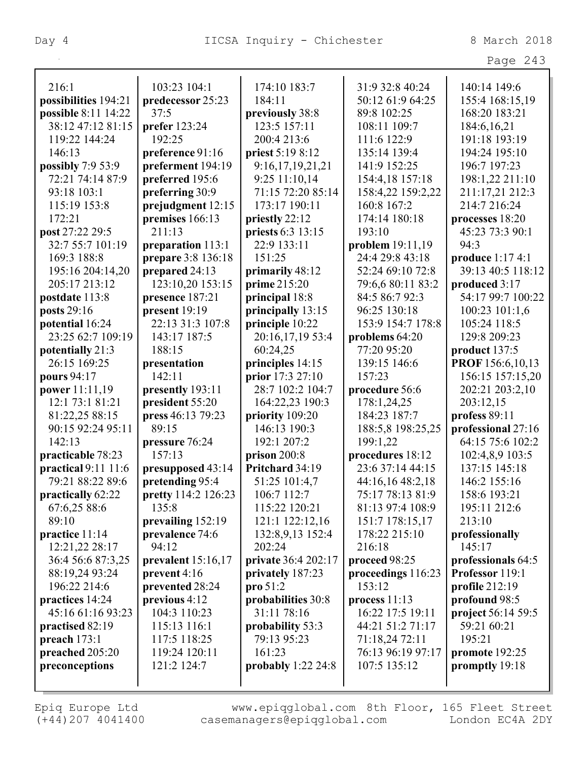216:1
**possibilities** 194:21
**possible** 8:11 14:22 38:12 47:12 81:15 119:22 144:24 146:13
**possibly** 7:9 53:9 72:21 74:14 87:9 93:18 103:1 115:19 153:8 172:21
**post** 27:22 29:5 32:7 55:7 101:19 169:3 188:8 195:16 204:14,20 205:17 213:12
**postdate** 113:8
**posts** 29:16
**potential** 16:24 23:25 62:7 109:19
**potentially** 21:3 26:15 169:25
**pours** 94:17
**power** 11:11,19 12:1 73:1 81:21 81:22,25 88:15 90:15 92:24 95:11 142:13
**practicable** 78:23
**practical** 9:11 11:6 79:21 88:22 89:6
**practically** 62:22 67:6,25 88:6 89:10
**practice** 11:14 12:21,22 28:17 36:4 56:6 87:3,25 88:19,24 93:24 196:22 214:6
**practices** 14:24 45:16 61:16 93:23
**practised** 82:19
**preach** 173:1
**preached** 205:20
**preconceptions**
103:23 104:1
**predecessor** 25:23 37:5
**prefer** 123:24 192:25
**preference** 91:16
**preferment** 194:19
**preferred** 195:6
**preferring** 30:9
**prejudgment** 12:15
**premises** 166:13 211:13
**preparation** 113:1
**prepare** 3:8 136:18
**prepared** 24:13 123:10,20 153:15
**presence** 187:21
**present** 19:19 22:13 31:3 107:8 143:17 187:5 188:15
**presentation** 142:11
**presently** 193:11
**president** 55:20
**press** 46:13 79:23 89:15
**pressure** 76:24 157:13
**presupposed** 43:14
**pretending** 95:4
**pretty** 114:2 126:23 135:8
**prevailing** 152:19
**prevalence** 74:6 94:12
**prevalent** 15:16,17
**prevent** 4:16
**prevented** 28:24
**previous** 4:12 104:3 110:23 115:13 116:1 117:5 118:25 119:24 120:11 121:2 124:7
174:10 183:7 184:11
**previously** 38:8 123:5 157:11 200:4 213:6
**priest** 5:19 8:12 9:16,17,19,21,21 9:25 11:10,14 71:15 72:20 85:14 173:17 190:11
**priestly** 22:12
**priests** 6:3 13:15 22:9 133:11 151:25
**primarily** 48:12
**prime** 215:20
**principal** 18:8
**principally** 13:15
**principle** 10:22 20:16,17,19 53:4 60:24,25
**principles** 14:15
**prior** 17:3 27:10 28:7 102:2 104:7 164:22,23 190:3
**priority** 109:20 146:13 190:3 192:1 207:2
**prison** 200:8
**Pritchard** 34:19 51:25 101:4,7 106:7 112:7 115:22 120:21 121:1 122:12,16 132:8,9,13 152:4 202:24
**private** 36:4 202:17
**privately** 187:23
**pro** 51:2
**probabilities** 30:8 31:11 78:16
**probability** 53:3 79:13 95:23 161:23
**probably** 1:22 24:8
31:9 32:8 40:24 50:12 61:9 64:25 89:8 102:25 108:11 109:7 111:6 122:9 135:14 139:4 141:9 152:25 154:4,18 157:18 158:4,22 159:2,22 160:8 167:2 174:14 180:18 193:10
**problem** 19:11,19 24:4 29:8 43:18 52:24 69:10 72:8 79:6,6 80:11 83:2 84:5 86:7 92:3 96:25 130:18 153:9 154:7 178:8
**problems** 64:20 77:20 95:20 139:15 146:6 157:23
**procedure** 56:6 178:1,24,25 184:23 187:7 188:5,8 198:25,25 199:1,22
**procedures** 18:12 23:6 37:14 44:15 44:16,16 48:2,18 75:17 78:13 81:9 81:13 97:4 108:9 151:7 178:15,17 178:22 215:10 216:18
**proceed** 98:25
**proceedings** 116:23 153:12
**process** 11:13 16:22 17:5 19:11 44:21 51:2 71:17 71:18,24 72:11 76:13 96:19 97:17 107:5 135:12
140:14 149:6 155:4 168:15,19 168:20 183:21 184:6,16,21 191:18 193:19 194:24 195:10 196:7 197:23 198:1,22 211:10 211:17,21 212:3 214:7 216:24
**processes** 18:20 45:23 73:3 90:1 94:3
**produce** 1:17 4:1 39:13 40:5 118:12
**produced** 3:17 54:17 99:7 100:22 100:23 101:1,6 105:24 118:5 129:8 209:23
**product** 137:5
**PROF** 156:6,10,13 156:15 157:15,20 202:21 203:2,10 203:12,15
**profess** 89:11
**professional** 27:16 64:15 75:6 102:2 102:4,8,9 103:5 137:15 145:18 146:2 155:16 158:6 193:21 195:11 212:6 213:10
**professionally** 145:17
**professionals** 64:5
**Professor** 119:1
**profile** 212:19
**profound** 98:5
**project** 56:14 59:5 59:21 60:21 195:21
**promote** 192:25
**promptly** 19:18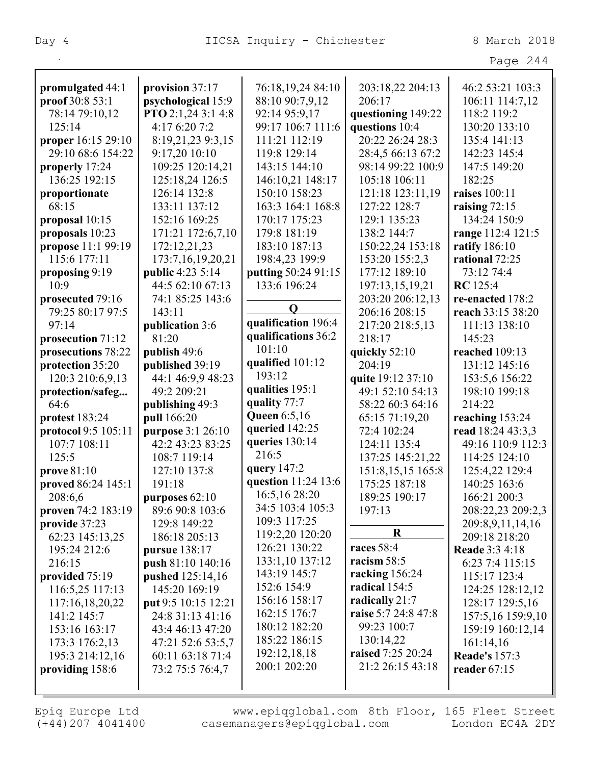**promulgated** 44:1
**proof** 30:8 53:1 78:14 79:10,12 125:14
**proper** 16:15 29:10 29:10 68:6 154:22
**properly** 17:24 136:25 192:15
**proportionate** 68:15
**proposal** 10:15
**proposals** 10:23
**propose** 11:1 99:19 115:6 177:11
**proposing** 9:19 10:9
**prosecuted** 79:16 79:25 80:17 97:5 97:14
**prosecution** 71:12
**prosecutions** 78:22
**protection** 35:20 120:3 210:6,9,13
**protection/safeg...** 64:6
**protest** 183:24
**protocol** 9:5 105:11 107:7 108:11 125:5
**prove** 81:10
**proved** 86:24 145:1 208:6,6
**proven** 74:2 183:19
**provide** 37:23 62:23 145:13,25 195:24 212:6 216:15
**provided** 75:19 116:5,25 117:13 117:16,18,20,22 141:2 145:7 153:16 163:17 173:3 176:2,13 195:3 214:12,16
**providing** 158:6
**provision** 37:17
**psychological** 15:9
**PTO** 2:1,24 3:1 4:8 4:17 6:20 7:2 8:19,21,23 9:3,15 9:17,20 10:10 109:25 120:14,21 125:18,24 126:5 126:14 132:8 133:11 137:12 152:16 169:25 171:21 172:6,7,10 172:12,21,23 173:7,16,19,20,21
**public** 4:23 5:14 44:5 62:10 67:13 74:1 85:25 143:6 143:11
**publication** 3:6 81:20
**publish** 49:6
**published** 39:19 44:1 46:9,9 48:23 49:2 209:21
**publishing** 49:3
**pull** 166:20
**purpose** 3:1 26:10 42:2 43:23 83:25 108:7 119:14 127:10 137:8 191:18
**purposes** 62:10 89:6 90:8 103:6 129:8 149:22 186:18 205:13
**pursue** 138:17
**push** 81:10 140:16
**pushed** 125:14,16 145:20 169:19
**put** 9:5 10:15 12:21 24:8 31:13 41:16 43:4 46:13 47:20 47:21 52:6 53:5,7 60:11 63:18 71:4 73:2 75:5 76:4,7 76:18,19,24 84:10 88:10 90:7,9,12 92:14 95:9,17 99:17 106:7 111:6 111:21 112:19 119:8 129:14 143:15 144:10 146:10,21 148:17 150:10 158:23 163:3 164:1 168:8 170:17 175:23 179:8 181:19 183:10 187:13 198:4,23 199:9
**putting** 50:24 91:15 133:6 196:24

**Q**

**qualification** 196:4
**qualifications** 36:2 101:10
**qualified** 101:12 193:12
**qualities** 195:1
**quality** 77:7
**Queen** 6:5,16
**queried** 142:25
**queries** 130:14 216:5
**query** 147:2
**question** 11:24 13:6 16:5,16 28:20 34:5 103:4 105:3 109:3 117:25 119:2,20 120:20 126:21 130:22 133:1,10 137:12 143:19 145:7 152:6 154:9 156:16 158:17 162:15 176:7 180:12 182:20 185:22 186:15 192:12,18,18 200:1 202:20 203:18,22 204:13 206:17
**questioning** 149:22
**questions** 10:4 20:22 26:24 28:3 28:4,5 66:13 67:2 98:14 99:22 100:9 105:18 106:11 121:18 123:11,19 127:22 128:7 129:1 135:23 138:2 144:7 150:22,24 153:18 153:20 155:2,3 177:12 189:10 197:13,15,19,21 203:20 206:12,13 206:16 208:15 217:20 218:5,13 218:17
**quickly** 52:10 204:19
**quite** 19:12 37:10 49:1 52:10 54:13 58:22 60:3 64:16 65:15 71:19,20 72:4 102:24 124:11 135:4 137:25 145:21,22 151:8,15,15 165:8 175:25 187:18 189:25 190:17 197:13

**R**

**races** 58:4
**racism** 58:5
**racking** 156:24
**radical** 154:5
**radically** 21:7
**raise** 5:7 24:8 47:8 99:23 100:7 130:14,22
**raised** 7:25 20:24 21:2 26:15 43:18 46:2 53:21 103:3 106:11 114:7,12 118:2 119:2 130:20 133:10 135:4 141:13 142:23 145:4 147:5 149:20 182:25
**raises** 100:11
**raising** 72:15 134:24 150:9
**range** 112:4 121:5
**ratify** 186:10
**rational** 72:25 73:12 74:4
**RC** 125:4
**re-enacted** 178:2
**reach** 33:15 38:20 111:13 138:10 145:23
**reached** 109:13 131:12 145:16 153:5,6 156:22 198:10 199:18 214:22
**reaching** 153:24
**read** 18:24 43:3,3 49:16 110:9 112:3 114:25 124:10 125:4,22 129:4 140:25 163:6 166:21 200:3 208:22,23 209:2,3 209:8,9,11,14,16 209:18 218:20
**Reade** 3:3 4:18 6:23 7:4 115:15 115:17 123:4 124:25 128:12,12 128:17 129:5,16 157:5,16 159:9,10 159:19 160:12,14 161:14,16
**Reade's** 157:3
**reader** 67:15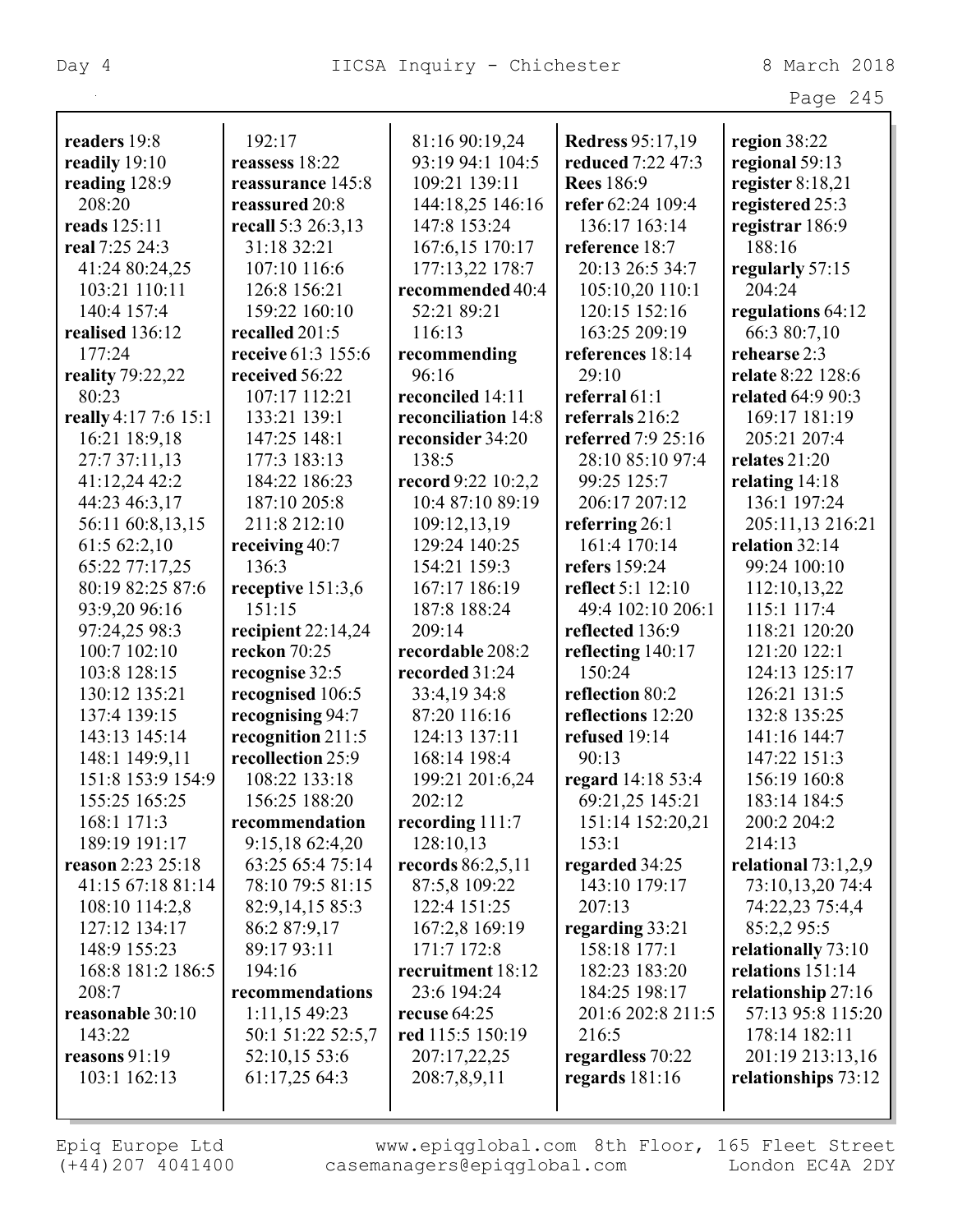**readers** 19:8
**readily** 19:10
**reading** 128:9 208:20
**reads** 125:11
**real** 7:25 24:3 41:24 80:24,25 103:21 110:11 140:4 157:4
**realised** 136:12 177:24
**reality** 79:22,22 80:23
**really** 4:17 7:6 15:1 16:21 18:9,18 27:7 37:11,13 41:12,24 42:2 44:23 46:3,17 56:11 60:8,13,15 61:5 62:2,10 65:22 77:17,25 80:19 82:25 87:6 93:9,20 96:16 97:24,25 98:3 100:7 102:10 103:8 128:15 130:12 135:21 137:4 139:15 143:13 145:14 148:1 149:9,11 151:8 153:9 154:9 155:25 165:25 168:1 171:3 189:19 191:17
**reason** 2:23 25:18 41:15 67:18 81:14 108:10 114:2,8 127:12 134:17 148:9 155:23 168:8 181:2 186:5 208:7
**reasonable** 30:10 143:22
**reasons** 91:19 103:1 162:13
192:17
**reassess** 18:22
**reassurance** 145:8
**reassured** 20:8
**recall** 5:3 26:3,13 31:18 32:21 107:10 116:6 126:8 156:21 159:22 160:10
**recalled** 201:5
**receive** 61:3 155:6
**received** 56:22 107:17 112:21 133:21 139:1 147:25 148:1 177:3 183:13 184:22 186:23 187:10 205:8 211:8 212:10
**receiving** 40:7 136:3
**receptive** 151:3,6 151:15
**recipient** 22:14,24
**reckon** 70:25
**recognise** 32:5
**recognised** 106:5
**recognising** 94:7
**recognition** 211:5
**recollection** 25:9 108:22 133:18 156:25 188:20
**recommendation** 9:15,18 62:4,20 63:25 65:4 75:14 78:10 79:5 81:15 82:9,14,15 85:3 86:2 87:9,17 89:17 93:11 194:16
**recommendations** 1:11,15 49:23 50:1 51:22 52:5,7 52:10,15 53:6 61:17,25 64:3
81:16 90:19,24 93:19 94:1 104:5 109:21 139:11 144:18,25 146:16 147:8 153:24 167:6,15 170:17 177:13,22 178:7
**recommended** 40:4 52:21 89:21 116:13
**recommending** 96:16
**reconciled** 14:11
**reconciliation** 14:8
**reconsider** 34:20 138:5
**record** 9:22 10:2,2 10:4 87:10 89:19 109:12,13,19 129:24 140:25 154:21 159:3 167:17 186:19 187:8 188:24 209:14
**recordable** 208:2
**recorded** 31:24 33:4,19 34:8 87:20 116:16 124:13 137:11 168:14 198:4 199:21 201:6,24 202:12
**recording** 111:7 128:10,13
**records** 86:2,5,11 87:5,8 109:22 122:4 151:25 167:2,8 169:19 171:7 172:8
**recruitment** 18:12 23:6 194:24
**recuse** 64:25
**red** 115:5 150:19 207:17,22,25 208:7,8,9,11
**Redress** 95:17,19
**reduced** 7:22 47:3
**Rees** 186:9
**refer** 62:24 109:4 136:17 163:14
**reference** 18:7 20:13 26:5 34:7 105:10,20 110:1 120:15 152:16 163:25 209:19
**references** 18:14 29:10
**referral** 61:1
**referrals** 216:2
**referred** 7:9 25:16 28:10 85:10 97:4 99:25 125:7 206:17 207:12
**referring** 26:1 161:4 170:14
**refers** 159:24
**reflect** 5:1 12:10 49:4 102:10 206:1
**reflected** 136:9
**reflecting** 140:17 150:24
**reflection** 80:2
**reflections** 12:20
**refused** 19:14 90:13
**regard** 14:18 53:4 69:21,25 145:21 151:14 152:20,21 153:1
**regarded** 34:25 143:10 179:17 207:13
**regarding** 33:21 158:18 177:1 182:23 183:20 184:25 198:17 201:6 202:8 211:5 216:5
**regardless** 70:22
**regards** 181:16
**region** 38:22
**regional** 59:13
**register** 8:18,21
**registered** 25:3
**registrar** 186:9 188:16
**regularly** 57:15 204:24
**regulations** 64:12 66:3 80:7,10
**rehearse** 2:3
**relate** 8:22 128:6
**related** 64:9 90:3 169:17 181:19 205:21 207:4
**relates** 21:20
**relating** 14:18 136:1 197:24 205:11,13 216:21
**relation** 32:14 99:24 100:10 112:10,13,22 115:1 117:4 118:21 120:20 121:20 122:1 124:13 125:17 126:21 131:5 132:8 135:25 141:16 144:7 147:22 151:3 156:19 160:8 183:14 184:5 200:2 204:2 214:13
**relational** 73:1,2,9 73:10,13,20 74:4 74:22,23 75:4,4 85:2,2 95:5
**relationally** 73:10
**relations** 151:14
**relationship** 27:16 57:13 95:8 115:20 178:14 182:11 201:19 213:13,16
**relationships** 73:12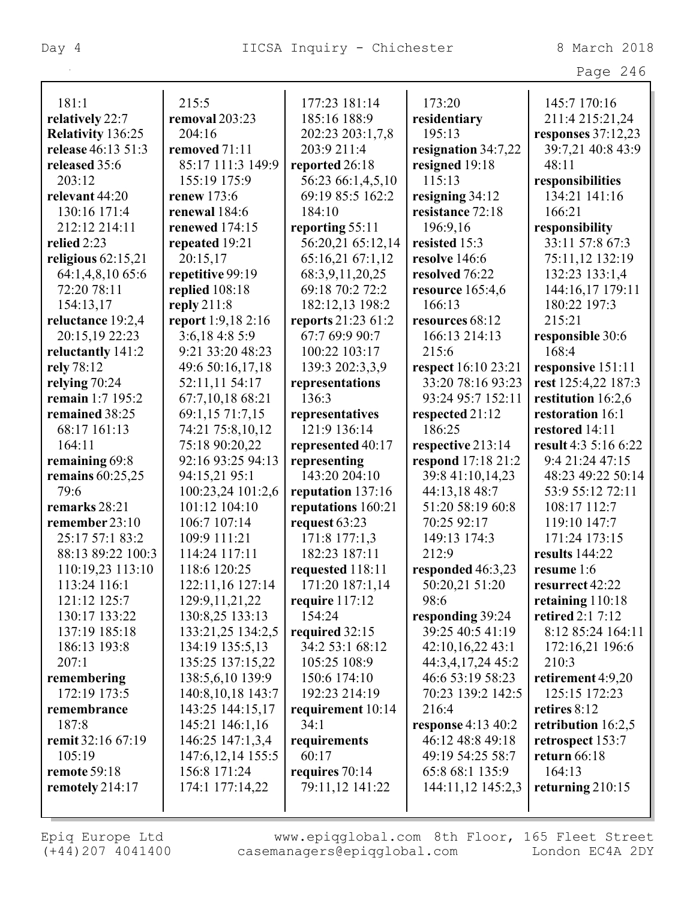181:1
**relatively** 22:7
**Relativity** 136:25
**release** 46:13 51:3
**released** 35:6 203:12
**relevant** 44:20 130:16 171:4 212:12 214:11
**relied** 2:23
**religious** 62:15,21 64:1,4,8,10 65:6 72:20 78:11 154:13,17
**reluctance** 19:2,4 20:15,19 22:23
**reluctantly** 141:2
**rely** 78:12
**relying** 70:24
**remain** 1:7 195:2
**remained** 38:25 68:17 161:13 164:11
**remaining** 69:8
**remains** 60:25,25 79:6
**remarks** 28:21
**remember** 23:10 25:17 57:1 83:2 88:13 89:22 100:3 110:19,23 113:10 113:24 116:1 121:12 125:7 130:17 133:22 137:19 185:18 186:13 193:8 207:1
**remembering** 172:19 173:5
**remembrance** 187:8
**remit** 32:16 67:19 105:19
**remote** 59:18
**remotely** 214:17

215:5
**removal** 203:23 204:16
**removed** 71:11 85:17 111:3 149:9 155:19 175:9
**renew** 173:6
**renewal** 184:6
**renewed** 174:15
**repeated** 19:21 20:15,17
**repetitive** 99:19
**replied** 108:18
**reply** 211:8
**report** 1:9,18 2:16 3:6,18 4:8 5:9 9:21 33:20 48:23 49:6 50:16,17,18 52:11,11 54:17 67:7,10,18 68:21 69:1,15 71:7,15 74:21 75:8,10,12 75:18 90:20,22 92:16 93:25 94:13 94:15,21 95:1 100:23,24 101:2,6 101:12 104:10 106:7 107:14 109:9 111:21 114:24 117:11 118:6 120:25 122:11,16 127:14 129:9,11,21,22 130:8,25 133:13 133:21,25 134:2,5 134:19 135:5,13 135:25 137:15,22 138:5,6,10 139:9 140:8,10,18 143:7 143:25 144:15,17 145:21 146:1,16 146:25 147:1,3,4 147:6,12,14 155:5 156:8 171:24 174:1 177:14,22

177:23 181:14 185:16 188:9 202:23 203:1,7,8 203:9 211:4
**reported** 26:18 56:23 66:1,4,5,10 69:19 85:5 162:2 184:10
**reporting** 55:11 56:20,21 65:12,14 65:16,21 67:1,12 68:3,9,11,20,25 69:18 70:2 72:2 182:12,13 198:2
**reports** 21:23 61:2 67:7 69:9 90:7 100:22 103:17 139:3 202:3,3,9
**representations** 136:3
**representatives** 121:9 136:14
**represented** 40:17
**representing** 143:20 204:10
**reputation** 137:16
**reputations** 160:21
**request** 63:23 171:8 177:1,3 182:23 187:11
**requested** 118:11 171:20 187:1,14
**require** 117:12 154:24
**required** 32:15 34:2 53:1 68:12 105:25 108:9 150:6 174:10 192:23 214:19
**requirement** 10:14 34:1
**requirements** 60:17
**requires** 70:14 79:11,12 141:22

173:20
**residentiary** 195:13
**resignation** 34:7,22
**resigned** 19:18 115:13
**resigning** 34:12
**resistance** 72:18 196:9,16
**resisted** 15:3
**resolve** 146:6
**resolved** 76:22
**resource** 165:4,6 166:13
**resources** 68:12 166:13 214:13 215:6
**respect** 16:10 23:21 33:20 78:16 93:23 93:24 95:7 152:11
**respected** 21:12 186:25
**respective** 213:14
**respond** 17:18 21:2 39:8 41:10,14,23 44:13,18 48:7 51:20 58:19 60:8 70:25 92:17 149:13 174:3 212:9
**responded** 46:3,23 50:20,21 51:20 98:6
**responding** 39:24 39:25 40:5 41:19 42:10,16,22 43:1 44:3,4,17,24 45:2 46:6 53:19 58:23 70:23 139:2 142:5 216:4
**response** 4:13 40:2 46:12 48:8 49:18 49:19 54:25 58:7 65:8 68:1 135:9 144:11,12 145:2,3

145:7 170:16 211:4 215:21,24
**responses** 37:12,23 39:7,21 40:8 43:9 48:11
**responsibilities** 134:21 141:16 166:21
**responsibility** 33:11 57:8 67:3 75:11,12 132:19 132:23 133:1,4 144:16,17 179:11 180:22 197:3 215:21
**responsible** 30:6 168:4
**responsive** 151:11
**rest** 125:4,22 187:3
**restitution** 16:2,6
**restoration** 16:1
**restored** 14:11
**result** 4:3 5:16 6:22 9:4 21:24 47:15 48:23 49:22 50:14 53:9 55:12 72:11 108:17 112:7 119:10 147:7 171:24 173:15
**results** 144:22
**resume** 1:6
**resurrect** 42:22
**retaining** 110:18
**retired** 2:1 7:12 8:12 85:24 164:11 172:16,21 196:6 210:3
**retirement** 4:9,20 125:15 172:23
**retires** 8:12
**retribution** 16:2,5
**retrospect** 153:7
**return** 66:18 164:13
**returning** 210:15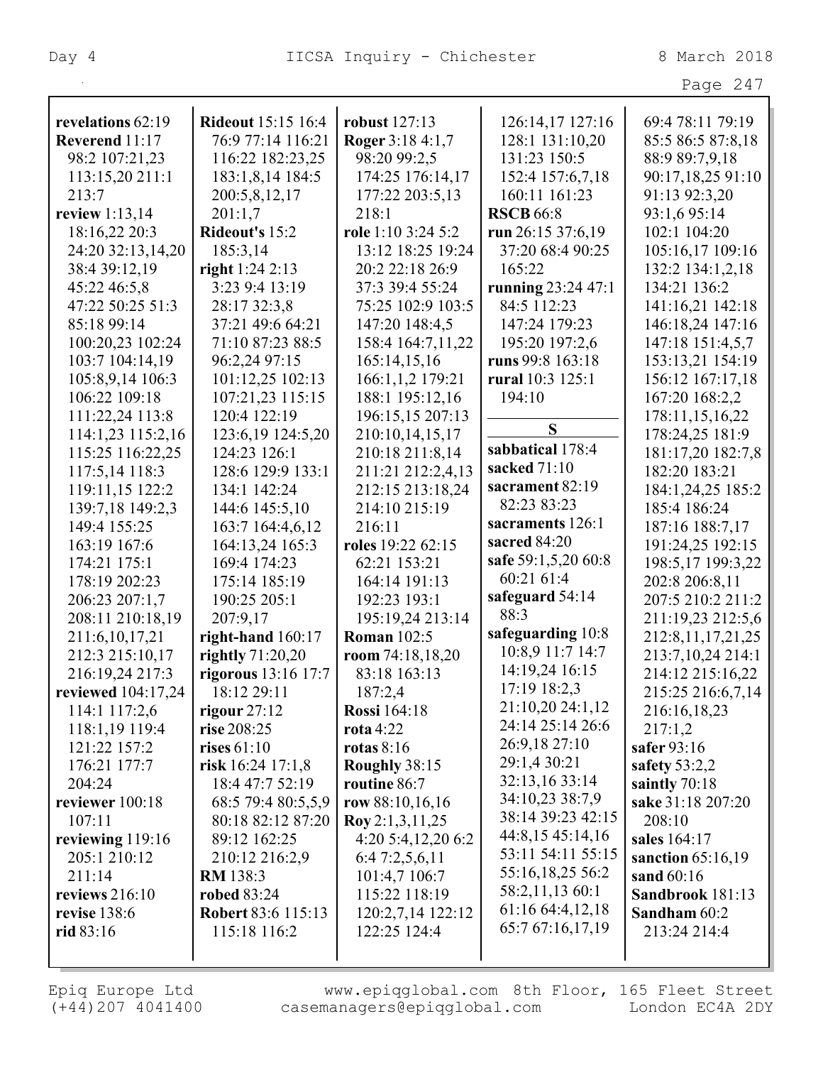**revelations** 62:19
**Reverend** 11:17 98:2 107:21,23 113:15,20 211:1 213:7
**review** 1:13,14 18:16,22 20:3 24:20 32:13,14,20 38:4 39:12,19 45:22 46:5,8 47:22 50:25 51:3 85:18 99:14 100:20,23 102:24 103:7 104:14,19 105:8,9,14 106:3 106:22 109:18 111:22,24 113:8 114:1,23 115:2,16 115:25 116:22,25 117:5,14 118:3 119:11,15 122:2 139:7,18 149:2,3 149:4 155:25 163:19 167:6 174:21 175:1 178:19 202:23 206:23 207:1,7 208:11 210:18,19 211:6,10,17,21 212:3 215:10,17 216:19,24 217:3
**reviewed** 104:17,24 114:1 117:2,6 118:1,19 119:4 121:22 157:2 176:21 177:7 204:24
**reviewer** 100:18 107:11
**reviewing** 119:16 205:1 210:12 211:14
**reviews** 216:10
**revise** 138:6
**rid** 83:16
**Rideout** 15:15 16:4 76:9 77:14 116:21 116:22 182:23,25 183:1,8,14 184:5 200:5,8,12,17 201:1,7
**Rideout's** 15:2 185:3,14
**right** 1:24 2:13 3:23 9:4 13:19 28:17 32:3,8 37:21 49:6 64:21 71:10 87:23 88:5 96:2,24 97:15 101:12,25 102:13 107:21,23 115:15 120:4 122:19 123:6,19 124:5,20 124:23 126:1 128:6 129:9 133:1 134:1 142:24 144:6 145:5,10 163:7 164:4,6,12 164:13,24 165:3 169:4 174:23 175:14 185:19 190:25 205:1 207:9,17
**right-hand** 160:17
**rightly** 71:20,20
**rigorous** 13:16 17:7 18:12 29:11
**rigour** 27:12
**rise** 208:25
**rises** 61:10
**risk** 16:24 17:1,8 18:4 47:7 52:19 68:5 79:4 80:5,5,9 80:18 82:12 87:20 89:12 162:25 210:12 216:2,9
**RM** 138:3
**robed** 83:24
**Robert** 83:6 115:13 115:18 116:2
**robust** 127:13
**Roger** 3:18 4:1,7 98:20 99:2,5 174:25 176:14,17 177:22 203:5,13 218:1
**role** 1:10 3:24 5:2 13:12 18:25 19:24 20:2 22:18 26:9 37:3 39:4 55:24 75:25 102:9 103:5 147:20 148:4,5 158:4 164:7,11,22 165:14,15,16 166:1,1,2 179:21 188:1 195:12,16 196:15,15 207:13 210:10,14,15,17 210:18 211:8,14 211:21 212:2,4,13 212:15 213:18,24 214:10 215:19 216:11
**roles** 19:22 62:15 62:21 153:21 164:14 191:13 192:23 193:1 195:19,24 213:14
**Roman** 102:5
**room** 74:18,18,20 83:18 163:13 187:2,4
**Rossi** 164:18
**rota** 4:22
**rotas** 8:16
**Roughly** 38:15
**routine** 86:7
**row** 88:10,16,16
**Roy** 2:1,3,11,25 4:20 5:4,12,20 6:2 6:4 7:2,5,6,11 101:4,7 106:7 115:22 118:19 120:2,7,14 122:12 122:25 124:4 126:14,17 127:16 128:1 131:10,20 131:23 150:5 152:4 157:6,7,18 160:11 161:23
**RSCB** 66:8
**run** 26:15 37:6,19 37:20 68:4 90:25 165:22
**running** 23:24 47:1 84:5 112:23 147:24 179:23 195:20 197:2,6
**runs** 99:8 163:18
**rural** 10:3 125:1 194:10

## S

**sabbatical** 178:4
**sacked** 71:10
**sacrament** 82:19 82:23 83:23
**sacraments** 126:1
**sacred** 84:20
**safe** 59:1,5,20 60:8 60:21 61:4
**safeguard** 54:14 88:3
**safeguarding** 10:8 10:8,9 11:7 14:7 14:19,24 16:15 17:19 18:2,3 21:10,20 24:1,12 24:14 25:14 26:6 26:9,18 27:10 29:1,4 30:21 32:13,16 33:14 34:10,23 38:7,9 38:14 39:23 42:15 44:8,15 45:14,16 53:11 54:11 55:15 55:16,18,25 56:2 58:2,11,13 60:1 61:16 64:4,12,18 65:7 67:16,17,19 69:4 78:11 79:19 85:5 86:5 87:8,18 88:9 89:7,9,18 90:17,18,25 91:10 91:13 92:3,20 93:1,6 95:14 102:1 104:20 105:16,17 109:16 132:2 134:1,2,18 134:21 136:2 141:16,21 142:18 146:18,24 147:16 147:18 151:4,5,7 153:13,21 154:19 156:12 167:17,18 167:20 168:2,2 178:11,15,16,22 178:24,25 181:9 181:17,20 182:7,8 182:20 183:21 184:1,24,25 185:2 185:4 186:24 187:16 188:7,17 191:24,25 192:15 198:5,17 199:3,22 202:8 206:8,11 207:5 210:2 211:2 211:19,23 212:5,6 212:8,11,17,21,25 213:7,10,24 214:1 214:12 215:16,22 215:25 216:6,7,14 216:16,18,23 217:1,2
**safer** 93:16
**safety** 53:2,2
**saintly** 70:18
**sake** 31:18 207:20 208:10
**sales** 164:17
**sanction** 65:16,19
**sand** 60:16
**Sandbrook** 181:13
**Sandham** 60:2 213:24 214:4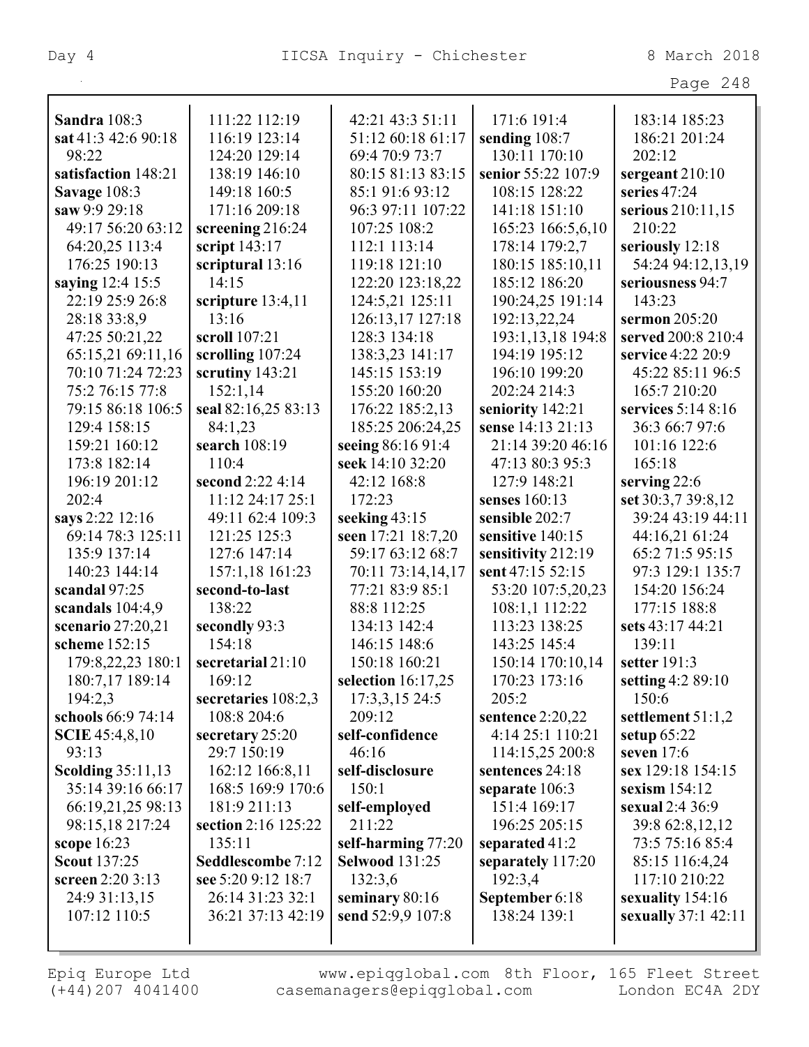**Sandra** 108:3
**sat** 41:3 42:6 90:18 98:22
**satisfaction** 148:21
**Savage** 108:3
**saw** 9:9 29:18 49:17 56:20 63:12 64:20,25 113:4 176:25 190:13
**saying** 12:4 15:5 22:19 25:9 26:8 28:18 33:8,9 47:25 50:21,22 65:15,21 69:11,16 70:10 71:24 72:23 75:2 76:15 77:8 79:15 86:18 106:5 129:4 158:15 159:21 160:12 173:8 182:14 196:19 201:12 202:4
**says** 2:22 12:16 69:14 78:3 125:11 135:9 137:14 140:23 144:14
**scandal** 97:25
**scandals** 104:4,9
**scenario** 27:20,21
**scheme** 152:15 179:8,22,23 180:1 180:7,17 189:14 194:2,3
**schools** 66:9 74:14
**SCIE** 45:4,8,10 93:13
**Scolding** 35:11,13 35:14 39:16 66:17 66:19,21,25 98:13 98:15,18 217:24
**scope** 16:23
**Scout** 137:25
**screen** 2:20 3:13 24:9 31:13,15 107:12 110:5 111:22 112:19 116:19 123:14 124:20 129:14 138:19 146:10 149:18 160:5 171:16 209:18
**screening** 216:24
**script** 143:17
**scriptural** 13:16 14:15
**scripture** 13:4,11 13:16
**scroll** 107:21
**scrolling** 107:24
**scrutiny** 143:21 152:1,14
**seal** 82:16,25 83:13 84:1,23
**search** 108:19 110:4
**second** 2:22 4:14 11:12 24:17 25:1 49:11 62:4 109:3 121:25 125:3 127:6 147:14 157:1,18 161:23
**second-to-last** 138:22
**secondly** 93:3 154:18
**secretarial** 21:10 169:12
**secretaries** 108:2,3 108:8 204:6
**secretary** 25:20 29:7 150:19 162:12 166:8,11 168:5 169:9 170:6 181:9 211:13
**section** 2:16 125:22 135:11
**Seddlescombe** 7:12
**see** 5:20 9:12 18:7 26:14 31:23 32:1 36:21 37:13 42:19 42:21 43:3 51:11 51:12 60:18 61:17 69:4 70:9 73:7 80:15 81:13 83:15 85:1 91:6 93:12 96:3 97:11 107:22 107:25 108:2 112:1 113:14 119:18 121:10 122:20 123:18,22 124:5,21 125:11 126:13,17 127:18 128:3 134:18 138:3,23 141:17 145:15 153:19 155:20 160:20 176:22 185:2,13 185:25 206:24,25
**seeing** 86:16 91:4
**seek** 14:10 32:20 42:12 168:8 172:23
**seeking** 43:15
**seen** 17:21 18:7,20 59:17 63:12 68:7 70:11 73:14,14,17 77:21 83:9 85:1 88:8 112:25 134:13 142:4 146:15 148:6 150:18 160:21
**selection** 16:17,25 17:3,3,15 24:5 209:12
**self-confidence** 46:16
**self-disclosure** 150:1
**self-employed** 211:22
**self-harming** 77:20
**Selwood** 131:25 132:3,6
**seminary** 80:16
**send** 52:9,9 107:8 171:6 191:4
**sending** 108:7 130:11 170:10
**senior** 55:22 107:9 108:15 128:22 141:18 151:10 165:23 166:5,6,10 178:14 179:2,7 180:15 185:10,11 185:12 186:20 190:24,25 191:14 192:13,22,24 193:1,13,18 194:8 194:19 195:12 196:10 199:20 202:24 214:3
**seniority** 142:21
**sense** 14:13 21:13 21:14 39:20 46:16 47:13 80:3 95:3 127:9 148:21
**senses** 160:13
**sensible** 202:7
**sensitive** 140:15
**sensitivity** 212:19
**sent** 47:15 52:15 53:20 107:5,20,23 108:1,1 112:22 113:23 138:25 143:25 145:4 150:14 170:10,14 170:23 173:16 205:2
**sentence** 2:20,22 4:14 25:1 110:21 114:15,25 200:8
**sentences** 24:18
**separate** 106:3 151:4 169:17 196:25 205:15
**separated** 41:2
**separately** 117:20 192:3,4
**September** 6:18 138:24 139:1 183:14 185:23 186:21 201:24 202:12
**sergeant** 210:10
**series** 47:24
**serious** 210:11,15 210:22
**seriously** 12:18 54:24 94:12,13,19
**seriousness** 94:7 143:23
**sermon** 205:20
**served** 200:8 210:4
**service** 4:22 20:9 45:22 85:11 96:5 165:7 210:20
**services** 5:14 8:16 36:3 66:7 97:6 101:16 122:6 165:18
**serving** 22:6
**set** 30:3,7 39:8,12 39:24 43:19 44:11 44:16,21 61:24 65:2 71:5 95:15 97:3 129:1 135:7 154:20 156:24 177:15 188:8
**sets** 43:17 44:21 139:11
**setter** 191:3
**setting** 4:2 89:10 150:6
**settlement** 51:1,2
**setup** 65:22
**seven** 17:6
**sex** 129:18 154:15
**sexism** 154:12
**sexual** 2:4 36:9 39:8 62:8,12,12 73:5 75:16 85:4 85:15 116:4,24 117:10 210:22
**sexuality** 154:16
**sexually** 37:1 42:11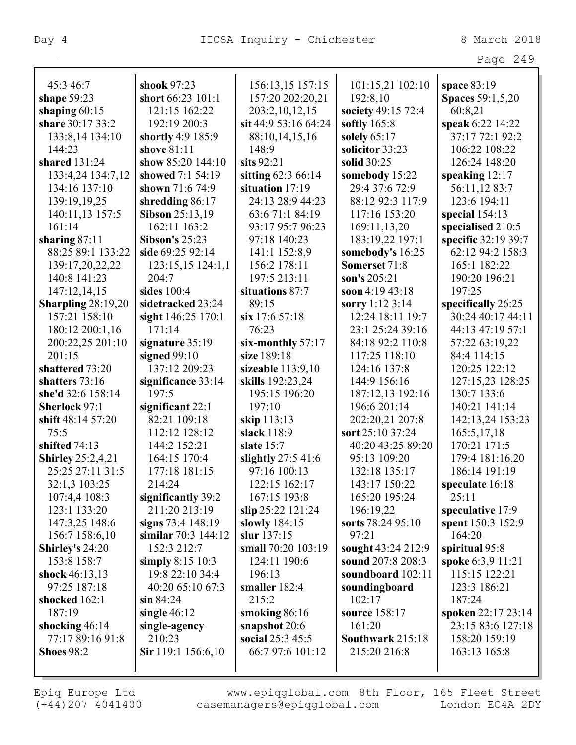45:3 46:7
**shape** 59:23
**shaping** 60:15
**share** 30:17 33:2 133:8,14 134:10 144:23
**shared** 131:24 133:4,24 134:7,12 134:16 137:10 139:19,19,25 140:11,13 157:5 161:14
**sharing** 87:11 88:25 89:1 133:22 139:17,20,22,22 140:8 141:23 147:12,14,15
**Sharpling** 28:19,20 157:21 158:10 180:12 200:1,16 200:22,25 201:10 201:15
**shattered** 73:20
**shatters** 73:16
**she'd** 32:6 158:14
**Sherlock** 97:1
**shift** 48:14 57:20 75:5
**shifted** 74:13
**Shirley** 25:2,4,21 25:25 27:11 31:5 32:1,3 103:25 107:4,4 108:3 123:1 133:20 147:3,25 148:6 156:7 158:6,10
**Shirley's** 24:20 153:8 158:7
**shock** 46:13,13 97:25 187:18
**shocked** 162:1 187:19
**shocking** 46:14 77:17 89:16 91:8
**Shoes** 98:2
**shook** 97:23
**short** 66:23 101:1 121:15 162:22 192:19 200:3
**shortly** 4:9 185:9
**shove** 81:11
**show** 85:20 144:10
**showed** 7:1 54:19
**shown** 71:6 74:9
**shredding** 86:17
**Sibson** 25:13,19 162:11 163:2
**Sibson's** 25:23
**side** 69:25 92:14 123:15,15 124:1,1 204:7
**sides** 100:4
**sidetracked** 23:24
**sight** 146:25 170:1 171:14
**signature** 35:19
**signed** 99:10 137:12 209:23
**significance** 33:14 197:5
**significant** 22:1 82:21 109:18 112:12 128:12 144:2 152:21 164:15 170:4 177:18 181:15 214:24
**significantly** 39:2 211:20 213:19
**signs** 73:4 148:19
**similar** 70:3 144:12 152:3 212:7
**simply** 8:15 10:3 19:8 22:10 34:4 40:20 65:10 67:3
**sin** 84:24
**single** 46:12
**single-agency** 210:23
**Sir** 119:1 156:6,10 156:13,15 157:15 157:20 202:20,21 203:2,10,12,15
**sit** 44:9 53:16 64:24 88:10,14,15,16 148:9
**sits** 92:21
**sitting** 62:3 66:14
**situation** 17:19 24:13 28:9 44:23 63:6 71:1 84:19 93:17 95:7 96:23 97:18 140:23 141:1 152:8,9 156:2 178:11 197:5 213:11
**situations** 87:7 89:15
**six** 17:6 57:18 76:23
**six-monthly** 57:17
**size** 189:18
**sizeable** 113:9,10
**skills** 192:23,24 195:15 196:20 197:10
**skip** 113:13
**slack** 118:9
**slate** 15:7
**slightly** 27:5 41:6 97:16 100:13 122:15 162:17 167:15 193:8
**slip** 25:22 121:24
**slowly** 184:15
**slur** 137:15
**small** 70:20 103:19 124:11 190:6 196:13
**smaller** 182:4 215:2
**smoking** 86:16
**snapshot** 20:6
**social** 25:3 45:5 66:7 97:6 101:12 101:15,21 102:10 192:8,10
**society** 49:15 72:4
**softly** 165:8
**solely** 65:17
**solicitor** 33:23
**solid** 30:25
**somebody** 15:22 29:4 37:6 72:9 88:12 92:3 117:9 117:16 153:20 169:11,13,20 183:19,22 197:1
**somebody's** 16:25
**Somerset** 71:8
**son's** 205:21
**soon** 4:19 43:18
**sorry** 1:12 3:14 12:24 18:11 19:7 23:1 25:24 39:16 84:18 92:2 110:8 117:25 118:10 124:16 137:8 144:9 156:16 187:12,13 192:16 196:6 201:14 202:20,21 207:8
**sort** 25:10 37:24 40:20 43:25 89:20 95:13 109:20 132:18 135:17 143:17 150:22 165:20 195:24 196:19,22
**sorts** 78:24 95:10 97:21
**sought** 43:24 212:9
**sound** 207:8 208:3
**soundboard** 102:11
**soundingboard** 102:17
**source** 158:17 161:20
**Southwark** 215:18 215:20 216:8
**space** 83:19
**Spaces** 59:1,5,20 60:8,21
**speak** 6:22 14:22 37:17 72:1 92:2 106:22 108:22 126:24 148:20
**speaking** 12:17 56:11,12 83:7 123:6 194:11
**special** 154:13
**specialised** 210:5
**specific** 32:19 39:7 62:12 94:2 158:3 165:1 182:22 190:20 196:21 197:25
**specifically** 26:25 30:24 40:17 44:11 44:13 47:19 57:1 57:22 63:19,22 84:4 114:15 120:25 122:12 127:15,23 128:25 130:7 133:6 140:21 141:14 142:13,24 153:23 165:5,17,18 170:21 171:5 179:4 181:16,20 186:14 191:19
**speculate** 16:18 25:11
**speculative** 17:9
**spent** 150:3 152:9 164:20
**spiritual** 95:8
**spoke** 6:3,9 11:21 115:15 122:21 123:3 186:21 187:24
**spoken** 22:17 23:14 23:15 83:6 127:18 158:20 159:19 163:13 165:8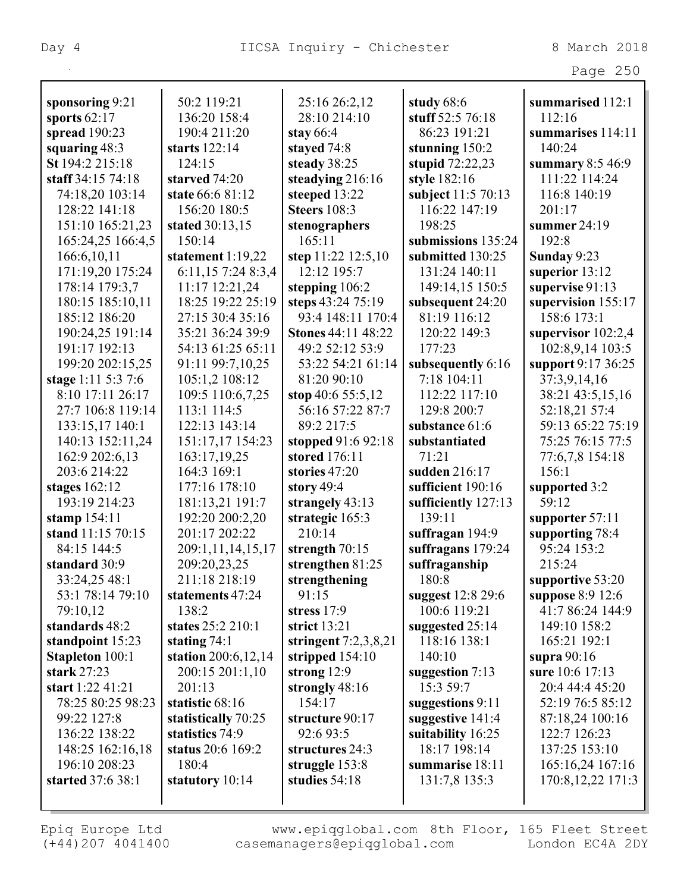**sponsoring** 9:21
**sports** 62:17
**spread** 190:23
**squaring** 48:3
**St** 194:2 215:18
**staff** 34:15 74:18 74:18,20 103:14 128:22 141:18 151:10 165:21,23 165:24,25 166:4,5 166:6,10,11 171:19,20 175:24 178:14 179:3,7 180:15 185:10,11 185:12 186:20 190:24,25 191:14 191:17 192:13 199:20 202:15,25
**stage** 1:11 5:3 7:6 8:10 17:11 26:17 27:7 106:8 119:14 133:15,17 140:1 140:13 152:11,24 162:9 202:6,13 203:6 214:22
**stages** 162:12 193:19 214:23
**stamp** 154:11
**stand** 11:15 70:15 84:15 144:5
**standard** 30:9 33:24,25 48:1 53:1 78:14 79:10 79:10,12
**standards** 48:2
**standpoint** 15:23
**Stapleton** 100:1
**stark** 27:23
**start** 1:22 41:21 78:25 80:25 98:23 99:22 127:8 136:22 138:22 148:25 162:16,18 196:10 208:23
**started** 37:6 38:1 50:2 119:21 136:20 158:4 190:4 211:20
**starts** 122:14 124:15
**starved** 74:20
**state** 66:6 81:12 156:20 180:5
**stated** 30:13,15 150:14
**statement** 1:19,22 6:11,15 7:24 8:3,4 11:17 12:21,24 18:25 19:22 25:19 27:15 30:4 35:16 35:21 36:24 39:9 54:13 61:25 65:11 91:11 99:7,10,25 105:1,2 108:12 109:5 110:6,7,25 113:1 114:5 122:13 143:14 151:17,17 154:23 163:17,19,25 164:3 169:1 177:16 178:10 181:13,21 191:7 192:20 200:2,20 201:17 202:22 209:1,11,14,15,17 209:20,23,25 211:18 218:19
**statements** 47:24 138:2
**states** 25:2 210:1
**stating** 74:1
**station** 200:6,12,14 200:15 201:1,10 201:13
**statistic** 68:16
**statistically** 70:25
**statistics** 74:9
**status** 20:6 169:2 180:4
**statutory** 10:14 25:16 26:2,12 28:10 214:10
**stay** 66:4
**stayed** 74:8
**steady** 38:25
**steadying** 216:16
**steeped** 13:22
**Steers** 108:3
**stenographers** 165:11
**step** 11:22 12:5,10 12:12 195:7
**stepping** 106:2
**steps** 43:24 75:19 93:4 148:11 170:4
**Stones** 44:11 48:22 49:2 52:12 53:9 53:22 54:21 61:14 81:20 90:10
**stop** 40:6 55:5,12 56:16 57:22 87:7 89:2 217:5
**stopped** 91:6 92:18
**stored** 176:11
**stories** 47:20
**story** 49:4
**strangely** 43:13
**strategic** 165:3 210:14
**strength** 70:15
**strengthen** 81:25
**strengthening** 91:15
**stress** 17:9
**strict** 13:21
**stringent** 7:2,3,8,21
**stripped** 154:10
**strong** 12:9
**strongly** 48:16 154:17
**structure** 90:17 92:6 93:5
**structures** 24:3
**struggle** 153:8
**studies** 54:18
**study** 68:6
**stuff** 52:5 76:18 86:23 191:21
**stunning** 150:2
**stupid** 72:22,23
**style** 182:16
**subject** 11:5 70:13 116:22 147:19 198:25
**submissions** 135:24
**submitted** 130:25 131:24 140:11 149:14,15 150:5
**subsequent** 24:20 81:19 116:12 120:22 149:3 177:23
**subsequently** 6:16 7:18 104:11 112:22 117:10 129:8 200:7
**substance** 61:6
**substantiated** 71:21
**sudden** 216:17
**sufficient** 190:16
**sufficiently** 127:13 139:11
**suffragan** 194:9
**suffragans** 179:24
**suffraganship** 180:8
**suggest** 12:8 29:6 100:6 119:21
**suggested** 25:14 118:16 138:1 140:10
**suggestion** 7:13 15:3 59:7
**suggestions** 9:11
**suggestive** 141:4
**suitability** 16:25 18:17 198:14
**summarise** 18:11 131:7,8 135:3
**summarised** 112:1 112:16
**summarises** 114:11 140:24
**summary** 8:5 46:9 111:22 114:24 116:8 140:19 201:17
**summer** 24:19 192:8
**Sunday** 9:23
**superior** 13:12
**supervise** 91:13
**supervision** 155:17 158:6 173:1
**supervisor** 102:2,4 102:8,9,14 103:5
**support** 9:17 36:25 37:3,9,14,16 38:21 43:5,15,16 52:18,21 57:4 59:13 65:22 75:19 75:25 76:15 77:5 77:6,7,8 154:18 156:1
**supported** 3:2 59:12
**supporter** 57:11
**supporting** 78:4 95:24 153:2 215:24
**supportive** 53:20
**suppose** 8:9 12:6 41:7 86:24 144:9 149:10 158:2 165:21 192:1
**supra** 90:16
**sure** 10:6 17:13 20:4 44:4 45:20 52:19 76:5 85:12 87:18,24 100:16 122:7 126:23 137:25 153:10 165:16,24 167:16 170:8,12,22 171:3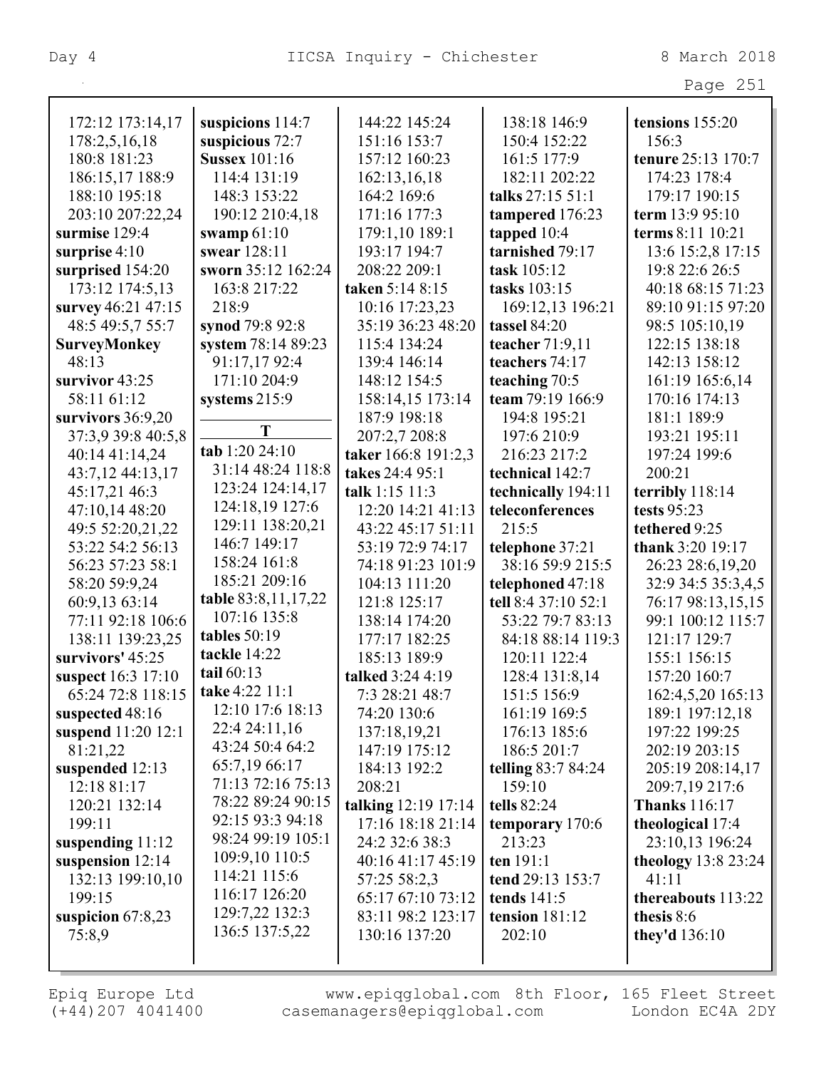172:12 173:14,17 178:2,5,16,18 180:8 181:23 186:15,17 188:9 188:10 195:18 203:10 207:22,24
**surmise** 129:4
**surprise** 4:10
**surprised** 154:20 173:12 174:5,13
**survey** 46:21 47:15 48:5 49:5,7 55:7
**SurveyMonkey** 48:13
**survivor** 43:25 58:11 61:12
**survivors** 36:9,20 37:3,9 39:8 40:5,8 40:14 41:14,24 43:7,12 44:13,17 45:17,21 46:3 47:10,14 48:20 49:5 52:20,21,22 53:22 54:2 56:13 56:23 57:23 58:1 58:20 59:9,24 60:9,13 63:14 77:11 92:18 106:6 138:11 139:23,25
**survivors'** 45:25
**suspect** 16:3 17:10 65:24 72:8 118:15
**suspected** 48:16
**suspend** 11:20 12:1 81:21,22
**suspended** 12:13 12:18 81:17 120:21 132:14 199:11
**suspending** 11:12
**suspension** 12:14 132:13 199:10,10 199:15
**suspicion** 67:8,23 75:8,9
**suspicions** 114:7
**suspicious** 72:7
**Sussex** 101:16 114:4 131:19 148:3 153:22 190:12 210:4,18
**swamp** 61:10
**swear** 128:11
**sworn** 35:12 162:24 163:8 217:22 218:9
**synod** 79:8 92:8
**system** 78:14 89:23 91:17,17 92:4 171:10 204:9
**systems** 215:9

## T

**tab** 1:20 24:10 31:14 48:24 118:8 123:24 124:14,17 124:18,19 127:6 129:11 138:20,21 146:7 149:17 158:24 161:8 185:21 209:16
**table** 83:8,11,17,22 107:16 135:8
**tables** 50:19
**tackle** 14:22
**tail** 60:13
**take** 4:22 11:1 12:10 17:6 18:13 22:4 24:11,16 43:24 50:4 64:2 65:7,19 66:17 71:13 72:16 75:13 78:22 89:24 90:15 92:15 93:3 94:18 98:24 99:19 105:1 109:9,10 110:5 114:21 115:6 116:17 126:20 129:7,22 132:3 136:5 137:5,22 144:22 145:24 151:16 153:7 157:12 160:23 162:13,16,18 164:2 169:6 171:16 177:3 179:1,10 189:1 193:17 194:7 208:22 209:1
**taken** 5:14 8:15 10:16 17:23,23 35:19 36:23 48:20 115:4 134:24 139:4 146:14 148:12 154:5 158:14,15 173:14 187:9 198:18 207:2,7 208:8
**taker** 166:8 191:2,3
**takes** 24:4 95:1
**talk** 1:15 11:3 12:20 14:21 41:13 43:22 45:17 51:11 53:19 72:9 74:17 74:18 91:23 101:9 104:13 111:20 121:8 125:17 138:14 174:20 177:17 182:25 185:13 189:9
**talked** 3:24 4:19 7:3 28:21 48:7 74:20 130:6 137:18,19,21 147:19 175:12 184:13 192:2 208:21
**talking** 12:19 17:14 17:16 18:18 21:14 24:2 32:6 38:3 40:16 41:17 45:19 57:25 58:2,3 65:17 67:10 73:12 83:11 98:2 123:17 130:16 137:20 138:18 146:9 150:4 152:22 161:5 177:9 182:11 202:22
**talks** 27:15 51:1
**tampered** 176:23
**tapped** 10:4
**tarnished** 79:17
**task** 105:12
**tasks** 103:15 169:12,13 196:21
**tassel** 84:20
**teacher** 71:9,11
**teachers** 74:17
**teaching** 70:5
**team** 79:19 166:9 194:8 195:21 197:6 210:9 216:23 217:2
**technical** 142:7
**technically** 194:11
**teleconferences** 215:5
**telephone** 37:21 38:16 59:9 215:5
**telephoned** 47:18
**tell** 8:4 37:10 52:1 53:22 79:7 83:13 84:18 88:14 119:3 120:11 122:4 128:4 131:8,14 151:5 156:9 161:19 169:5 176:13 185:6 186:5 201:7
**telling** 83:7 84:24 159:10
**tells** 82:24
**temporary** 170:6 213:23
**ten** 191:1
**tend** 29:13 153:7
**tends** 141:5
**tension** 181:12 202:10
**tensions** 155:20 156:3
**tenure** 25:13 170:7 174:23 178:4 179:17 190:15
**term** 13:9 95:10
**terms** 8:11 10:21 13:6 15:2,8 17:15 19:8 22:6 26:5 40:18 68:15 71:23 89:10 91:15 97:20 98:5 105:10,19 122:15 138:18 142:13 158:12 161:19 165:6,14 170:16 174:13 181:1 189:9 193:21 195:11 197:24 199:6 200:21
**terribly** 118:14
**tests** 95:23
**tethered** 9:25
**thank** 3:20 19:17 26:23 28:6,19,20 32:9 34:5 35:3,4,5 76:17 98:13,15,15 99:1 100:12 115:7 121:17 129:7 155:1 156:15 157:20 160:7 162:4,5,20 165:13 189:1 197:12,18 197:22 199:25 202:19 203:15 205:19 208:14,17 209:7,19 217:6
**Thanks** 116:17
**theological** 17:4 23:10,13 196:24
**theology** 13:8 23:24 41:11
**thereabouts** 113:22
**thesis** 8:6
**they'd** 136:10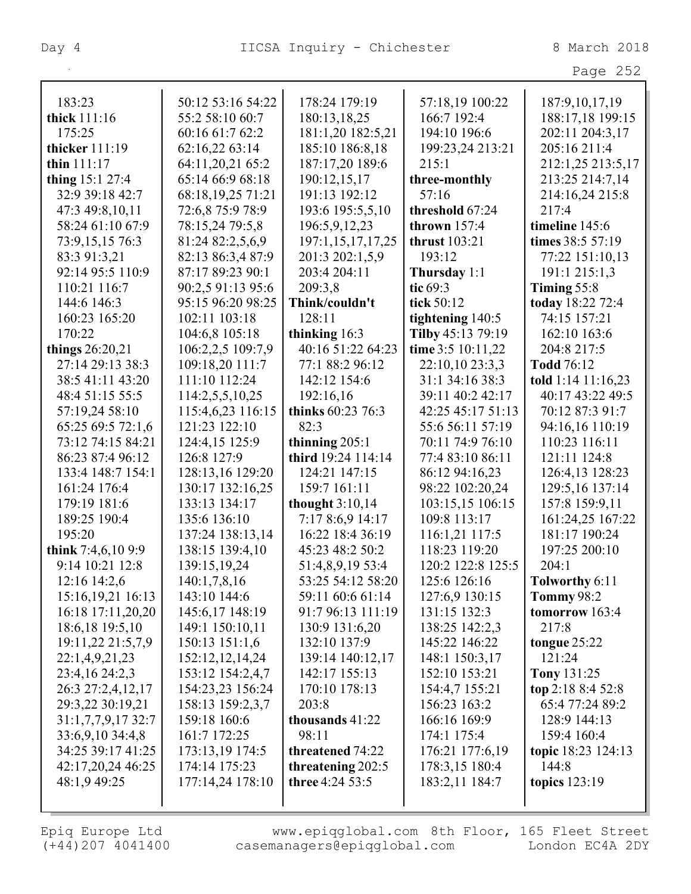183:23
**thick** 111:16 175:25
**thicker** 111:19
**thin** 111:17
**thing** 15:1 27:4 32:9 39:18 42:7 47:3 49:8,10,11 58:24 61:10 67:9 73:9,15,15 76:3 83:3 91:3,21 92:14 95:5 110:9 110:21 116:7 144:6 146:3 160:23 165:20 170:22
**things** 26:20,21 27:14 29:13 38:3 38:5 41:11 43:20 48:4 51:15 55:5 57:19,24 58:10 65:25 69:5 72:1,6 73:12 74:15 84:21 86:23 87:4 96:12 133:4 148:7 154:1 161:24 176:4 179:19 181:6 189:25 190:4 195:20
**think** 7:4,6,10 9:9 9:14 10:21 12:8 12:16 14:2,6 15:16,19,21 16:13 16:18 17:11,20,20 18:6,18 19:5,10 19:11,22 21:5,7,9 22:1,4,9,21,23 23:4,16 24:2,3 26:3 27:2,4,12,17 29:3,22 30:19,21 31:1,7,7,9,17 32:7 33:6,9,10 34:4,8 34:25 39:17 41:25 42:17,20,24 46:25 48:1,9 49:25 50:12 53:16 54:22 55:2 58:10 60:7 60:16 61:7 62:2 62:16,22 63:14 64:11,20,21 65:2 65:14 66:9 68:18 68:18,19,25 71:21 72:6,8 75:9 78:9 78:15,24 79:5,8 81:24 82:2,5,6,9 82:13 86:3,4 87:9 87:17 89:23 90:1 90:2,5 91:13 95:6 95:15 96:20 98:25 102:11 103:18 104:6,8 105:18 106:2,2,5 109:7,9 109:18,20 111:7 111:10 112:24 114:2,5,5,10,25 115:4,6,23 116:15 121:23 122:10 124:4,15 125:9 126:8 127:9 128:13,16 129:20 130:17 132:16,25 133:13 134:17 135:6 136:10 137:24 138:13,14 138:15 139:4,10 139:15,19,24 140:1,7,8,16 143:10 144:6 145:6,17 148:19 149:1 150:10,11 150:13 151:1,6 152:12,12,14,24 153:12 154:2,4,7 154:23,23 156:24 158:13 159:2,3,7 159:18 160:6 161:7 172:25 173:13,19 174:5 174:14 175:23 177:14,24 178:10 178:24 179:19 180:13,18,25 181:1,20 182:5,21 185:10 186:8,18 187:17,20 189:6 190:12,15,17 191:13 192:12 193:6 195:5,5,10 196:5,9,12,23 197:1,15,17,17,25 201:3 202:1,5,9 203:4 204:11 209:3,8
**Think/couldn't** 128:11
**thinking** 16:3 40:16 51:22 64:23 77:1 88:2 96:12 142:12 154:6 192:16,16
**thinks** 60:23 76:3 82:3
**thinning** 205:1
**third** 19:24 114:14 124:21 147:15 159:7 161:11
**thought** 3:10,14 7:17 8:6,9 14:17 16:22 18:4 36:19 45:23 48:2 50:2 51:4,8,9,19 53:4 53:25 54:12 58:20 59:11 60:6 61:14 91:7 96:13 111:19 130:9 131:6,20 132:10 137:9 139:14 140:12,17 142:17 155:13 170:10 178:13 203:8
**thousands** 41:22 98:11
**threatened** 74:22
**threatening** 202:5
**three** 4:24 53:5 57:18,19 100:22 166:7 192:4 194:10 196:6 199:23,24 213:21 215:1
**three-monthly** 57:16
**threshold** 67:24
**thrown** 157:4
**thrust** 103:21 193:12
**Thursday** 1:1
**tic** 69:3
**tick** 50:12
**tightening** 140:5
**Tilby** 45:13 79:19
**time** 3:5 10:11,22 22:10,10 23:3,3 31:1 34:16 38:3 39:11 40:2 42:17 42:25 45:17 51:13 55:6 56:11 57:19 70:11 74:9 76:10 77:4 83:10 86:11 86:12 94:16,23 98:22 102:20,24 103:15,15 106:15 109:8 113:17 116:1,21 117:5 118:23 119:20 120:2 122:8 125:5 125:6 126:16 127:6,9 130:15 131:15 132:3 138:25 142:2,3 145:22 146:22 148:1 150:3,17 152:10 153:21 154:4,7 155:21 156:23 163:2 166:16 169:9 174:1 175:4 176:21 177:6,19 178:3,15 180:4 183:2,11 184:7 187:9,10,17,19 188:17,18 199:15 202:11 204:3,17 205:16 211:4 212:1,25 213:5,17 213:25 214:7,14 214:16,24 215:8 217:4
**timeline** 145:6
**times** 38:5 57:19 77:22 151:10,13 191:1 215:1,3
**Timing** 55:8
**today** 18:22 72:4 74:15 157:21 162:10 163:6 204:8 217:5
**Todd** 76:12
**told** 1:14 11:16,23 40:17 43:22 49:5 70:12 87:3 91:7 94:16,16 110:19 110:23 116:11 121:11 124:8 126:4,13 128:23 129:5,16 137:14 157:8 159:9,11 161:24,25 167:22 181:17 190:24 197:25 200:10 204:1
**Tolworthy** 6:11
**Tommy** 98:2
**tomorrow** 163:4 217:8
**tongue** 25:22 121:24
**Tony** 131:25
**top** 2:18 8:4 52:8 65:4 77:24 89:2 128:9 144:13 159:4 160:4
**topic** 18:23 124:13 144:8
**topics** 123:19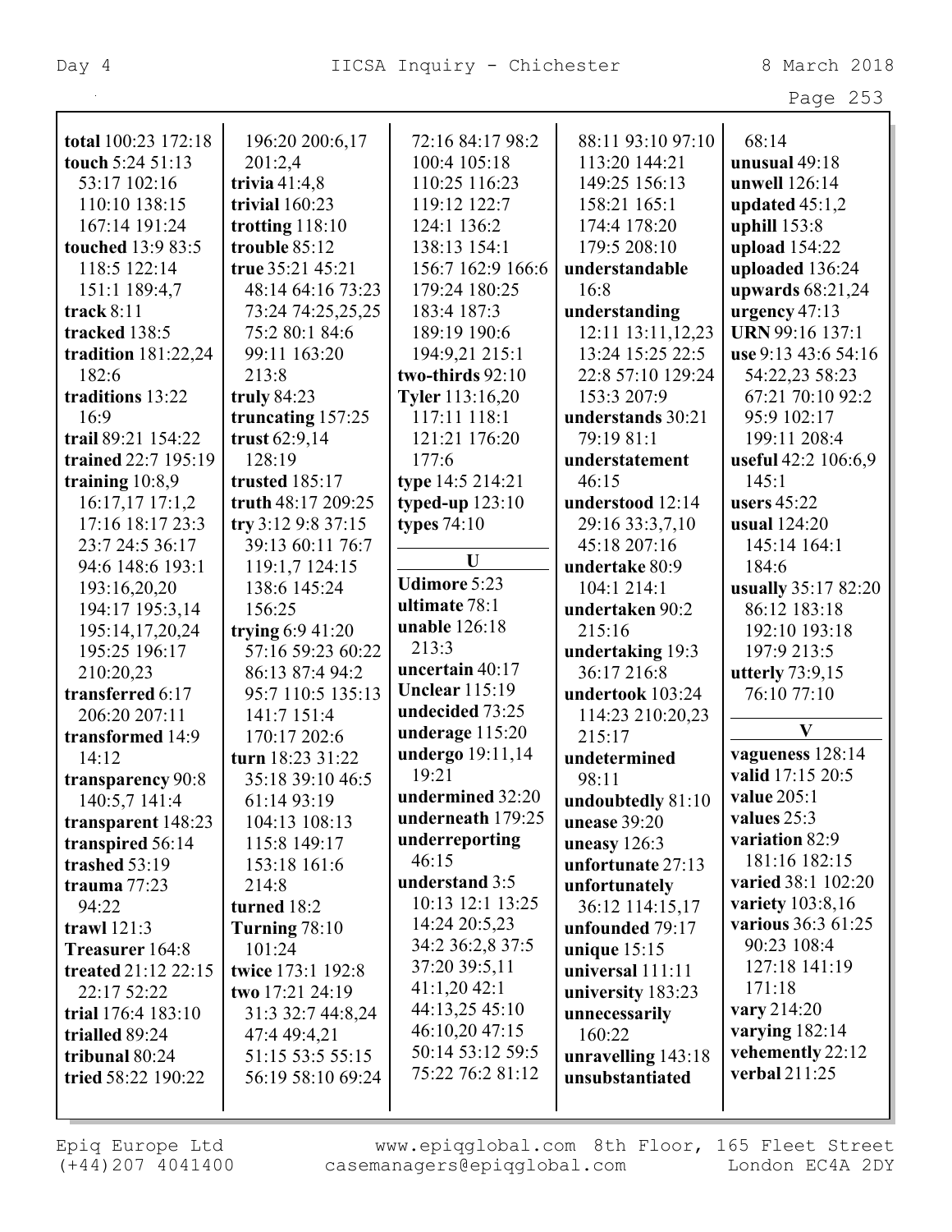**total** 100:23 172:18
**touch** 5:24 51:13 53:17 102:16 110:10 138:15 167:14 191:24
**touched** 13:9 83:5 118:5 122:14 151:1 189:4,7
**track** 8:11
**tracked** 138:5
**tradition** 181:22,24 182:6
**traditions** 13:22 16:9
**trail** 89:21 154:22
**trained** 22:7 195:19
**training** 10:8,9 16:17,17 17:1,2 17:16 18:17 23:3 23:7 24:5 36:17 94:6 148:6 193:1 193:16,20,20 194:17 195:3,14 195:14,17,20,24 195:25 196:17 210:20,23
**transferred** 6:17 206:20 207:11
**transformed** 14:9 14:12
**transparency** 90:8 140:5,7 141:4
**transparent** 148:23
**transpired** 56:14
**trashed** 53:19
**trauma** 77:23 94:22
**trawl** 121:3
**Treasurer** 164:8
**treated** 21:12 22:15 22:17 52:22
**trial** 176:4 183:10
**trialled** 89:24
**tribunal** 80:24
**tried** 58:22 190:22 196:20 200:6,17 201:2,4
**trivia** 41:4,8
**trivial** 160:23
**trotting** 118:10
**trouble** 85:12
**true** 35:21 45:21 48:14 64:16 73:23 73:24 74:25,25,25 75:2 80:1 84:6 99:11 163:20 213:8
**truly** 84:23
**truncating** 157:25
**trust** 62:9,14 128:19
**trusted** 185:17
**truth** 48:17 209:25
**try** 3:12 9:8 37:15 39:13 60:11 76:7 119:1,7 124:15 138:6 145:24 156:25
**trying** 6:9 41:20 57:16 59:23 60:22 86:13 87:4 94:2 95:7 110:5 135:13 141:7 151:4 170:17 202:6
**turn** 18:23 31:22 35:18 39:10 46:5 61:14 93:19 104:13 108:13 115:8 149:17 153:18 161:6 214:8
**turned** 18:2
**Turning** 78:10 101:24
**twice** 173:1 192:8
**two** 17:21 24:19 31:3 32:7 44:8,24 47:4 49:4,21 51:15 53:5 55:15 56:19 58:10 69:24 72:16 84:17 98:2 100:4 105:18 110:25 116:23 119:12 122:7 124:1 136:2 138:13 154:1 156:7 162:9 166:6 179:24 180:25 183:4 187:3 189:19 190:6 194:9,21 215:1
**two-thirds** 92:10
**Tyler** 113:16,20 117:11 118:1 121:21 176:20 177:6
**type** 14:5 214:21
**typed-up** 123:10
**types** 74:10

## U

**Udimore** 5:23
**ultimate** 78:1
**unable** 126:18 213:3
**uncertain** 40:17
**Unclear** 115:19
**undecided** 73:25
**underage** 115:20
**undergo** 19:11,14 19:21
**undermined** 32:20
**underneath** 179:25
**underreporting** 46:15
**understand** 3:5 10:13 12:1 13:25 14:24 20:5,23 34:2 36:2,8 37:5 37:20 39:5,11 41:1,20 42:1 44:13,25 45:10 46:10,20 47:15 50:14 53:12 59:5 75:22 76:2 81:12 88:11 93:10 97:10 113:20 144:21 149:25 156:13 158:21 165:1 174:4 178:20 179:5 208:10
**understandable** 16:8
**understanding** 12:11 13:11,12,23 13:24 15:25 22:5 22:8 57:10 129:24 153:3 207:9
**understands** 30:21 79:19 81:1
**understatement** 46:15
**understood** 12:14 29:16 33:3,7,10 45:18 207:16
**undertake** 80:9 104:1 214:1
**undertaken** 90:2 215:16
**undertaking** 19:3 36:17 216:8
**undertook** 103:24 114:23 210:20,23 215:17
**undetermined** 98:11
**undoubtedly** 81:10
**unease** 39:20
**uneasy** 126:3
**unfortunate** 27:13
**unfortunately** 36:12 114:15,17
**unfounded** 79:17
**unique** 15:15
**universal** 111:11
**university** 183:23
**unnecessarily** 160:22
**unravelling** 143:18
**unsubstantiated** 68:14
**unusual** 49:18
**unwell** 126:14
**updated** 45:1,2
**uphill** 153:8
**upload** 154:22
**uploaded** 136:24
**upwards** 68:21,24
**urgency** 47:13
**URN** 99:16 137:1
**use** 9:13 43:6 54:16 54:22,23 58:23 67:21 70:10 92:2 95:9 102:17 199:11 208:4
**useful** 42:2 106:6,9 145:1
**users** 45:22
**usual** 124:20 145:14 164:1 184:6
**usually** 35:17 82:20 86:12 183:18 192:10 193:18 197:9 213:5
**utterly** 73:9,15 76:10 77:10

## V

**vagueness** 128:14
**valid** 17:15 20:5
**value** 205:1
**values** 25:3
**variation** 82:9 181:16 182:15
**varied** 38:1 102:20
**variety** 103:8,16
**various** 36:3 61:25 90:23 108:4 127:18 141:19 171:18
**vary** 214:20
**varying** 182:14
**vehemently** 22:12
**verbal** 211:25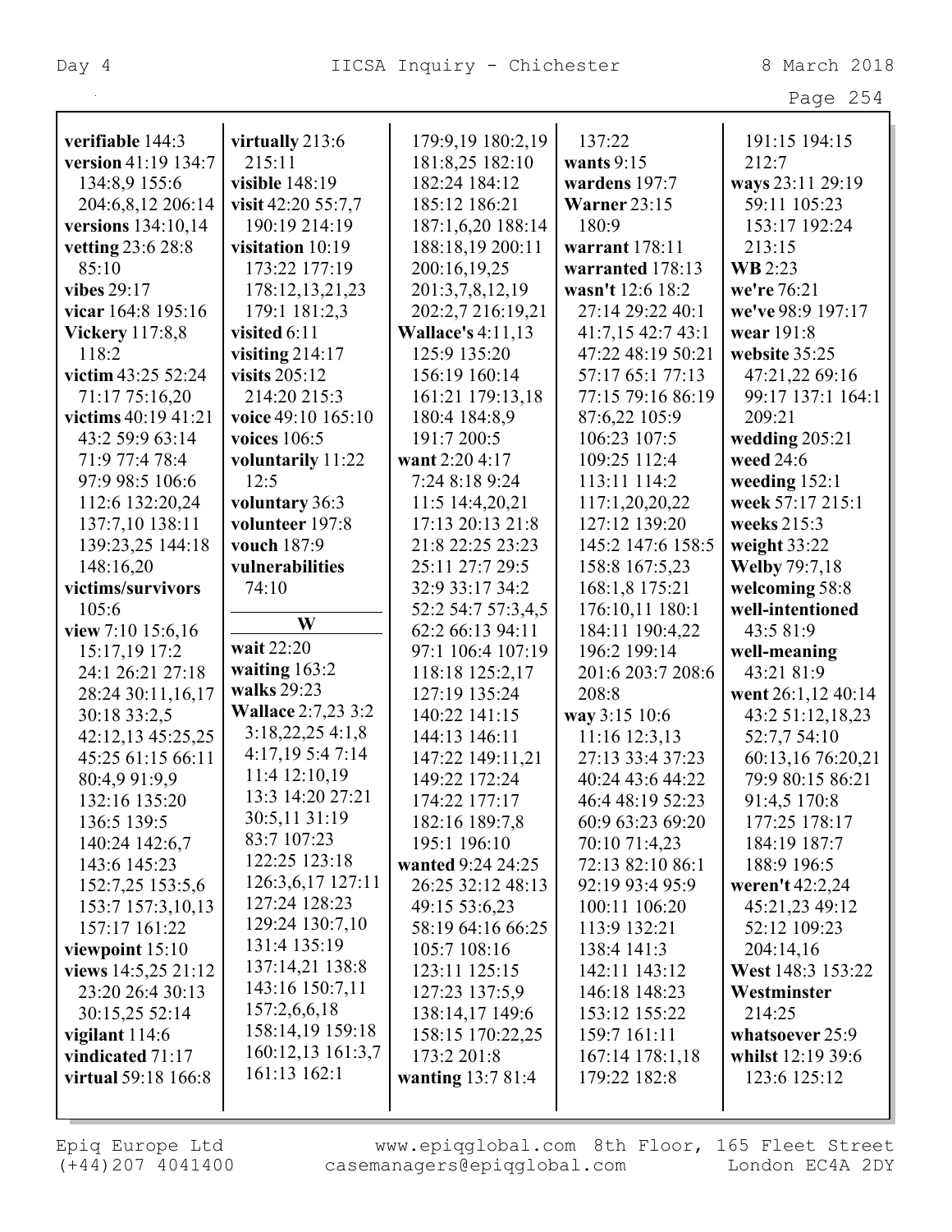**verifiable** 144:3
**version** 41:19 134:7 134:8,9 155:6 204:6,8,12 206:14
**versions** 134:10,14
**vetting** 23:6 28:8 85:10
**vibes** 29:17
**vicar** 164:8 195:16
**Vickery** 117:8,8 118:2
**victim** 43:25 52:24 71:17 75:16,20
**victims** 40:19 41:21 43:2 59:9 63:14 71:9 77:4 78:4 97:9 98:5 106:6 112:6 132:20,24 137:7,10 138:11 139:23,25 144:18 148:16,20
**victims/survivors** 105:6
**view** 7:10 15:6,16 15:17,19 17:2 24:1 26:21 27:18 28:24 30:11,16,17 30:18 33:2,5 42:12,13 45:25,25 45:25 61:15 66:11 80:4,9 91:9,9 132:16 135:20 136:5 139:5 140:24 142:6,7 143:6 145:23 152:7,25 153:5,6 153:7 157:3,10,13 157:17 161:22
**viewpoint** 15:10
**views** 14:5,25 21:12 23:20 26:4 30:13 30:15,25 52:14
**vigilant** 114:6
**vindicated** 71:17
**virtual** 59:18 166:8
**virtually** 213:6 215:11
**visible** 148:19
**visit** 42:20 55:7,7 190:19 214:19
**visitation** 10:19 173:22 177:19 178:12,13,21,23 179:1 181:2,3
**visited** 6:11
**visiting** 214:17
**visits** 205:12 214:20 215:3
**voice** 49:10 165:10
**voices** 106:5
**voluntarily** 11:22 12:5
**voluntary** 36:3
**volunteer** 197:8
**vouch** 187:9
**vulnerabilities** 74:10

## W

**wait** 22:20
**waiting** 163:2
**walks** 29:23
**Wallace** 2:7,23 3:2 3:18,22,25 4:1,8 4:17,19 5:4 7:14 11:4 12:10,19 13:3 14:20 27:21 30:5,11 31:19 83:7 107:23 122:25 123:18 126:3,6,17 127:11 127:24 128:23 129:24 130:7,10 131:4 135:19 137:14,21 138:8 143:16 150:7,11 157:2,6,6,18 158:14,19 159:18 160:12,13 161:3,7 161:13 162:1 179:9,19 180:2,19 181:8,25 182:10 182:24 184:12 185:12 186:21 187:1,6,20 188:14 188:18,19 200:11 200:16,19,25 201:3,7,8,12,19 202:2,7 216:19,21
**Wallace's** 4:11,13 125:9 135:20 156:19 160:14 161:21 179:13,18 180:4 184:8,9 191:7 200:5
**want** 2:20 4:17 7:24 8:18 9:24 11:5 14:4,20,21 17:13 20:13 21:8 21:8 22:25 23:23 25:11 27:7 29:5 32:9 33:17 34:2 52:2 54:7 57:3,4,5 62:2 66:13 94:11 97:1 106:4 107:19 118:18 125:2,17 127:19 135:24 140:22 141:15 144:13 146:11 147:22 149:11,21 149:22 172:24 174:22 177:17 182:16 189:7,8 195:1 196:10
**wanted** 9:24 24:25 26:25 32:12 48:13 49:15 53:6,23 58:19 64:16 66:25 105:7 108:16 123:11 125:15 127:23 137:5,9 138:14,17 149:6 158:15 170:22,25 173:2 201:8
**wanting** 13:7 81:4 137:22
**wants** 9:15
**wardens** 197:7
**Warner** 23:15 180:9
**warrant** 178:11
**warranted** 178:13
**wasn't** 12:6 18:2 27:14 29:22 40:1 41:7,15 42:7 43:1 47:22 48:19 50:21 57:17 65:1 77:13 77:15 79:16 86:19 87:6,22 105:9 106:23 107:5 109:25 112:4 113:11 114:2 117:1,20,20,22 127:12 139:20 145:2 147:6 158:5 158:8 167:5,23 168:1,8 175:21 176:10,11 180:1 184:11 190:4,22 196:2 199:14 201:6 203:7 208:6 208:8
**way** 3:15 10:6 11:16 12:3,13 27:13 33:4 37:23 40:24 43:6 44:22 46:4 48:19 52:23 60:9 63:23 69:20 70:10 71:4,23 72:13 82:10 86:1 92:19 93:4 95:9 100:11 106:20 113:9 132:21 138:4 141:3 142:11 143:12 146:18 148:23 153:12 155:22 159:7 161:11 167:14 178:1,18 179:22 182:8 191:15 194:15 212:7
**ways** 23:11 29:19 59:11 105:23 153:17 192:24 213:15
**WB** 2:23
**we're** 76:21
**we've** 98:9 197:17
**wear** 191:8
**website** 35:25 47:21,22 69:16 99:17 137:1 164:1 209:21
**wedding** 205:21
**weed** 24:6
**weeding** 152:1
**week** 57:17 215:1
**weeks** 215:3
**weight** 33:22
**Welby** 79:7,18
**welcoming** 58:8
**well-intentioned** 43:5 81:9
**well-meaning** 43:21 81:9
**went** 26:1,12 40:14 43:2 51:12,18,23 52:7,7 54:10 60:13,16 76:20,21 79:9 80:15 86:21 91:4,5 170:8 177:25 178:17 184:19 187:7 188:9 196:5
**weren't** 42:2,24 45:21,23 49:12 52:12 109:23 204:14,16
**West** 148:3 153:22
**Westminster** 214:25
**whatsoever** 25:9
**whilst** 12:19 39:6 123:6 125:12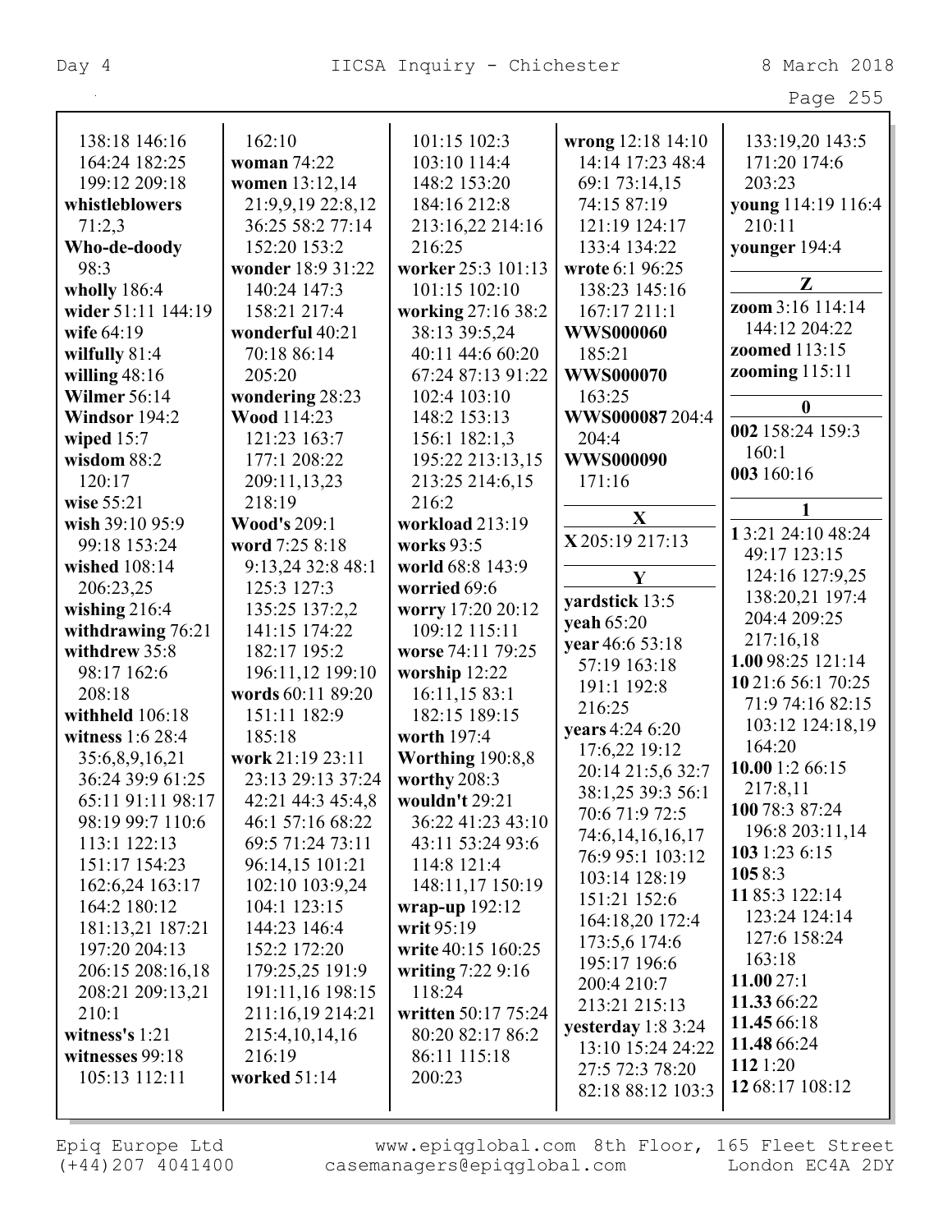138:18 146:16 164:24 182:25 199:12 209:18
**whistleblowers** 71:2,3
**Who-de-doody** 98:3
**wholly** 186:4
**wider** 51:11 144:19
**wife** 64:19
**wilfully** 81:4
**willing** 48:16
**Wilmer** 56:14
**Windsor** 194:2
**wiped** 15:7
**wisdom** 88:2 120:17
**wise** 55:21
**wish** 39:10 95:9 99:18 153:24
**wished** 108:14 206:23,25
**wishing** 216:4
**withdrawing** 76:21
**withdrew** 35:8 98:17 162:6 208:18
**withheld** 106:18
**witness** 1:6 28:4 35:6,8,9,16,21 36:24 39:9 61:25 65:11 91:11 98:17 98:19 99:7 110:6 113:1 122:13 151:17 154:23 162:6,24 163:17 164:2 180:12 181:13,21 187:21 197:20 204:13 206:15 208:16,18 208:21 209:13,21 210:1
**witness's** 1:21
**witnesses** 99:18 105:13 112:11 162:10
**woman** 74:22
**women** 13:12,14 21:9,9,19 22:8,12 36:25 58:2 77:14 152:20 153:2
**wonder** 18:9 31:22 140:24 147:3 158:21 217:4
**wonderful** 40:21 70:18 86:14 205:20
**wondering** 28:23
**Wood** 114:23 121:23 163:7 177:1 208:22 209:11,13,23 218:19
**Wood's** 209:1
**word** 7:25 8:18 9:13,24 32:8 48:1 125:3 127:3 135:25 137:2,2 141:15 174:22 182:17 195:2 196:11,12 199:10
**words** 60:11 89:20 151:11 182:9 185:18
**work** 21:19 23:11 23:13 29:13 37:24 42:21 44:3 45:4,8 46:1 57:16 68:22 69:5 71:24 73:11 96:14,15 101:21 102:10 103:9,24 104:1 123:15 144:23 146:4 152:2 172:20 179:25,25 191:9 191:11,16 198:15 211:16,19 214:21 215:4,10,14,16 216:19
**worked** 51:14 101:15 102:3 103:10 114:4 148:2 153:20 184:16 212:8 213:16,22 214:16 216:25
**worker** 25:3 101:13 101:15 102:10
**working** 27:16 38:2 38:13 39:5,24 40:11 44:6 60:20 67:24 87:13 91:22 102:4 103:10 148:2 153:13 156:1 182:1,3 195:22 213:13,15 213:25 214:6,15 216:2
**workload** 213:19
**works** 93:5
**world** 68:8 143:9
**worried** 69:6
**worry** 17:20 20:12 109:12 115:11
**worse** 74:11 79:25
**worship** 12:22 16:11,15 83:1 182:15 189:15
**worth** 197:4
**Worthing** 190:8,8
**worthy** 208:3
**wouldn't** 29:21 36:22 41:23 43:10 43:11 53:24 93:6 114:8 121:4 148:11,17 150:19
**wrap-up** 192:12
**writ** 95:19
**write** 40:15 160:25
**writing** 7:22 9:16 118:24
**written** 50:17 75:24 80:20 82:17 86:2 86:11 115:18 200:23
**wrong** 12:18 14:10 14:14 17:23 48:4 69:1 73:14,15 74:15 87:19 121:19 124:17 133:4 134:22
**wrote** 6:1 96:25 138:23 145:16 167:17 211:1
**WWS000060** 185:21
**WWS000070** 163:25
**WWS000087** 204:4 204:4
**WWS000090** 171:16

## X

**X** 205:19 217:13

## Y

**yardstick** 13:5
**yeah** 65:20
**year** 46:6 53:18 57:19 163:18 191:1 192:8 216:25
**years** 4:24 6:20 17:6,22 19:12 20:14 21:5,6 32:7 38:1,25 39:3 56:1 70:6 71:9 72:5 74:6,14,16,16,17 76:9 95:1 103:12 103:14 128:19 151:21 152:6 164:18,20 172:4 173:5,6 174:6 195:17 196:6 200:4 210:7 213:21 215:13
**yesterday** 1:8 3:24 13:10 15:24 24:22 27:5 72:3 78:20 82:18 88:12 103:3 133:19,20 143:5 171:20 174:6 203:23
**young** 114:19 116:4 210:11
**younger** 194:4

## Z

**zoom** 3:16 114:14 144:12 204:22
**zoomed** 113:15
**zooming** 115:11

## 0

**002** 158:24 159:3 160:1
**003** 160:16

## 1

**1** 3:21 24:10 48:24 49:17 123:15 124:16 127:9,25 138:20,21 197:4 204:4 209:25 217:16,18
**1.00** 98:25 121:14
**10** 21:6 56:1 70:25 71:9 74:16 82:15 103:12 124:18,19 164:20
**10.00** 1:2 66:15 217:8,11
**100** 78:3 87:24 196:8 203:11,14
**103** 1:23 6:15
**105** 8:3
**11** 85:3 122:14 123:24 124:14 127:6 158:24 163:18
**11.00** 27:1
**11.33** 66:22
**11.45** 66:18
**11.48** 66:24
**112** 1:20
**12** 68:17 108:12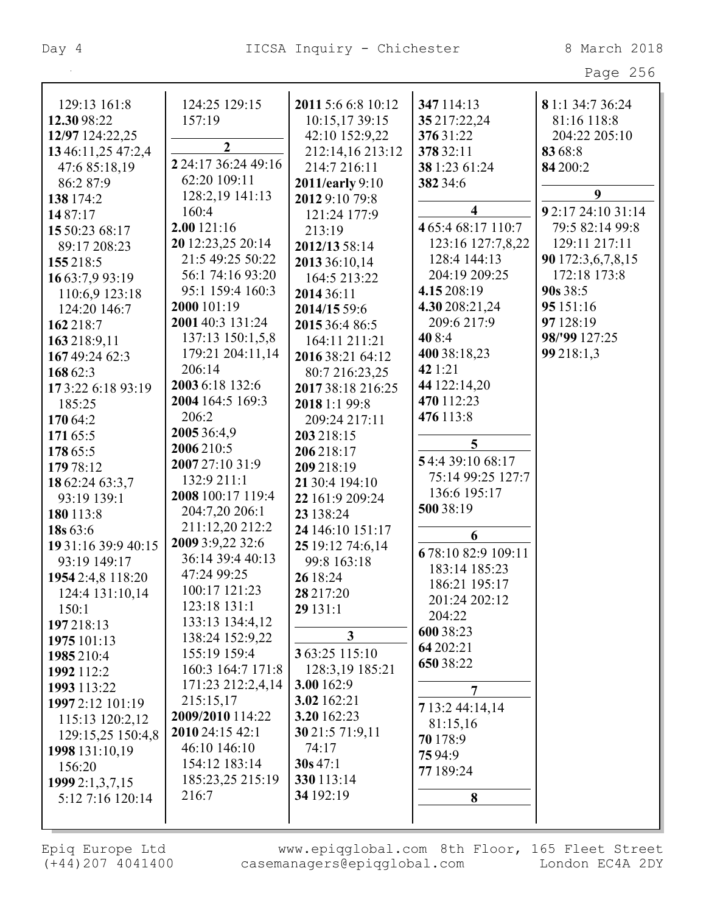129:13 161:8
**12.30** 98:22
**12/97** 124:22,25
**13** 46:11,25 47:2,4 47:6 85:18,19 86:2 87:9
**138** 174:2
**14** 87:17
**15** 50:23 68:17 89:17 208:23
**155** 218:5
**16** 63:7,9 93:19 110:6,9 123:18 124:20 146:7
**162** 218:7
**163** 218:9,11
**167** 49:24 62:3
**168** 62:3
**17** 3:22 6:18 93:19 185:25
**170** 64:2
**171** 65:5
**178** 65:5
**179** 78:12
**18** 62:24 63:3,7 93:19 139:1
**180** 113:8
**18s** 63:6
**19** 31:16 39:9 40:15 93:19 149:17
**1954** 2:4,8 118:20 124:4 131:10,14 150:1
**197** 218:13
**1975** 101:13
**1985** 210:4
**1992** 112:2
**1993** 113:22
**1997** 2:12 101:19 115:13 120:2,12 129:15,25 150:4,8
**1998** 131:10,19 156:20
**1999** 2:1,3,7,15 5:12 7:16 120:14 124:25 129:15 157:19

**2**

**2** 24:17 36:24 49:16 62:20 109:11 128:2,19 141:13 160:4
**2.00** 121:16
**20** 12:23,25 20:14 21:5 49:25 50:22 56:1 74:16 93:20 95:1 159:4 160:3
**2000** 101:19
**2001** 40:3 131:24 137:13 150:1,5,8 179:21 204:11,14 206:14
**2003** 6:18 132:6
**2004** 164:5 169:3 206:2
**2005** 36:4,9
**2006** 210:5
**2007** 27:10 31:9 132:9 211:1
**2008** 100:17 119:4 204:7,20 206:1 211:12,20 212:2
**2009** 3:9,22 32:6 36:14 39:4 40:13 47:24 99:25 100:17 121:23 123:18 131:1 133:13 134:4,12 138:24 152:9,22 155:19 159:4 160:3 164:7 171:8 171:23 212:2,4,14 215:15,17
**2009/2010** 114:22
**2010** 24:15 42:1 46:10 146:10 154:12 183:14 185:23,25 215:19 216:7
**2011** 5:6 6:8 10:12 10:15,17 39:15 42:10 152:9,22 212:14,16 213:12 214:7 216:11
**2011/early** 9:10
**2012** 9:10 79:8 121:24 177:9 213:19
**2012/13** 58:14
**2013** 36:10,14 164:5 213:22
**2014** 36:11
**2014/15** 59:6
**2015** 36:4 86:5 164:11 211:21
**2016** 38:21 64:12 80:7 216:23,25
**2017** 38:18 216:25
**2018** 1:1 99:8 209:24 217:11
**203** 218:15
**206** 218:17
**209** 218:19
**21** 30:4 194:10
**22** 161:9 209:24
**23** 138:24
**24** 146:10 151:17
**25** 19:12 74:6,14 99:8 163:18
**26** 18:24
**28** 217:20
**29** 131:1

**3**

**3** 63:25 115:10 128:3,19 185:21
**3.00** 162:9
**3.02** 162:21
**3.20** 162:23
**30** 21:5 71:9,11 74:17
**30s** 47:1
**330** 113:14
**34** 192:19
**347** 114:13
**35** 217:22,24
**376** 31:22
**378** 32:11
**38** 1:23 61:24
**382** 34:6

**4**

**4** 65:4 68:17 110:7 123:16 127:7,8,22 128:4 144:13 204:19 209:25
**4.15** 208:19
**4.30** 208:21,24 209:6 217:9
**40** 8:4
**400** 38:18,23
**42** 1:21
**44** 122:14,20
**470** 112:23
**476** 113:8

**5**

**5** 4:4 39:10 68:17 75:14 99:25 127:7 136:6 195:17
**500** 38:19

**6**

**6** 78:10 82:9 109:11 183:14 185:23 186:21 195:17 201:24 202:12 204:22
**600** 38:23
**64** 202:21
**650** 38:22

**7**

**7** 13:2 44:14,14 81:15,16
**70** 178:9
**75** 94:9
**77** 189:24

**8**

**8** 1:1 34:7 36:24 81:16 118:8 204:22 205:10
**83** 68:8
**84** 200:2

**9**

**9** 2:17 24:10 31:14 79:5 82:14 99:8 129:11 217:11
**90** 172:3,6,7,8,15 172:18 173:8
**90s** 38:5
**95** 151:16
**97** 128:19
**98/'99** 127:25
**99** 218:1,3